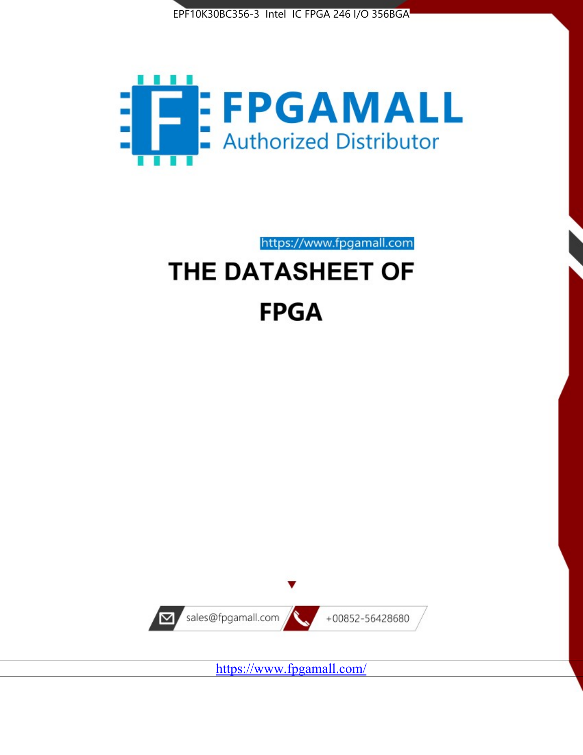EPF10K30BC356-3 Intel IC FPGA 246 I/O 356BGA

FPGAMALL

Authorized Distributor

https://www.fpgamall.com

# THE DATASHEET OF

# FPGA

sales@fpgamall.com

+00852-56428680

https://www.fpgamall.com/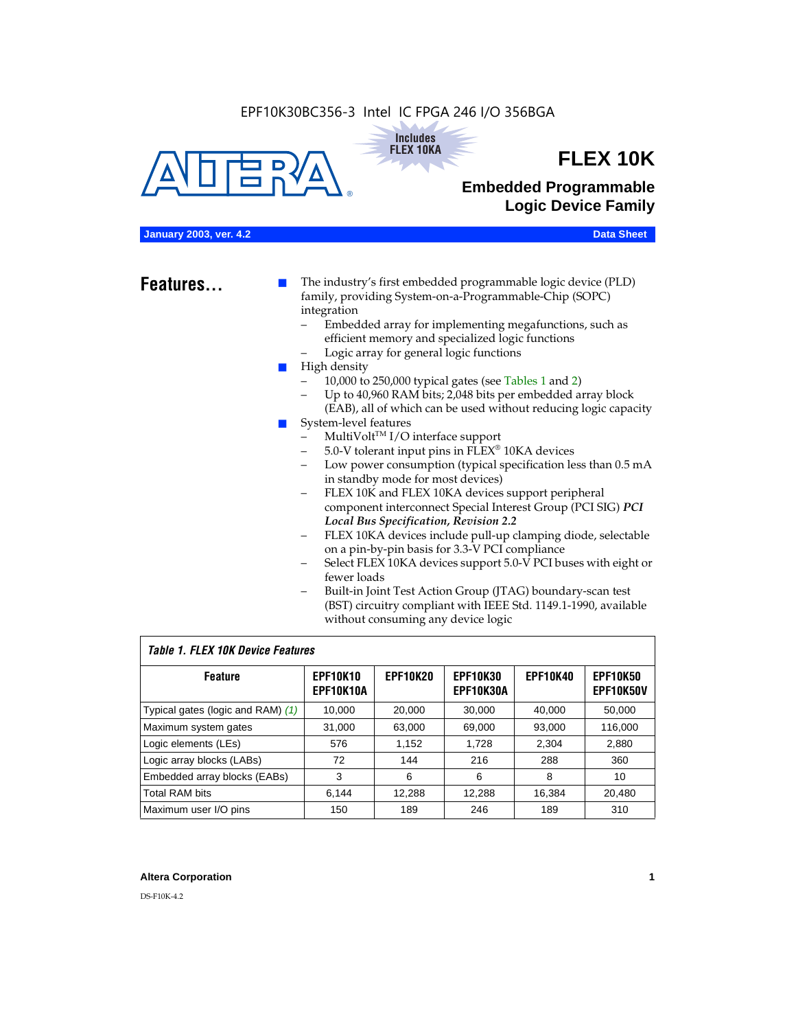EPF10K30BC356-3 Intel IC FPGA 246 I/O 356BGA

Includes FLEX 10KA

# FLEX 10K

## Embedded Programmable Logic Device Family

**January 2003, ver. 4.2** **Data Sheet**

## Features...

- The industry's first embedded programmable logic device (PLD) family, providing System-on-a-Programmable-Chip (SOPC) integration
  - Embedded array for implementing megafunctions, such as efficient memory and specialized logic functions
  - Logic array for general logic functions
- High density
  - 10,000 to 250,000 typical gates (see Tables 1 and 2)
  - Up to 40,960 RAM bits; 2,048 bits per embedded array block (EAB), all of which can be used without reducing logic capacity
- System-level features
  - MultiVolt™ I/O interface support
  - 5.0-V tolerant input pins in FLEX® 10KA devices
  - Low power consumption (typical specification less than 0.5 mA in standby mode for most devices)
  - FLEX 10K and FLEX 10KA devices support peripheral component interconnect Special Interest Group (PCI SIG) ***PCI Local Bus Specification, Revision 2.2***
  - FLEX 10KA devices include pull-up clamping diode, selectable on a pin-by-pin basis for 3.3-V PCI compliance
  - Select FLEX 10KA devices support 5.0-V PCI buses with eight or fewer loads
  - Built-in Joint Test Action Group (JTAG) boundary-scan test (BST) circuitry compliant with IEEE Std. 1149.1-1990, available without consuming any device logic

*Table 1. FLEX 10K Device Features*

| Feature | EPF10K10 EPF10K10A | EPF10K20 | EPF10K30 EPF10K30A | EPF10K40 | EPF10K50 EPF10K50V |
|---|---|---|---|---|---|
| Typical gates (logic and RAM) *(1)* | 10,000 | 20,000 | 30,000 | 40,000 | 50,000 |
| Maximum system gates | 31,000 | 63,000 | 69,000 | 93,000 | 116,000 |
| Logic elements (LEs) | 576 | 1,152 | 1,728 | 2,304 | 2,880 |
| Logic array blocks (LABs) | 72 | 144 | 216 | 288 | 360 |
| Embedded array blocks (EABs) | 3 | 6 | 6 | 8 | 10 |
| Total RAM bits | 6,144 | 12,288 | 12,288 | 16,384 | 20,480 |
| Maximum user I/O pins | 150 | 189 | 246 | 189 | 310 |

**Altera Corporation**

DS-F10K-4.2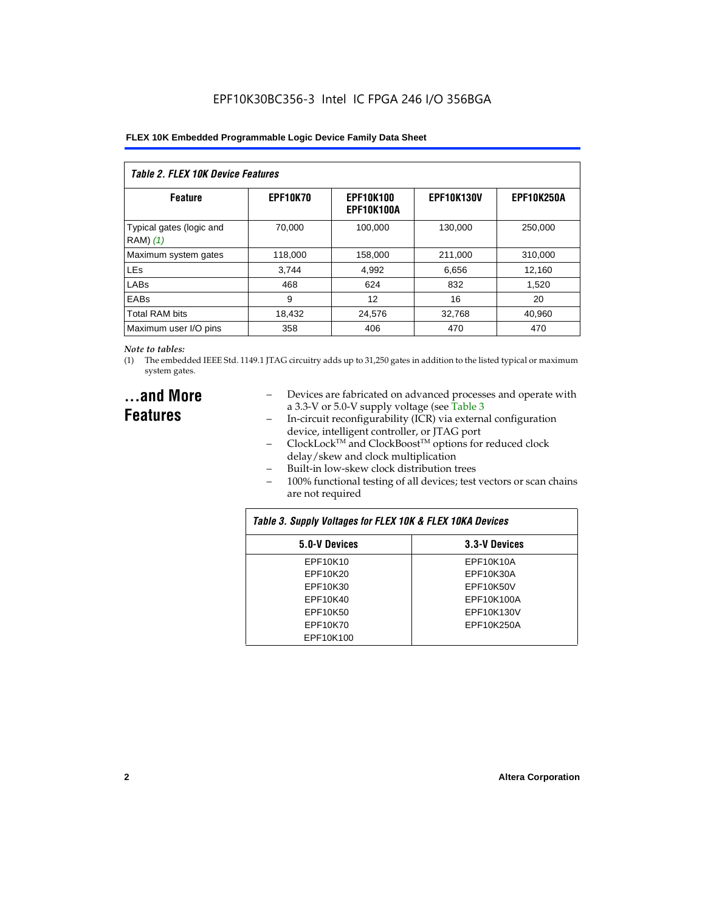| *Table 2. FLEX 10K Device Features* | | | | |
|---|---|---|---|---|
| **Feature** | **EPF10K70** | **EPF10K100 EPF10K100A** | **EPF10K130V** | **EPF10K250A** |
| Typical gates (logic and RAM) *(1)* | 70,000 | 100,000 | 130,000 | 250,000 |
| Maximum system gates | 118,000 | 158,000 | 211,000 | 310,000 |
| LEs | 3,744 | 4,992 | 6,656 | 12,160 |
| LABs | 468 | 624 | 832 | 1,520 |
| EABs | 9 | 12 | 16 | 20 |
| Total RAM bits | 18,432 | 24,576 | 32,768 | 40,960 |
| Maximum user I/O pins | 358 | 406 | 470 | 470 |

*Note to tables:*

(1) The embedded IEEE Std. 1149.1 JTAG circuitry adds up to 31,250 gates in addition to the listed typical or maximum system gates.

## ...and More Features

- Devices are fabricated on advanced processes and operate with a 3.3-V or 5.0-V supply voltage (see Table 3
- In-circuit reconfigurability (ICR) via external configuration device, intelligent controller, or JTAG port
- ClockLock™ and ClockBoost™ options for reduced clock delay/skew and clock multiplication
- Built-in low-skew clock distribution trees
- 100% functional testing of all devices; test vectors or scan chains are not required

| *Table 3. Supply Voltages for FLEX 10K & FLEX 10KA Devices* | |
|---|---|
| **5.0-V Devices** | **3.3-V Devices** |
| EPF10K10 | EPF10K10A |
| EPF10K20 | EPF10K30A |
| EPF10K30 | EPF10K50V |
| EPF10K40 | EPF10K100A |
| EPF10K50 | EPF10K130V |
| EPF10K70 | EPF10K250A |
| EPF10K100 | |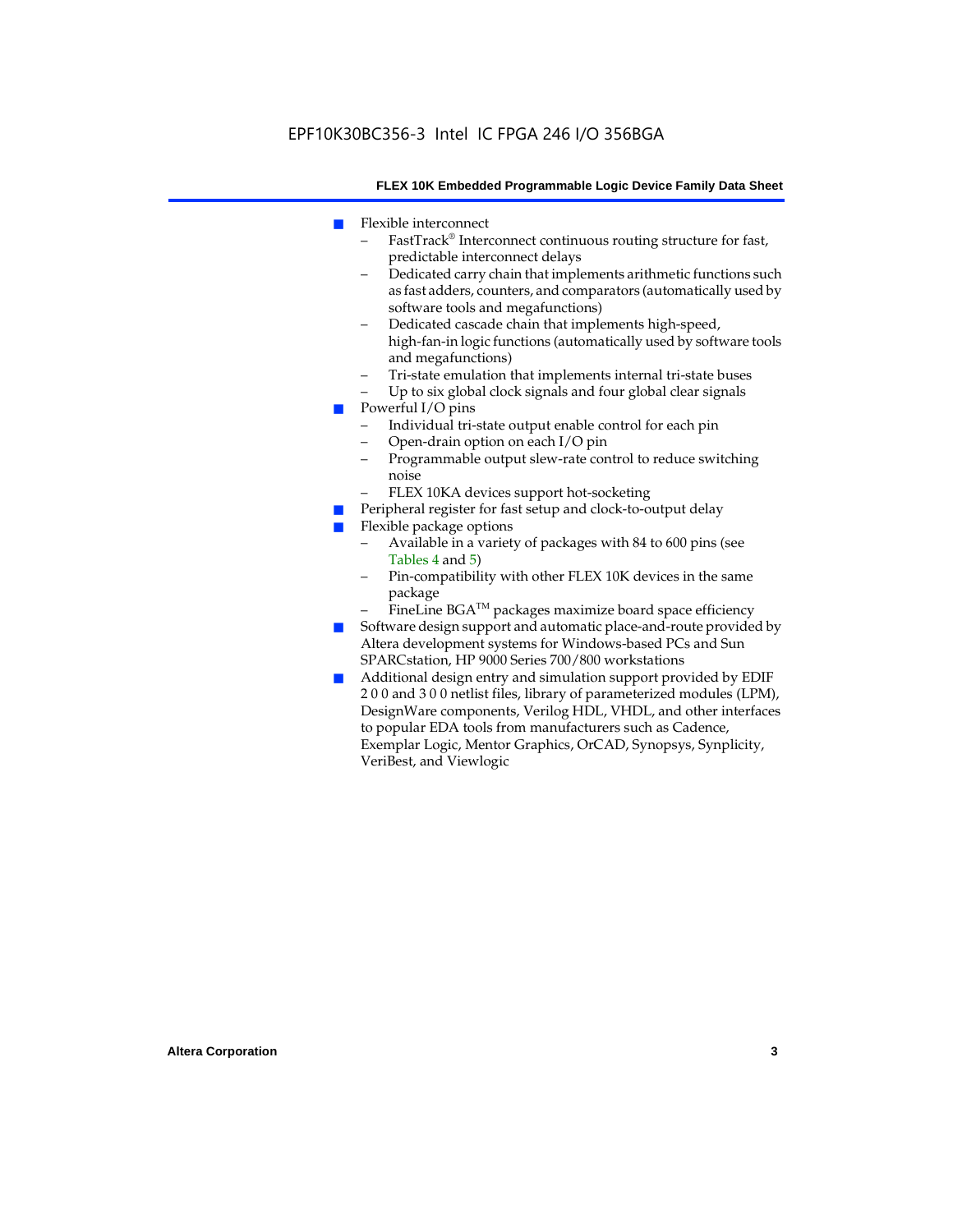- Flexible interconnect
  - FastTrack® Interconnect continuous routing structure for fast, predictable interconnect delays
  - Dedicated carry chain that implements arithmetic functions such as fast adders, counters, and comparators (automatically used by software tools and megafunctions)
  - Dedicated cascade chain that implements high-speed, high-fan-in logic functions (automatically used by software tools and megafunctions)
  - Tri-state emulation that implements internal tri-state buses
  - Up to six global clock signals and four global clear signals
- Powerful I/O pins
  - Individual tri-state output enable control for each pin
  - Open-drain option on each I/O pin
  - Programmable output slew-rate control to reduce switching noise
  - FLEX 10KA devices support hot-socketing
- Peripheral register for fast setup and clock-to-output delay
- Flexible package options
  - Available in a variety of packages with 84 to 600 pins (see Tables 4 and 5)
  - Pin-compatibility with other FLEX 10K devices in the same package
  - FineLine BGA™ packages maximize board space efficiency
- Software design support and automatic place-and-route provided by Altera development systems for Windows-based PCs and Sun SPARCstation, HP 9000 Series 700/800 workstations
- Additional design entry and simulation support provided by EDIF 2 0 0 and 3 0 0 netlist files, library of parameterized modules (LPM), DesignWare components, Verilog HDL, VHDL, and other interfaces to popular EDA tools from manufacturers such as Cadence, Exemplar Logic, Mentor Graphics, OrCAD, Synopsys, Synplicity, VeriBest, and Viewlogic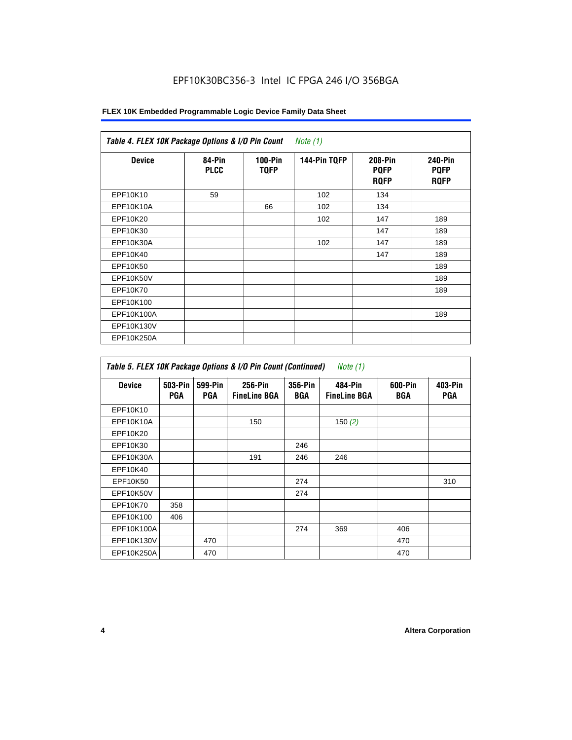EPF10K30BC356-3 Intel IC FPGA 246 I/O 356BGA

| *Table 4. FLEX 10K Package Options & I/O Pin Count* *Note (1)* | | | | | |
|---|---|---|---|---|---|
| **Device** | **84-Pin PLCC** | **100-Pin TQFP** | **144-Pin TQFP** | **208-Pin PQFP RQFP** | **240-Pin PQFP RQFP** |
| EPF10K10 | 59 | | 102 | 134 | |
| EPF10K10A | | 66 | 102 | 134 | |
| EPF10K20 | | | 102 | 147 | 189 |
| EPF10K30 | | | | 147 | 189 |
| EPF10K30A | | | 102 | 147 | 189 |
| EPF10K40 | | | | 147 | 189 |
| EPF10K50 | | | | | 189 |
| EPF10K50V | | | | | 189 |
| EPF10K70 | | | | | 189 |
| EPF10K100 | | | | | |
| EPF10K100A | | | | | 189 |
| EPF10K130V | | | | | |
| EPF10K250A | | | | | |

| *Table 5. FLEX 10K Package Options & I/O Pin Count (Continued)* *Note (1)* | | | | | | | |
|---|---|---|---|---|---|---|---|
| **Device** | **503-Pin PGA** | **599-Pin PGA** | **256-Pin FineLine BGA** | **356-Pin BGA** | **484-Pin FineLine BGA** | **600-Pin BGA** | **403-Pin PGA** |
| EPF10K10 | | | | | | | |
| EPF10K10A | | | 150 | | 150 *(2)* | | |
| EPF10K20 | | | | | | | |
| EPF10K30 | | | | 246 | | | |
| EPF10K30A | | | 191 | 246 | 246 | | |
| EPF10K40 | | | | | | | |
| EPF10K50 | | | | 274 | | | 310 |
| EPF10K50V | | | | 274 | | | |
| EPF10K70 | 358 | | | | | | |
| EPF10K100 | 406 | | | | | | |
| EPF10K100A | | | | 274 | 369 | 406 | |
| EPF10K130V | | 470 | | | | 470 | |
| EPF10K250A | | 470 | | | | 470 | |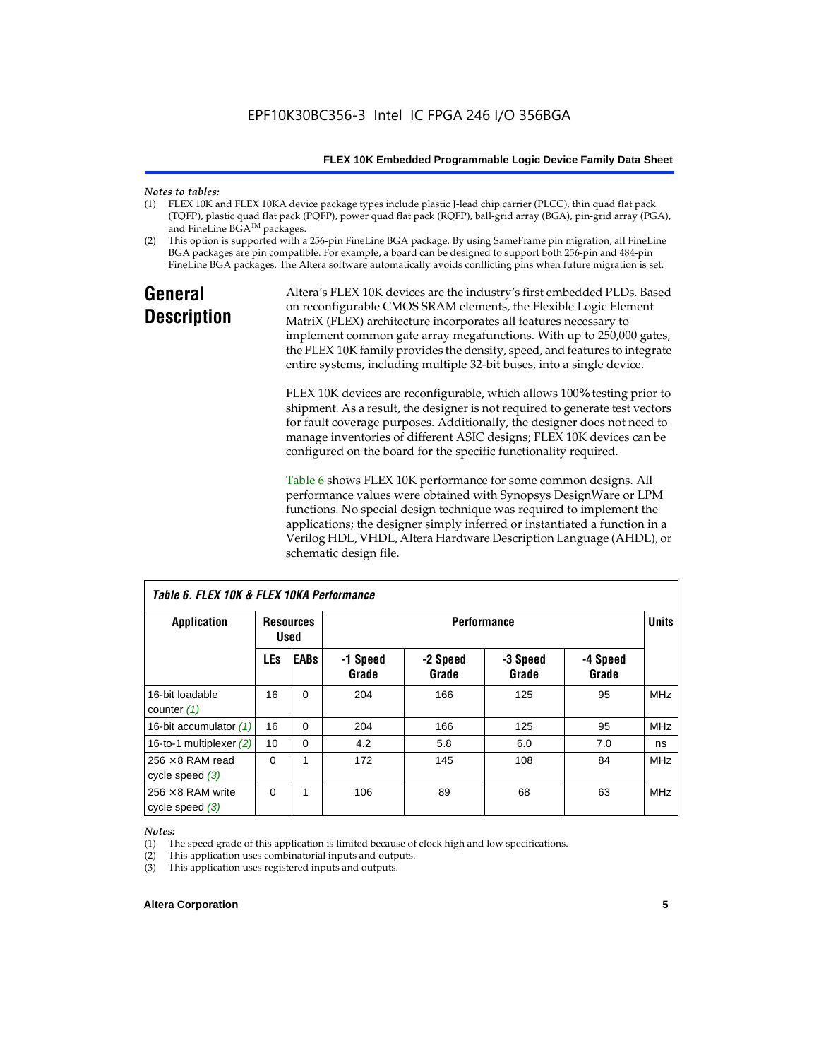*Notes to tables:*

(1) FLEX 10K and FLEX 10KA device package types include plastic J-lead chip carrier (PLCC), thin quad flat pack (TQFP), plastic quad flat pack (PQFP), power quad flat pack (RQFP), ball-grid array (BGA), pin-grid array (PGA), and FineLine BGA™ packages.

(2) This option is supported with a 256-pin FineLine BGA package. By using SameFrame pin migration, all FineLine BGA packages are pin compatible. For example, a board can be designed to support both 256-pin and 484-pin FineLine BGA packages. The Altera software automatically avoids conflicting pins when future migration is set.

## General Description

Altera's FLEX 10K devices are the industry's first embedded PLDs. Based on reconfigurable CMOS SRAM elements, the Flexible Logic Element MatriX (FLEX) architecture incorporates all features necessary to implement common gate array megafunctions. With up to 250,000 gates, the FLEX 10K family provides the density, speed, and features to integrate entire systems, including multiple 32-bit buses, into a single device.

FLEX 10K devices are reconfigurable, which allows 100% testing prior to shipment. As a result, the designer is not required to generate test vectors for fault coverage purposes. Additionally, the designer does not need to manage inventories of different ASIC designs; FLEX 10K devices can be configured on the board for the specific functionality required.

Table 6 shows FLEX 10K performance for some common designs. All performance values were obtained with Synopsys DesignWare or LPM functions. No special design technique was required to implement the applications; the designer simply inferred or instantiated a function in a Verilog HDL, VHDL, Altera Hardware Description Language (AHDL), or schematic design file.

*Table 6. FLEX 10K & FLEX 10KA Performance*

| Application | Resources Used | | Performance | | | | Units |
|---|---|---|---|---|---|---|---|
| | LEs | EABs | -1 Speed Grade | -2 Speed Grade | -3 Speed Grade | -4 Speed Grade | |
| 16-bit loadable counter *(1)* | 16 | 0 | 204 | 166 | 125 | 95 | MHz |
| 16-bit accumulator *(1)* | 16 | 0 | 204 | 166 | 125 | 95 | MHz |
| 16-to-1 multiplexer *(2)* | 10 | 0 | 4.2 | 5.8 | 6.0 | 7.0 | ns |
| 256 × 8 RAM read cycle speed *(3)* | 0 | 1 | 172 | 145 | 108 | 84 | MHz |
| 256 × 8 RAM write cycle speed *(3)* | 0 | 1 | 106 | 89 | 68 | 63 | MHz |

*Notes:*

(1) The speed grade of this application is limited because of clock high and low specifications.

(2) This application uses combinatorial inputs and outputs.

(3) This application uses registered inputs and outputs.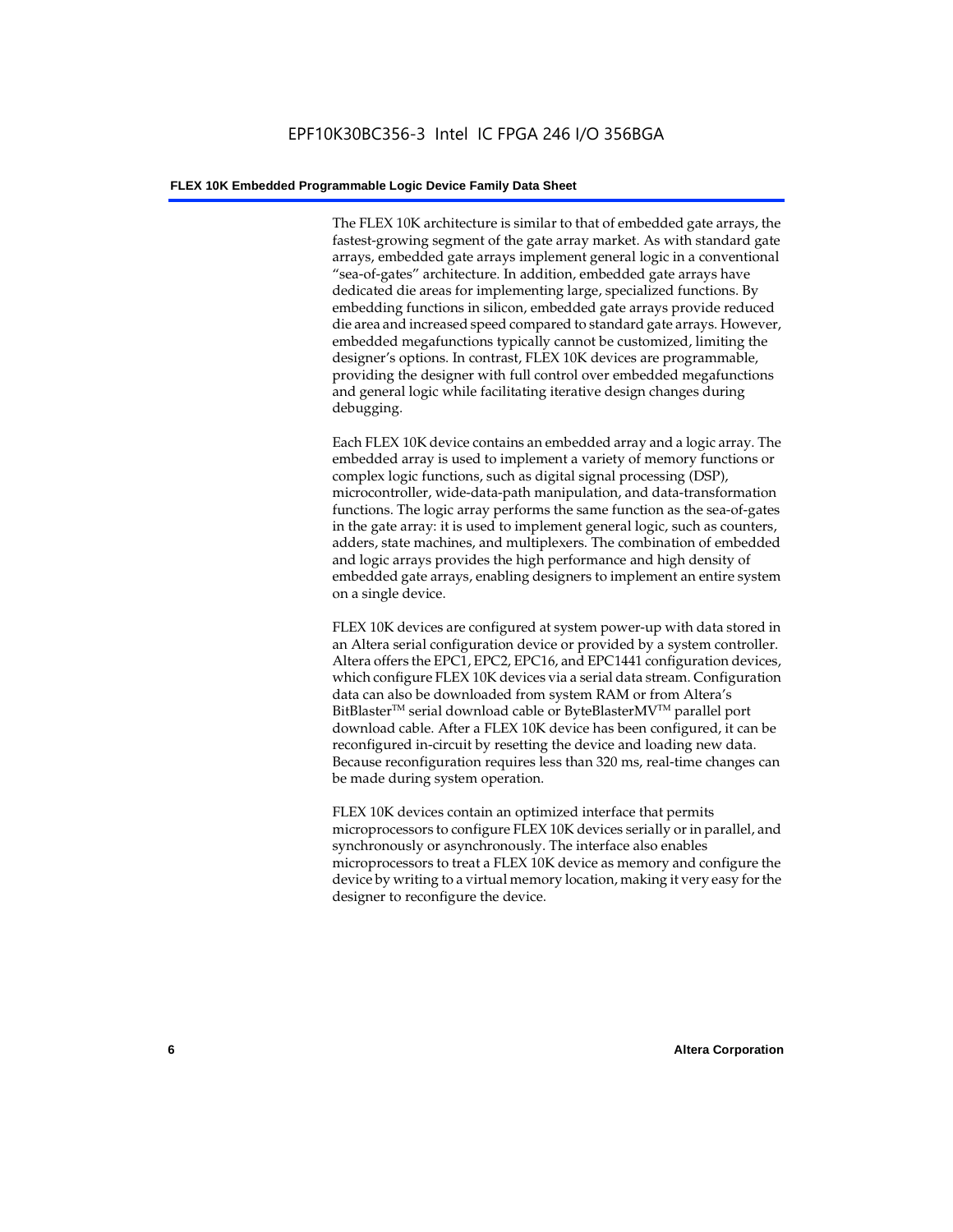The FLEX 10K architecture is similar to that of embedded gate arrays, the fastest-growing segment of the gate array market. As with standard gate arrays, embedded gate arrays implement general logic in a conventional "sea-of-gates" architecture. In addition, embedded gate arrays have dedicated die areas for implementing large, specialized functions. By embedding functions in silicon, embedded gate arrays provide reduced die area and increased speed compared to standard gate arrays. However, embedded megafunctions typically cannot be customized, limiting the designer's options. In contrast, FLEX 10K devices are programmable, providing the designer with full control over embedded megafunctions and general logic while facilitating iterative design changes during debugging.

Each FLEX 10K device contains an embedded array and a logic array. The embedded array is used to implement a variety of memory functions or complex logic functions, such as digital signal processing (DSP), microcontroller, wide-data-path manipulation, and data-transformation functions. The logic array performs the same function as the sea-of-gates in the gate array: it is used to implement general logic, such as counters, adders, state machines, and multiplexers. The combination of embedded and logic arrays provides the high performance and high density of embedded gate arrays, enabling designers to implement an entire system on a single device.

FLEX 10K devices are configured at system power-up with data stored in an Altera serial configuration device or provided by a system controller. Altera offers the EPC1, EPC2, EPC16, and EPC1441 configuration devices, which configure FLEX 10K devices via a serial data stream. Configuration data can also be downloaded from system RAM or from Altera's BitBlaster™ serial download cable or ByteBlasterMV™ parallel port download cable. After a FLEX 10K device has been configured, it can be reconfigured in-circuit by resetting the device and loading new data. Because reconfiguration requires less than 320 ms, real-time changes can be made during system operation.

FLEX 10K devices contain an optimized interface that permits microprocessors to configure FLEX 10K devices serially or in parallel, and synchronously or asynchronously. The interface also enables microprocessors to treat a FLEX 10K device as memory and configure the device by writing to a virtual memory location, making it very easy for the designer to reconfigure the device.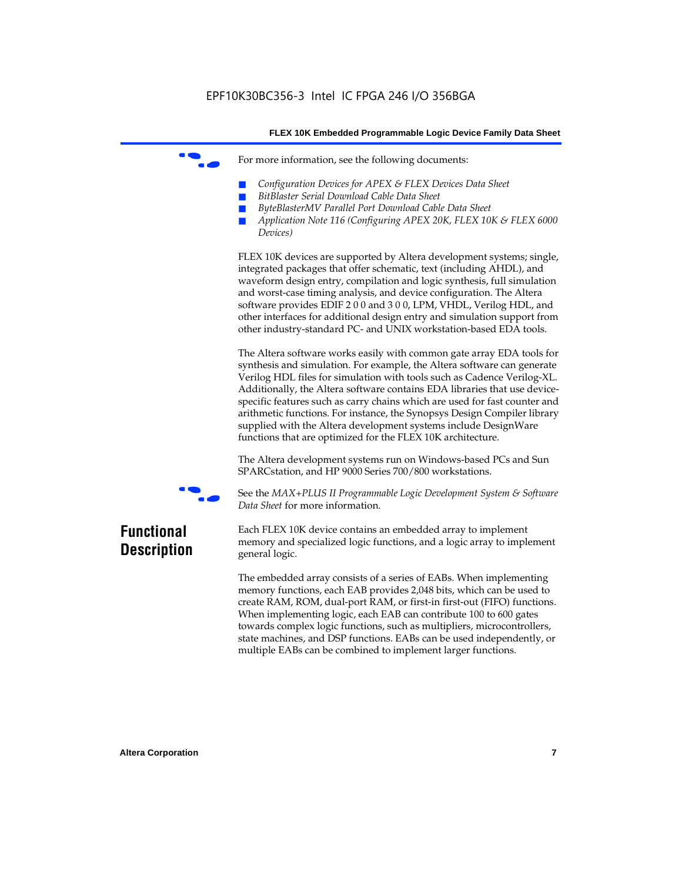For more information, see the following documents:

- *Configuration Devices for APEX & FLEX Devices Data Sheet*
- *BitBlaster Serial Download Cable Data Sheet*
- *ByteBlasterMV Parallel Port Download Cable Data Sheet*
- *Application Note 116 (Configuring APEX 20K, FLEX 10K & FLEX 6000 Devices)*

FLEX 10K devices are supported by Altera development systems; single, integrated packages that offer schematic, text (including AHDL), and waveform design entry, compilation and logic synthesis, full simulation and worst-case timing analysis, and device configuration. The Altera software provides EDIF 2 0 0 and 3 0 0, LPM, VHDL, Verilog HDL, and other interfaces for additional design entry and simulation support from other industry-standard PC- and UNIX workstation-based EDA tools.

The Altera software works easily with common gate array EDA tools for synthesis and simulation. For example, the Altera software can generate Verilog HDL files for simulation with tools such as Cadence Verilog-XL. Additionally, the Altera software contains EDA libraries that use device-specific features such as carry chains which are used for fast counter and arithmetic functions. For instance, the Synopsys Design Compiler library supplied with the Altera development systems include DesignWare functions that are optimized for the FLEX 10K architecture.

The Altera development systems run on Windows-based PCs and Sun SPARCstation, and HP 9000 Series 700/800 workstations.

See the *MAX+PLUS II Programmable Logic Development System & Software Data Sheet* for more information.

## Functional Description

Each FLEX 10K device contains an embedded array to implement memory and specialized logic functions, and a logic array to implement general logic.

The embedded array consists of a series of EABs. When implementing memory functions, each EAB provides 2,048 bits, which can be used to create RAM, ROM, dual-port RAM, or first-in first-out (FIFO) functions. When implementing logic, each EAB can contribute 100 to 600 gates towards complex logic functions, such as multipliers, microcontrollers, state machines, and DSP functions. EABs can be used independently, or multiple EABs can be combined to implement larger functions.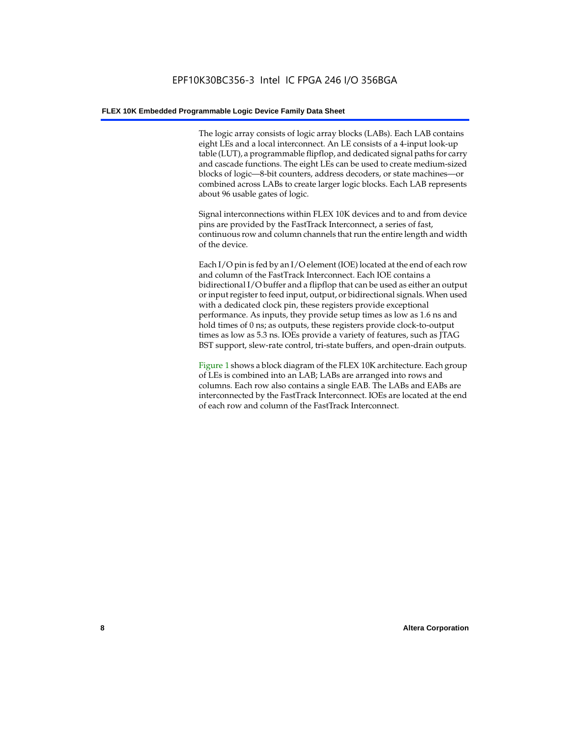The logic array consists of logic array blocks (LABs). Each LAB contains eight LEs and a local interconnect. An LE consists of a 4-input look-up table (LUT), a programmable flipflop, and dedicated signal paths for carry and cascade functions. The eight LEs can be used to create medium-sized blocks of logic—8-bit counters, address decoders, or state machines—or combined across LABs to create larger logic blocks. Each LAB represents about 96 usable gates of logic.

Signal interconnections within FLEX 10K devices and to and from device pins are provided by the FastTrack Interconnect, a series of fast, continuous row and column channels that run the entire length and width of the device.

Each I/O pin is fed by an I/O element (IOE) located at the end of each row and column of the FastTrack Interconnect. Each IOE contains a bidirectional I/O buffer and a flipflop that can be used as either an output or input register to feed input, output, or bidirectional signals. When used with a dedicated clock pin, these registers provide exceptional performance. As inputs, they provide setup times as low as 1.6 ns and hold times of 0 ns; as outputs, these registers provide clock-to-output times as low as 5.3 ns. IOEs provide a variety of features, such as JTAG BST support, slew-rate control, tri-state buffers, and open-drain outputs.

Figure 1 shows a block diagram of the FLEX 10K architecture. Each group of LEs is combined into an LAB; LABs are arranged into rows and columns. Each row also contains a single EAB. The LABs and EABs are interconnected by the FastTrack Interconnect. IOEs are located at the end of each row and column of the FastTrack Interconnect.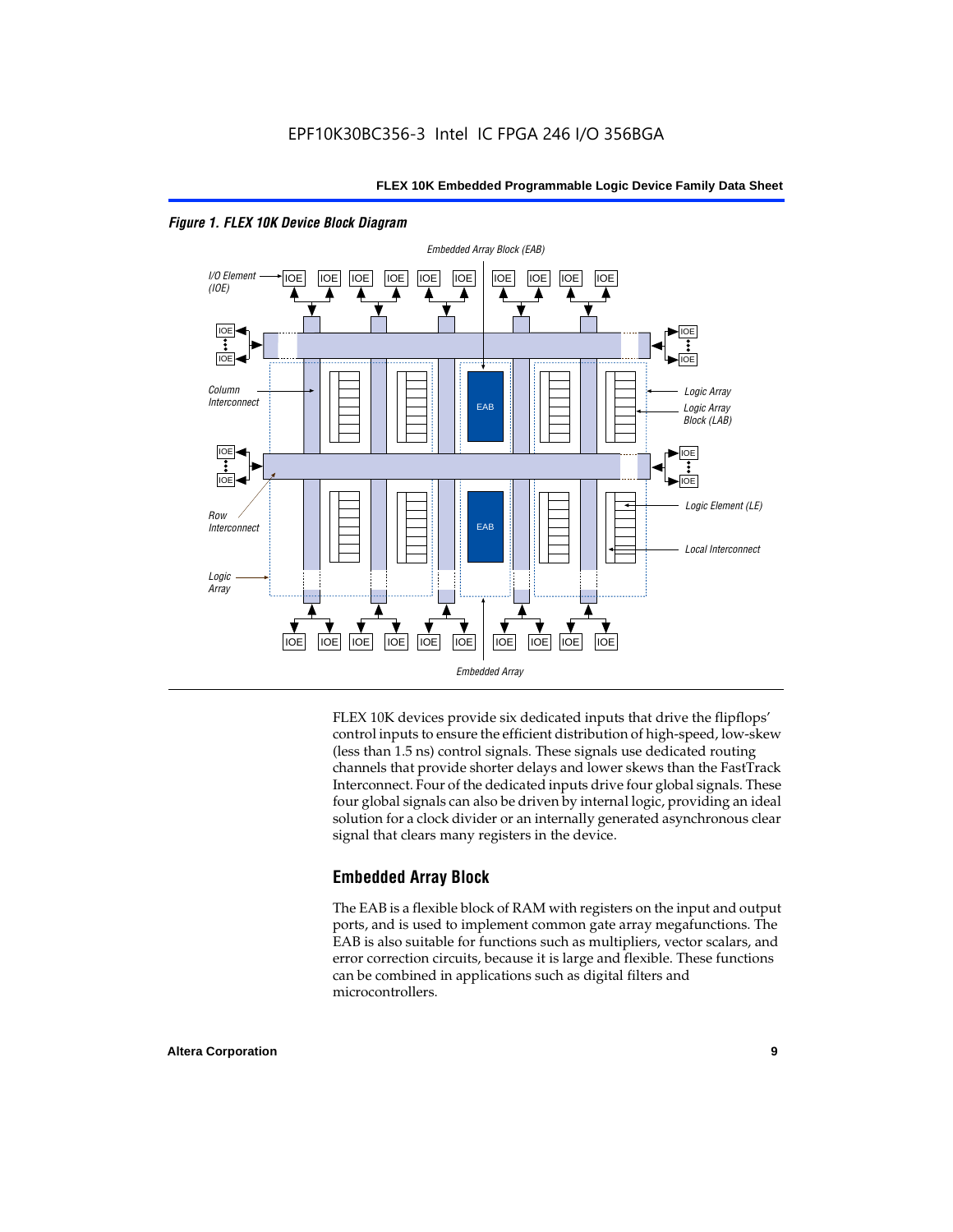*Figure 1. FLEX 10K Device Block Diagram*

FLEX 10K devices provide six dedicated inputs that drive the flipflops' control inputs to ensure the efficient distribution of high-speed, low-skew (less than 1.5 ns) control signals. These signals use dedicated routing channels that provide shorter delays and lower skews than the FastTrack Interconnect. Four of the dedicated inputs drive four global signals. These four global signals can also be driven by internal logic, providing an ideal solution for a clock divider or an internally generated asynchronous clear signal that clears many registers in the device.

## Embedded Array Block

The EAB is a flexible block of RAM with registers on the input and output ports, and is used to implement common gate array megafunctions. The EAB is also suitable for functions such as multipliers, vector scalars, and error correction circuits, because it is large and flexible. These functions can be combined in applications such as digital filters and microcontrollers.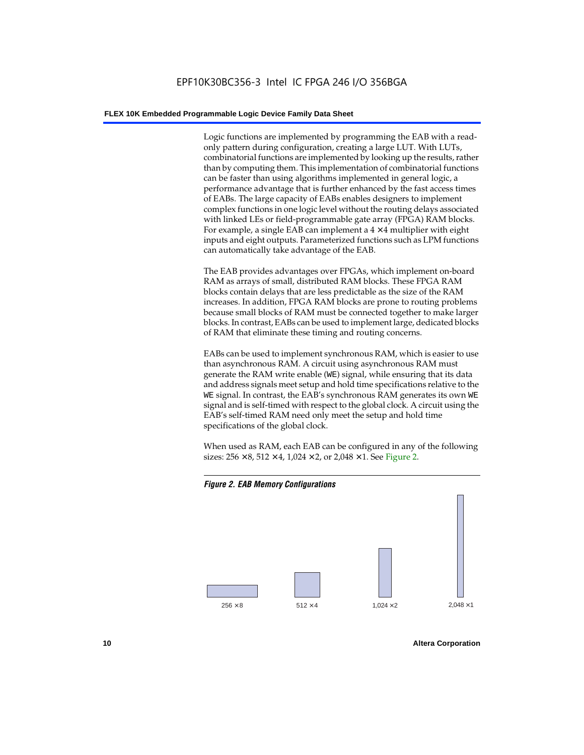Logic functions are implemented by programming the EAB with a read-only pattern during configuration, creating a large LUT. With LUTs, combinatorial functions are implemented by looking up the results, rather than by computing them. This implementation of combinatorial functions can be faster than using algorithms implemented in general logic, a performance advantage that is further enhanced by the fast access times of EABs. The large capacity of EABs enables designers to implement complex functions in one logic level without the routing delays associated with linked LEs or field-programmable gate array (FPGA) RAM blocks. For example, a single EAB can implement a 4 × 4 multiplier with eight inputs and eight outputs. Parameterized functions such as LPM functions can automatically take advantage of the EAB.

The EAB provides advantages over FPGAs, which implement on-board RAM as arrays of small, distributed RAM blocks. These FPGA RAM blocks contain delays that are less predictable as the size of the RAM increases. In addition, FPGA RAM blocks are prone to routing problems because small blocks of RAM must be connected together to make larger blocks. In contrast, EABs can be used to implement large, dedicated blocks of RAM that eliminate these timing and routing concerns.

EABs can be used to implement synchronous RAM, which is easier to use than asynchronous RAM. A circuit using asynchronous RAM must generate the RAM write enable (`WE`) signal, while ensuring that its data and address signals meet setup and hold time specifications relative to the `WE` signal. In contrast, the EAB's synchronous RAM generates its own `WE` signal and is self-timed with respect to the global clock. A circuit using the EAB's self-timed RAM need only meet the setup and hold time specifications of the global clock.

When used as RAM, each EAB can be configured in any of the following sizes: 256 × 8, 512 × 4, 1,024 × 2, or 2,048 × 1. See Figure 2.

*Figure 2. EAB Memory Configurations*

256 × 8 &nbsp;&nbsp;&nbsp; 512 × 4 &nbsp;&nbsp;&nbsp; 1,024 × 2 &nbsp;&nbsp;&nbsp; 2,048 × 1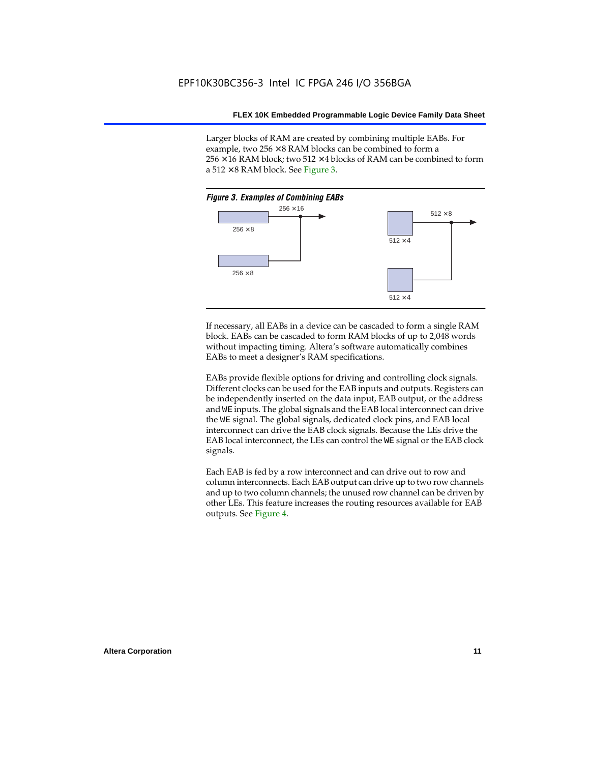Larger blocks of RAM are created by combining multiple EABs. For example, two 256 × 8 RAM blocks can be combined to form a 256 × 16 RAM block; two 512 × 4 blocks of RAM can be combined to form a 512 × 8 RAM block. See Figure 3.

*Figure 3. Examples of Combining EABs*

256 × 16

256 × 8

256 × 8

512 × 8

512 × 4

512 × 4

If necessary, all EABs in a device can be cascaded to form a single RAM block. EABs can be cascaded to form RAM blocks of up to 2,048 words without impacting timing. Altera's software automatically combines EABs to meet a designer's RAM specifications.

EABs provide flexible options for driving and controlling clock signals. Different clocks can be used for the EAB inputs and outputs. Registers can be independently inserted on the data input, EAB output, or the address and `WE` inputs. The global signals and the EAB local interconnect can drive the `WE` signal. The global signals, dedicated clock pins, and EAB local interconnect can drive the EAB clock signals. Because the LEs drive the EAB local interconnect, the LEs can control the `WE` signal or the EAB clock signals.

Each EAB is fed by a row interconnect and can drive out to row and column interconnects. Each EAB output can drive up to two row channels and up to two column channels; the unused row channel can be driven by other LEs. This feature increases the routing resources available for EAB outputs. See Figure 4.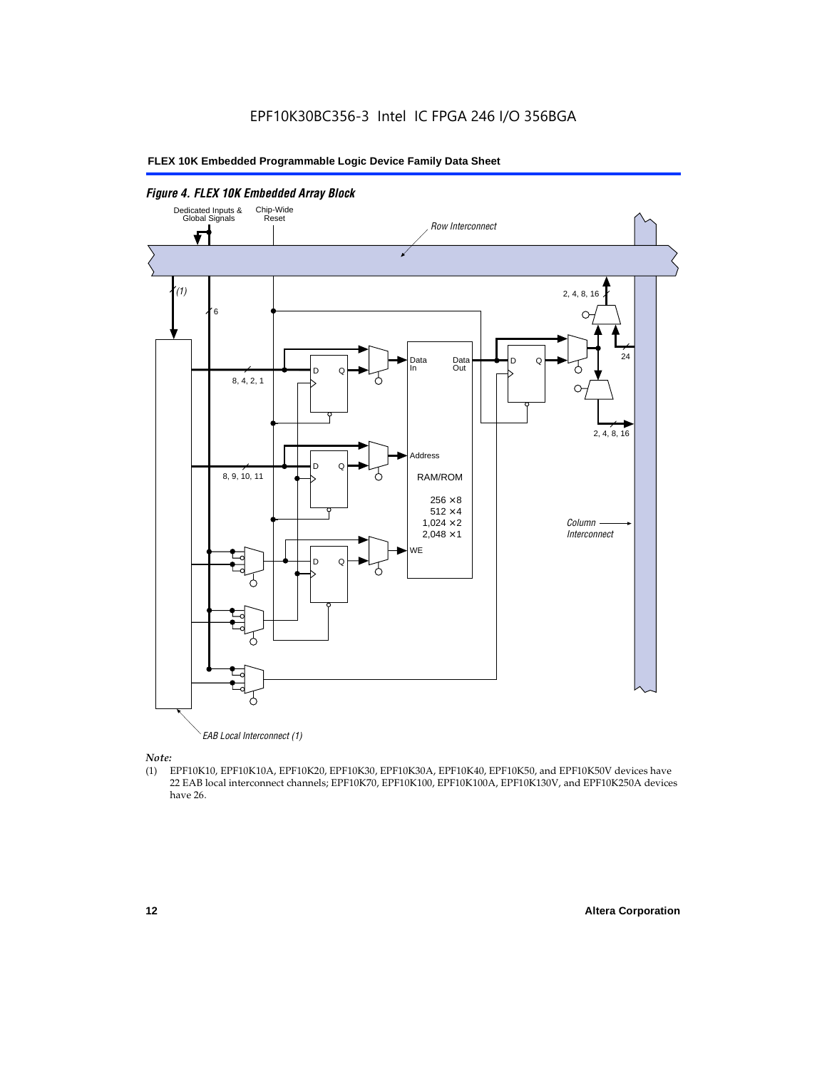*Figure 4. FLEX 10K Embedded Array Block*

Dedicated Inputs & Global Signals

Chip-Wide Reset

Row Interconnect

(1)

6

2, 4, 8, 16

24

Data In

Data Out

D Q

8, 4, 2, 1

2, 4, 8, 16

Address

8, 9, 10, 11

RAM/ROM

256 × 8
512 × 4
1,024 × 2
2,048 × 1

Column Interconnect

WE

EAB Local Interconnect (1)

*Note:*

(1) EPF10K10, EPF10K10A, EPF10K20, EPF10K30, EPF10K30A, EPF10K40, EPF10K50, and EPF10K50V devices have 22 EAB local interconnect channels; EPF10K70, EPF10K100, EPF10K100A, EPF10K130V, and EPF10K250A devices have 26.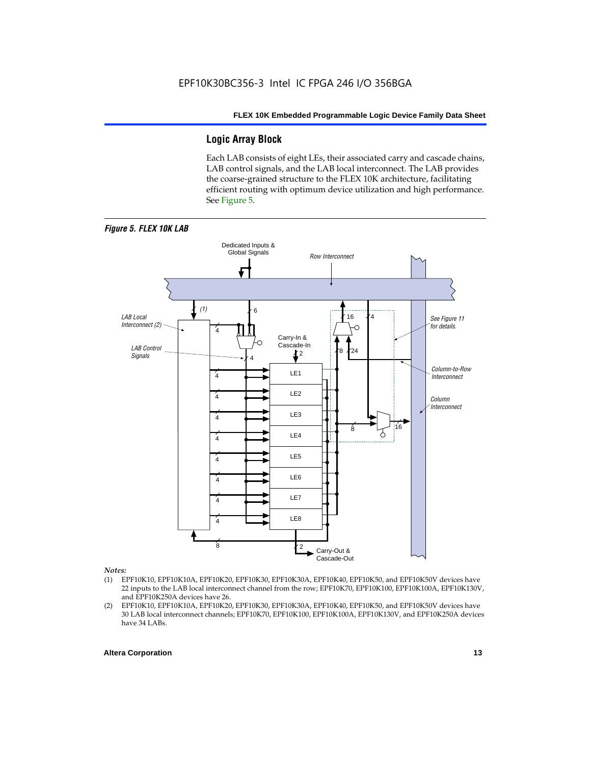## Logic Array Block

Each LAB consists of eight LEs, their associated carry and cascade chains, LAB control signals, and the LAB local interconnect. The LAB provides the coarse-grained structure to the FLEX 10K architecture, facilitating efficient routing with optimum device utilization and high performance. See Figure 5.

*Figure 5. FLEX 10K LAB*

*Notes:*

(1) EPF10K10, EPF10K10A, EPF10K20, EPF10K30, EPF10K30A, EPF10K40, EPF10K50, and EPF10K50V devices have 22 inputs to the LAB local interconnect channel from the row; EPF10K70, EPF10K100, EPF10K100A, EPF10K130V, and EPF10K250A devices have 26.

(2) EPF10K10, EPF10K10A, EPF10K20, EPF10K30, EPF10K30A, EPF10K40, EPF10K50, and EPF10K50V devices have 30 LAB local interconnect channels; EPF10K70, EPF10K100, EPF10K100A, EPF10K130V, and EPF10K250A devices have 34 LABs.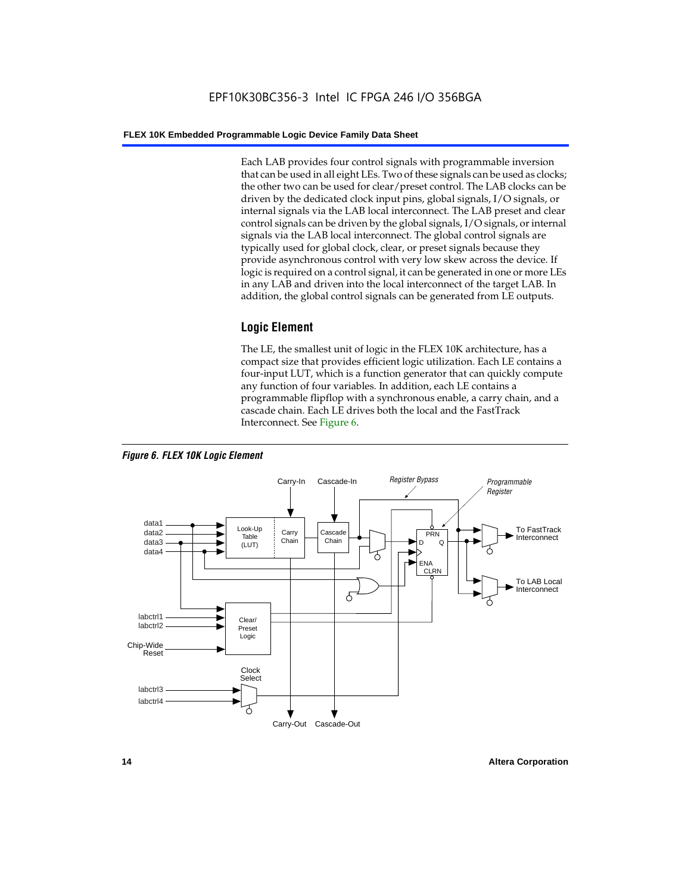Each LAB provides four control signals with programmable inversion that can be used in all eight LEs. Two of these signals can be used as clocks; the other two can be used for clear/preset control. The LAB clocks can be driven by the dedicated clock input pins, global signals, I/O signals, or internal signals via the LAB local interconnect. The LAB preset and clear control signals can be driven by the global signals, I/O signals, or internal signals via the LAB local interconnect. The global control signals are typically used for global clock, clear, or preset signals because they provide asynchronous control with very low skew across the device. If logic is required on a control signal, it can be generated in one or more LEs in any LAB and driven into the local interconnect of the target LAB. In addition, the global control signals can be generated from LE outputs.

## Logic Element

The LE, the smallest unit of logic in the FLEX 10K architecture, has a compact size that provides efficient logic utilization. Each LE contains a four-input LUT, which is a function generator that can quickly compute any function of four variables. In addition, each LE contains a programmable flipflop with a synchronous enable, a carry chain, and a cascade chain. Each LE drives both the local and the FastTrack Interconnect. See Figure 6.

***Figure 6. FLEX 10K Logic Element***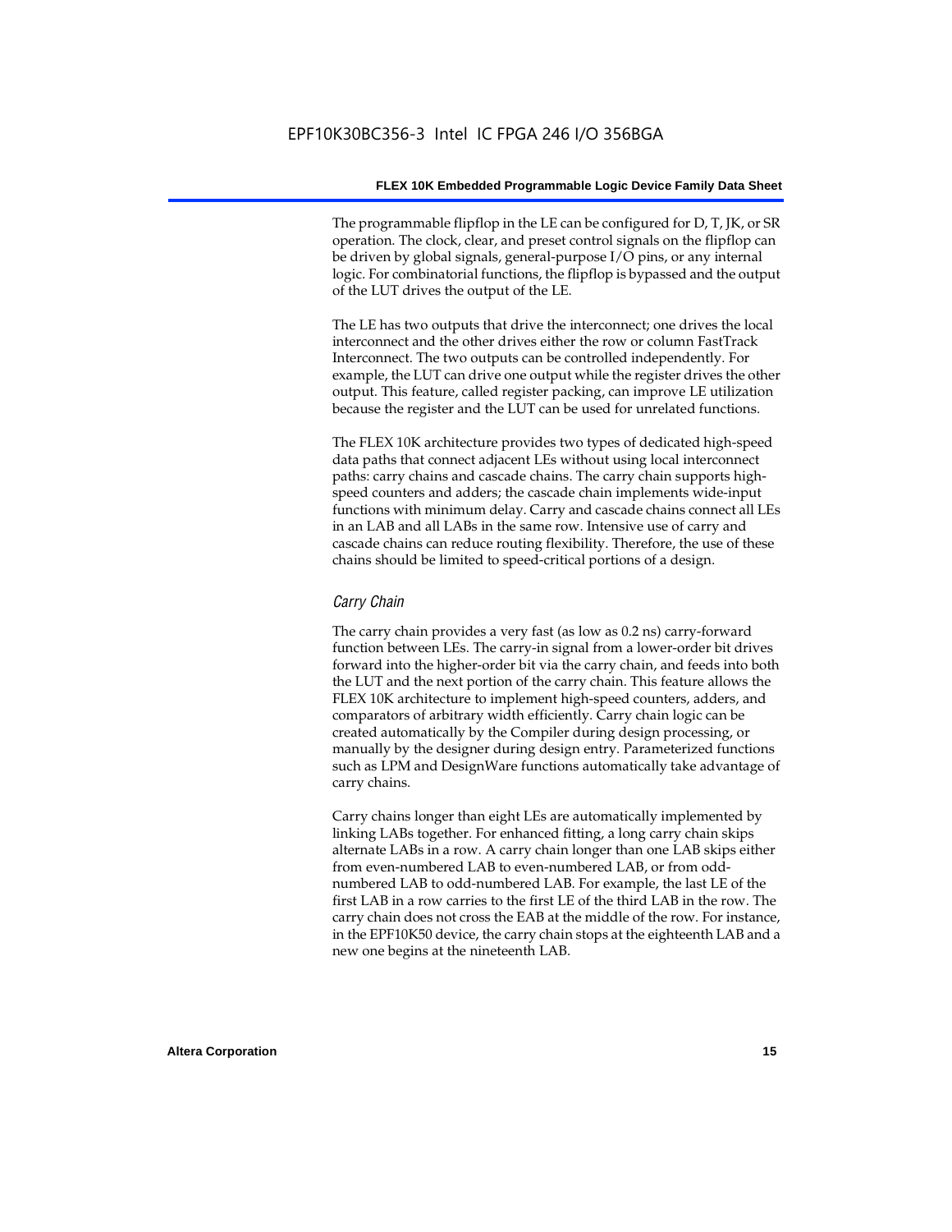The programmable flipflop in the LE can be configured for D, T, JK, or SR operation. The clock, clear, and preset control signals on the flipflop can be driven by global signals, general-purpose I/O pins, or any internal logic. For combinatorial functions, the flipflop is bypassed and the output of the LUT drives the output of the LE.

The LE has two outputs that drive the interconnect; one drives the local interconnect and the other drives either the row or column FastTrack Interconnect. The two outputs can be controlled independently. For example, the LUT can drive one output while the register drives the other output. This feature, called register packing, can improve LE utilization because the register and the LUT can be used for unrelated functions.

The FLEX 10K architecture provides two types of dedicated high-speed data paths that connect adjacent LEs without using local interconnect paths: carry chains and cascade chains. The carry chain supports high-speed counters and adders; the cascade chain implements wide-input functions with minimum delay. Carry and cascade chains connect all LEs in an LAB and all LABs in the same row. Intensive use of carry and cascade chains can reduce routing flexibility. Therefore, the use of these chains should be limited to speed-critical portions of a design.

### *Carry Chain*

The carry chain provides a very fast (as low as 0.2 ns) carry-forward function between LEs. The carry-in signal from a lower-order bit drives forward into the higher-order bit via the carry chain, and feeds into both the LUT and the next portion of the carry chain. This feature allows the FLEX 10K architecture to implement high-speed counters, adders, and comparators of arbitrary width efficiently. Carry chain logic can be created automatically by the Compiler during design processing, or manually by the designer during design entry. Parameterized functions such as LPM and DesignWare functions automatically take advantage of carry chains.

Carry chains longer than eight LEs are automatically implemented by linking LABs together. For enhanced fitting, a long carry chain skips alternate LABs in a row. A carry chain longer than one LAB skips either from even-numbered LAB to even-numbered LAB, or from odd-numbered LAB to odd-numbered LAB. For example, the last LE of the first LAB in a row carries to the first LE of the third LAB in the row. The carry chain does not cross the EAB at the middle of the row. For instance, in the EPF10K50 device, the carry chain stops at the eighteenth LAB and a new one begins at the nineteenth LAB.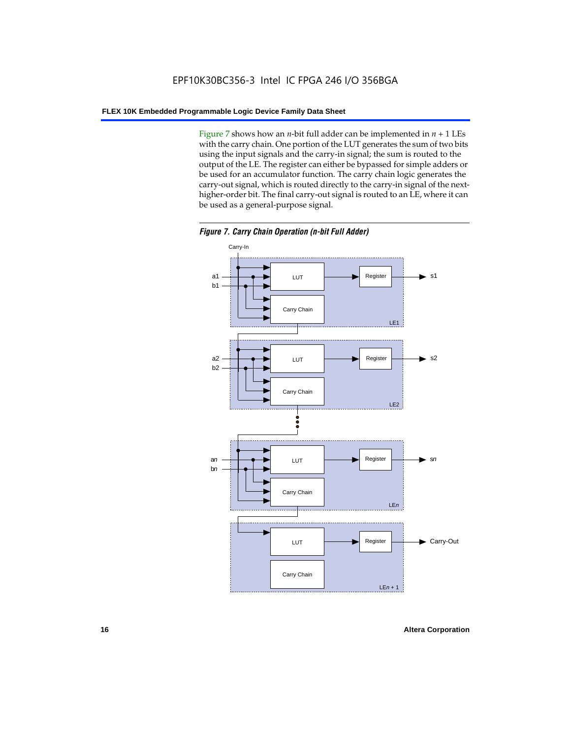Figure 7 shows how an $n$-bit full adder can be implemented in $n + 1$ LEs with the carry chain. One portion of the LUT generates the sum of two bits using the input signals and the carry-in signal; the sum is routed to the output of the LE. The register can either be bypassed for simple adders or be used for an accumulator function. The carry chain logic generates the carry-out signal, which is routed directly to the carry-in signal of the next-higher-order bit. The final carry-out signal is routed to an LE, where it can be used as a general-purpose signal.

*Figure 7. Carry Chain Operation (n-bit Full Adder)*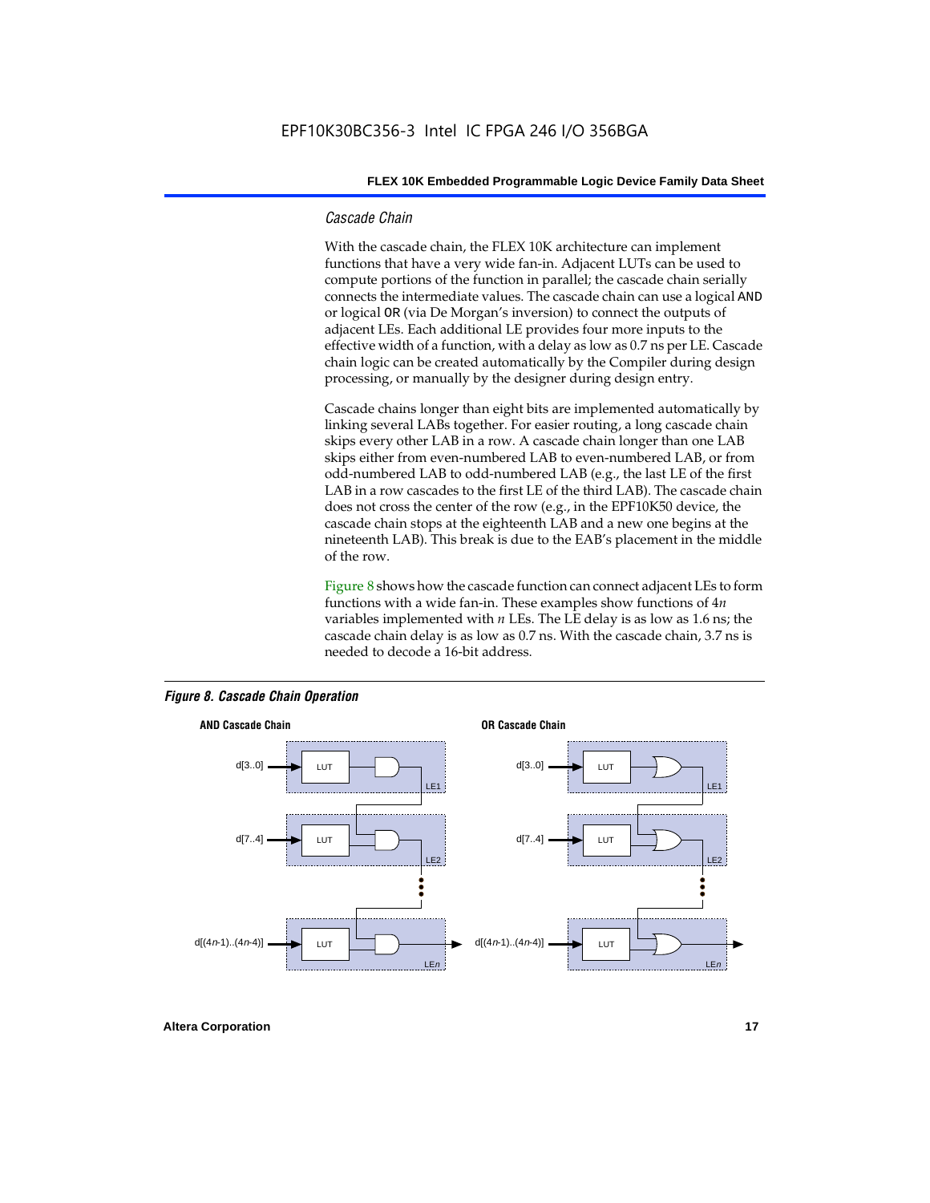### *Cascade Chain*

With the cascade chain, the FLEX 10K architecture can implement functions that have a very wide fan-in. Adjacent LUTs can be used to compute portions of the function in parallel; the cascade chain serially connects the intermediate values. The cascade chain can use a logical `AND` or logical `OR` (via De Morgan's inversion) to connect the outputs of adjacent LEs. Each additional LE provides four more inputs to the effective width of a function, with a delay as low as 0.7 ns per LE. Cascade chain logic can be created automatically by the Compiler during design processing, or manually by the designer during design entry.

Cascade chains longer than eight bits are implemented automatically by linking several LABs together. For easier routing, a long cascade chain skips every other LAB in a row. A cascade chain longer than one LAB skips either from even-numbered LAB to even-numbered LAB, or from odd-numbered LAB to odd-numbered LAB (e.g., the last LE of the first LAB in a row cascades to the first LE of the third LAB). The cascade chain does not cross the center of the row (e.g., in the EPF10K50 device, the cascade chain stops at the eighteenth LAB and a new one begins at the nineteenth LAB). This break is due to the EAB's placement in the middle of the row.

Figure 8 shows how the cascade function can connect adjacent LEs to form functions with a wide fan-in. These examples show functions of 4*n* variables implemented with *n* LEs. The LE delay is as low as 1.6 ns; the cascade chain delay is as low as 0.7 ns. With the cascade chain, 3.7 ns is needed to decode a 16-bit address.

***Figure 8. Cascade Chain Operation***

**AND Cascade Chain** — d[3..0] → LUT (LE1); d[7..4] → LUT (LE2); d[(4*n*-1)..(4*n*-4)] → LUT (LE*n*)

**OR Cascade Chain** — d[3..0] → LUT (LE1); d[7..4] → LUT (LE2); d[(4*n*-1)..(4*n*-4)] → LUT (LE*n*)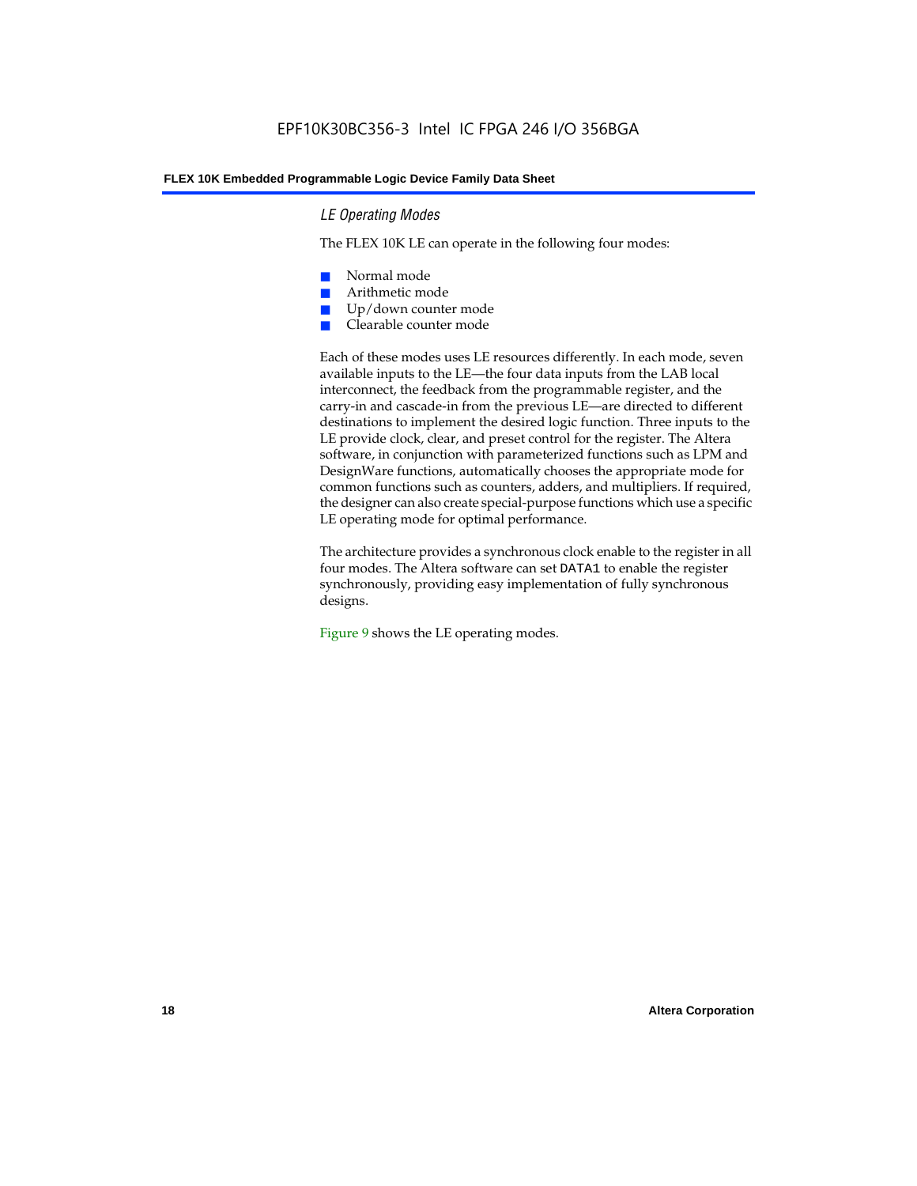### *LE Operating Modes*

The FLEX 10K LE can operate in the following four modes:

- Normal mode
- Arithmetic mode
- Up/down counter mode
- Clearable counter mode

Each of these modes uses LE resources differently. In each mode, seven available inputs to the LE—the four data inputs from the LAB local interconnect, the feedback from the programmable register, and the carry-in and cascade-in from the previous LE—are directed to different destinations to implement the desired logic function. Three inputs to the LE provide clock, clear, and preset control for the register. The Altera software, in conjunction with parameterized functions such as LPM and DesignWare functions, automatically chooses the appropriate mode for common functions such as counters, adders, and multipliers. If required, the designer can also create special-purpose functions which use a specific LE operating mode for optimal performance.

The architecture provides a synchronous clock enable to the register in all four modes. The Altera software can set `DATA1` to enable the register synchronously, providing easy implementation of fully synchronous designs.

Figure 9 shows the LE operating modes.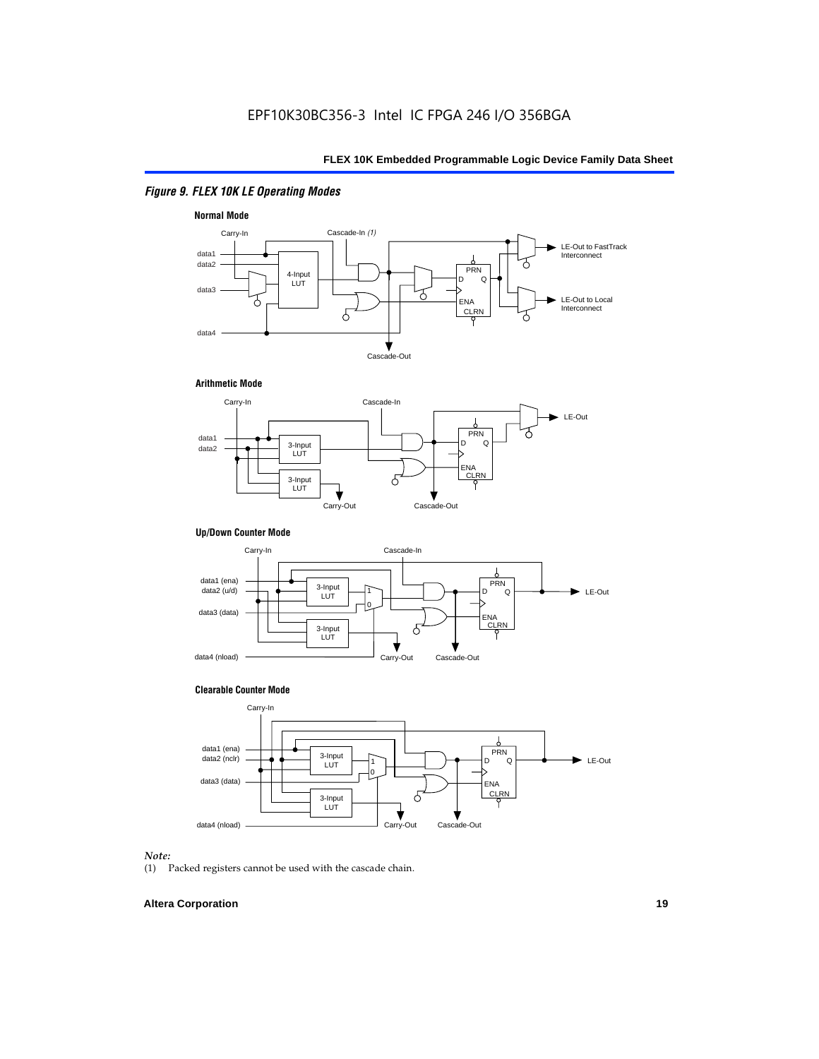*Figure 9. FLEX 10K LE Operating Modes*

**Normal Mode**

Carry-In, Cascade-In *(1)*, data1, data2, data3, data4, 4-Input LUT, PRN, D, Q, ENA, CLRN, LE-Out to FastTrack Interconnect, LE-Out to Local Interconnect, Cascade-Out

**Arithmetic Mode**

Carry-In, Cascade-In, data1, data2, 3-Input LUT, 3-Input LUT, PRN, D, Q, ENA, CLRN, LE-Out, Carry-Out, Cascade-Out

**Up/Down Counter Mode**

Carry-In, Cascade-In, data1 (ena), data2 (u/d), data3 (data), data4 (nload), 3-Input LUT, 3-Input LUT, 1, 0, PRN, D, Q, ENA, CLRN, LE-Out, Carry-Out, Cascade-Out

**Clearable Counter Mode**

Carry-In, data1 (ena), data2 (nclr), data3 (data), data4 (nload), 3-Input LUT, 3-Input LUT, 1, 0, PRN, D, Q, ENA, CLRN, LE-Out, Carry-Out, Cascade-Out

*Note:*

(1) Packed registers cannot be used with the cascade chain.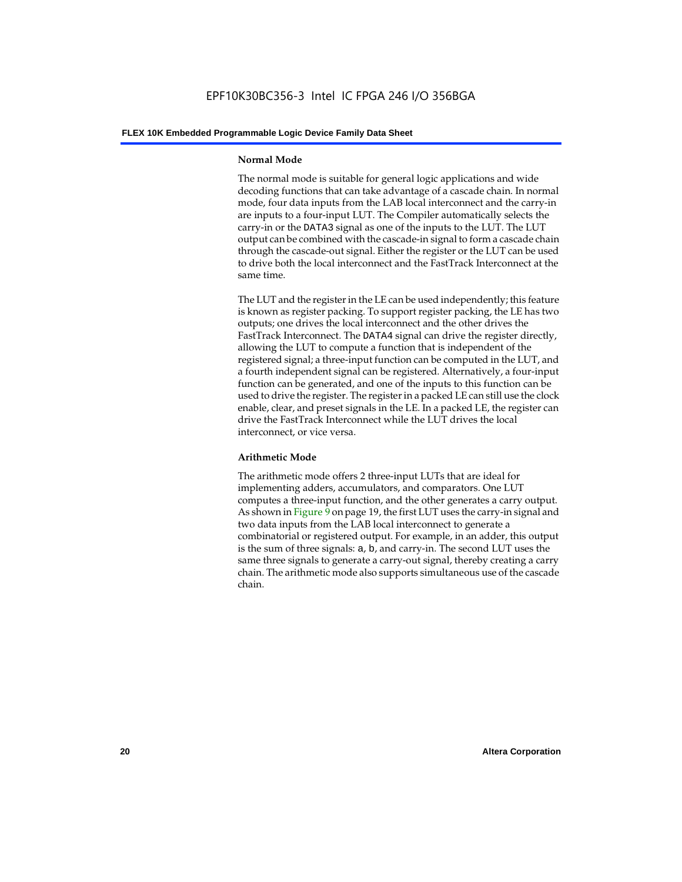### Normal Mode

The normal mode is suitable for general logic applications and wide decoding functions that can take advantage of a cascade chain. In normal mode, four data inputs from the LAB local interconnect and the carry-in are inputs to a four-input LUT. The Compiler automatically selects the carry-in or the DATA3 signal as one of the inputs to the LUT. The LUT output can be combined with the cascade-in signal to form a cascade chain through the cascade-out signal. Either the register or the LUT can be used to drive both the local interconnect and the FastTrack Interconnect at the same time.

The LUT and the register in the LE can be used independently; this feature is known as register packing. To support register packing, the LE has two outputs; one drives the local interconnect and the other drives the FastTrack Interconnect. The DATA4 signal can drive the register directly, allowing the LUT to compute a function that is independent of the registered signal; a three-input function can be computed in the LUT, and a fourth independent signal can be registered. Alternatively, a four-input function can be generated, and one of the inputs to this function can be used to drive the register. The register in a packed LE can still use the clock enable, clear, and preset signals in the LE. In a packed LE, the register can drive the FastTrack Interconnect while the LUT drives the local interconnect, or vice versa.

### Arithmetic Mode

The arithmetic mode offers 2 three-input LUTs that are ideal for implementing adders, accumulators, and comparators. One LUT computes a three-input function, and the other generates a carry output. As shown in Figure 9 on page 19, the first LUT uses the carry-in signal and two data inputs from the LAB local interconnect to generate a combinatorial or registered output. For example, in an adder, this output is the sum of three signals: a, b, and carry-in. The second LUT uses the same three signals to generate a carry-out signal, thereby creating a carry chain. The arithmetic mode also supports simultaneous use of the cascade chain.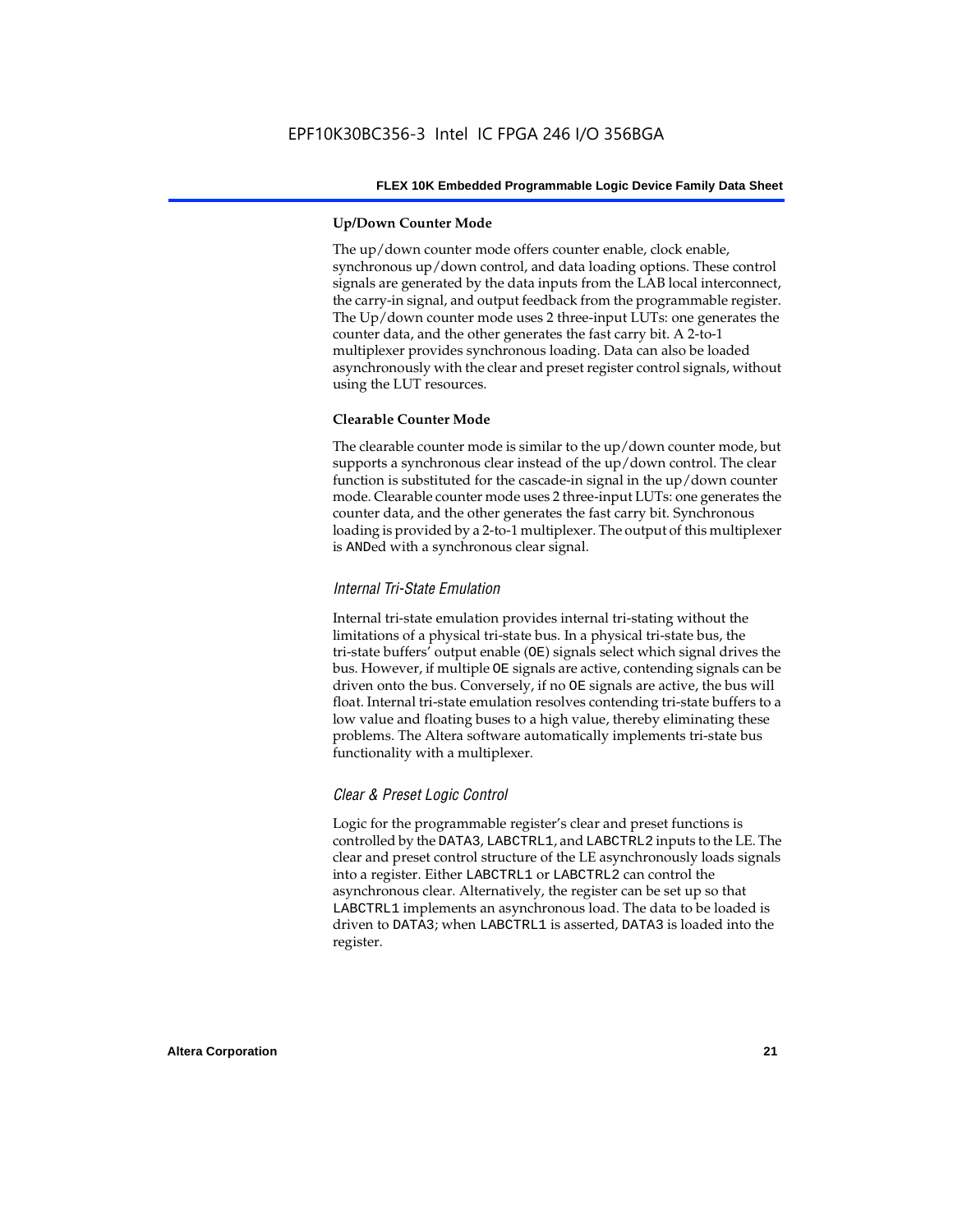#### Up/Down Counter Mode

The up/down counter mode offers counter enable, clock enable, synchronous up/down control, and data loading options. These control signals are generated by the data inputs from the LAB local interconnect, the carry-in signal, and output feedback from the programmable register. The Up/down counter mode uses 2 three-input LUTs: one generates the counter data, and the other generates the fast carry bit. A 2-to-1 multiplexer provides synchronous loading. Data can also be loaded asynchronously with the clear and preset register control signals, without using the LUT resources.

#### Clearable Counter Mode

The clearable counter mode is similar to the up/down counter mode, but supports a synchronous clear instead of the up/down control. The clear function is substituted for the cascade-in signal in the up/down counter mode. Clearable counter mode uses 2 three-input LUTs: one generates the counter data, and the other generates the fast carry bit. Synchronous loading is provided by a 2-to-1 multiplexer. The output of this multiplexer is ANDed with a synchronous clear signal.

### *Internal Tri-State Emulation*

Internal tri-state emulation provides internal tri-stating without the limitations of a physical tri-state bus. In a physical tri-state bus, the tri-state buffers' output enable (OE) signals select which signal drives the bus. However, if multiple OE signals are active, contending signals can be driven onto the bus. Conversely, if no OE signals are active, the bus will float. Internal tri-state emulation resolves contending tri-state buffers to a low value and floating buses to a high value, thereby eliminating these problems. The Altera software automatically implements tri-state bus functionality with a multiplexer.

### *Clear & Preset Logic Control*

Logic for the programmable register's clear and preset functions is controlled by the DATA3, LABCTRL1, and LABCTRL2 inputs to the LE. The clear and preset control structure of the LE asynchronously loads signals into a register. Either LABCTRL1 or LABCTRL2 can control the asynchronous clear. Alternatively, the register can be set up so that LABCTRL1 implements an asynchronous load. The data to be loaded is driven to DATA3; when LABCTRL1 is asserted, DATA3 is loaded into the register.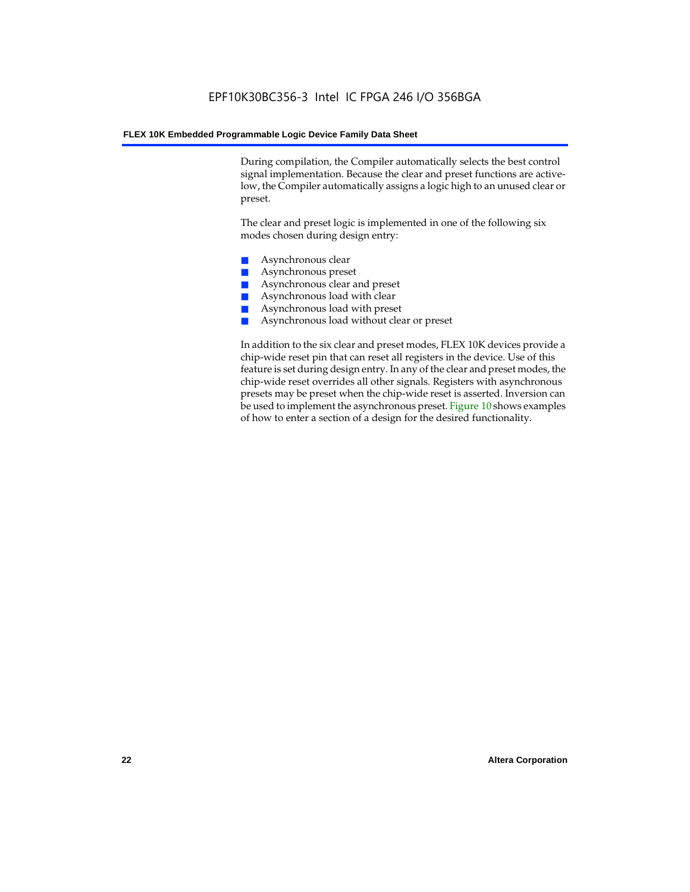During compilation, the Compiler automatically selects the best control signal implementation. Because the clear and preset functions are active-low, the Compiler automatically assigns a logic high to an unused clear or preset.

The clear and preset logic is implemented in one of the following six modes chosen during design entry:

- Asynchronous clear
- Asynchronous preset
- Asynchronous clear and preset
- Asynchronous load with clear
- Asynchronous load with preset
- Asynchronous load without clear or preset

In addition to the six clear and preset modes, FLEX 10K devices provide a chip-wide reset pin that can reset all registers in the device. Use of this feature is set during design entry. In any of the clear and preset modes, the chip-wide reset overrides all other signals. Registers with asynchronous presets may be preset when the chip-wide reset is asserted. Inversion can be used to implement the asynchronous preset. Figure 10 shows examples of how to enter a section of a design for the desired functionality.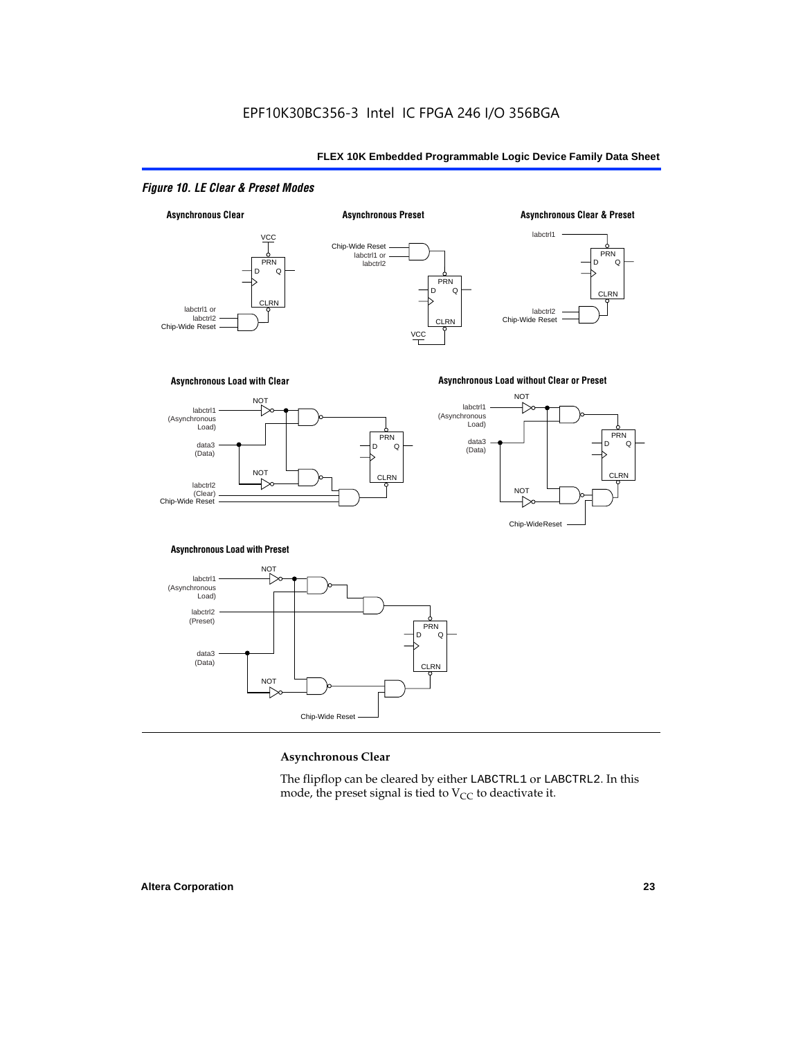*Figure 10. LE Clear & Preset Modes*

**Asynchronous Clear**

The flipflop can be cleared by either LABCTRL1 or LABCTRL2. In this mode, the preset signal is tied to $V_{CC}$ to deactivate it.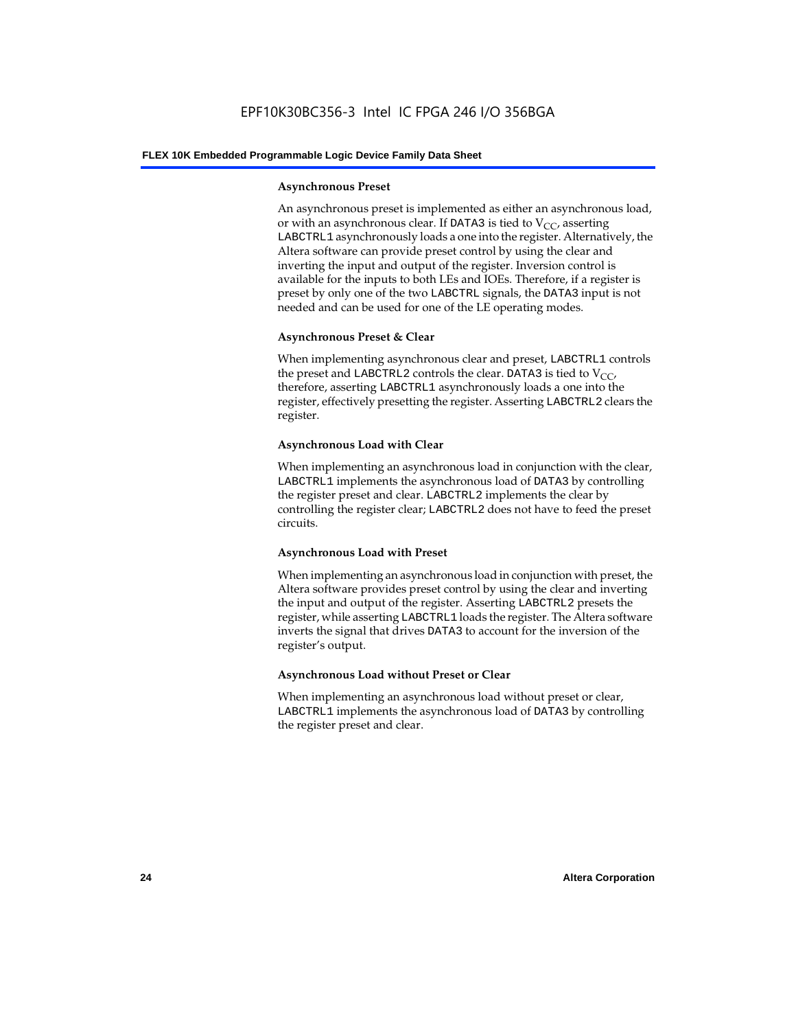#### Asynchronous Preset

An asynchronous preset is implemented as either an asynchronous load, or with an asynchronous clear. If DATA3 is tied to $V_{CC}$, asserting LABCTRL1 asynchronously loads a one into the register. Alternatively, the Altera software can provide preset control by using the clear and inverting the input and output of the register. Inversion control is available for the inputs to both LEs and IOEs. Therefore, if a register is preset by only one of the two LABCTRL signals, the DATA3 input is not needed and can be used for one of the LE operating modes.

#### Asynchronous Preset & Clear

When implementing asynchronous clear and preset, LABCTRL1 controls the preset and LABCTRL2 controls the clear. DATA3 is tied to $V_{CC}$, therefore, asserting LABCTRL1 asynchronously loads a one into the register, effectively presetting the register. Asserting LABCTRL2 clears the register.

#### Asynchronous Load with Clear

When implementing an asynchronous load in conjunction with the clear, LABCTRL1 implements the asynchronous load of DATA3 by controlling the register preset and clear. LABCTRL2 implements the clear by controlling the register clear; LABCTRL2 does not have to feed the preset circuits.

#### Asynchronous Load with Preset

When implementing an asynchronous load in conjunction with preset, the Altera software provides preset control by using the clear and inverting the input and output of the register. Asserting LABCTRL2 presets the register, while asserting LABCTRL1 loads the register. The Altera software inverts the signal that drives DATA3 to account for the inversion of the register's output.

#### Asynchronous Load without Preset or Clear

When implementing an asynchronous load without preset or clear, LABCTRL1 implements the asynchronous load of DATA3 by controlling the register preset and clear.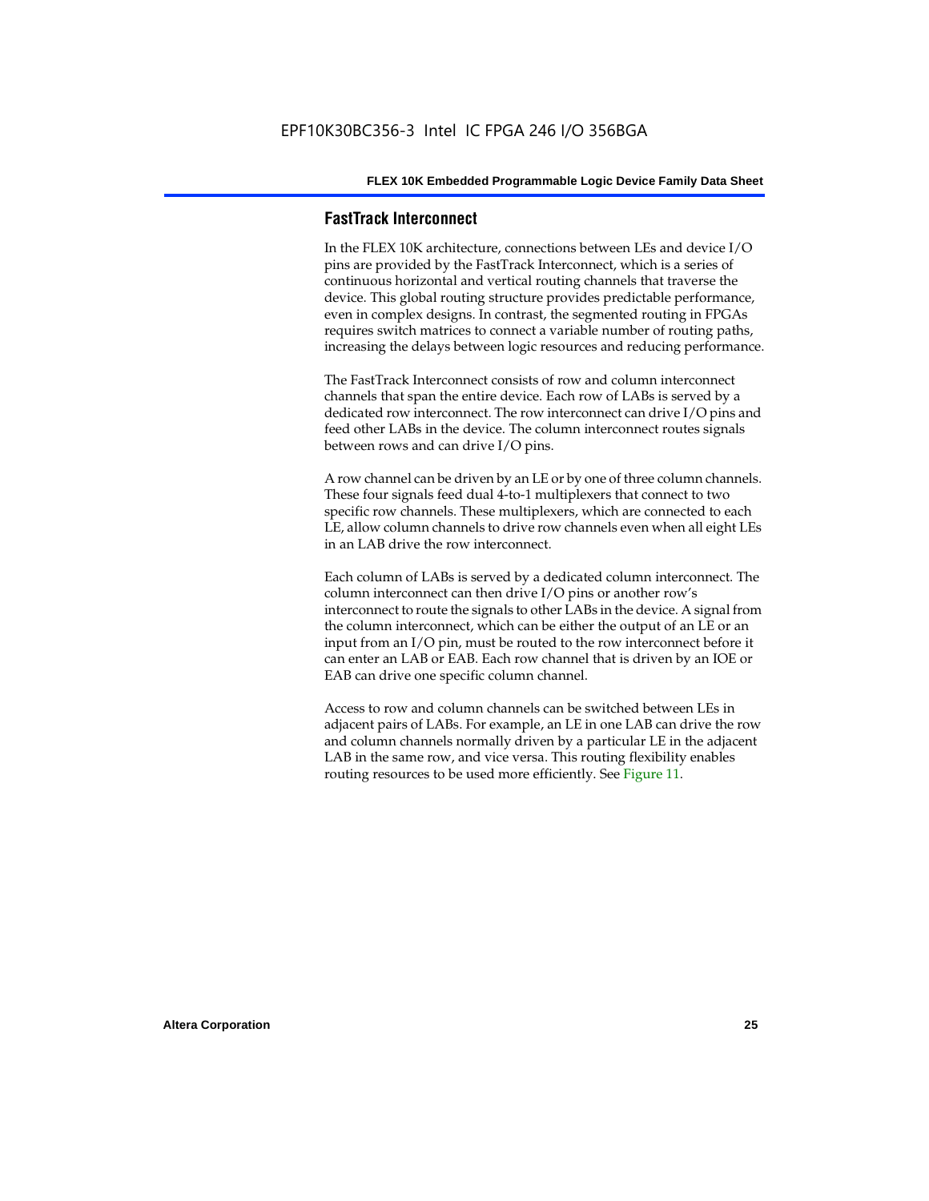## FastTrack Interconnect

In the FLEX 10K architecture, connections between LEs and device I/O pins are provided by the FastTrack Interconnect, which is a series of continuous horizontal and vertical routing channels that traverse the device. This global routing structure provides predictable performance, even in complex designs. In contrast, the segmented routing in FPGAs requires switch matrices to connect a variable number of routing paths, increasing the delays between logic resources and reducing performance.

The FastTrack Interconnect consists of row and column interconnect channels that span the entire device. Each row of LABs is served by a dedicated row interconnect. The row interconnect can drive I/O pins and feed other LABs in the device. The column interconnect routes signals between rows and can drive I/O pins.

A row channel can be driven by an LE or by one of three column channels. These four signals feed dual 4-to-1 multiplexers that connect to two specific row channels. These multiplexers, which are connected to each LE, allow column channels to drive row channels even when all eight LEs in an LAB drive the row interconnect.

Each column of LABs is served by a dedicated column interconnect. The column interconnect can then drive I/O pins or another row's interconnect to route the signals to other LABs in the device. A signal from the column interconnect, which can be either the output of an LE or an input from an I/O pin, must be routed to the row interconnect before it can enter an LAB or EAB. Each row channel that is driven by an IOE or EAB can drive one specific column channel.

Access to row and column channels can be switched between LEs in adjacent pairs of LABs. For example, an LE in one LAB can drive the row and column channels normally driven by a particular LE in the adjacent LAB in the same row, and vice versa. This routing flexibility enables routing resources to be used more efficiently. See Figure 11.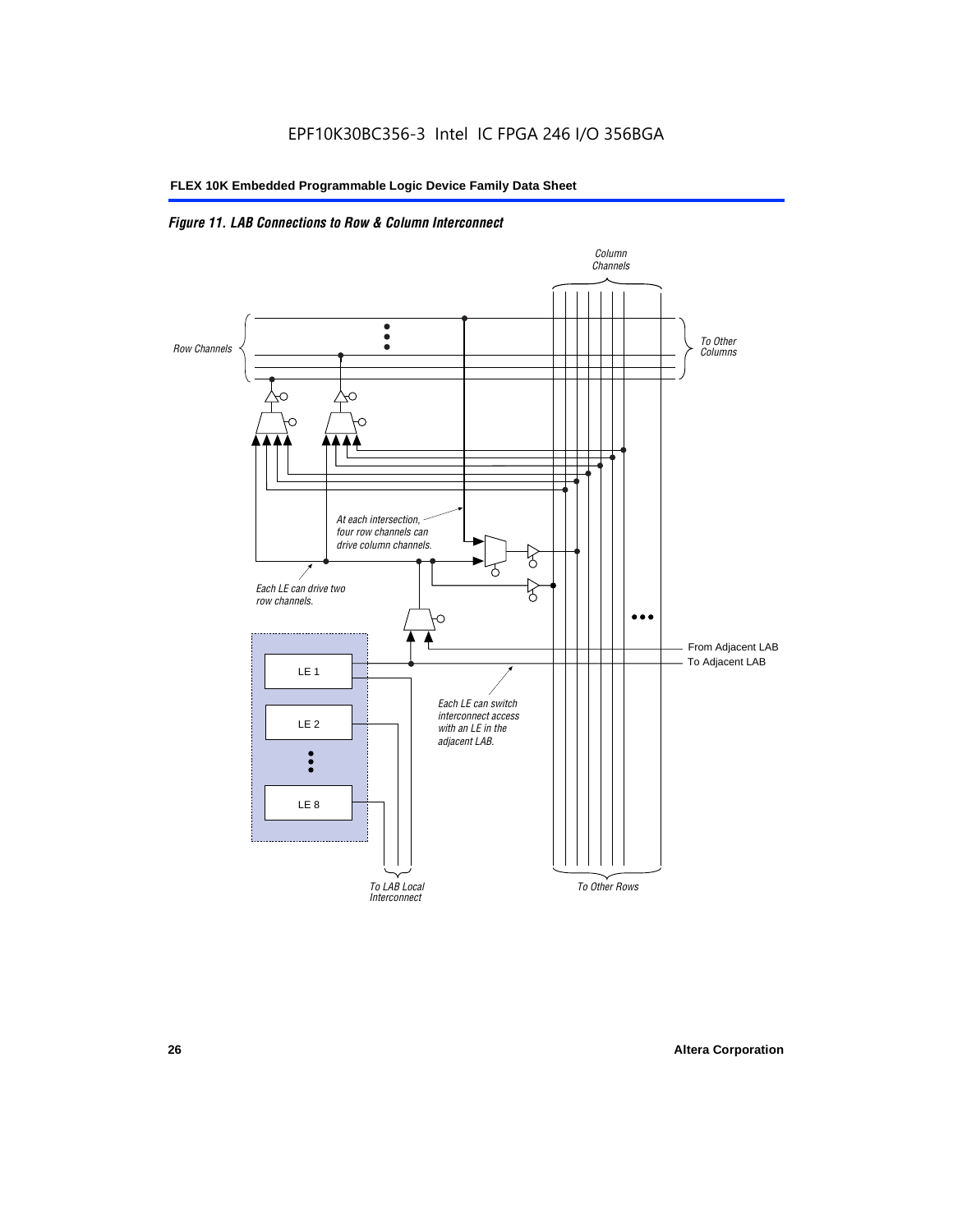*Figure 11. LAB Connections to Row & Column Interconnect*

Column Channels

Row Channels

To Other Columns

At each intersection, four row channels can drive column channels.

Each LE can drive two row channels.

From Adjacent LAB

To Adjacent LAB

LE 1

LE 2

LE 8

Each LE can switch interconnect access with an LE in the adjacent LAB.

To LAB Local Interconnect

To Other Rows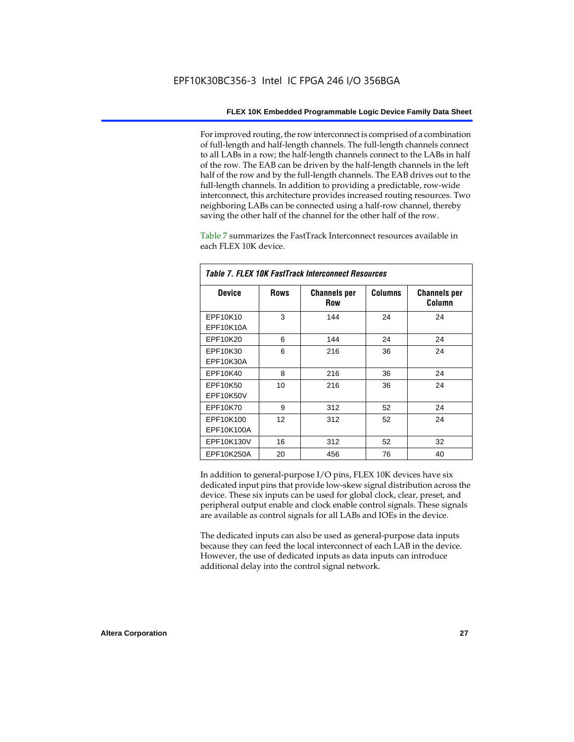For improved routing, the row interconnect is comprised of a combination of full-length and half-length channels. The full-length channels connect to all LABs in a row; the half-length channels connect to the LABs in half of the row. The EAB can be driven by the half-length channels in the left half of the row and by the full-length channels. The EAB drives out to the full-length channels. In addition to providing a predictable, row-wide interconnect, this architecture provides increased routing resources. Two neighboring LABs can be connected using a half-row channel, thereby saving the other half of the channel for the other half of the row.

Table 7 summarizes the FastTrack Interconnect resources available in each FLEX 10K device.

*Table 7. FLEX 10K FastTrack Interconnect Resources*

| Device | Rows | Channels per Row | Columns | Channels per Column |
|---|---|---|---|---|
| EPF10K10<br>EPF10K10A | 3 | 144 | 24 | 24 |
| EPF10K20 | 6 | 144 | 24 | 24 |
| EPF10K30<br>EPF10K30A | 6 | 216 | 36 | 24 |
| EPF10K40 | 8 | 216 | 36 | 24 |
| EPF10K50<br>EPF10K50V | 10 | 216 | 36 | 24 |
| EPF10K70 | 9 | 312 | 52 | 24 |
| EPF10K100<br>EPF10K100A | 12 | 312 | 52 | 24 |
| EPF10K130V | 16 | 312 | 52 | 32 |
| EPF10K250A | 20 | 456 | 76 | 40 |

In addition to general-purpose I/O pins, FLEX 10K devices have six dedicated input pins that provide low-skew signal distribution across the device. These six inputs can be used for global clock, clear, preset, and peripheral output enable and clock enable control signals. These signals are available as control signals for all LABs and IOEs in the device.

The dedicated inputs can also be used as general-purpose data inputs because they can feed the local interconnect of each LAB in the device. However, the use of dedicated inputs as data inputs can introduce additional delay into the control signal network.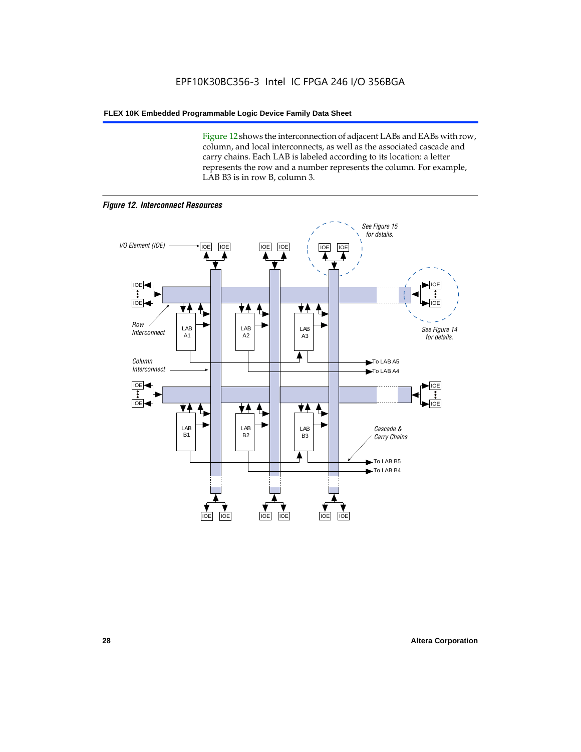Figure 12 shows the interconnection of adjacent LABs and EABs with row, column, and local interconnects, as well as the associated cascade and carry chains. Each LAB is labeled according to its location: a letter represents the row and a number represents the column. For example, LAB B3 is in row B, column 3.

*Figure 12. Interconnect Resources*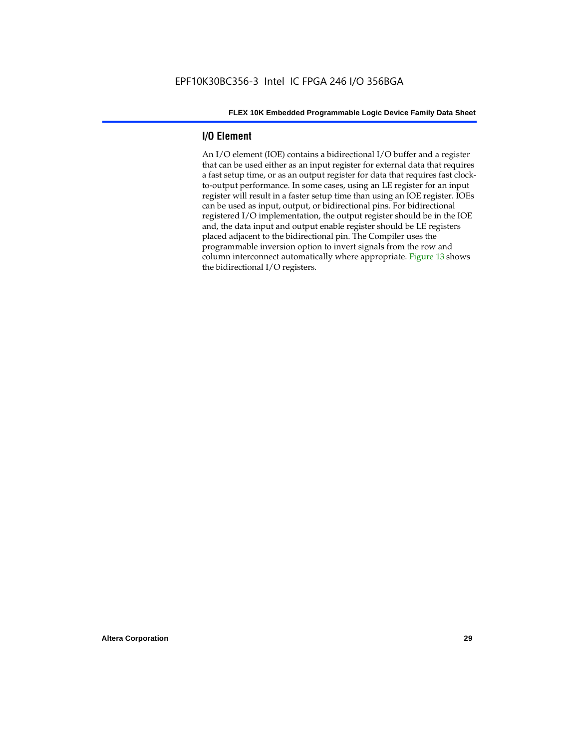## I/O Element

An I/O element (IOE) contains a bidirectional I/O buffer and a register that can be used either as an input register for external data that requires a fast setup time, or as an output register for data that requires fast clock-to-output performance. In some cases, using an LE register for an input register will result in a faster setup time than using an IOE register. IOEs can be used as input, output, or bidirectional pins. For bidirectional registered I/O implementation, the output register should be in the IOE and, the data input and output enable register should be LE registers placed adjacent to the bidirectional pin. The Compiler uses the programmable inversion option to invert signals from the row and column interconnect automatically where appropriate. Figure 13 shows the bidirectional I/O registers.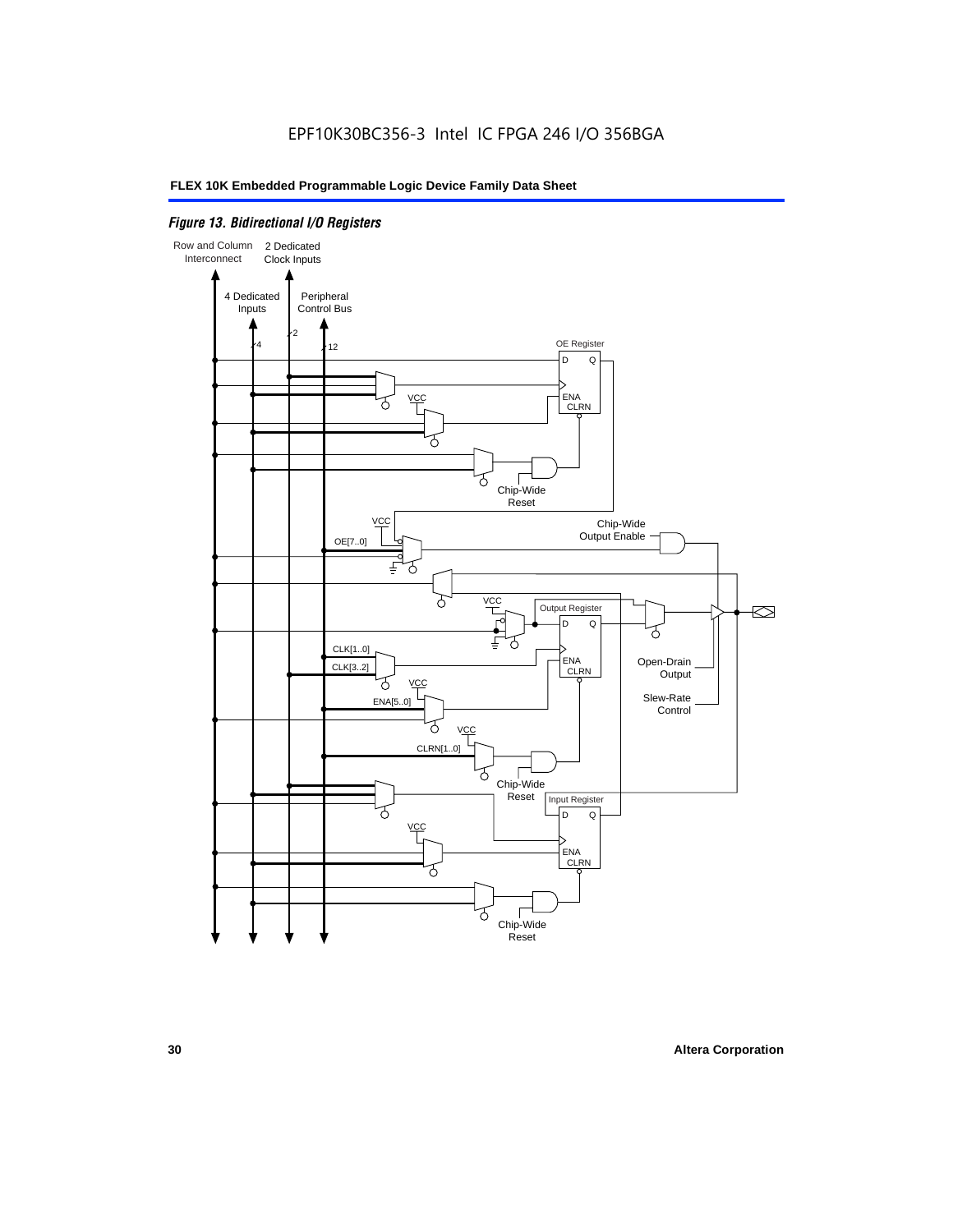*Figure 13. Bidirectional I/O Registers*

Row and Column Interconnect

2 Dedicated Clock Inputs

4 Dedicated Inputs

Peripheral Control Bus

4

2

12

OE Register

D Q

ENA CLRN

VCC

Chip-Wide Reset

VCC

OE[7..0]

Chip-Wide Output Enable

VCC

Output Register

D Q

CLK[1..0]

CLK[3..2]

ENA CLRN

VCC

ENA[5..0]

Open-Drain Output

Slew-Rate Control

VCC

CLRN[1..0]

Chip-Wide Reset

Input Register

D Q

VCC

ENA CLRN

Chip-Wide Reset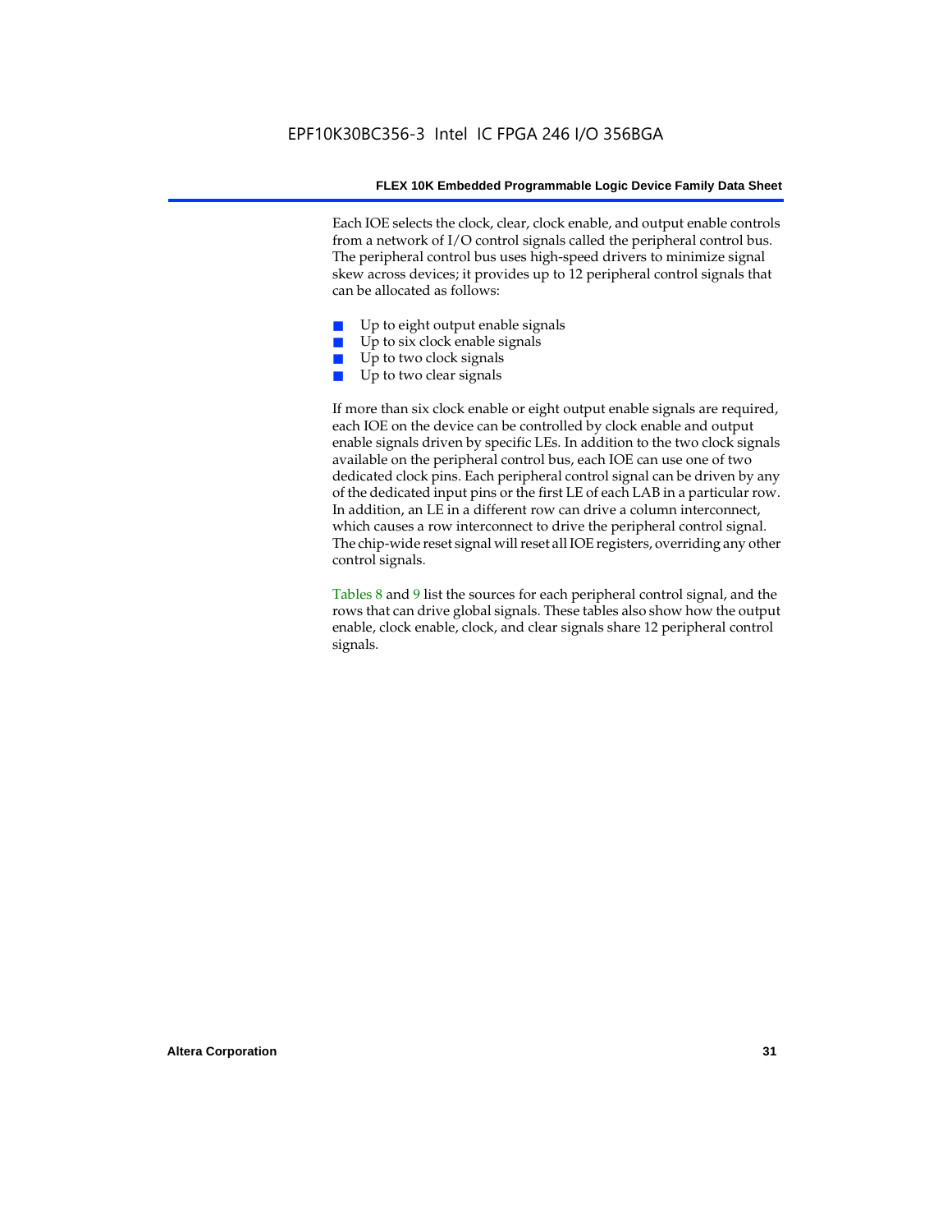Each IOE selects the clock, clear, clock enable, and output enable controls from a network of I/O control signals called the peripheral control bus. The peripheral control bus uses high-speed drivers to minimize signal skew across devices; it provides up to 12 peripheral control signals that can be allocated as follows:

- Up to eight output enable signals
- Up to six clock enable signals
- Up to two clock signals
- Up to two clear signals

If more than six clock enable or eight output enable signals are required, each IOE on the device can be controlled by clock enable and output enable signals driven by specific LEs. In addition to the two clock signals available on the peripheral control bus, each IOE can use one of two dedicated clock pins. Each peripheral control signal can be driven by any of the dedicated input pins or the first LE of each LAB in a particular row. In addition, an LE in a different row can drive a column interconnect, which causes a row interconnect to drive the peripheral control signal. The chip-wide reset signal will reset all IOE registers, overriding any other control signals.

Tables 8 and 9 list the sources for each peripheral control signal, and the rows that can drive global signals. These tables also show how the output enable, clock enable, clock, and clear signals share 12 peripheral control signals.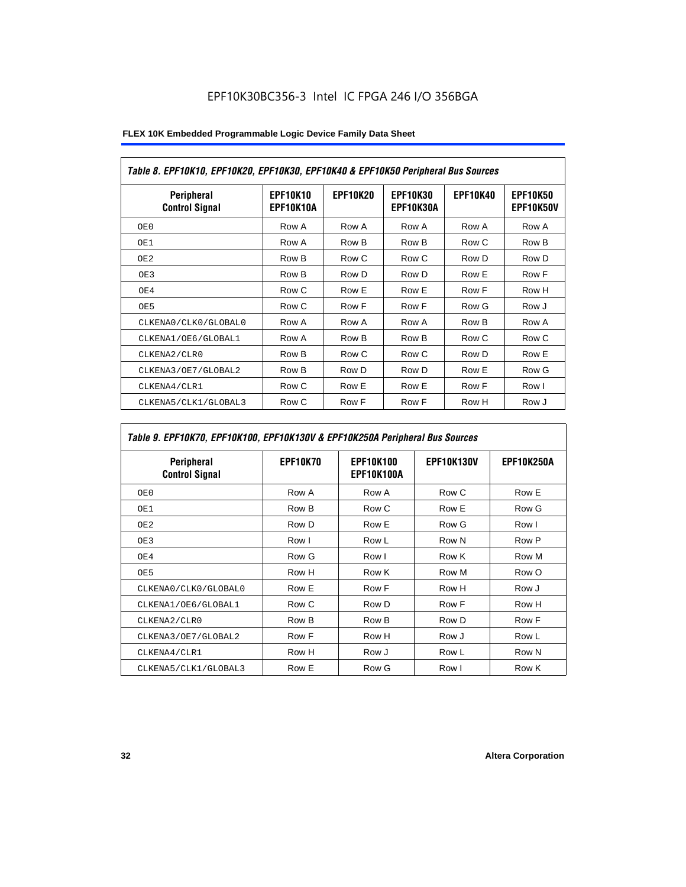*Table 8. EPF10K10, EPF10K20, EPF10K30, EPF10K40 & EPF10K50 Peripheral Bus Sources*

| Peripheral Control Signal | EPF10K10 EPF10K10A | EPF10K20 | EPF10K30 EPF10K30A | EPF10K40 | EPF10K50 EPF10K50V |
|---|---|---|---|---|---|
| OE0 | Row A | Row A | Row A | Row A | Row A |
| OE1 | Row A | Row B | Row B | Row C | Row B |
| OE2 | Row B | Row C | Row C | Row D | Row D |
| OE3 | Row B | Row D | Row D | Row E | Row F |
| OE4 | Row C | Row E | Row E | Row F | Row H |
| OE5 | Row C | Row F | Row F | Row G | Row J |
| CLKENA0/CLK0/GLOBAL0 | Row A | Row A | Row A | Row B | Row A |
| CLKENA1/OE6/GLOBAL1 | Row A | Row B | Row B | Row C | Row C |
| CLKENA2/CLR0 | Row B | Row C | Row C | Row D | Row E |
| CLKENA3/OE7/GLOBAL2 | Row B | Row D | Row D | Row E | Row G |
| CLKENA4/CLR1 | Row C | Row E | Row E | Row F | Row I |
| CLKENA5/CLK1/GLOBAL3 | Row C | Row F | Row F | Row H | Row J |

*Table 9. EPF10K70, EPF10K100, EPF10K130V & EPF10K250A Peripheral Bus Sources*

| Peripheral Control Signal | EPF10K70 | EPF10K100 EPF10K100A | EPF10K130V | EPF10K250A |
|---|---|---|---|---|
| OE0 | Row A | Row A | Row C | Row E |
| OE1 | Row B | Row C | Row E | Row G |
| OE2 | Row D | Row E | Row G | Row I |
| OE3 | Row I | Row L | Row N | Row P |
| OE4 | Row G | Row I | Row K | Row M |
| OE5 | Row H | Row K | Row M | Row O |
| CLKENA0/CLK0/GLOBAL0 | Row E | Row F | Row H | Row J |
| CLKENA1/OE6/GLOBAL1 | Row C | Row D | Row F | Row H |
| CLKENA2/CLR0 | Row B | Row B | Row D | Row F |
| CLKENA3/OE7/GLOBAL2 | Row F | Row H | Row J | Row L |
| CLKENA4/CLR1 | Row H | Row J | Row L | Row N |
| CLKENA5/CLK1/GLOBAL3 | Row E | Row G | Row I | Row K |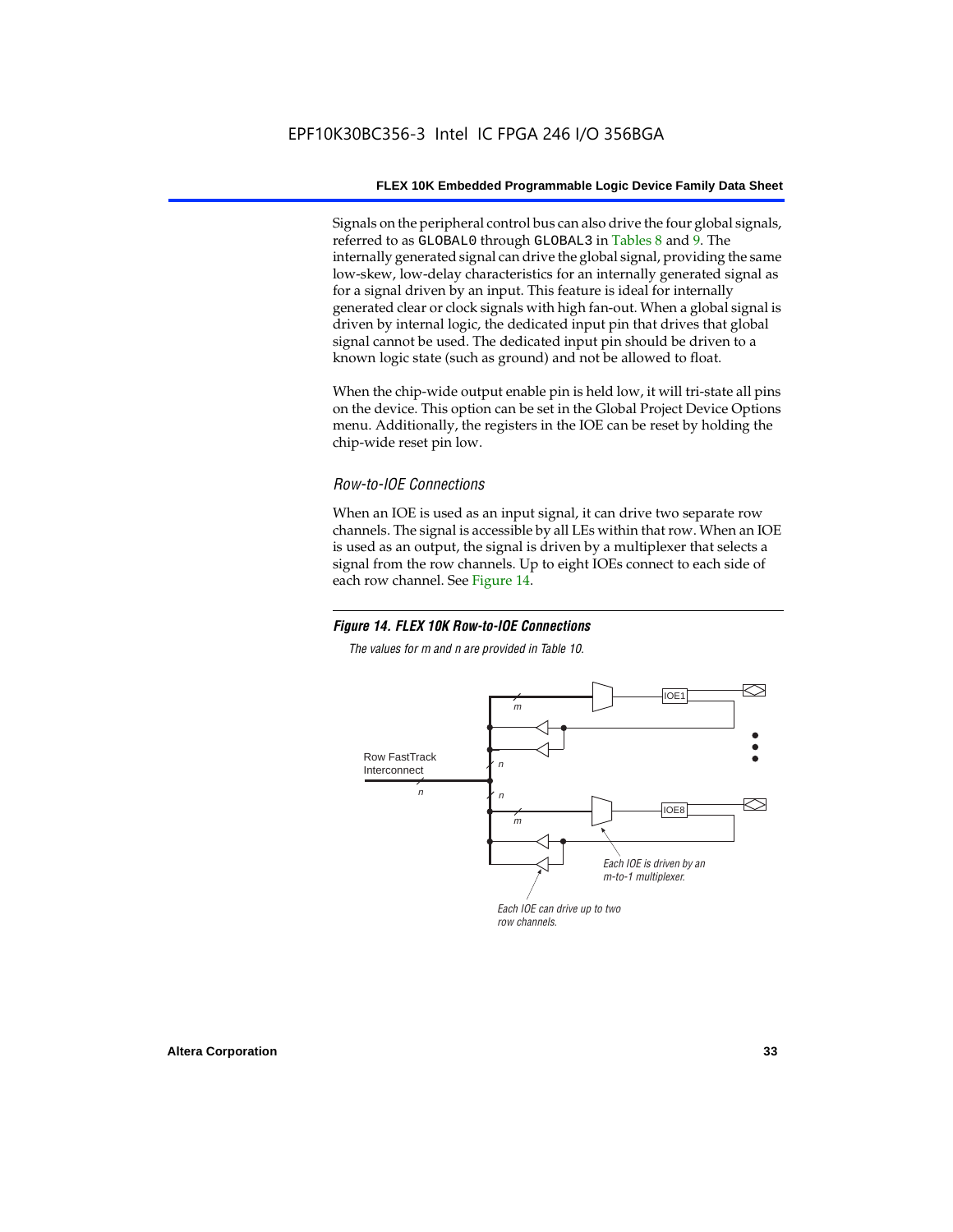Signals on the peripheral control bus can also drive the four global signals, referred to as GLOBAL0 through GLOBAL3 in Tables 8 and 9. The internally generated signal can drive the global signal, providing the same low-skew, low-delay characteristics for an internally generated signal as for a signal driven by an input. This feature is ideal for internally generated clear or clock signals with high fan-out. When a global signal is driven by internal logic, the dedicated input pin that drives that global signal cannot be used. The dedicated input pin should be driven to a known logic state (such as ground) and not be allowed to float.

When the chip-wide output enable pin is held low, it will tri-state all pins on the device. This option can be set in the Global Project Device Options menu. Additionally, the registers in the IOE can be reset by holding the chip-wide reset pin low.

### *Row-to-IOE Connections*

When an IOE is used as an input signal, it can drive two separate row channels. The signal is accessible by all LEs within that row. When an IOE is used as an output, the signal is driven by a multiplexer that selects a signal from the row channels. Up to eight IOEs connect to each side of each row channel. See Figure 14.

***Figure 14. FLEX 10K Row-to-IOE Connections***

*The values for m and n are provided in Table 10.*

Row FastTrack Interconnect

IOE1

IOE8

*Each IOE is driven by an m-to-1 multiplexer.*

*Each IOE can drive up to two row channels.*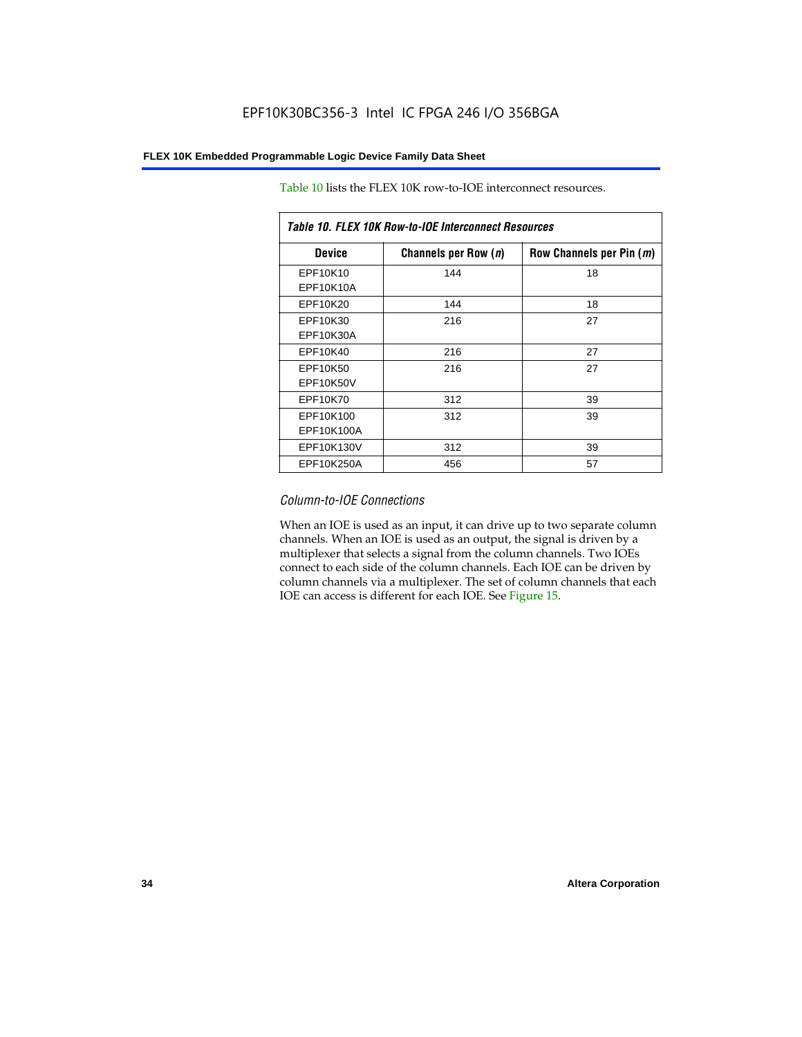Table 10 lists the FLEX 10K row-to-IOE interconnect resources.

*Table 10. FLEX 10K Row-to-IOE Interconnect Resources*

| Device | Channels per Row (*n*) | Row Channels per Pin (*m*) |
|---|---|---|
| EPF10K10<br>EPF10K10A | 144 | 18 |
| EPF10K20 | 144 | 18 |
| EPF10K30<br>EPF10K30A | 216 | 27 |
| EPF10K40 | 216 | 27 |
| EPF10K50<br>EPF10K50V | 216 | 27 |
| EPF10K70 | 312 | 39 |
| EPF10K100<br>EPF10K100A | 312 | 39 |
| EPF10K130V | 312 | 39 |
| EPF10K250A | 456 | 57 |

### *Column-to-IOE Connections*

When an IOE is used as an input, it can drive up to two separate column channels. When an IOE is used as an output, the signal is driven by a multiplexer that selects a signal from the column channels. Two IOEs connect to each side of the column channels. Each IOE can be driven by column channels via a multiplexer. The set of column channels that each IOE can access is different for each IOE. See Figure 15.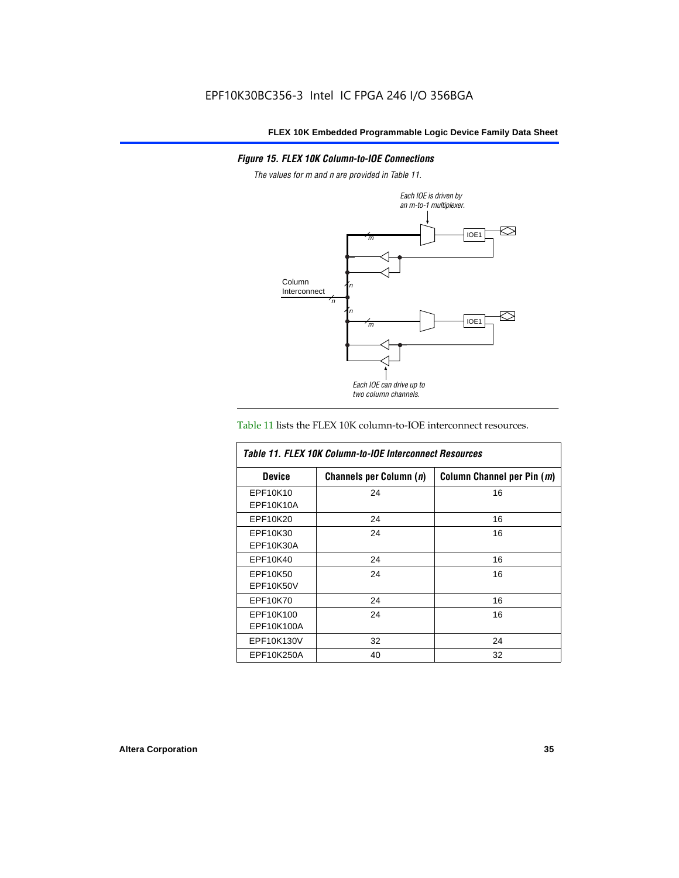*Figure 15. FLEX 10K Column-to-IOE Connections*

*The values for m and n are provided in Table 11.*

*Each IOE is driven by an m-to-1 multiplexer.*

Column Interconnect

*Each IOE can drive up to two column channels.*

Table 11 lists the FLEX 10K column-to-IOE interconnect resources.

| *Table 11. FLEX 10K Column-to-IOE Interconnect Resources* | | |
|---|---|---|
| **Device** | **Channels per Column (*n*)** | **Column Channel per Pin (*m*)** |
| EPF10K10<br>EPF10K10A | 24 | 16 |
| EPF10K20 | 24 | 16 |
| EPF10K30<br>EPF10K30A | 24 | 16 |
| EPF10K40 | 24 | 16 |
| EPF10K50<br>EPF10K50V | 24 | 16 |
| EPF10K70 | 24 | 16 |
| EPF10K100<br>EPF10K100A | 24 | 16 |
| EPF10K130V | 32 | 24 |
| EPF10K250A | 40 | 32 |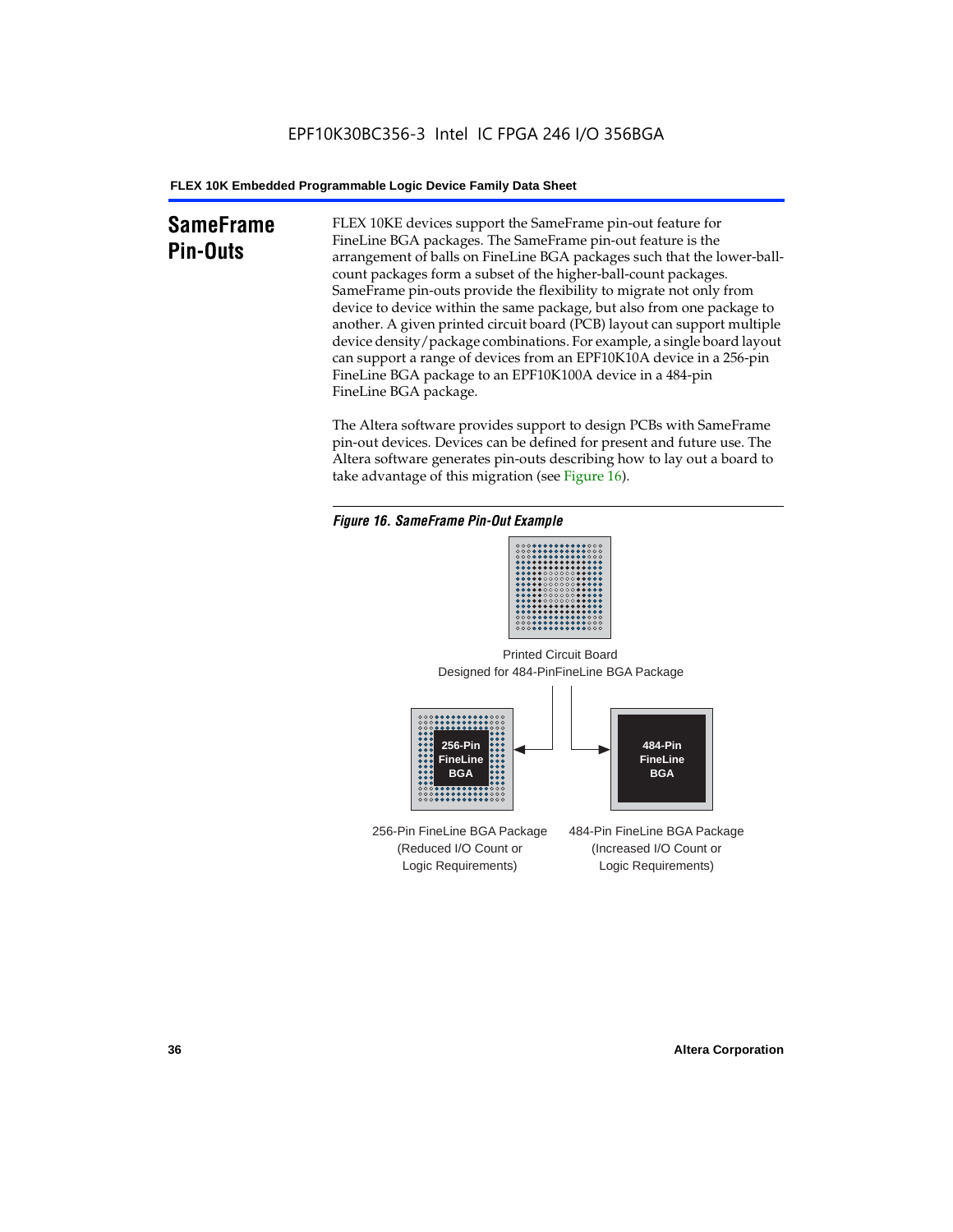## SameFrame Pin-Outs

FLEX 10KE devices support the SameFrame pin-out feature for FineLine BGA packages. The SameFrame pin-out feature is the arrangement of balls on FineLine BGA packages such that the lower-ball-count packages form a subset of the higher-ball-count packages. SameFrame pin-outs provide the flexibility to migrate not only from device to device within the same package, but also from one package to another. A given printed circuit board (PCB) layout can support multiple device density/package combinations. For example, a single board layout can support a range of devices from an EPF10K10A device in a 256-pin FineLine BGA package to an EPF10K100A device in a 484-pin FineLine BGA package.

The Altera software provides support to design PCBs with SameFrame pin-out devices. Devices can be defined for present and future use. The Altera software generates pin-outs describing how to lay out a board to take advantage of this migration (see Figure 16).

*Figure 16. SameFrame Pin-Out Example*

Printed Circuit Board
Designed for 484-PinFineLine BGA Package

256-Pin FineLine BGA

484-Pin FineLine BGA

256-Pin FineLine BGA Package
(Reduced I/O Count or
Logic Requirements)

484-Pin FineLine BGA Package
(Increased I/O Count or
Logic Requirements)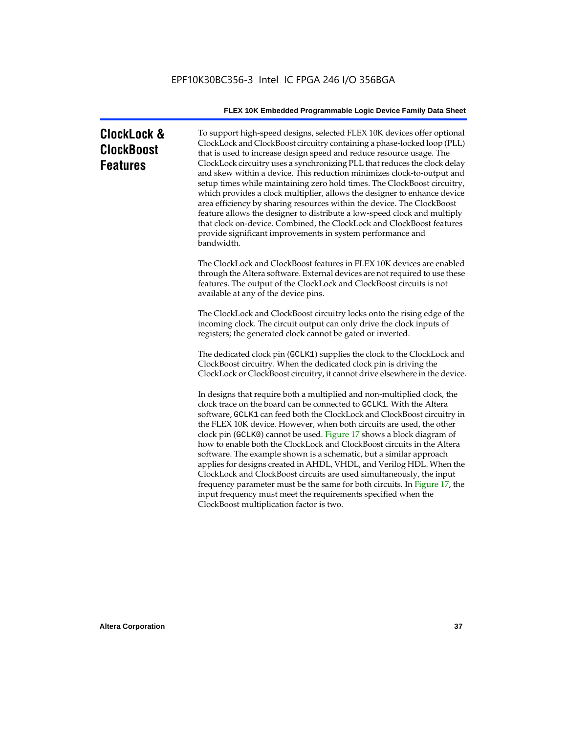## ClockLock & ClockBoost Features

To support high-speed designs, selected FLEX 10K devices offer optional ClockLock and ClockBoost circuitry containing a phase-locked loop (PLL) that is used to increase design speed and reduce resource usage. The ClockLock circuitry uses a synchronizing PLL that reduces the clock delay and skew within a device. This reduction minimizes clock-to-output and setup times while maintaining zero hold times. The ClockBoost circuitry, which provides a clock multiplier, allows the designer to enhance device area efficiency by sharing resources within the device. The ClockBoost feature allows the designer to distribute a low-speed clock and multiply that clock on-device. Combined, the ClockLock and ClockBoost features provide significant improvements in system performance and bandwidth.

The ClockLock and ClockBoost features in FLEX 10K devices are enabled through the Altera software. External devices are not required to use these features. The output of the ClockLock and ClockBoost circuits is not available at any of the device pins.

The ClockLock and ClockBoost circuitry locks onto the rising edge of the incoming clock. The circuit output can only drive the clock inputs of registers; the generated clock cannot be gated or inverted.

The dedicated clock pin (`GCLK1`) supplies the clock to the ClockLock and ClockBoost circuitry. When the dedicated clock pin is driving the ClockLock or ClockBoost circuitry, it cannot drive elsewhere in the device.

In designs that require both a multiplied and non-multiplied clock, the clock trace on the board can be connected to `GCLK1`. With the Altera software, `GCLK1` can feed both the ClockLock and ClockBoost circuitry in the FLEX 10K device. However, when both circuits are used, the other clock pin (`GCLK0`) cannot be used. Figure 17 shows a block diagram of how to enable both the ClockLock and ClockBoost circuits in the Altera software. The example shown is a schematic, but a similar approach applies for designs created in AHDL, VHDL, and Verilog HDL. When the ClockLock and ClockBoost circuits are used simultaneously, the input frequency parameter must be the same for both circuits. In Figure 17, the input frequency must meet the requirements specified when the ClockBoost multiplication factor is two.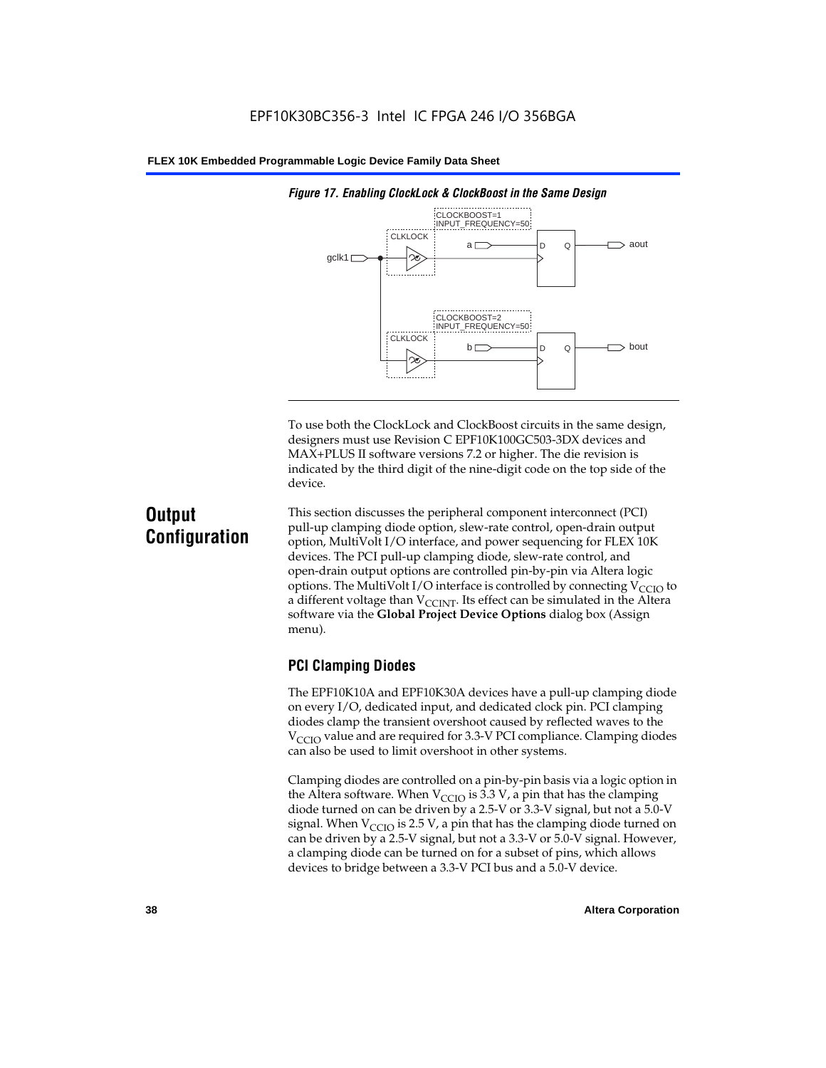*Figure 17. Enabling ClockLock & ClockBoost in the Same Design*

To use both the ClockLock and ClockBoost circuits in the same design, designers must use Revision C EPF10K100GC503-3DX devices and MAX+PLUS II software versions 7.2 or higher. The die revision is indicated by the third digit of the nine-digit code on the top side of the device.

# Output Configuration

This section discusses the peripheral component interconnect (PCI) pull-up clamping diode option, slew-rate control, open-drain output option, MultiVolt I/O interface, and power sequencing for FLEX 10K devices. The PCI pull-up clamping diode, slew-rate control, and open-drain output options are controlled pin-by-pin via Altera logic options. The MultiVolt I/O interface is controlled by connecting $V_{CCIO}$ to a different voltage than $V_{CCINT}$. Its effect can be simulated in the Altera software via the **Global Project Device Options** dialog box (Assign menu).

## PCI Clamping Diodes

The EPF10K10A and EPF10K30A devices have a pull-up clamping diode on every I/O, dedicated input, and dedicated clock pin. PCI clamping diodes clamp the transient overshoot caused by reflected waves to the $V_{CCIO}$ value and are required for 3.3-V PCI compliance. Clamping diodes can also be used to limit overshoot in other systems.

Clamping diodes are controlled on a pin-by-pin basis via a logic option in the Altera software. When $V_{CCIO}$ is 3.3 V, a pin that has the clamping diode turned on can be driven by a 2.5-V or 3.3-V signal, but not a 5.0-V signal. When $V_{CCIO}$ is 2.5 V, a pin that has the clamping diode turned on can be driven by a 2.5-V signal, but not a 3.3-V or 5.0-V signal. However, a clamping diode can be turned on for a subset of pins, which allows devices to bridge between a 3.3-V PCI bus and a 5.0-V device.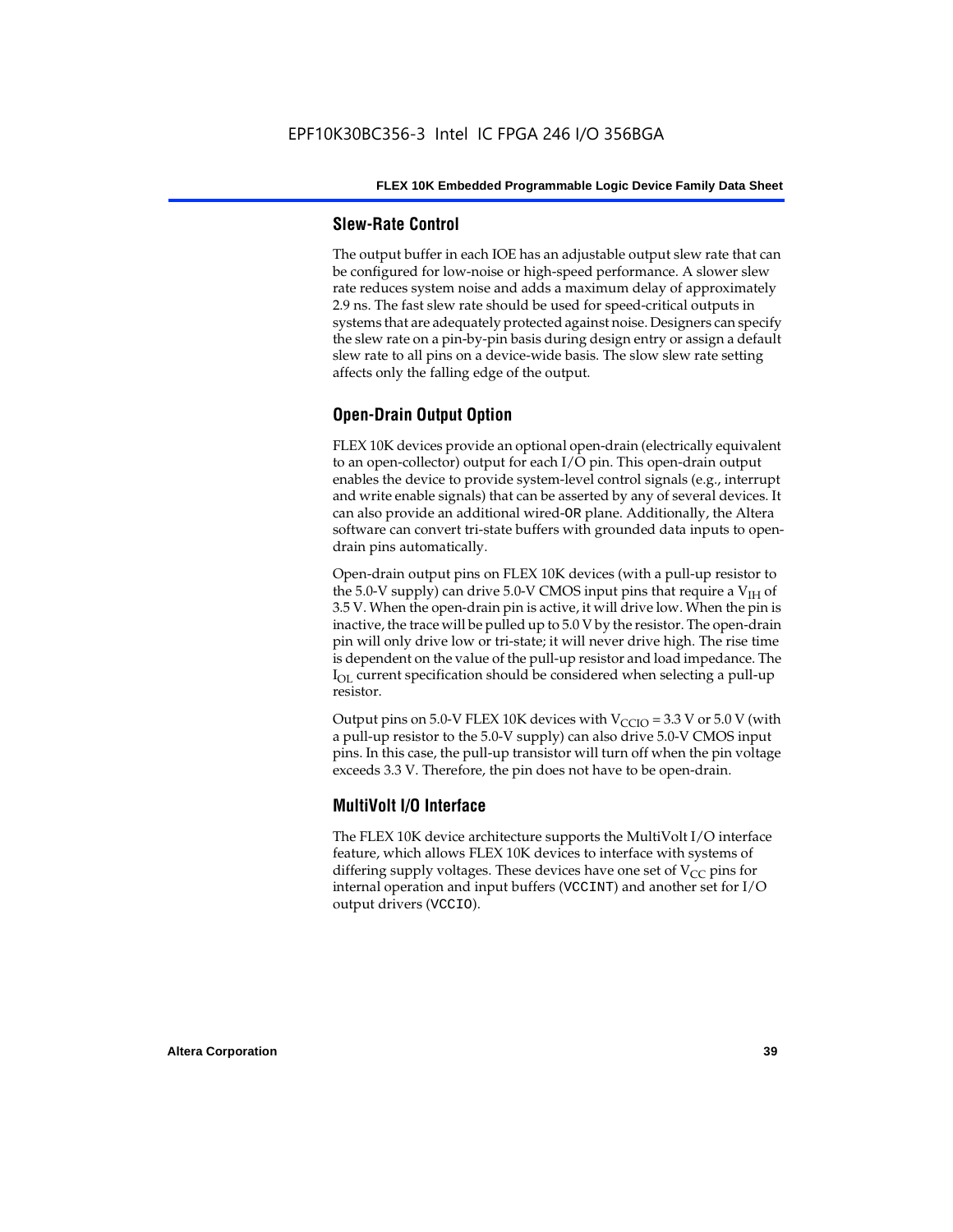### Slew-Rate Control

The output buffer in each IOE has an adjustable output slew rate that can be configured for low-noise or high-speed performance. A slower slew rate reduces system noise and adds a maximum delay of approximately 2.9 ns. The fast slew rate should be used for speed-critical outputs in systems that are adequately protected against noise. Designers can specify the slew rate on a pin-by-pin basis during design entry or assign a default slew rate to all pins on a device-wide basis. The slow slew rate setting affects only the falling edge of the output.

### Open-Drain Output Option

FLEX 10K devices provide an optional open-drain (electrically equivalent to an open-collector) output for each I/O pin. This open-drain output enables the device to provide system-level control signals (e.g., interrupt and write enable signals) that can be asserted by any of several devices. It can also provide an additional wired-`OR` plane. Additionally, the Altera software can convert tri-state buffers with grounded data inputs to open-drain pins automatically.

Open-drain output pins on FLEX 10K devices (with a pull-up resistor to the 5.0-V supply) can drive 5.0-V CMOS input pins that require a $V_{IH}$ of 3.5 V. When the open-drain pin is active, it will drive low. When the pin is inactive, the trace will be pulled up to 5.0 V by the resistor. The open-drain pin will only drive low or tri-state; it will never drive high. The rise time is dependent on the value of the pull-up resistor and load impedance. The $I_{OL}$ current specification should be considered when selecting a pull-up resistor.

Output pins on 5.0-V FLEX 10K devices with $V_{CCIO}$ = 3.3 V or 5.0 V (with a pull-up resistor to the 5.0-V supply) can also drive 5.0-V CMOS input pins. In this case, the pull-up transistor will turn off when the pin voltage exceeds 3.3 V. Therefore, the pin does not have to be open-drain.

### MultiVolt I/O Interface

The FLEX 10K device architecture supports the MultiVolt I/O interface feature, which allows FLEX 10K devices to interface with systems of differing supply voltages. These devices have one set of $V_{CC}$ pins for internal operation and input buffers (`VCCINT`) and another set for I/O output drivers (`VCCIO`).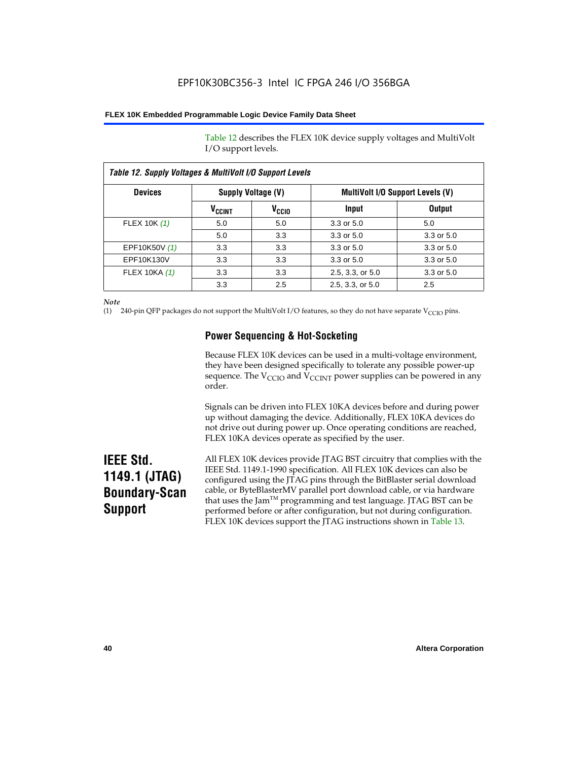Table 12 describes the FLEX 10K device supply voltages and MultiVolt I/O support levels.

**Table 12. Supply Voltages & MultiVolt I/O Support Levels**

| Devices | Supply Voltage (V) | | MultiVolt I/O Support Levels (V) | |
|---|---|---|---|---|
| | $V_{CCINT}$ | $V_{CCIO}$ | Input | Output |
| FLEX 10K *(1)* | 5.0 | 5.0 | 3.3 or 5.0 | 5.0 |
| | 5.0 | 3.3 | 3.3 or 5.0 | 3.3 or 5.0 |
| EPF10K50V *(1)* | 3.3 | 3.3 | 3.3 or 5.0 | 3.3 or 5.0 |
| EPF10K130V | 3.3 | 3.3 | 3.3 or 5.0 | 3.3 or 5.0 |
| FLEX 10KA *(1)* | 3.3 | 3.3 | 2.5, 3.3, or 5.0 | 3.3 or 5.0 |
| | 3.3 | 2.5 | 2.5, 3.3, or 5.0 | 2.5 |

*Note*

(1) 240-pin QFP packages do not support the MultiVolt I/O features, so they do not have separate $V_{CCIO}$ pins.

### Power Sequencing & Hot-Socketing

Because FLEX 10K devices can be used in a multi-voltage environment, they have been designed specifically to tolerate any possible power-up sequence. The $V_{CCIO}$ and $V_{CCINT}$ power supplies can be powered in any order.

Signals can be driven into FLEX 10KA devices before and during power up without damaging the device. Additionally, FLEX 10KA devices do not drive out during power up. Once operating conditions are reached, FLEX 10KA devices operate as specified by the user.

## IEEE Std. 1149.1 (JTAG) Boundary-Scan Support

All FLEX 10K devices provide JTAG BST circuitry that complies with the IEEE Std. 1149.1-1990 specification. All FLEX 10K devices can also be configured using the JTAG pins through the BitBlaster serial download cable, or ByteBlasterMV parallel port download cable, or via hardware that uses the Jam™ programming and test language. JTAG BST can be performed before or after configuration, but not during configuration. FLEX 10K devices support the JTAG instructions shown in Table 13.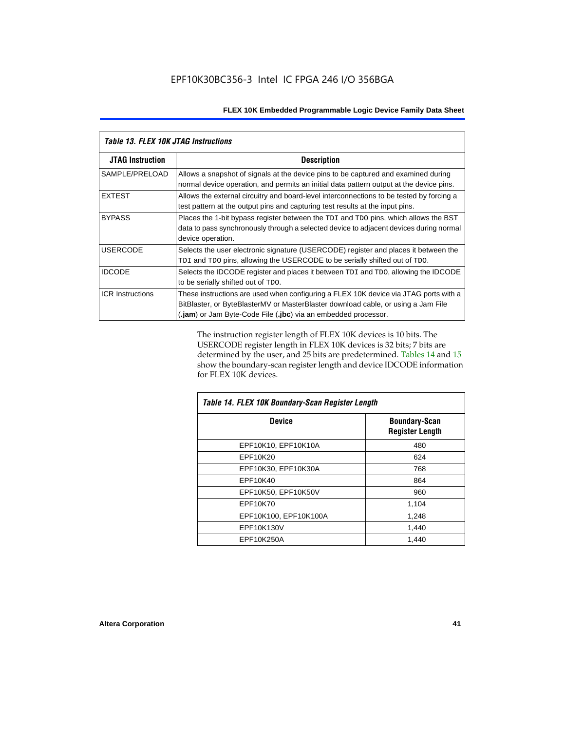*Table 13. FLEX 10K JTAG Instructions*

| JTAG Instruction | Description |
|---|---|
| SAMPLE/PRELOAD | Allows a snapshot of signals at the device pins to be captured and examined during normal device operation, and permits an initial data pattern output at the device pins. |
| EXTEST | Allows the external circuitry and board-level interconnections to be tested by forcing a test pattern at the output pins and capturing test results at the input pins. |
| BYPASS | Places the 1-bit bypass register between the TDI and TDO pins, which allows the BST data to pass synchronously through a selected device to adjacent devices during normal device operation. |
| USERCODE | Selects the user electronic signature (USERCODE) register and places it between the TDI and TDO pins, allowing the USERCODE to be serially shifted out of TDO. |
| IDCODE | Selects the IDCODE register and places it between TDI and TDO, allowing the IDCODE to be serially shifted out of TDO. |
| ICR Instructions | These instructions are used when configuring a FLEX 10K device via JTAG ports with a BitBlaster, or ByteBlasterMV or MasterBlaster download cable, or using a Jam File (**.jam**) or Jam Byte-Code File (**.jbc**) via an embedded processor. |

The instruction register length of FLEX 10K devices is 10 bits. The USERCODE register length in FLEX 10K devices is 32 bits; 7 bits are determined by the user, and 25 bits are predetermined. Tables 14 and 15 show the boundary-scan register length and device IDCODE information for FLEX 10K devices.

*Table 14. FLEX 10K Boundary-Scan Register Length*

| Device | Boundary-Scan Register Length |
|---|---|
| EPF10K10, EPF10K10A | 480 |
| EPF10K20 | 624 |
| EPF10K30, EPF10K30A | 768 |
| EPF10K40 | 864 |
| EPF10K50, EPF10K50V | 960 |
| EPF10K70 | 1,104 |
| EPF10K100, EPF10K100A | 1,248 |
| EPF10K130V | 1,440 |
| EPF10K250A | 1,440 |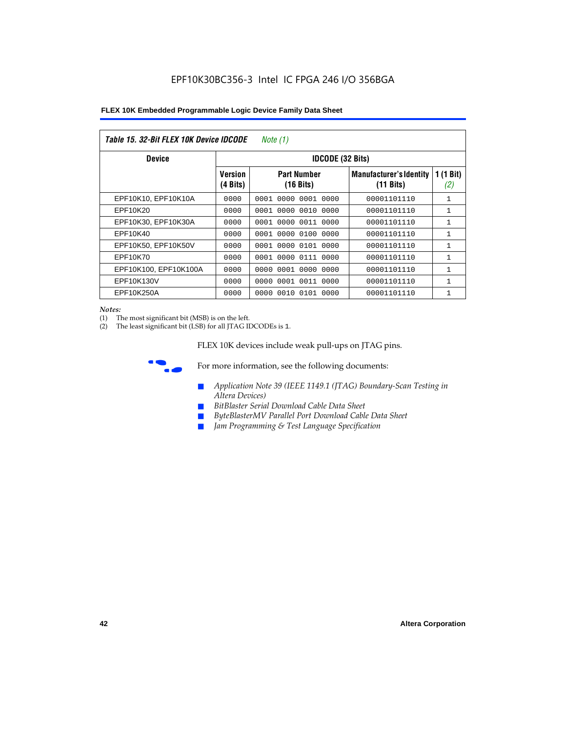**Table 15. 32-Bit FLEX 10K Device IDCODE** *Note (1)*

| Device | IDCODE (32 Bits) | | | |
|---|---|---|---|---|
| | Version (4 Bits) | Part Number (16 Bits) | Manufacturer's Identity (11 Bits) | 1 (1 Bit) *(2)* |
| EPF10K10, EPF10K10A | 0000 | 0001 0000 0001 0000 | 00001101110 | 1 |
| EPF10K20 | 0000 | 0001 0000 0010 0000 | 00001101110 | 1 |
| EPF10K30, EPF10K30A | 0000 | 0001 0000 0011 0000 | 00001101110 | 1 |
| EPF10K40 | 0000 | 0001 0000 0100 0000 | 00001101110 | 1 |
| EPF10K50, EPF10K50V | 0000 | 0001 0000 0101 0000 | 00001101110 | 1 |
| EPF10K70 | 0000 | 0001 0000 0111 0000 | 00001101110 | 1 |
| EPF10K100, EPF10K100A | 0000 | 0000 0001 0000 0000 | 00001101110 | 1 |
| EPF10K130V | 0000 | 0000 0001 0011 0000 | 00001101110 | 1 |
| EPF10K250A | 0000 | 0000 0010 0101 0000 | 00001101110 | 1 |

*Notes:*
(1) The most significant bit (MSB) is on the left.
(2) The least significant bit (LSB) for all JTAG IDCODEs is 1.

FLEX 10K devices include weak pull-ups on JTAG pins.

For more information, see the following documents:

- *Application Note 39 (IEEE 1149.1 (JTAG) Boundary-Scan Testing in Altera Devices)*
- *BitBlaster Serial Download Cable Data Sheet*
- *ByteBlasterMV Parallel Port Download Cable Data Sheet*
- *Jam Programming & Test Language Specification*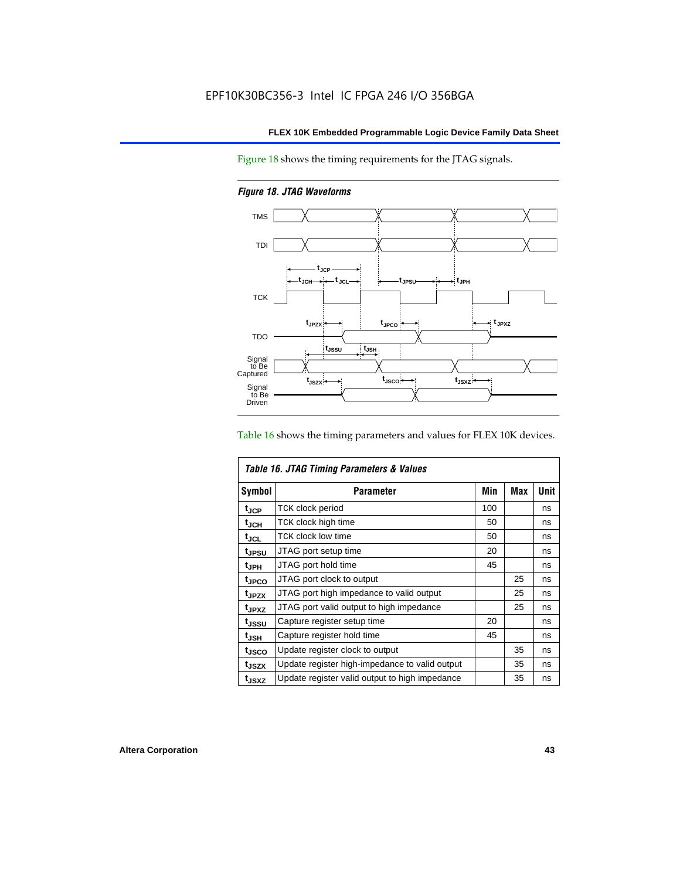Figure 18 shows the timing requirements for the JTAG signals.

*Figure 18. JTAG Waveforms*

Table 16 shows the timing parameters and values for FLEX 10K devices.

*Table 16. JTAG Timing Parameters & Values*

| Symbol | Parameter | Min | Max | Unit |
|---|---|---|---|---|
| $t_{JCP}$ | TCK clock period | 100 | | ns |
| $t_{JCH}$ | TCK clock high time | 50 | | ns |
| $t_{JCL}$ | TCK clock low time | 50 | | ns |
| $t_{JPSU}$ | JTAG port setup time | 20 | | ns |
| $t_{JPH}$ | JTAG port hold time | 45 | | ns |
| $t_{JPCO}$ | JTAG port clock to output | | 25 | ns |
| $t_{JPZX}$ | JTAG port high impedance to valid output | | 25 | ns |
| $t_{JPXZ}$ | JTAG port valid output to high impedance | | 25 | ns |
| $t_{JSSU}$ | Capture register setup time | 20 | | ns |
| $t_{JSH}$ | Capture register hold time | 45 | | ns |
| $t_{JSCO}$ | Update register clock to output | | 35 | ns |
| $t_{JSZX}$ | Update register high-impedance to valid output | | 35 | ns |
| $t_{JSXZ}$ | Update register valid output to high impedance | | 35 | ns |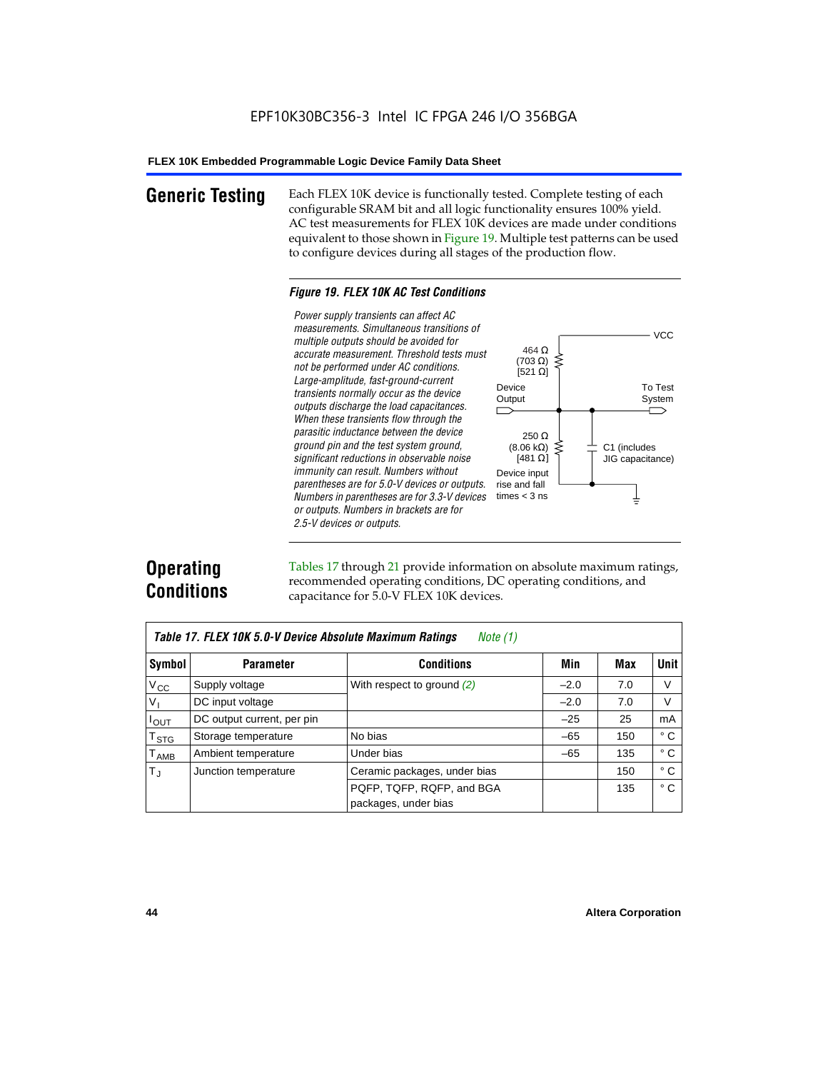## Generic Testing

Each FLEX 10K device is functionally tested. Complete testing of each configurable SRAM bit and all logic functionality ensures 100% yield. AC test measurements for FLEX 10K devices are made under conditions equivalent to those shown in Figure 19. Multiple test patterns can be used to configure devices during all stages of the production flow.

*Figure 19. FLEX 10K AC Test Conditions*

*Power supply transients can affect AC measurements. Simultaneous transitions of multiple outputs should be avoided for accurate measurement. Threshold tests must not be performed under AC conditions. Large-amplitude, fast-ground-current transients normally occur as the device outputs discharge the load capacitances. When these transients flow through the parasitic inductance between the device ground pin and the test system ground, significant reductions in observable noise immunity can result. Numbers without parentheses are for 5.0-V devices or outputs. Numbers in parentheses are for 3.3-V devices or outputs. Numbers in brackets are for 2.5-V devices or outputs.*

VCC

464 Ω (703 Ω) [521 Ω]

Device Output

To Test System

250 Ω (8.06 kΩ) [481 Ω]

C1 (includes JIG capacitance)

Device input rise and fall times < 3 ns

## Operating Conditions

Tables 17 through 21 provide information on absolute maximum ratings, recommended operating conditions, DC operating conditions, and capacitance for 5.0-V FLEX 10K devices.

*Table 17. FLEX 10K 5.0-V Device Absolute Maximum Ratings* *Note (1)*

| Symbol | Parameter | Conditions | Min | Max | Unit |
|---|---|---|---|---|---|
| $V_{CC}$ | Supply voltage | With respect to ground *(2)* | –2.0 | 7.0 | V |
| $V_I$ | DC input voltage | | –2.0 | 7.0 | V |
| $I_{OUT}$ | DC output current, per pin | | –25 | 25 | mA |
| $T_{STG}$ | Storage temperature | No bias | –65 | 150 | ° C |
| $T_{AMB}$ | Ambient temperature | Under bias | –65 | 135 | ° C |
| $T_J$ | Junction temperature | Ceramic packages, under bias | | 150 | ° C |
| | | PQFP, TQFP, RQFP, and BGA packages, under bias | | 135 | ° C |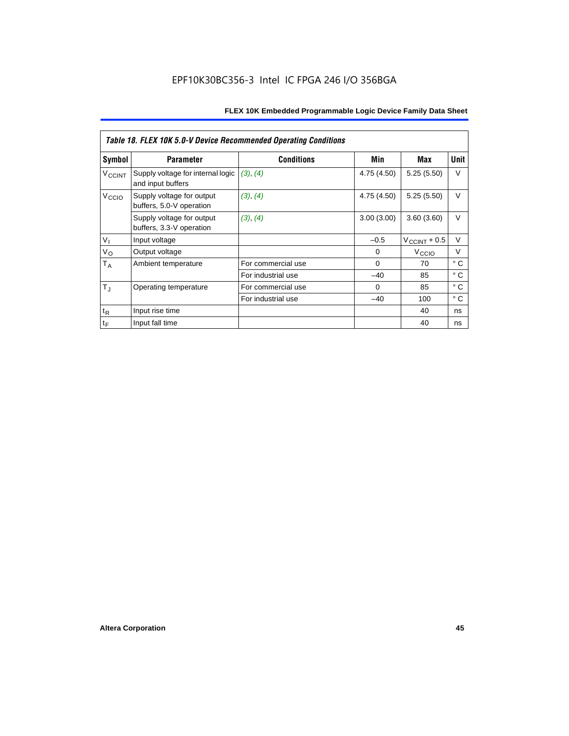*Table 18. FLEX 10K 5.0-V Device Recommended Operating Conditions*

| Symbol | Parameter | Conditions | Min | Max | Unit |
|---|---|---|---|---|---|
| $V_{CCINT}$ | Supply voltage for internal logic and input buffers | *(3)*, *(4)* | 4.75 (4.50) | 5.25 (5.50) | V |
| $V_{CCIO}$ | Supply voltage for output buffers, 5.0-V operation | *(3)*, *(4)* | 4.75 (4.50) | 5.25 (5.50) | V |
| | Supply voltage for output buffers, 3.3-V operation | *(3)*, *(4)* | 3.00 (3.00) | 3.60 (3.60) | V |
| $V_I$ | Input voltage | | –0.5 | $V_{CCINT}$ + 0.5 | V |
| $V_O$ | Output voltage | | 0 | $V_{CCIO}$ | V |
| $T_A$ | Ambient temperature | For commercial use | 0 | 70 | ° C |
| | | For industrial use | –40 | 85 | ° C |
| $T_J$ | Operating temperature | For commercial use | 0 | 85 | ° C |
| | | For industrial use | –40 | 100 | ° C |
| $t_R$ | Input rise time | | | 40 | ns |
| $t_F$ | Input fall time | | | 40 | ns |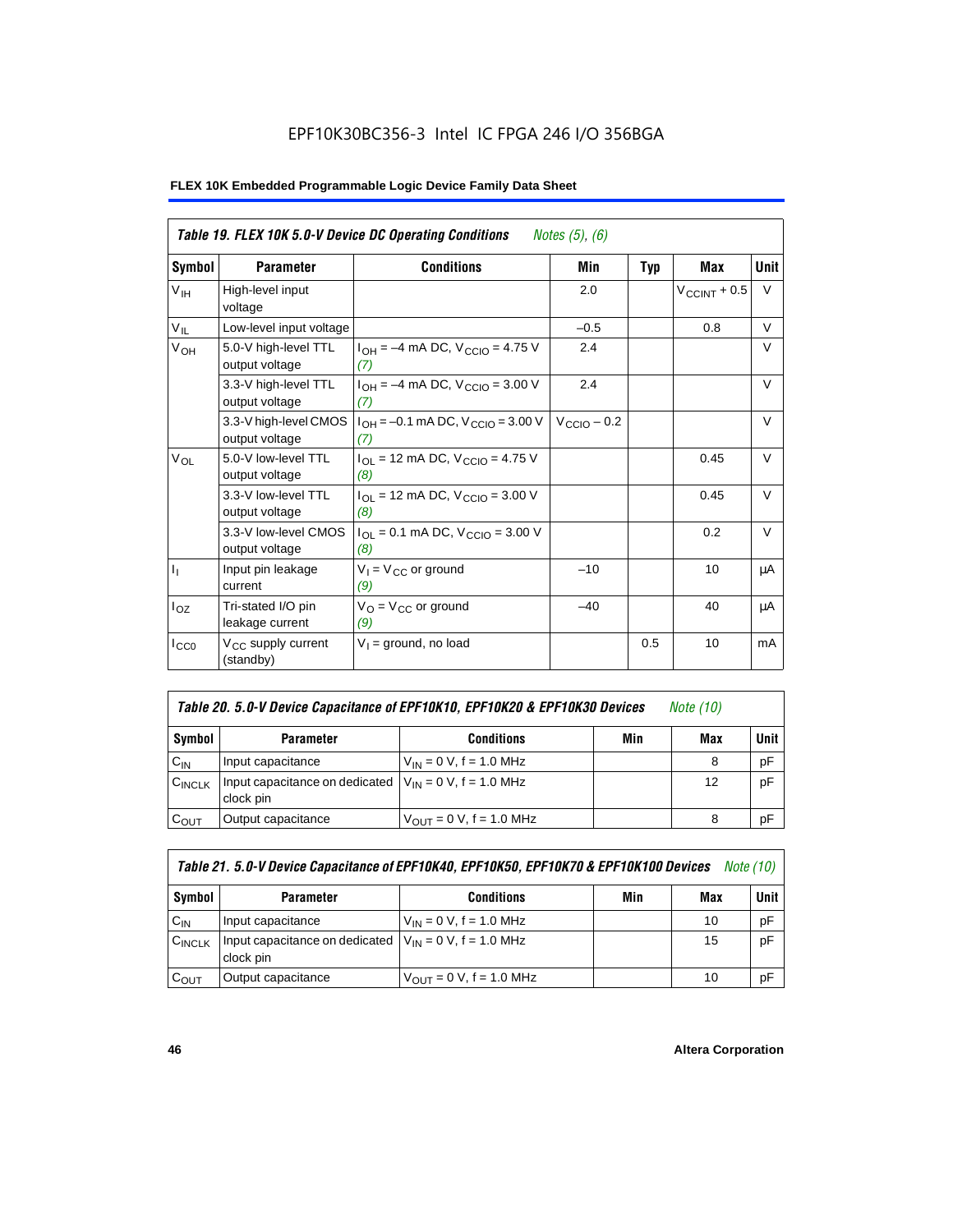EPF10K30BC356-3 Intel IC FPGA 246 I/O 356BGA

**FLEX 10K Embedded Programmable Logic Device Family Data Sheet**

| *Table 19. FLEX 10K 5.0-V Device DC Operating Conditions* *Notes (5), (6)* | | | | | | |
|---|---|---|---|---|---|---|
| **Symbol** | **Parameter** | **Conditions** | **Min** | **Typ** | **Max** | **Unit** |
| $V_{IH}$ | High-level input voltage | | 2.0 | | $V_{CCINT}$ + 0.5 | V |
| $V_{IL}$ | Low-level input voltage | | –0.5 | | 0.8 | V |
| $V_{OH}$ | 5.0-V high-level TTL output voltage | $I_{OH}$ = –4 mA DC, $V_{CCIO}$ = 4.75 V *(7)* | 2.4 | | | V |
| | 3.3-V high-level TTL output voltage | $I_{OH}$ = –4 mA DC, $V_{CCIO}$ = 3.00 V *(7)* | 2.4 | | | V |
| | 3.3-V high-level CMOS output voltage | $I_{OH}$ = –0.1 mA DC, $V_{CCIO}$ = 3.00 V *(7)* | $V_{CCIO}$ – 0.2 | | | V |
| $V_{OL}$ | 5.0-V low-level TTL output voltage | $I_{OL}$ = 12 mA DC, $V_{CCIO}$ = 4.75 V *(8)* | | | 0.45 | V |
| | 3.3-V low-level TTL output voltage | $I_{OL}$ = 12 mA DC, $V_{CCIO}$ = 3.00 V *(8)* | | | 0.45 | V |
| | 3.3-V low-level CMOS output voltage | $I_{OL}$ = 0.1 mA DC, $V_{CCIO}$ = 3.00 V *(8)* | | | 0.2 | V |
| $I_I$ | Input pin leakage current | $V_I$ = $V_{CC}$ or ground *(9)* | –10 | | 10 | µA |
| $I_{OZ}$ | Tri-stated I/O pin leakage current | $V_O$ = $V_{CC}$ or ground *(9)* | –40 | | 40 | µA |
| $I_{CC0}$ | $V_{CC}$ supply current (standby) | $V_I$ = ground, no load | | 0.5 | 10 | mA |

| *Table 20. 5.0-V Device Capacitance of EPF10K10, EPF10K20 & EPF10K30 Devices* *Note (10)* | | | | | |
|---|---|---|---|---|---|
| **Symbol** | **Parameter** | **Conditions** | **Min** | **Max** | **Unit** |
| $C_{IN}$ | Input capacitance | $V_{IN}$ = 0 V, f = 1.0 MHz | | 8 | pF |
| $C_{INCLK}$ | Input capacitance on dedicated clock pin | $V_{IN}$ = 0 V, f = 1.0 MHz | | 12 | pF |
| $C_{OUT}$ | Output capacitance | $V_{OUT}$ = 0 V, f = 1.0 MHz | | 8 | pF |

| *Table 21. 5.0-V Device Capacitance of EPF10K40, EPF10K50, EPF10K70 & EPF10K100 Devices* *Note (10)* | | | | | |
|---|---|---|---|---|---|
| **Symbol** | **Parameter** | **Conditions** | **Min** | **Max** | **Unit** |
| $C_{IN}$ | Input capacitance | $V_{IN}$ = 0 V, f = 1.0 MHz | | 10 | pF |
| $C_{INCLK}$ | Input capacitance on dedicated clock pin | $V_{IN}$ = 0 V, f = 1.0 MHz | | 15 | pF |
| $C_{OUT}$ | Output capacitance | $V_{OUT}$ = 0 V, f = 1.0 MHz | | 10 | pF |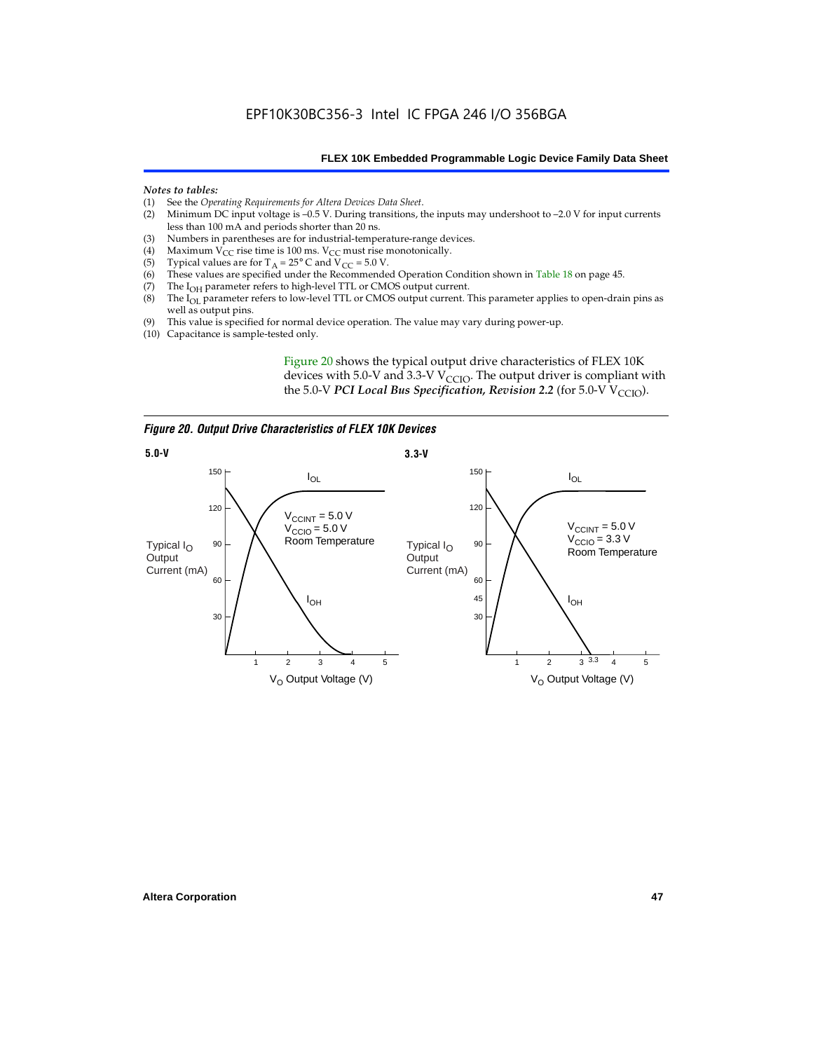*Notes to tables:*

(1) See the *Operating Requirements for Altera Devices Data Sheet*.
(2) Minimum DC input voltage is –0.5 V. During transitions, the inputs may undershoot to –2.0 V for input currents less than 100 mA and periods shorter than 20 ns.
(3) Numbers in parentheses are for industrial-temperature-range devices.
(4) Maximum $V_{CC}$ rise time is 100 ms. $V_{CC}$ must rise monotonically.
(5) Typical values are for $T_A = 25°$ C and $V_{CC} = 5.0$ V.
(6) These values are specified under the Recommended Operation Condition shown in Table 18 on page 45.
(7) The $I_{OH}$ parameter refers to high-level TTL or CMOS output current.
(8) The $I_{OL}$ parameter refers to low-level TTL or CMOS output current. This parameter applies to open-drain pins as well as output pins.
(9) This value is specified for normal device operation. The value may vary during power-up.
(10) Capacitance is sample-tested only.

Figure 20 shows the typical output drive characteristics of FLEX 10K devices with 5.0-V and 3.3-V $V_{CCIO}$. The output driver is compliant with the 5.0-V *PCI Local Bus Specification, Revision 2.2* (for 5.0-V $V_{CCIO}$).

***Figure 20. Output Drive Characteristics of FLEX 10K Devices***

**5.0-V**

Typical $I_O$ Output Current (mA) vs. $V_O$ Output Voltage (V): $I_{OL}$, $I_{OH}$; $V_{CCINT} = 5.0$ V, $V_{CCIO} = 5.0$ V, Room Temperature

**3.3-V**

Typical $I_O$ Output Current (mA) vs. $V_O$ Output Voltage (V): $I_{OL}$, $I_{OH}$; $V_{CCINT} = 5.0$ V, $V_{CCIO} = 3.3$ V, Room Temperature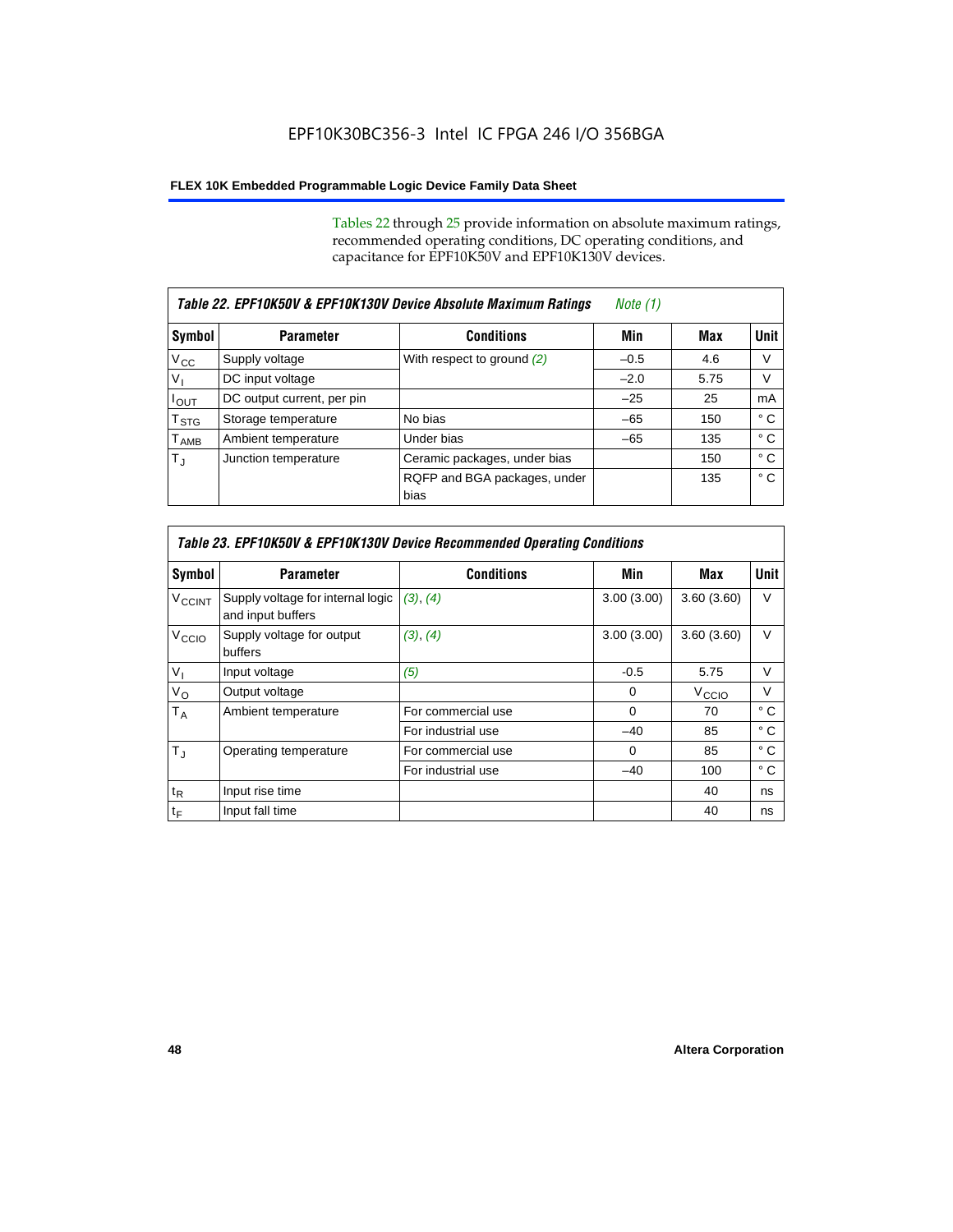Tables 22 through 25 provide information on absolute maximum ratings, recommended operating conditions, DC operating conditions, and capacitance for EPF10K50V and EPF10K130V devices.

| *Table 22. EPF10K50V & EPF10K130V Device Absolute Maximum Ratings* *Note (1)* | | | | | |
|---|---|---|---|---|---|
| **Symbol** | **Parameter** | **Conditions** | **Min** | **Max** | **Unit** |
| $V_{CC}$ | Supply voltage | With respect to ground *(2)* | –0.5 | 4.6 | V |
| $V_I$ | DC input voltage | | –2.0 | 5.75 | V |
| $I_{OUT}$ | DC output current, per pin | | –25 | 25 | mA |
| $T_{STG}$ | Storage temperature | No bias | –65 | 150 | ° C |
| $T_{AMB}$ | Ambient temperature | Under bias | –65 | 135 | ° C |
| $T_J$ | Junction temperature | Ceramic packages, under bias | | 150 | ° C |
| | | RQFP and BGA packages, under bias | | 135 | ° C |

| *Table 23. EPF10K50V & EPF10K130V Device Recommended Operating Conditions* | | | | | |
|---|---|---|---|---|---|
| **Symbol** | **Parameter** | **Conditions** | **Min** | **Max** | **Unit** |
| $V_{CCINT}$ | Supply voltage for internal logic and input buffers | *(3)*, *(4)* | 3.00 (3.00) | 3.60 (3.60) | V |
| $V_{CCIO}$ | Supply voltage for output buffers | *(3)*, *(4)* | 3.00 (3.00) | 3.60 (3.60) | V |
| $V_I$ | Input voltage | *(5)* | -0.5 | 5.75 | V |
| $V_O$ | Output voltage | | 0 | $V_{CCIO}$ | V |
| $T_A$ | Ambient temperature | For commercial use | 0 | 70 | ° C |
| | | For industrial use | –40 | 85 | ° C |
| $T_J$ | Operating temperature | For commercial use | 0 | 85 | ° C |
| | | For industrial use | –40 | 100 | ° C |
| $t_R$ | Input rise time | | | 40 | ns |
| $t_F$ | Input fall time | | | 40 | ns |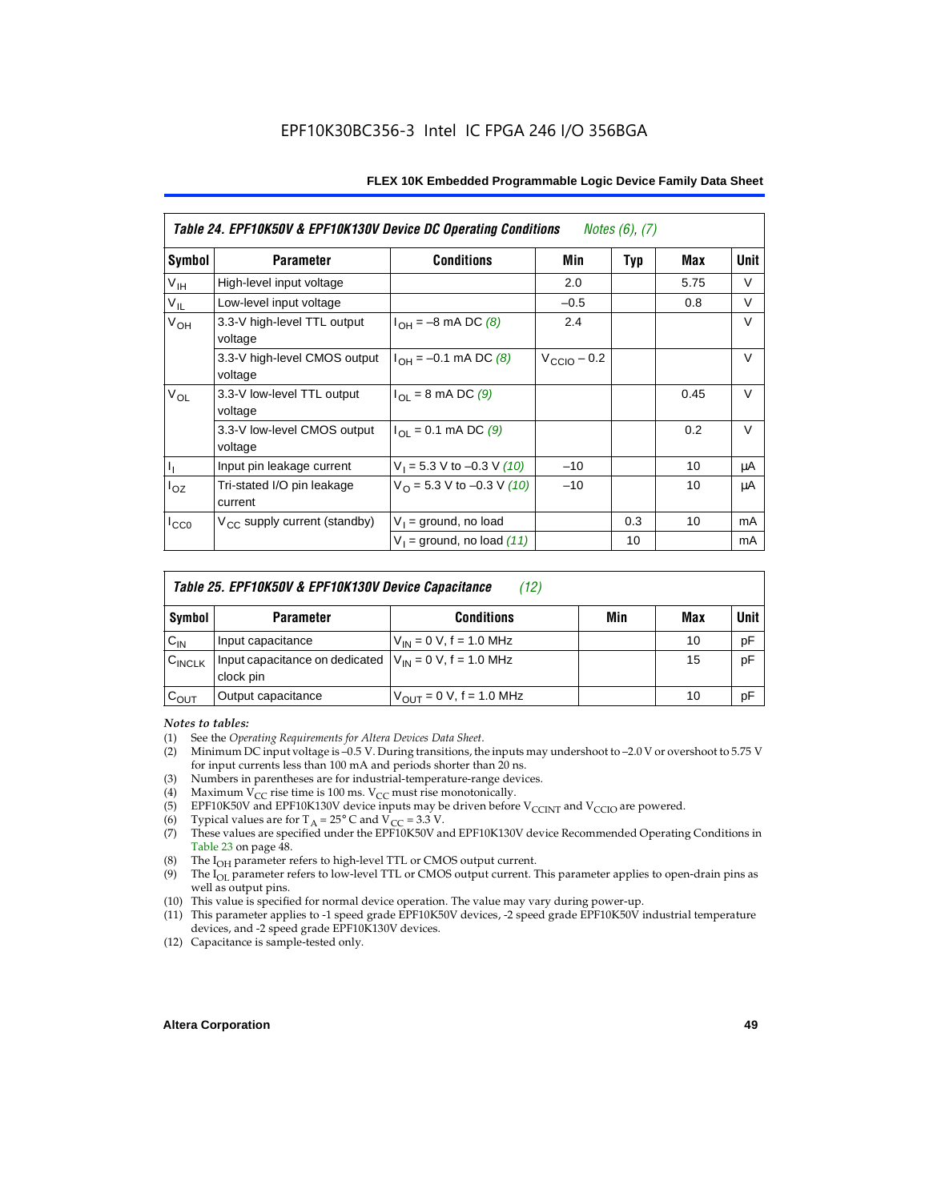**Table 24. EPF10K50V & EPF10K130V Device DC Operating Conditions** *Notes (6), (7)*

| Symbol | Parameter | Conditions | Min | Typ | Max | Unit |
|---|---|---|---|---|---|---|
| $V_{IH}$ | High-level input voltage | | 2.0 | | 5.75 | V |
| $V_{IL}$ | Low-level input voltage | | –0.5 | | 0.8 | V |
| $V_{OH}$ | 3.3-V high-level TTL output voltage | $I_{OH}$ = –8 mA DC *(8)* | 2.4 | | | V |
| | 3.3-V high-level CMOS output voltage | $I_{OH}$ = –0.1 mA DC *(8)* | $V_{CCIO}$ – 0.2 | | | V |
| $V_{OL}$ | 3.3-V low-level TTL output voltage | $I_{OL}$ = 8 mA DC *(9)* | | | 0.45 | V |
| | 3.3-V low-level CMOS output voltage | $I_{OL}$ = 0.1 mA DC *(9)* | | | 0.2 | V |
| $I_I$ | Input pin leakage current | $V_I$ = 5.3 V to –0.3 V *(10)* | –10 | | 10 | μA |
| $I_{OZ}$ | Tri-stated I/O pin leakage current | $V_O$ = 5.3 V to –0.3 V *(10)* | –10 | | 10 | μA |
| $I_{CC0}$ | $V_{CC}$ supply current (standby) | $V_I$ = ground, no load | | 0.3 | 10 | mA |
| | | $V_I$ = ground, no load *(11)* | | 10 | | mA |

**Table 25. EPF10K50V & EPF10K130V Device Capacitance** *(12)*

| Symbol | Parameter | Conditions | Min | Max | Unit |
|---|---|---|---|---|---|
| $C_{IN}$ | Input capacitance | $V_{IN}$ = 0 V, f = 1.0 MHz | | 10 | pF |
| $C_{INCLK}$ | Input capacitance on dedicated clock pin | $V_{IN}$ = 0 V, f = 1.0 MHz | | 15 | pF |
| $C_{OUT}$ | Output capacitance | $V_{OUT}$ = 0 V, f = 1.0 MHz | | 10 | pF |

*Notes to tables:*

(1) See the *Operating Requirements for Altera Devices Data Sheet*.
(2) Minimum DC input voltage is –0.5 V. During transitions, the inputs may undershoot to –2.0 V or overshoot to 5.75 V for input currents less than 100 mA and periods shorter than 20 ns.
(3) Numbers in parentheses are for industrial-temperature-range devices.
(4) Maximum $V_{CC}$ rise time is 100 ms. $V_{CC}$ must rise monotonically.
(5) EPF10K50V and EPF10K130V device inputs may be driven before $V_{CCINT}$ and $V_{CCIO}$ are powered.
(6) Typical values are for $T_A$ = 25° C and $V_{CC}$ = 3.3 V.
(7) These values are specified under the EPF10K50V and EPF10K130V device Recommended Operating Conditions in Table 23 on page 48.
(8) The $I_{OH}$ parameter refers to high-level TTL or CMOS output current.
(9) The $I_{OL}$ parameter refers to low-level TTL or CMOS output current. This parameter applies to open-drain pins as well as output pins.
(10) This value is specified for normal device operation. The value may vary during power-up.
(11) This parameter applies to -1 speed grade EPF10K50V devices, -2 speed grade EPF10K50V industrial temperature devices, and -2 speed grade EPF10K130V devices.
(12) Capacitance is sample-tested only.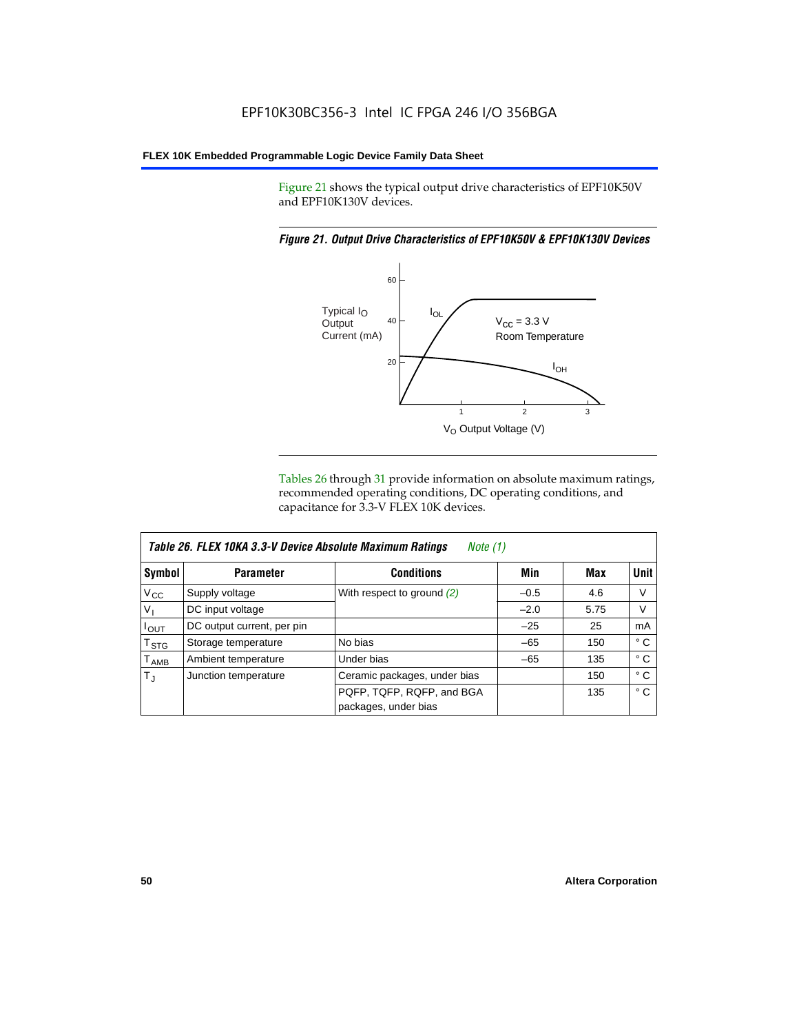Figure 21 shows the typical output drive characteristics of EPF10K50V and EPF10K130V devices.

*Figure 21. Output Drive Characteristics of EPF10K50V & EPF10K130V Devices*

Tables 26 through 31 provide information on absolute maximum ratings, recommended operating conditions, DC operating conditions, and capacitance for 3.3-V FLEX 10K devices.

*Table 26. FLEX 10KA 3.3-V Device Absolute Maximum Ratings* *Note (1)*

| Symbol | Parameter | Conditions | Min | Max | Unit |
|---|---|---|---|---|---|
| $V_{CC}$ | Supply voltage | With respect to ground *(2)* | –0.5 | 4.6 | V |
| $V_I$ | DC input voltage | | –2.0 | 5.75 | V |
| $I_{OUT}$ | DC output current, per pin | | –25 | 25 | mA |
| $T_{STG}$ | Storage temperature | No bias | –65 | 150 | ° C |
| $T_{AMB}$ | Ambient temperature | Under bias | –65 | 135 | ° C |
| $T_J$ | Junction temperature | Ceramic packages, under bias | | 150 | ° C |
| | | PQFP, TQFP, RQFP, and BGA packages, under bias | | 135 | ° C |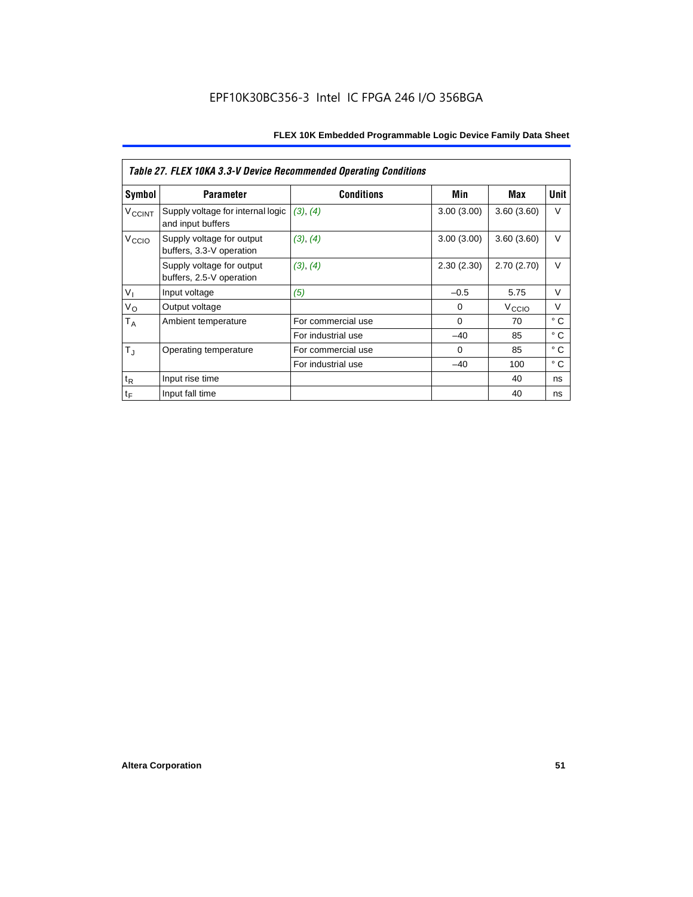*Table 27. FLEX 10KA 3.3-V Device Recommended Operating Conditions*

| Symbol | Parameter | Conditions | Min | Max | Unit |
|---|---|---|---|---|---|
| $V_{CCINT}$ | Supply voltage for internal logic and input buffers | (3), (4) | 3.00 (3.00) | 3.60 (3.60) | V |
| $V_{CCIO}$ | Supply voltage for output buffers, 3.3-V operation | (3), (4) | 3.00 (3.00) | 3.60 (3.60) | V |
| | Supply voltage for output buffers, 2.5-V operation | (3), (4) | 2.30 (2.30) | 2.70 (2.70) | V |
| $V_I$ | Input voltage | (5) | –0.5 | 5.75 | V |
| $V_O$ | Output voltage | | 0 | $V_{CCIO}$ | V |
| $T_A$ | Ambient temperature | For commercial use | 0 | 70 | ° C |
| | | For industrial use | –40 | 85 | ° C |
| $T_J$ | Operating temperature | For commercial use | 0 | 85 | ° C |
| | | For industrial use | –40 | 100 | ° C |
| $t_R$ | Input rise time | | | 40 | ns |
| $t_F$ | Input fall time | | | 40 | ns |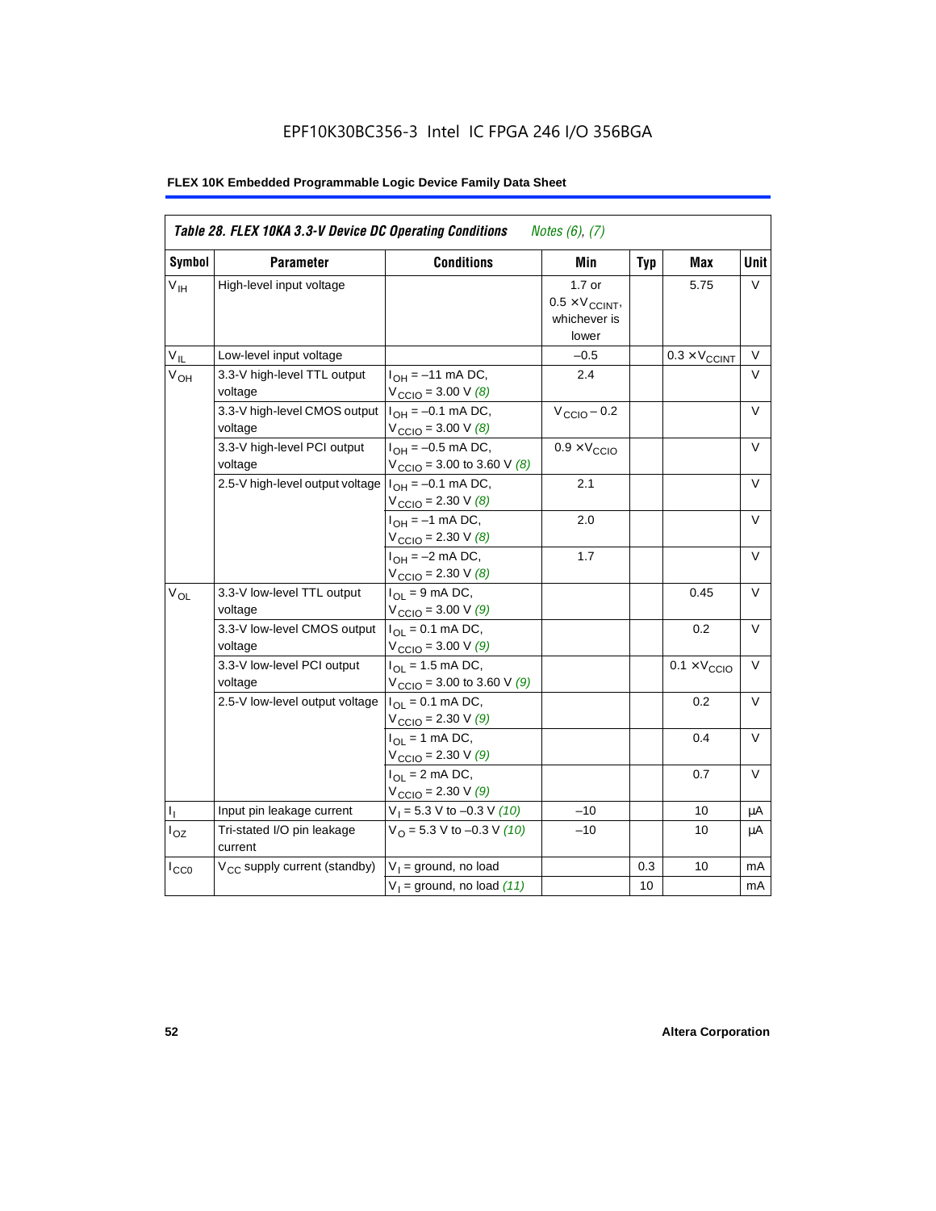# EPF10K30BC356-3 Intel IC FPGA 246 I/O 356BGA

**FLEX 10K Embedded Programmable Logic Device Family Data Sheet**

| *Table 28. FLEX 10KA 3.3-V Device DC Operating Conditions* *Notes (6), (7)* | | | | | | |
|---|---|---|---|---|---|---|
| **Symbol** | **Parameter** | **Conditions** | **Min** | **Typ** | **Max** | **Unit** |
| $V_{IH}$ | High-level input voltage | | 1.7 or $0.5 \times V_{CCINT}$, whichever is lower | | 5.75 | V |
| $V_{IL}$ | Low-level input voltage | | –0.5 | | $0.3 \times V_{CCINT}$ | V |
| $V_{OH}$ | 3.3-V high-level TTL output voltage | $I_{OH}$ = –11 mA DC, $V_{CCIO}$ = 3.00 V *(8)* | 2.4 | | | V |
| | 3.3-V high-level CMOS output voltage | $I_{OH}$ = –0.1 mA DC, $V_{CCIO}$ = 3.00 V *(8)* | $V_{CCIO}$ – 0.2 | | | V |
| | 3.3-V high-level PCI output voltage | $I_{OH}$ = –0.5 mA DC, $V_{CCIO}$ = 3.00 to 3.60 V *(8)* | $0.9 \times V_{CCIO}$ | | | V |
| | 2.5-V high-level output voltage | $I_{OH}$ = –0.1 mA DC, $V_{CCIO}$ = 2.30 V *(8)* | 2.1 | | | V |
| | | $I_{OH}$ = –1 mA DC, $V_{CCIO}$ = 2.30 V *(8)* | 2.0 | | | V |
| | | $I_{OH}$ = –2 mA DC, $V_{CCIO}$ = 2.30 V *(8)* | 1.7 | | | V |
| $V_{OL}$ | 3.3-V low-level TTL output voltage | $I_{OL}$ = 9 mA DC, $V_{CCIO}$ = 3.00 V *(9)* | | | 0.45 | V |
| | 3.3-V low-level CMOS output voltage | $I_{OL}$ = 0.1 mA DC, $V_{CCIO}$ = 3.00 V *(9)* | | | 0.2 | V |
| | 3.3-V low-level PCI output voltage | $I_{OL}$ = 1.5 mA DC, $V_{CCIO}$ = 3.00 to 3.60 V *(9)* | | | $0.1 \times V_{CCIO}$ | V |
| | 2.5-V low-level output voltage | $I_{OL}$ = 0.1 mA DC, $V_{CCIO}$ = 2.30 V *(9)* | | | 0.2 | V |
| | | $I_{OL}$ = 1 mA DC, $V_{CCIO}$ = 2.30 V *(9)* | | | 0.4 | V |
| | | $I_{OL}$ = 2 mA DC, $V_{CCIO}$ = 2.30 V *(9)* | | | 0.7 | V |
| $I_I$ | Input pin leakage current | $V_I$ = 5.3 V to –0.3 V *(10)* | –10 | | 10 | µA |
| $I_{OZ}$ | Tri-stated I/O pin leakage current | $V_O$ = 5.3 V to –0.3 V *(10)* | –10 | | 10 | µA |
| $I_{CC0}$ | $V_{CC}$ supply current (standby) | $V_I$ = ground, no load | | 0.3 | 10 | mA |
| | | $V_I$ = ground, no load *(11)* | | 10 | | mA |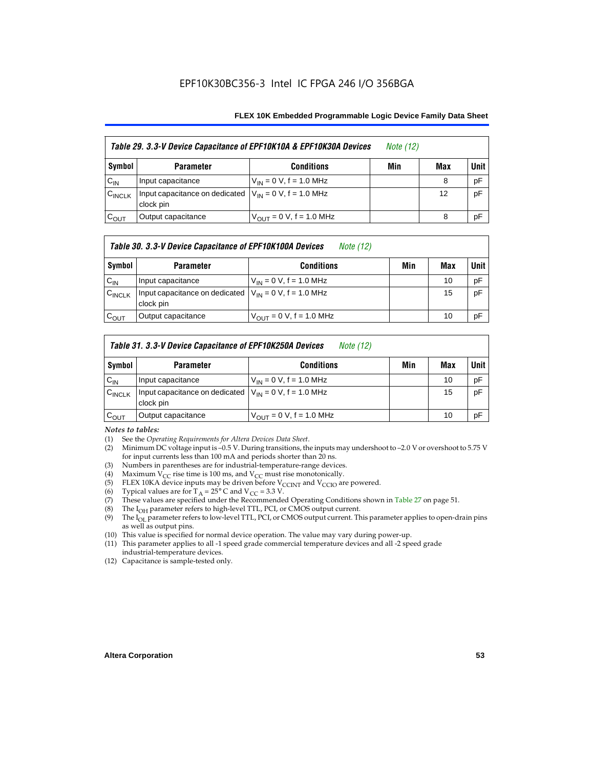*Table 29. 3.3-V Device Capacitance of EPF10K10A & EPF10K30A Devices* *Note (12)*

| Symbol | Parameter | Conditions | Min | Max | Unit |
|---|---|---|---|---|---|
| $C_{IN}$ | Input capacitance | $V_{IN}$ = 0 V, f = 1.0 MHz | | 8 | pF |
| $C_{INCLK}$ | Input capacitance on dedicated clock pin | $V_{IN}$ = 0 V, f = 1.0 MHz | | 12 | pF |
| $C_{OUT}$ | Output capacitance | $V_{OUT}$ = 0 V, f = 1.0 MHz | | 8 | pF |

*Table 30. 3.3-V Device Capacitance of EPF10K100A Devices* *Note (12)*

| Symbol | Parameter | Conditions | Min | Max | Unit |
|---|---|---|---|---|---|
| $C_{IN}$ | Input capacitance | $V_{IN}$ = 0 V, f = 1.0 MHz | | 10 | pF |
| $C_{INCLK}$ | Input capacitance on dedicated clock pin | $V_{IN}$ = 0 V, f = 1.0 MHz | | 15 | pF |
| $C_{OUT}$ | Output capacitance | $V_{OUT}$ = 0 V, f = 1.0 MHz | | 10 | pF |

*Table 31. 3.3-V Device Capacitance of EPF10K250A Devices* *Note (12)*

| Symbol | Parameter | Conditions | Min | Max | Unit |
|---|---|---|---|---|---|
| $C_{IN}$ | Input capacitance | $V_{IN}$ = 0 V, f = 1.0 MHz | | 10 | pF |
| $C_{INCLK}$ | Input capacitance on dedicated clock pin | $V_{IN}$ = 0 V, f = 1.0 MHz | | 15 | pF |
| $C_{OUT}$ | Output capacitance | $V_{OUT}$ = 0 V, f = 1.0 MHz | | 10 | pF |

*Notes to tables:*

(1) See the *Operating Requirements for Altera Devices Data Sheet*.
(2) Minimum DC voltage input is –0.5 V. During transitions, the inputs may undershoot to –2.0 V or overshoot to 5.75 V for input currents less than 100 mA and periods shorter than 20 ns.
(3) Numbers in parentheses are for industrial-temperature-range devices.
(4) Maximum $V_{CC}$ rise time is 100 ms, and $V_{CC}$ must rise monotonically.
(5) FLEX 10KA device inputs may be driven before $V_{CCINT}$ and $V_{CCIO}$ are powered.
(6) Typical values are for $T_A$ = 25° C and $V_{CC}$ = 3.3 V.
(7) These values are specified under the Recommended Operating Conditions shown in Table 27 on page 51.
(8) The $I_{OH}$ parameter refers to high-level TTL, PCI, or CMOS output current.
(9) The $I_{OL}$ parameter refers to low-level TTL, PCI, or CMOS output current. This parameter applies to open-drain pins as well as output pins.
(10) This value is specified for normal device operation. The value may vary during power-up.
(11) This parameter applies to all -1 speed grade commercial temperature devices and all -2 speed grade industrial-temperature devices.
(12) Capacitance is sample-tested only.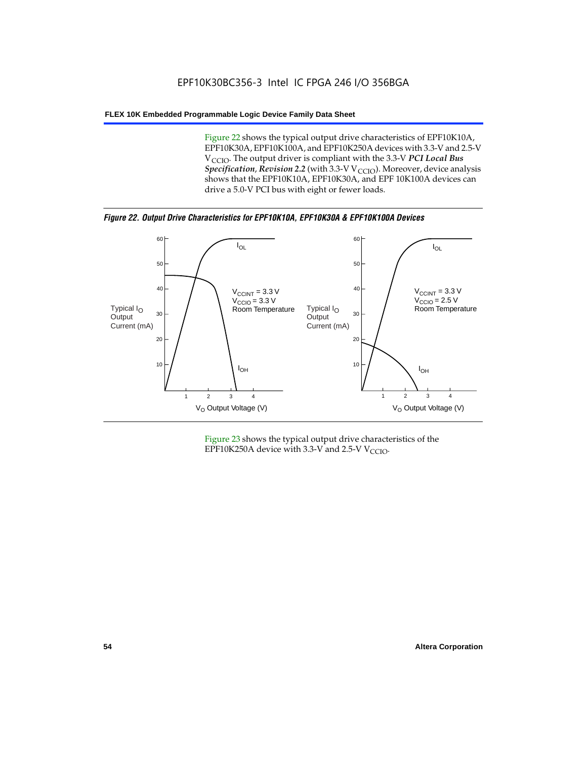Figure 22 shows the typical output drive characteristics of EPF10K10A, EPF10K30A, EPF10K100A, and EPF10K250A devices with 3.3-V and 2.5-V $V_{CCIO}$. The output driver is compliant with the 3.3-V ***PCI Local Bus Specification, Revision 2.2*** (with 3.3-V $V_{CCIO}$). Moreover, device analysis shows that the EPF10K10A, EPF10K30A, and EPF 10K100A devices can drive a 5.0-V PCI bus with eight or fewer loads.

***Figure 22. Output Drive Characteristics for EPF10K10A, EPF10K30A & EPF10K100A Devices***

Figure 23 shows the typical output drive characteristics of the EPF10K250A device with 3.3-V and 2.5-V $V_{CCIO}$.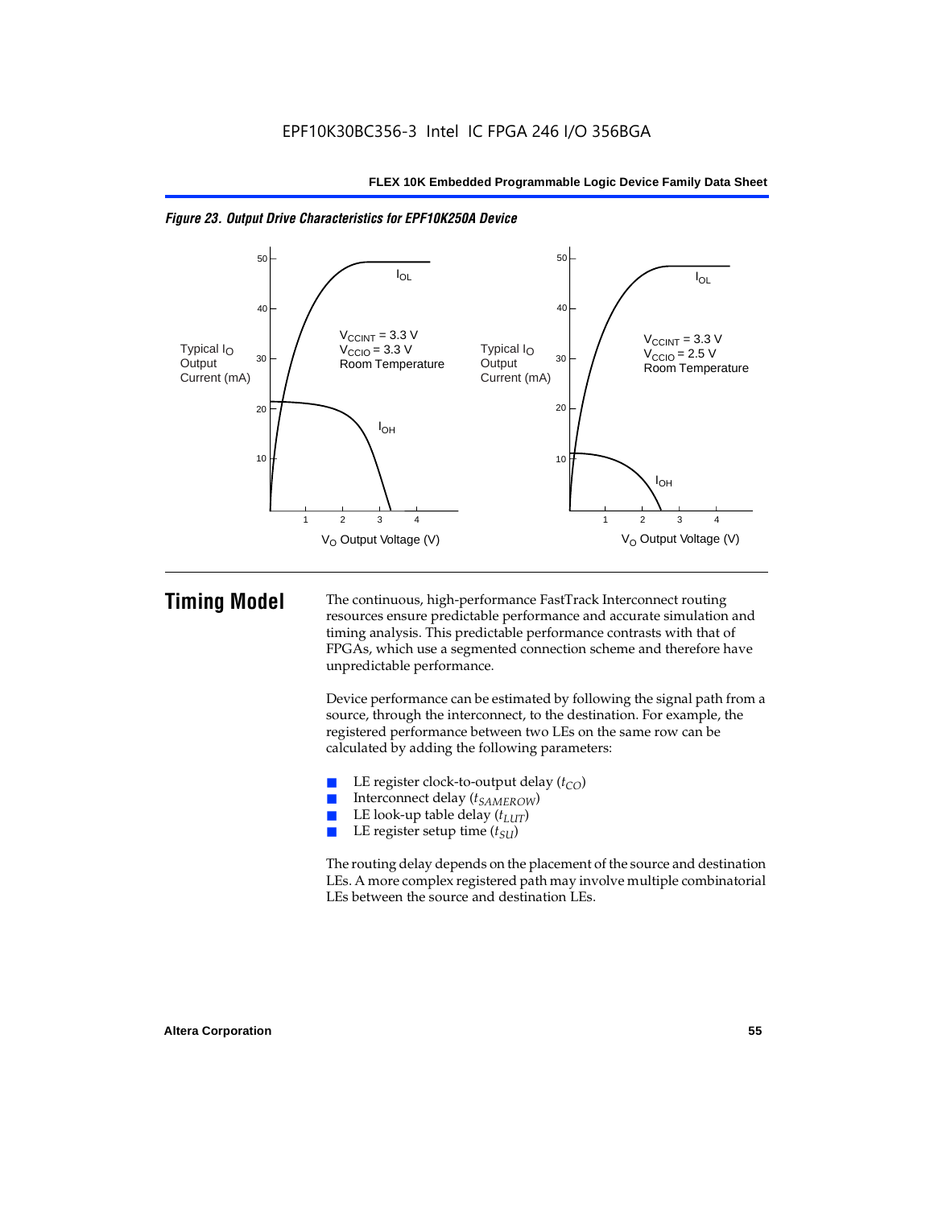*Figure 23. Output Drive Characteristics for EPF10K250A Device*

# Timing Model

The continuous, high-performance FastTrack Interconnect routing resources ensure predictable performance and accurate simulation and timing analysis. This predictable performance contrasts with that of FPGAs, which use a segmented connection scheme and therefore have unpredictable performance.

Device performance can be estimated by following the signal path from a source, through the interconnect, to the destination. For example, the registered performance between two LEs on the same row can be calculated by adding the following parameters:

- LE register clock-to-output delay ($t_{CO}$)
- Interconnect delay ($t_{SAMEROW}$)
- LE look-up table delay ($t_{LUT}$)
- LE register setup time ($t_{SU}$)

The routing delay depends on the placement of the source and destination LEs. A more complex registered path may involve multiple combinatorial LEs between the source and destination LEs.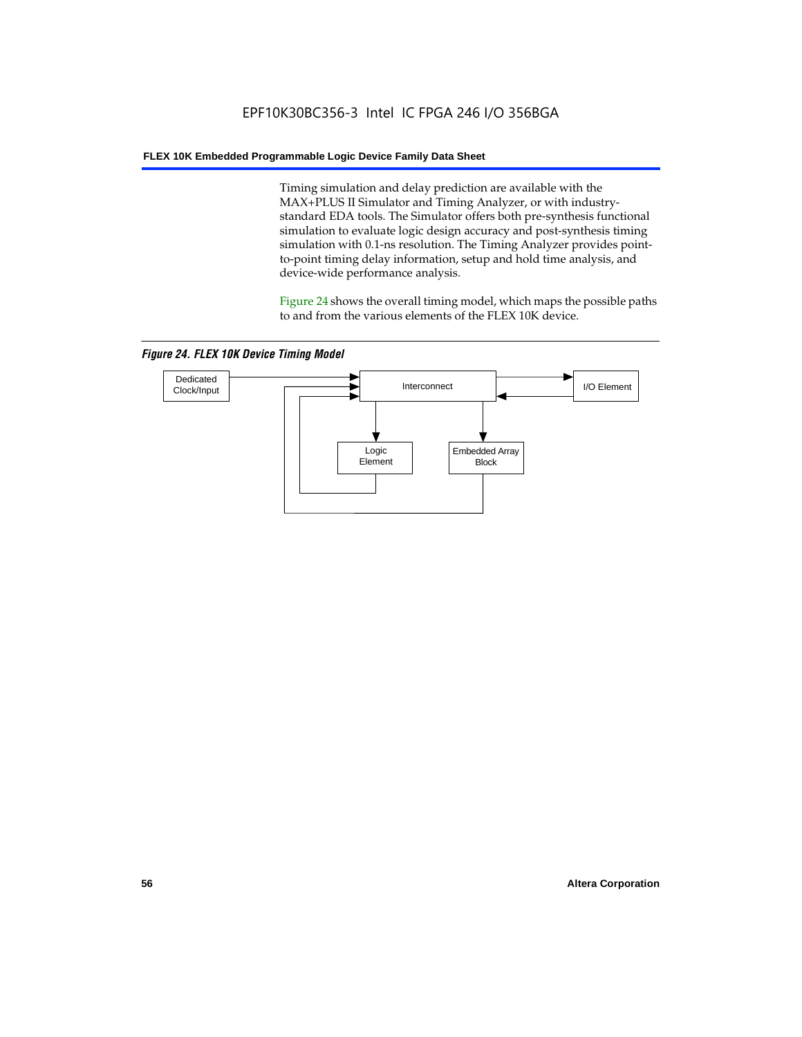Timing simulation and delay prediction are available with the MAX+PLUS II Simulator and Timing Analyzer, or with industry-standard EDA tools. The Simulator offers both pre-synthesis functional simulation to evaluate logic design accuracy and post-synthesis timing simulation with 0.1-ns resolution. The Timing Analyzer provides point-to-point timing delay information, setup and hold time analysis, and device-wide performance analysis.

Figure 24 shows the overall timing model, which maps the possible paths to and from the various elements of the FLEX 10K device.

***Figure 24. FLEX 10K Device Timing Model***

Dedicated Clock/Input

Interconnect

I/O Element

Logic Element

Embedded Array Block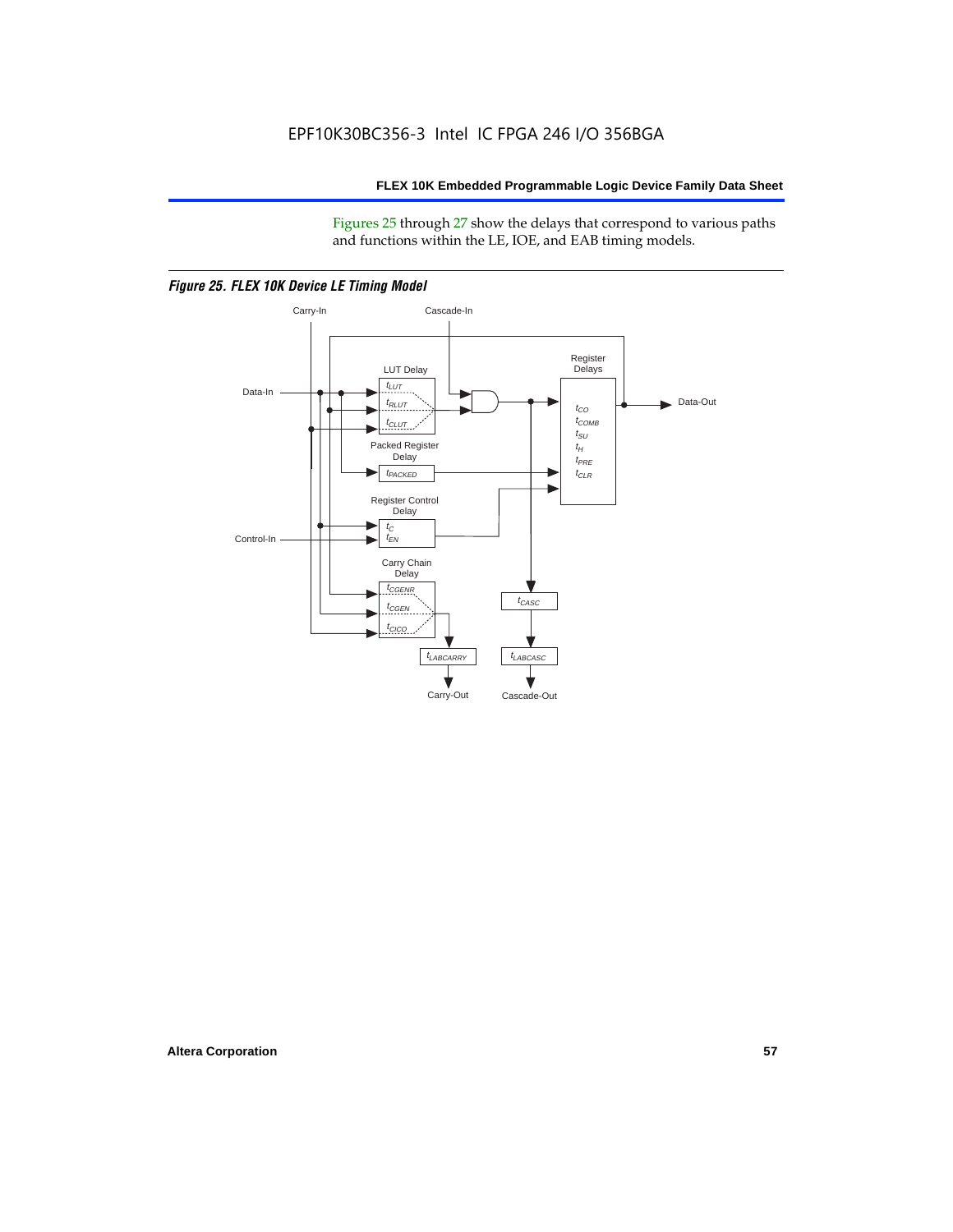Figures 25 through 27 show the delays that correspond to various paths and functions within the LE, IOE, and EAB timing models.

*Figure 25. FLEX 10K Device LE Timing Model*

Carry-In

Cascade-In

Data-In

LUT Delay

$t_{LUT}$

$t_{RLUT}$

$t_{CLUT}$

Register Delays

$t_{CO}$

$t_{COMB}$

$t_{SU}$

$t_{H}$

$t_{PRE}$

$t_{CLR}$

Data-Out

Packed Register Delay

$t_{PACKED}$

Register Control Delay

$t_{C}$

$t_{EN}$

Control-In

Carry Chain Delay

$t_{CGENR}$

$t_{CGEN}$

$t_{CICO}$

$t_{CASC}$

$t_{LABCARRY}$

$t_{LABCASC}$

Carry-Out

Cascade-Out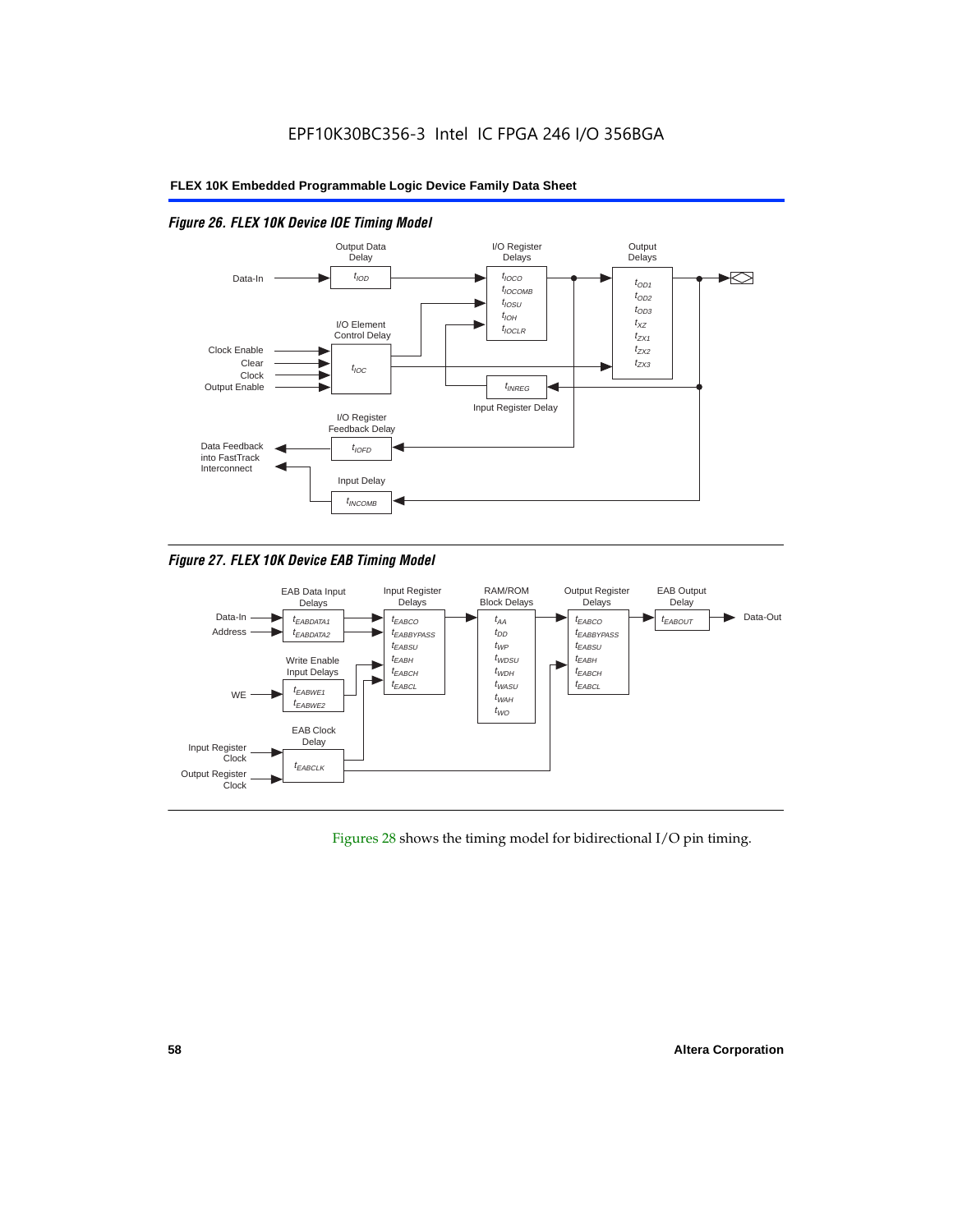EPF10K30BC356-3 Intel IC FPGA 246 I/O 356BGA

*Figure 26. FLEX 10K Device IOE Timing Model*

Output Data Delay: $t_{IOD}$

I/O Register Delays: $t_{IOCO}$, $t_{IOCOMB}$, $t_{IOSU}$, $t_{IOH}$, $t_{IOCLR}$

Output Delays: $t_{OD1}$, $t_{OD2}$, $t_{OD3}$, $t_{XZ}$, $t_{ZX1}$, $t_{ZX2}$, $t_{ZX3}$

I/O Element Control Delay: $t_{IOC}$ (inputs: Clock Enable, Clear, Clock, Output Enable)

Input Register Delay: $t_{INREG}$

I/O Register Feedback Delay: $t_{IOFD}$

Input Delay: $t_{INCOMB}$

Data-In; Data Feedback into FastTrack Interconnect

*Figure 27. FLEX 10K Device EAB Timing Model*

EAB Data Input Delays: $t_{EABDATA1}$, $t_{EABDATA2}$ (inputs: Data-In, Address)

Write Enable Input Delays: $t_{EABWE1}$, $t_{EABWE2}$ (input: WE)

EAB Clock Delay: $t_{EABCLK}$ (inputs: Input Register Clock, Output Register Clock)

Input Register Delays: $t_{EABCO}$, $t_{EABBYPASS}$, $t_{EABSU}$, $t_{EABH}$, $t_{EABCH}$, $t_{EABCL}$

RAM/ROM Block Delays: $t_{AA}$, $t_{DD}$, $t_{WP}$, $t_{WDSU}$, $t_{WDH}$, $t_{WASU}$, $t_{WAH}$, $t_{WO}$

Output Register Delays: $t_{EABCO}$, $t_{EABBYPASS}$, $t_{EABSU}$, $t_{EABH}$, $t_{EABCH}$, $t_{EABCL}$

EAB Output Delay: $t_{EABOUT}$ → Data-Out

Figures 28 shows the timing model for bidirectional I/O pin timing.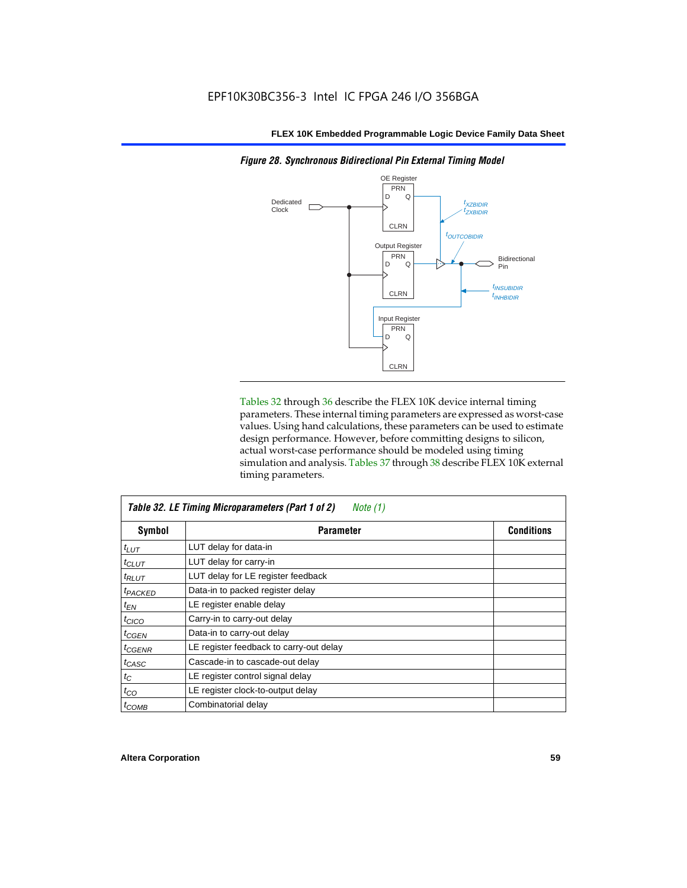*Figure 28. Synchronous Bidirectional Pin External Timing Model*

Tables 32 through 36 describe the FLEX 10K device internal timing parameters. These internal timing parameters are expressed as worst-case values. Using hand calculations, these parameters can be used to estimate design performance. However, before committing designs to silicon, actual worst-case performance should be modeled using timing simulation and analysis. Tables 37 through 38 describe FLEX 10K external timing parameters.

**Table 32. LE Timing Microparameters (Part 1 of 2)** *Note (1)*

| Symbol | Parameter | Conditions |
|---|---|---|
| $t_{LUT}$ | LUT delay for data-in | |
| $t_{CLUT}$ | LUT delay for carry-in | |
| $t_{RLUT}$ | LUT delay for LE register feedback | |
| $t_{PACKED}$ | Data-in to packed register delay | |
| $t_{EN}$ | LE register enable delay | |
| $t_{CICO}$ | Carry-in to carry-out delay | |
| $t_{CGEN}$ | Data-in to carry-out delay | |
| $t_{CGENR}$ | LE register feedback to carry-out delay | |
| $t_{CASC}$ | Cascade-in to cascade-out delay | |
| $t_{C}$ | LE register control signal delay | |
| $t_{CO}$ | LE register clock-to-output delay | |
| $t_{COMB}$ | Combinatorial delay | |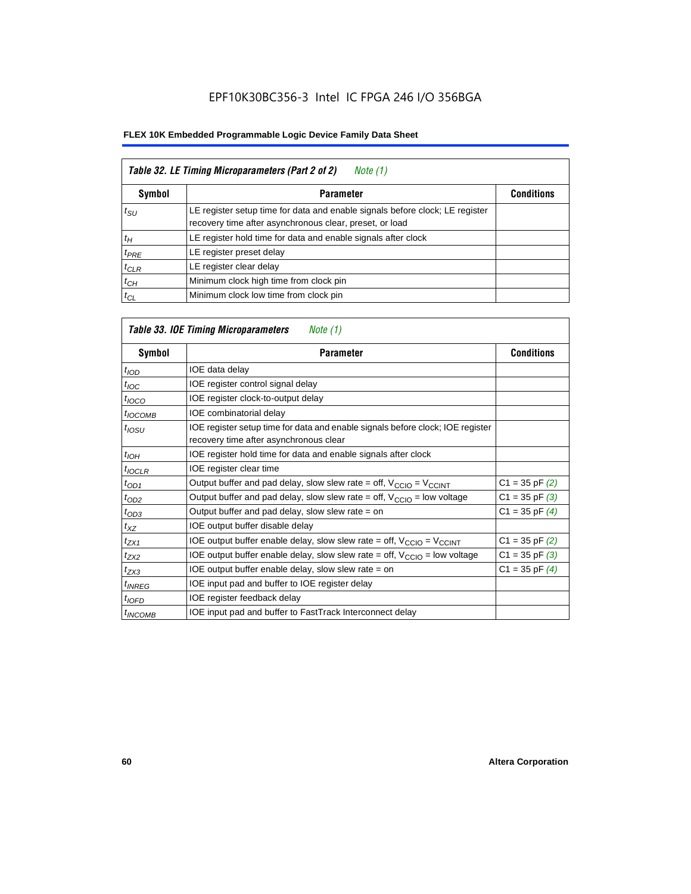EPF10K30BC356-3 Intel IC FPGA 246 I/O 356BGA

**FLEX 10K Embedded Programmable Logic Device Family Data Sheet**

**Table 32. LE Timing Microparameters (Part 2 of 2)** *Note (1)*

| Symbol | Parameter | Conditions |
|---|---|---|
| $t_{SU}$ | LE register setup time for data and enable signals before clock; LE register recovery time after asynchronous clear, preset, or load | |
| $t_H$ | LE register hold time for data and enable signals after clock | |
| $t_{PRE}$ | LE register preset delay | |
| $t_{CLR}$ | LE register clear delay | |
| $t_{CH}$ | Minimum clock high time from clock pin | |
| $t_{CL}$ | Minimum clock low time from clock pin | |

**Table 33. IOE Timing Microparameters** *Note (1)*

| Symbol | Parameter | Conditions |
|---|---|---|
| $t_{IOD}$ | IOE data delay | |
| $t_{IOC}$ | IOE register control signal delay | |
| $t_{IOCO}$ | IOE register clock-to-output delay | |
| $t_{IOCOMB}$ | IOE combinatorial delay | |
| $t_{IOSU}$ | IOE register setup time for data and enable signals before clock; IOE register recovery time after asynchronous clear | |
| $t_{IOH}$ | IOE register hold time for data and enable signals after clock | |
| $t_{IOCLR}$ | IOE register clear time | |
| $t_{OD1}$ | Output buffer and pad delay, slow slew rate = off, $V_{CCIO}$ = $V_{CCINT}$ | C1 = 35 pF *(2)* |
| $t_{OD2}$ | Output buffer and pad delay, slow slew rate = off, $V_{CCIO}$ = low voltage | C1 = 35 pF *(3)* |
| $t_{OD3}$ | Output buffer and pad delay, slow slew rate = on | C1 = 35 pF *(4)* |
| $t_{XZ}$ | IOE output buffer disable delay | |
| $t_{ZX1}$ | IOE output buffer enable delay, slow slew rate = off, $V_{CCIO}$ = $V_{CCINT}$ | C1 = 35 pF *(2)* |
| $t_{ZX2}$ | IOE output buffer enable delay, slow slew rate = off, $V_{CCIO}$ = low voltage | C1 = 35 pF *(3)* |
| $t_{ZX3}$ | IOE output buffer enable delay, slow slew rate = on | C1 = 35 pF *(4)* |
| $t_{INREG}$ | IOE input pad and buffer to IOE register delay | |
| $t_{IOFD}$ | IOE register feedback delay | |
| $t_{INCOMB}$ | IOE input pad and buffer to FastTrack Interconnect delay | |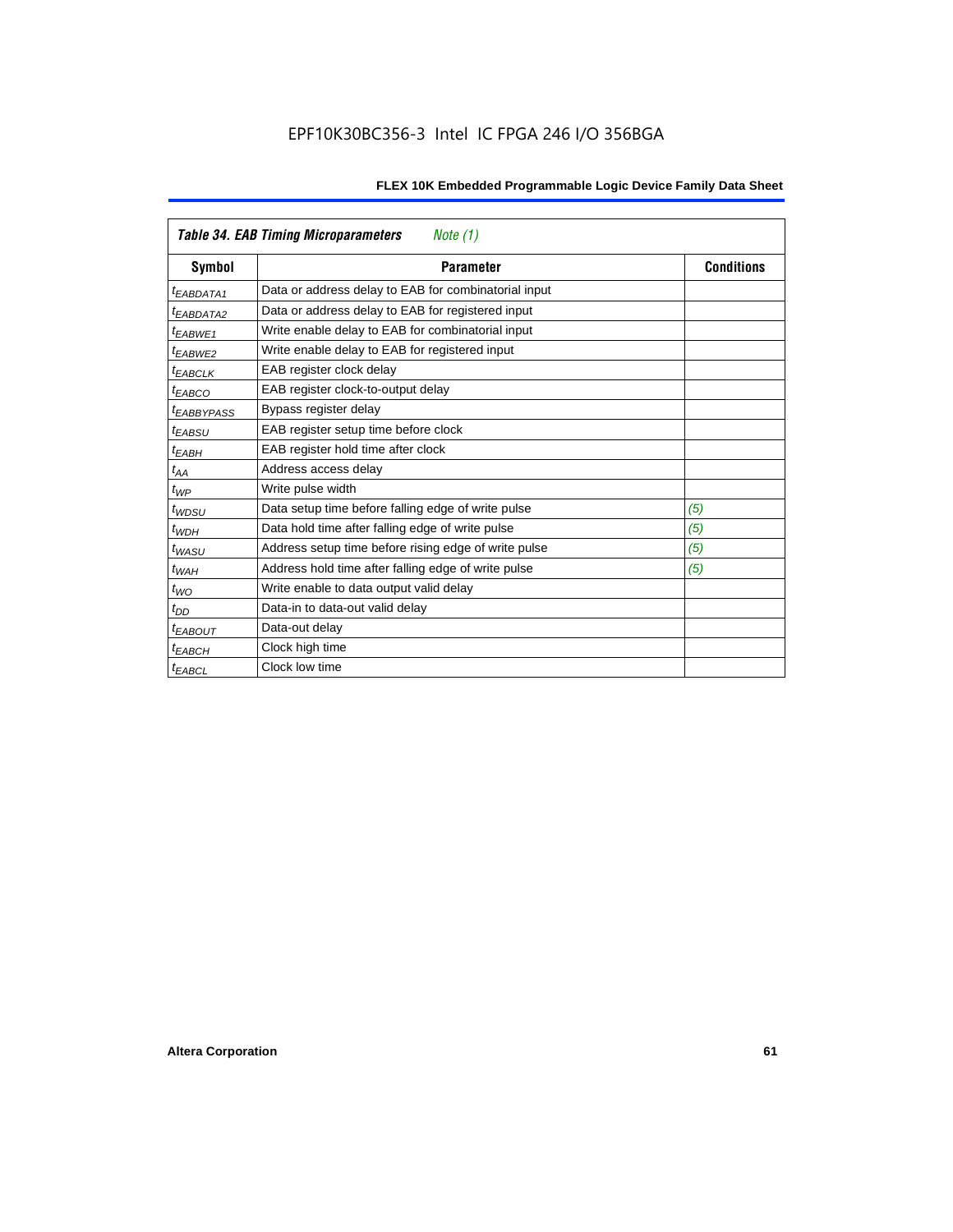**Table 34. EAB Timing Microparameters** *Note (1)*

| Symbol | Parameter | Conditions |
|---|---|---|
| $t_{EABDATA1}$ | Data or address delay to EAB for combinatorial input | |
| $t_{EABDATA2}$ | Data or address delay to EAB for registered input | |
| $t_{EABWE1}$ | Write enable delay to EAB for combinatorial input | |
| $t_{EABWE2}$ | Write enable delay to EAB for registered input | |
| $t_{EABCLK}$ | EAB register clock delay | |
| $t_{EABCO}$ | EAB register clock-to-output delay | |
| $t_{EABBYPASS}$ | Bypass register delay | |
| $t_{EABSU}$ | EAB register setup time before clock | |
| $t_{EABH}$ | EAB register hold time after clock | |
| $t_{AA}$ | Address access delay | |
| $t_{WP}$ | Write pulse width | |
| $t_{WDSU}$ | Data setup time before falling edge of write pulse | *(5)* |
| $t_{WDH}$ | Data hold time after falling edge of write pulse | *(5)* |
| $t_{WASU}$ | Address setup time before rising edge of write pulse | *(5)* |
| $t_{WAH}$ | Address hold time after falling edge of write pulse | *(5)* |
| $t_{WO}$ | Write enable to data output valid delay | |
| $t_{DD}$ | Data-in to data-out valid delay | |
| $t_{EABOUT}$ | Data-out delay | |
| $t_{EABCH}$ | Clock high time | |
| $t_{EABCL}$ | Clock low time | |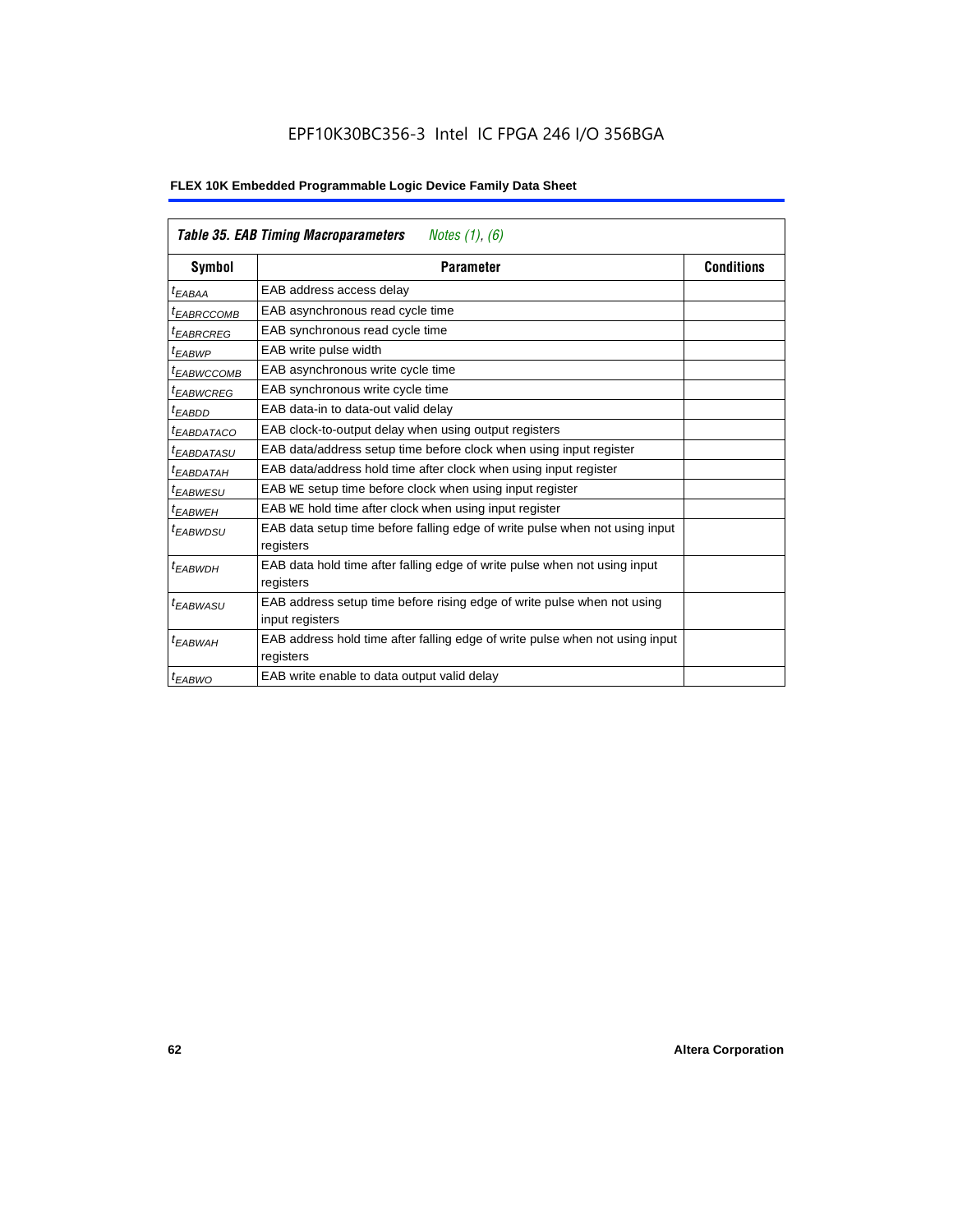| *Table 35. EAB Timing Macroparameters* *Notes (1), (6)* | | |
|---|---|---|
| **Symbol** | **Parameter** | **Conditions** |
| $t_{EABAA}$ | EAB address access delay | |
| $t_{EABRCCOMB}$ | EAB asynchronous read cycle time | |
| $t_{EABRCREG}$ | EAB synchronous read cycle time | |
| $t_{EABWP}$ | EAB write pulse width | |
| $t_{EABWCCOMB}$ | EAB asynchronous write cycle time | |
| $t_{EABWCREG}$ | EAB synchronous write cycle time | |
| $t_{EABDD}$ | EAB data-in to data-out valid delay | |
| $t_{EABDATACO}$ | EAB clock-to-output delay when using output registers | |
| $t_{EABDATASU}$ | EAB data/address setup time before clock when using input register | |
| $t_{EABDATAH}$ | EAB data/address hold time after clock when using input register | |
| $t_{EABWESU}$ | EAB WE setup time before clock when using input register | |
| $t_{EABWEH}$ | EAB WE hold time after clock when using input register | |
| $t_{EABWDSU}$ | EAB data setup time before falling edge of write pulse when not using input registers | |
| $t_{EABWDH}$ | EAB data hold time after falling edge of write pulse when not using input registers | |
| $t_{EABWASU}$ | EAB address setup time before rising edge of write pulse when not using input registers | |
| $t_{EABWAH}$ | EAB address hold time after falling edge of write pulse when not using input registers | |
| $t_{EABWO}$ | EAB write enable to data output valid delay | |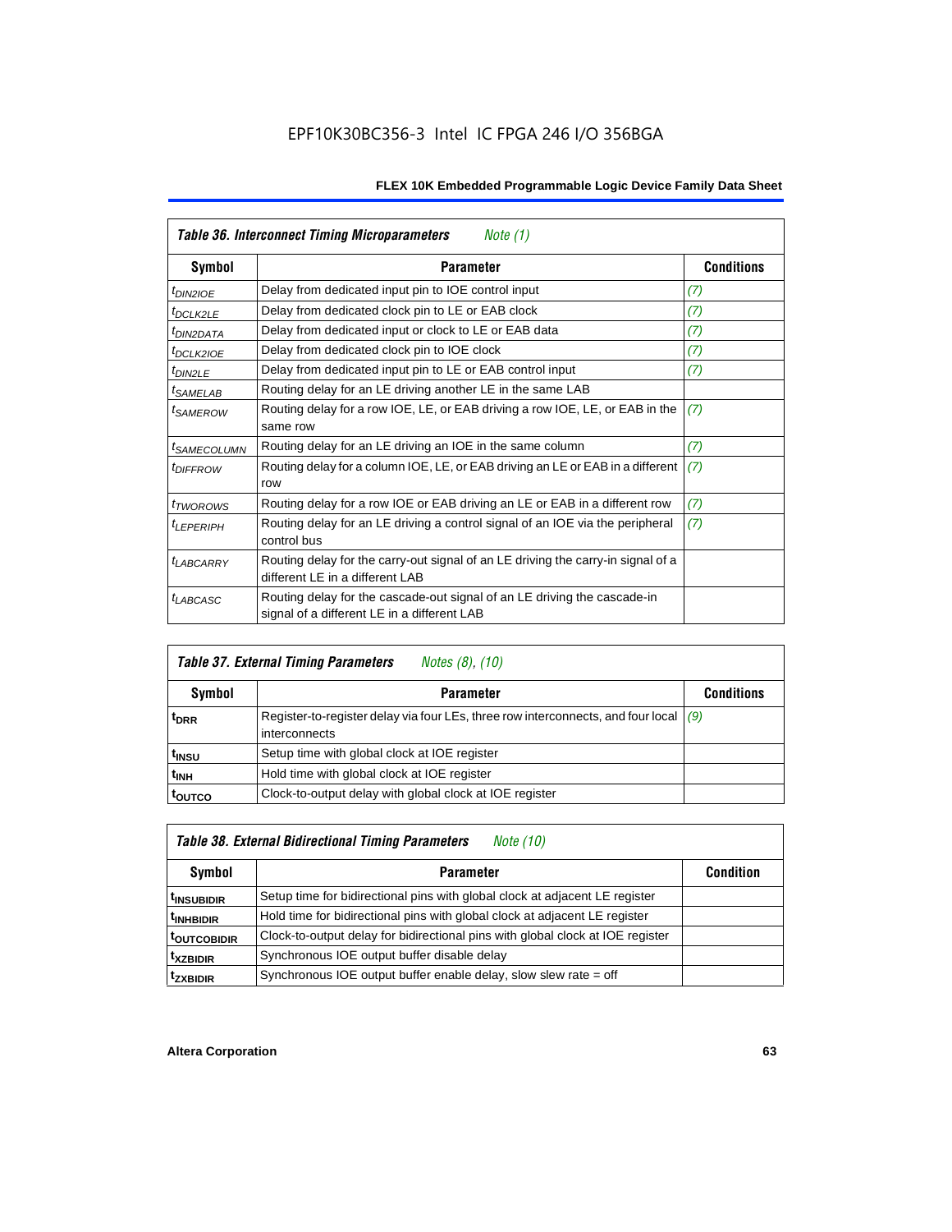**Table 36. Interconnect Timing Microparameters** *Note (1)*

| Symbol | Parameter | Conditions |
|---|---|---|
| $t_{DIN2IOE}$ | Delay from dedicated input pin to IOE control input | (7) |
| $t_{DCLK2LE}$ | Delay from dedicated clock pin to LE or EAB clock | (7) |
| $t_{DIN2DATA}$ | Delay from dedicated input or clock to LE or EAB data | (7) |
| $t_{DCLK2IOE}$ | Delay from dedicated clock pin to IOE clock | (7) |
| $t_{DIN2LE}$ | Delay from dedicated input pin to LE or EAB control input | (7) |
| $t_{SAMELAB}$ | Routing delay for an LE driving another LE in the same LAB | |
| $t_{SAMEROW}$ | Routing delay for a row IOE, LE, or EAB driving a row IOE, LE, or EAB in the same row | (7) |
| $t_{SAMECOLUMN}$ | Routing delay for an LE driving an IOE in the same column | (7) |
| $t_{DIFFROW}$ | Routing delay for a column IOE, LE, or EAB driving an LE or EAB in a different row | (7) |
| $t_{TWOROWS}$ | Routing delay for a row IOE or EAB driving an LE or EAB in a different row | (7) |
| $t_{LEPERIPH}$ | Routing delay for an LE driving a control signal of an IOE via the peripheral control bus | (7) |
| $t_{LABCARRY}$ | Routing delay for the carry-out signal of an LE driving the carry-in signal of a different LE in a different LAB | |
| $t_{LABCASC}$ | Routing delay for the cascade-out signal of an LE driving the cascade-in signal of a different LE in a different LAB | |

**Table 37. External Timing Parameters** *Notes (8), (10)*

| Symbol | Parameter | Conditions |
|---|---|---|
| $t_{DRR}$ | Register-to-register delay via four LEs, three row interconnects, and four local interconnects | (9) |
| $t_{INSU}$ | Setup time with global clock at IOE register | |
| $t_{INH}$ | Hold time with global clock at IOE register | |
| $t_{OUTCO}$ | Clock-to-output delay with global clock at IOE register | |

**Table 38. External Bidirectional Timing Parameters** *Note (10)*

| Symbol | Parameter | Condition |
|---|---|---|
| $t_{INSUBIDIR}$ | Setup time for bidirectional pins with global clock at adjacent LE register | |
| $t_{INHBIDIR}$ | Hold time for bidirectional pins with global clock at adjacent LE register | |
| $t_{OUTCOBIDIR}$ | Clock-to-output delay for bidirectional pins with global clock at IOE register | |
| $t_{XZBIDIR}$ | Synchronous IOE output buffer disable delay | |
| $t_{ZXBIDIR}$ | Synchronous IOE output buffer enable delay, slow slew rate = off | |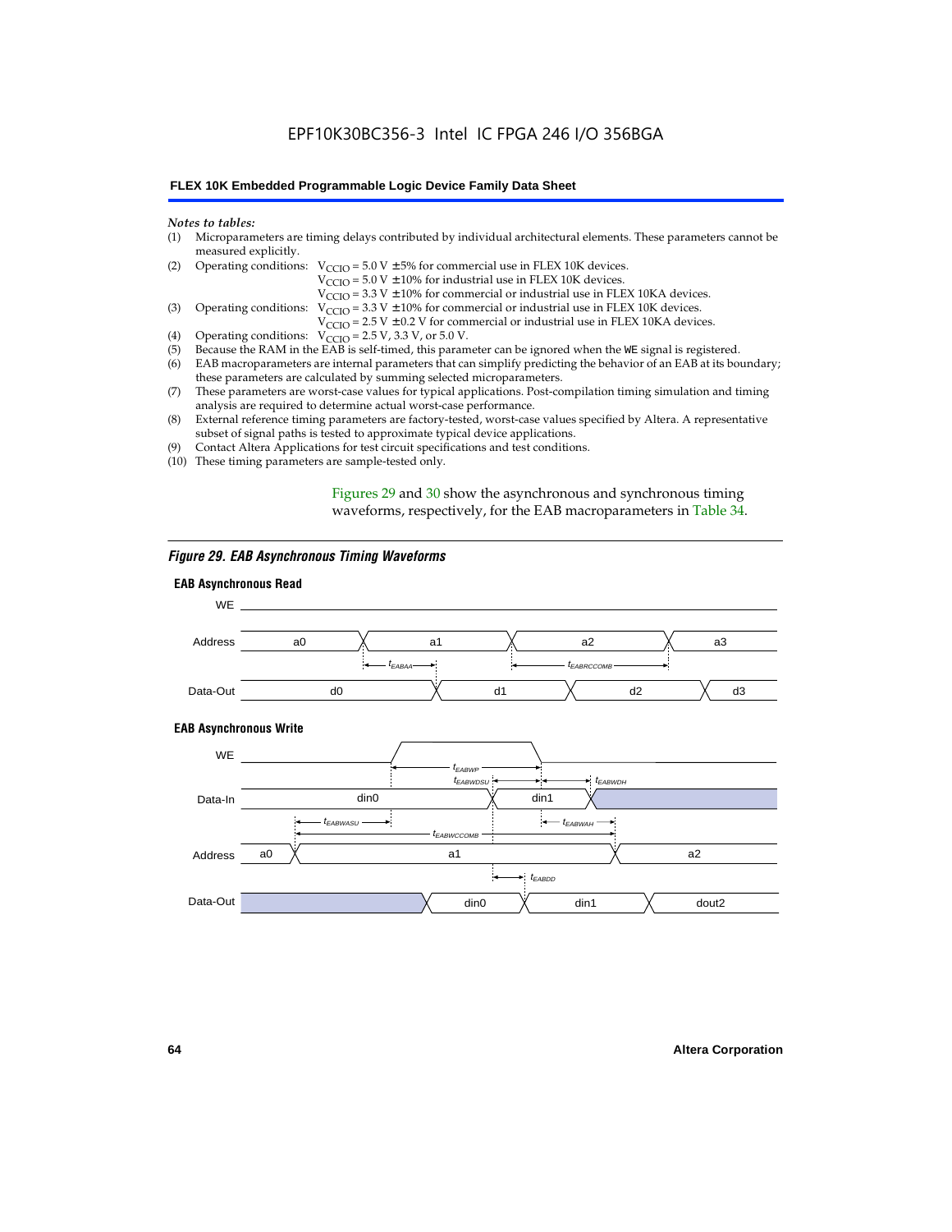*Notes to tables:*

(1) Microparameters are timing delays contributed by individual architectural elements. These parameters cannot be measured explicitly.

(2) Operating conditions: $V_{CCIO}$ = 5.0 V ± 5% for commercial use in FLEX 10K devices.
$V_{CCIO}$ = 5.0 V ± 10% for industrial use in FLEX 10K devices.
$V_{CCIO}$ = 3.3 V ± 10% for commercial or industrial use in FLEX 10KA devices.

(3) Operating conditions: $V_{CCIO}$ = 3.3 V ± 10% for commercial or industrial use in FLEX 10K devices.
$V_{CCIO}$ = 2.5 V ± 0.2 V for commercial or industrial use in FLEX 10KA devices.

(4) Operating conditions: $V_{CCIO}$ = 2.5 V, 3.3 V, or 5.0 V.

(5) Because the RAM in the EAB is self-timed, this parameter can be ignored when the WE signal is registered.

(6) EAB macroparameters are internal parameters that can simplify predicting the behavior of an EAB at its boundary; these parameters are calculated by summing selected microparameters.

(7) These parameters are worst-case values for typical applications. Post-compilation timing simulation and timing analysis are required to determine actual worst-case performance.

(8) External reference timing parameters are factory-tested, worst-case values specified by Altera. A representative subset of signal paths is tested to approximate typical device applications.

(9) Contact Altera Applications for test circuit specifications and test conditions.

(10) These timing parameters are sample-tested only.

Figures 29 and 30 show the asynchronous and synchronous timing waveforms, respectively, for the EAB macroparameters in Table 34.

*Figure 29. EAB Asynchronous Timing Waveforms*

**EAB Asynchronous Read**

WE

Address: a0, a1, a2, a3

$t_{EABAA}$, $t_{EABRCCOMB}$

Data-Out: d0, d1, d2, d3

**EAB Asynchronous Write**

WE

$t_{EABWP}$, $t_{EABWDSU}$, $t_{EABWDH}$

Data-In: din0, din1

$t_{EABWASU}$, $t_{EABWAH}$, $t_{EABWCCOMB}$

Address: a0, a1, a2

$t_{EABDD}$

Data-Out: din0, din1, dout2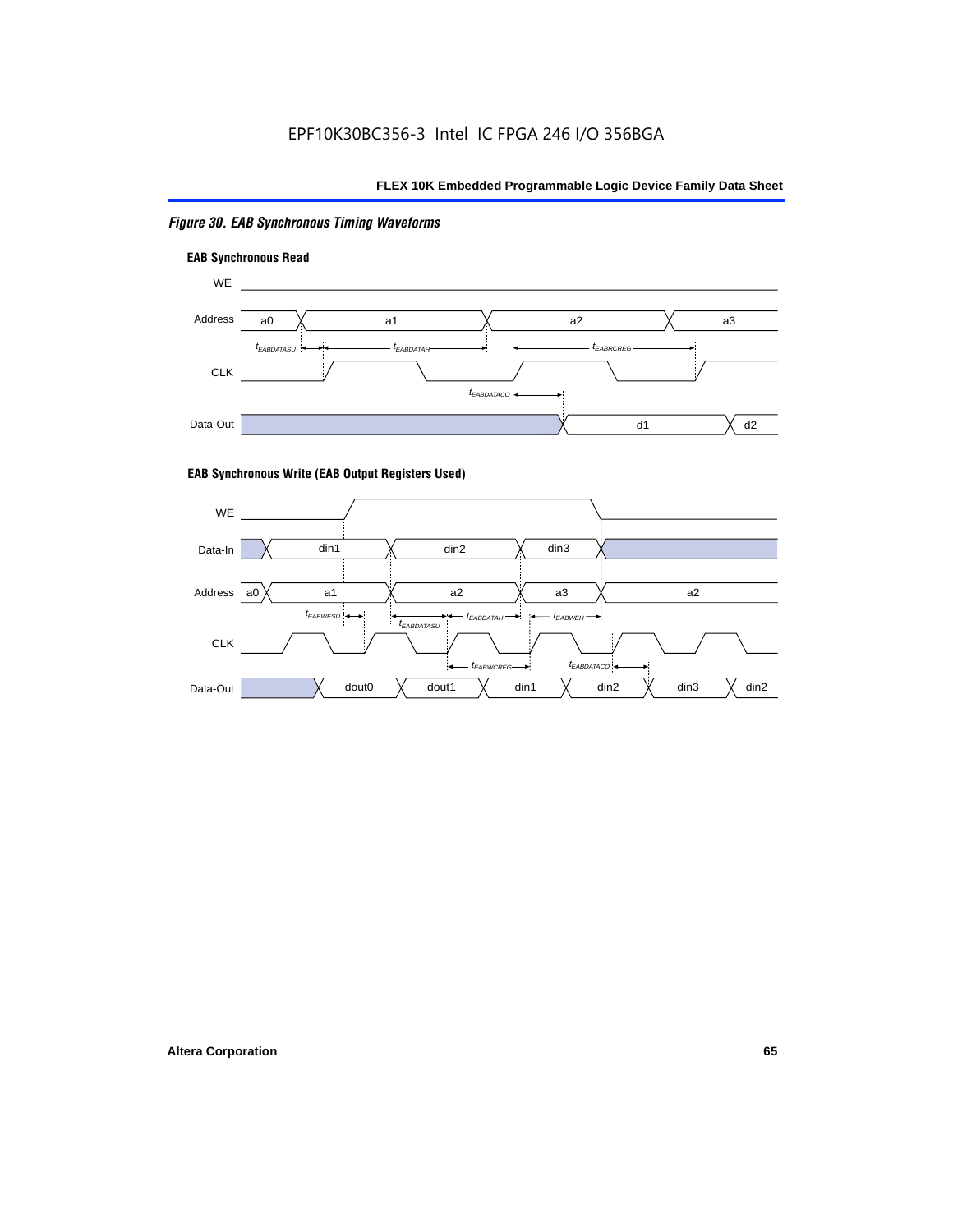*Figure 30. EAB Synchronous Timing Waveforms*

**EAB Synchronous Read**

WE

Address a0 a1 a2 a3

$t_{EABDATASU}$ $t_{EABDATAH}$ $t_{EABRCREG}$

CLK

$t_{EABDATACO}$

Data-Out d1 d2

**EAB Synchronous Write (EAB Output Registers Used)**

WE

Data-In din1 din2 din3

Address a0 a1 a2 a3 a2

$t_{EABWESU}$ $t_{EABDATASU}$ $t_{EABDATAH}$ $t_{EABWEH}$

CLK

$t_{EABWCREG}$ $t_{EABDATACO}$

Data-Out dout0 dout1 din1 din2 din3 din2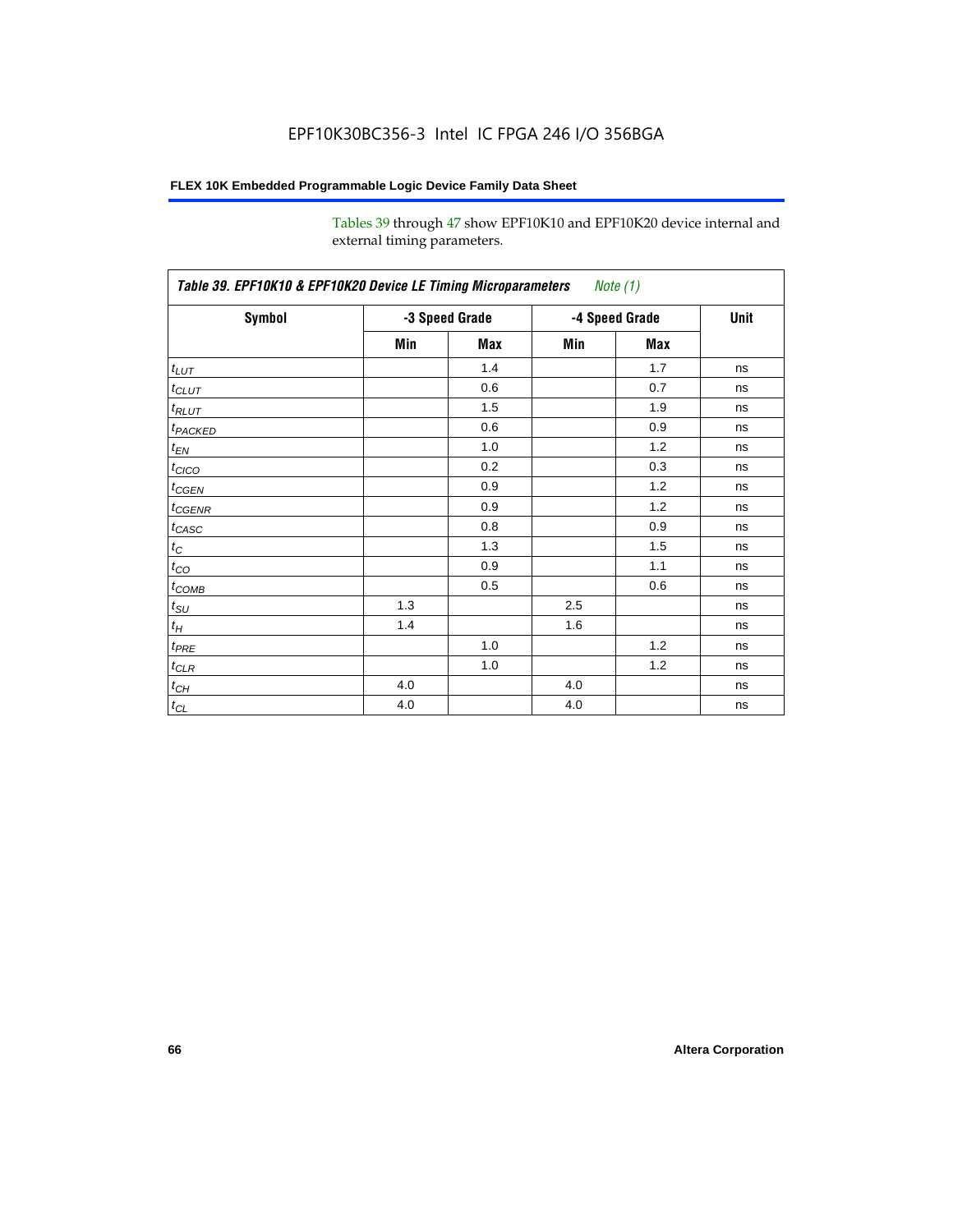Tables 39 through 47 show EPF10K10 and EPF10K20 device internal and external timing parameters.

*Table 39. EPF10K10 & EPF10K20 Device LE Timing Microparameters* *Note (1)*

| Symbol | -3 Speed Grade | | -4 Speed Grade | | Unit |
|---|---|---|---|---|---|
| | Min | Max | Min | Max | |
| $t_{LUT}$ | | 1.4 | | 1.7 | ns |
| $t_{CLUT}$ | | 0.6 | | 0.7 | ns |
| $t_{RLUT}$ | | 1.5 | | 1.9 | ns |
| $t_{PACKED}$ | | 0.6 | | 0.9 | ns |
| $t_{EN}$ | | 1.0 | | 1.2 | ns |
| $t_{CICO}$ | | 0.2 | | 0.3 | ns |
| $t_{CGEN}$ | | 0.9 | | 1.2 | ns |
| $t_{CGENR}$ | | 0.9 | | 1.2 | ns |
| $t_{CASC}$ | | 0.8 | | 0.9 | ns |
| $t_{C}$ | | 1.3 | | 1.5 | ns |
| $t_{CO}$ | | 0.9 | | 1.1 | ns |
| $t_{COMB}$ | | 0.5 | | 0.6 | ns |
| $t_{SU}$ | 1.3 | | 2.5 | | ns |
| $t_{H}$ | 1.4 | | 1.6 | | ns |
| $t_{PRE}$ | | 1.0 | | 1.2 | ns |
| $t_{CLR}$ | | 1.0 | | 1.2 | ns |
| $t_{CH}$ | 4.0 | | 4.0 | | ns |
| $t_{CL}$ | 4.0 | | 4.0 | | ns |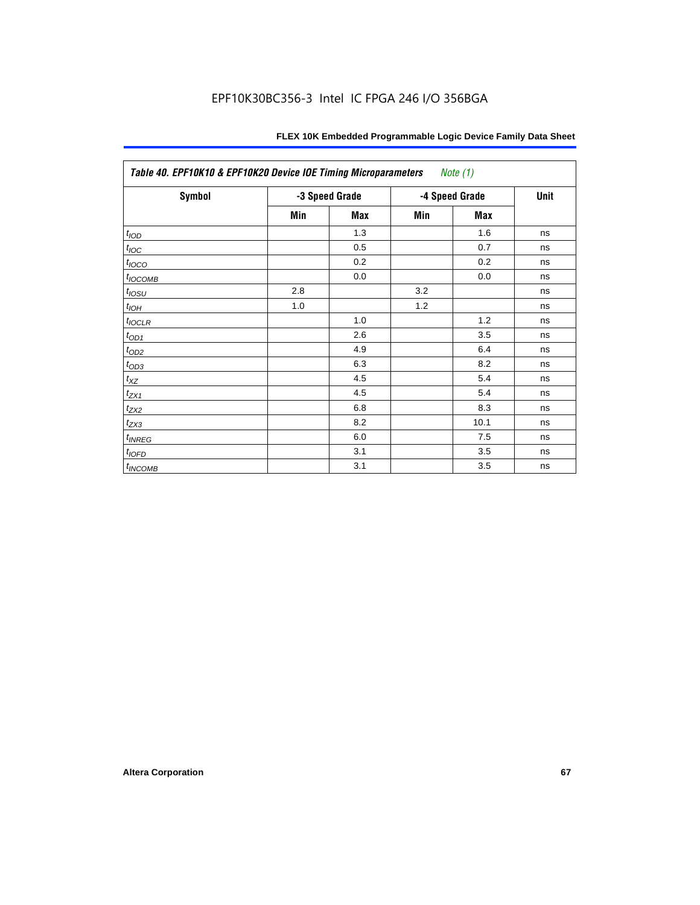| *Table 40. EPF10K10 & EPF10K20 Device IOE Timing Microparameters* *Note (1)* | | | | | |
|---|---|---|---|---|---|
| **Symbol** | **-3 Speed Grade** | | **-4 Speed Grade** | | **Unit** |
| | **Min** | **Max** | **Min** | **Max** | |
| $t_{IOD}$ | | 1.3 | | 1.6 | ns |
| $t_{IOC}$ | | 0.5 | | 0.7 | ns |
| $t_{IOCO}$ | | 0.2 | | 0.2 | ns |
| $t_{IOCOMB}$ | | 0.0 | | 0.0 | ns |
| $t_{IOSU}$ | 2.8 | | 3.2 | | ns |
| $t_{IOH}$ | 1.0 | | 1.2 | | ns |
| $t_{IOCLR}$ | | 1.0 | | 1.2 | ns |
| $t_{OD1}$ | | 2.6 | | 3.5 | ns |
| $t_{OD2}$ | | 4.9 | | 6.4 | ns |
| $t_{OD3}$ | | 6.3 | | 8.2 | ns |
| $t_{XZ}$ | | 4.5 | | 5.4 | ns |
| $t_{ZX1}$ | | 4.5 | | 5.4 | ns |
| $t_{ZX2}$ | | 6.8 | | 8.3 | ns |
| $t_{ZX3}$ | | 8.2 | | 10.1 | ns |
| $t_{INREG}$ | | 6.0 | | 7.5 | ns |
| $t_{IOFD}$ | | 3.1 | | 3.5 | ns |
| $t_{INCOMB}$ | | 3.1 | | 3.5 | ns |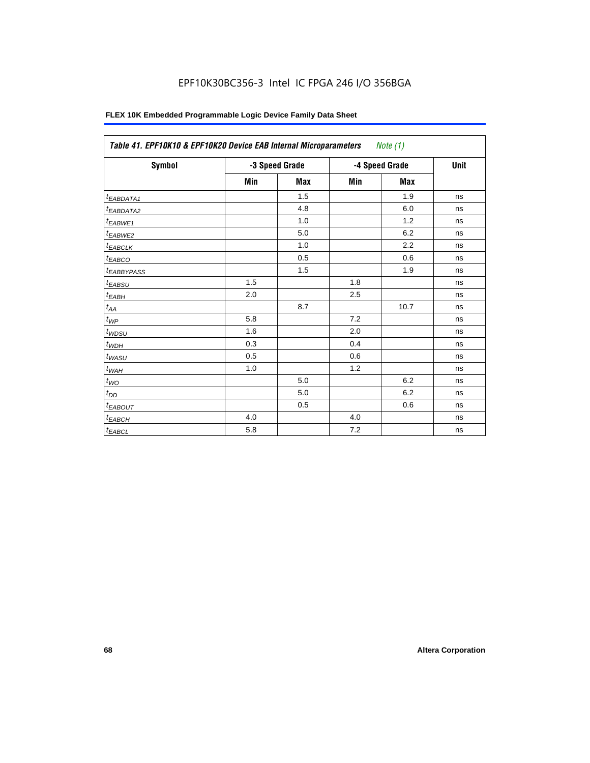EPF10K30BC356-3 Intel IC FPGA 246 I/O 356BGA

**FLEX 10K Embedded Programmable Logic Device Family Data Sheet**

| *Table 41. EPF10K10 & EPF10K20 Device EAB Internal Microparameters* *Note (1)* | | | | | |
|---|---|---|---|---|---|
| **Symbol** | **-3 Speed Grade** | | **-4 Speed Grade** | | **Unit** |
| | **Min** | **Max** | **Min** | **Max** | |
| $t_{EABDATA1}$ | | 1.5 | | 1.9 | ns |
| $t_{EABDATA2}$ | | 4.8 | | 6.0 | ns |
| $t_{EABWE1}$ | | 1.0 | | 1.2 | ns |
| $t_{EABWE2}$ | | 5.0 | | 6.2 | ns |
| $t_{EABCLK}$ | | 1.0 | | 2.2 | ns |
| $t_{EABCO}$ | | 0.5 | | 0.6 | ns |
| $t_{EABBYPASS}$ | | 1.5 | | 1.9 | ns |
| $t_{EABSU}$ | 1.5 | | 1.8 | | ns |
| $t_{EABH}$ | 2.0 | | 2.5 | | ns |
| $t_{AA}$ | | 8.7 | | 10.7 | ns |
| $t_{WP}$ | 5.8 | | 7.2 | | ns |
| $t_{WDSU}$ | 1.6 | | 2.0 | | ns |
| $t_{WDH}$ | 0.3 | | 0.4 | | ns |
| $t_{WASU}$ | 0.5 | | 0.6 | | ns |
| $t_{WAH}$ | 1.0 | | 1.2 | | ns |
| $t_{WO}$ | | 5.0 | | 6.2 | ns |
| $t_{DD}$ | | 5.0 | | 6.2 | ns |
| $t_{EABOUT}$ | | 0.5 | | 0.6 | ns |
| $t_{EABCH}$ | 4.0 | | 4.0 | | ns |
| $t_{EABCL}$ | 5.8 | | 7.2 | | ns |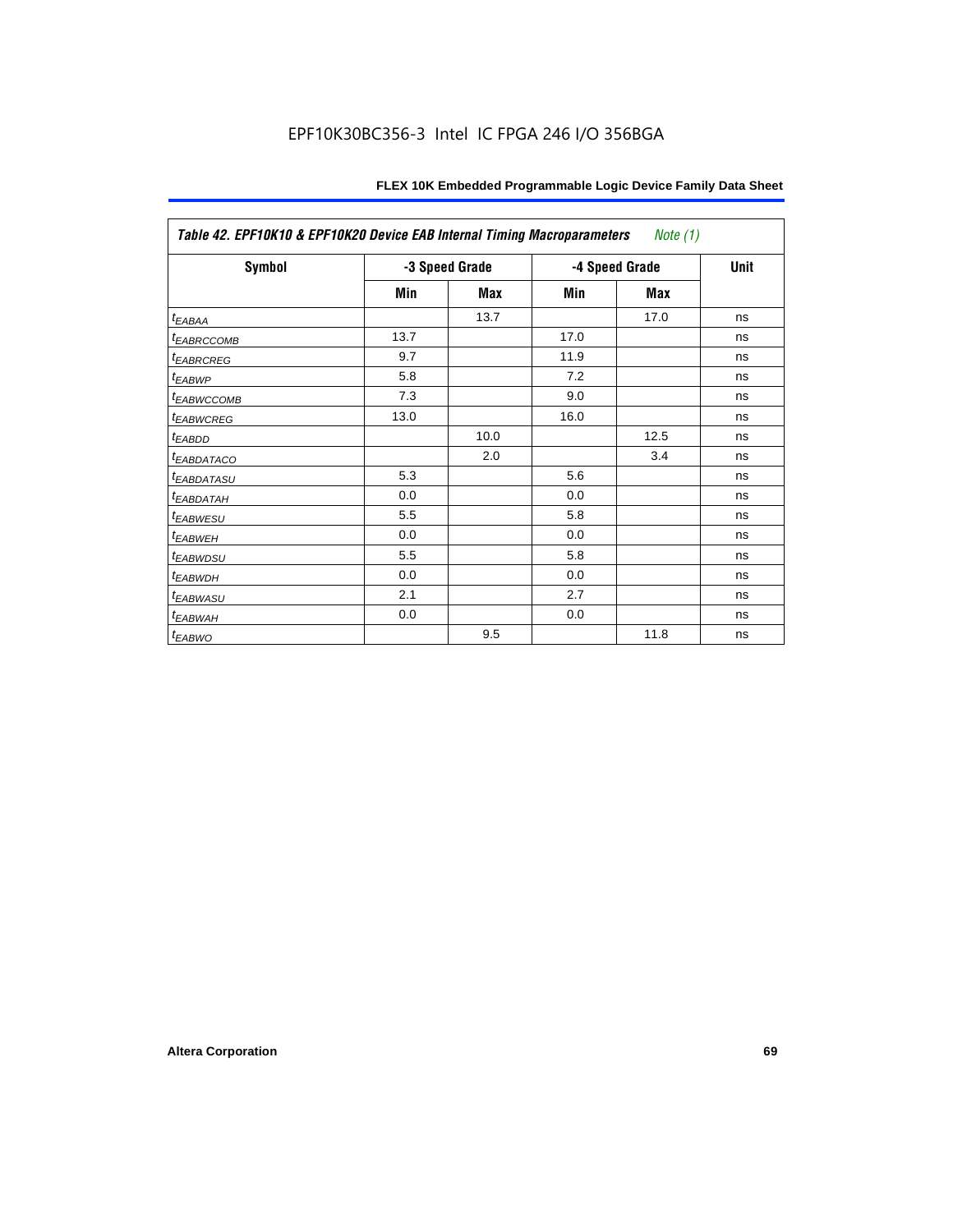**Table 42. EPF10K10 & EPF10K20 Device EAB Internal Timing Macroparameters** *Note (1)*

| Symbol | -3 Speed Grade | | -4 Speed Grade | | Unit |
|---|---|---|---|---|---|
| | Min | Max | Min | Max | |
| $t_{EABAA}$ | | 13.7 | | 17.0 | ns |
| $t_{EABRCCOMB}$ | 13.7 | | 17.0 | | ns |
| $t_{EABRCREG}$ | 9.7 | | 11.9 | | ns |
| $t_{EABWP}$ | 5.8 | | 7.2 | | ns |
| $t_{EABWCCOMB}$ | 7.3 | | 9.0 | | ns |
| $t_{EABWCREG}$ | 13.0 | | 16.0 | | ns |
| $t_{EABDD}$ | | 10.0 | | 12.5 | ns |
| $t_{EABDATACO}$ | | 2.0 | | 3.4 | ns |
| $t_{EABDATASU}$ | 5.3 | | 5.6 | | ns |
| $t_{EABDATAH}$ | 0.0 | | 0.0 | | ns |
| $t_{EABWESU}$ | 5.5 | | 5.8 | | ns |
| $t_{EABWEH}$ | 0.0 | | 0.0 | | ns |
| $t_{EABWDSU}$ | 5.5 | | 5.8 | | ns |
| $t_{EABWDH}$ | 0.0 | | 0.0 | | ns |
| $t_{EABWASU}$ | 2.1 | | 2.7 | | ns |
| $t_{EABWAH}$ | 0.0 | | 0.0 | | ns |
| $t_{EABWO}$ | | 9.5 | | 11.8 | ns |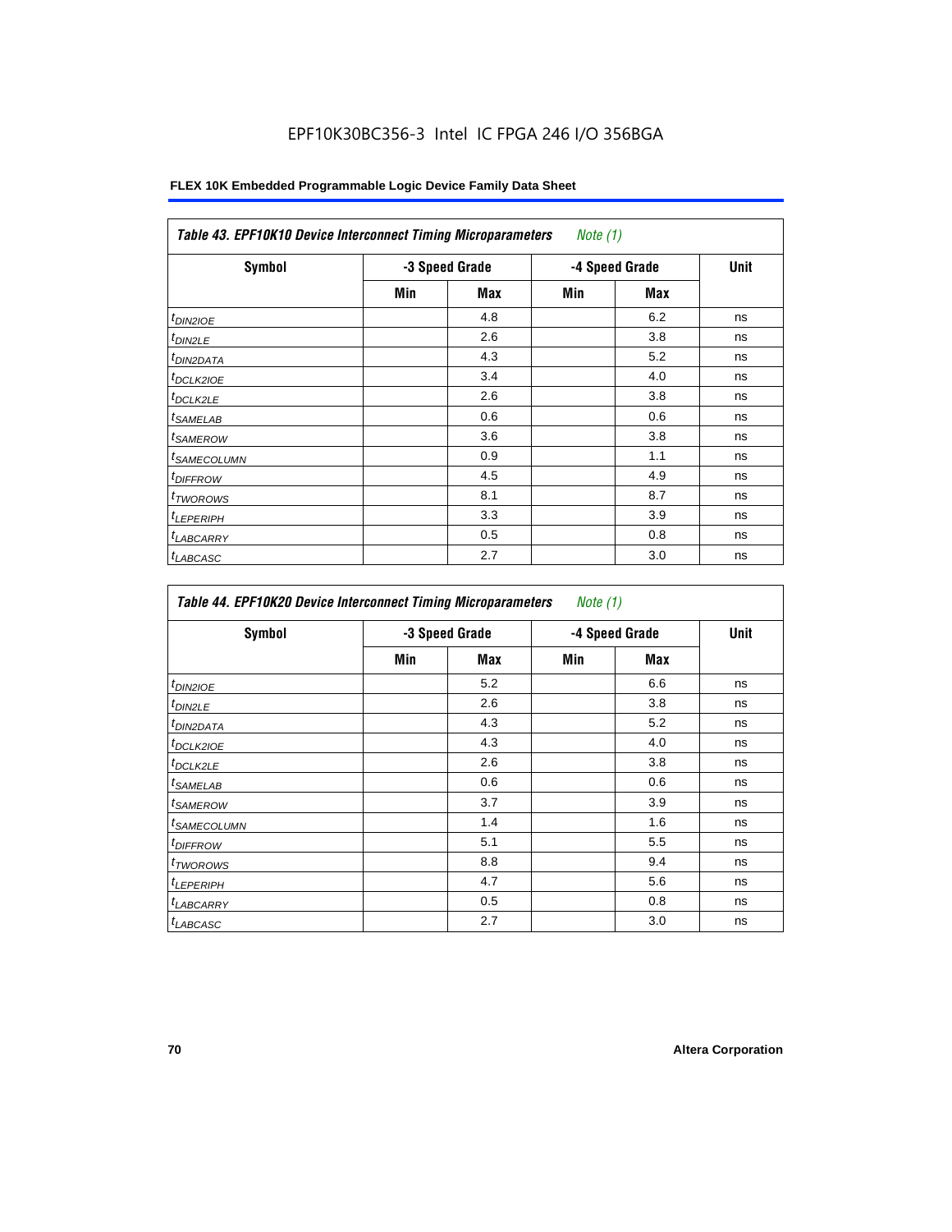**Table 43. EPF10K10 Device Interconnect Timing Microparameters** *Note (1)*

| Symbol | -3 Speed Grade | | -4 Speed Grade | | Unit |
|---|---|---|---|---|---|
| | Min | Max | Min | Max | |
| $t_{DIN2IOE}$ | | 4.8 | | 6.2 | ns |
| $t_{DIN2LE}$ | | 2.6 | | 3.8 | ns |
| $t_{DIN2DATA}$ | | 4.3 | | 5.2 | ns |
| $t_{DCLK2IOE}$ | | 3.4 | | 4.0 | ns |
| $t_{DCLK2LE}$ | | 2.6 | | 3.8 | ns |
| $t_{SAMELAB}$ | | 0.6 | | 0.6 | ns |
| $t_{SAMEROW}$ | | 3.6 | | 3.8 | ns |
| $t_{SAMECOLUMN}$ | | 0.9 | | 1.1 | ns |
| $t_{DIFFROW}$ | | 4.5 | | 4.9 | ns |
| $t_{TWOROWS}$ | | 8.1 | | 8.7 | ns |
| $t_{LEPERIPH}$ | | 3.3 | | 3.9 | ns |
| $t_{LABCARRY}$ | | 0.5 | | 0.8 | ns |
| $t_{LABCASC}$ | | 2.7 | | 3.0 | ns |

**Table 44. EPF10K20 Device Interconnect Timing Microparameters** *Note (1)*

| Symbol | -3 Speed Grade | | -4 Speed Grade | | Unit |
|---|---|---|---|---|---|
| | Min | Max | Min | Max | |
| $t_{DIN2IOE}$ | | 5.2 | | 6.6 | ns |
| $t_{DIN2LE}$ | | 2.6 | | 3.8 | ns |
| $t_{DIN2DATA}$ | | 4.3 | | 5.2 | ns |
| $t_{DCLK2IOE}$ | | 4.3 | | 4.0 | ns |
| $t_{DCLK2LE}$ | | 2.6 | | 3.8 | ns |
| $t_{SAMELAB}$ | | 0.6 | | 0.6 | ns |
| $t_{SAMEROW}$ | | 3.7 | | 3.9 | ns |
| $t_{SAMECOLUMN}$ | | 1.4 | | 1.6 | ns |
| $t_{DIFFROW}$ | | 5.1 | | 5.5 | ns |
| $t_{TWOROWS}$ | | 8.8 | | 9.4 | ns |
| $t_{LEPERIPH}$ | | 4.7 | | 5.6 | ns |
| $t_{LABCARRY}$ | | 0.5 | | 0.8 | ns |
| $t_{LABCASC}$ | | 2.7 | | 3.0 | ns |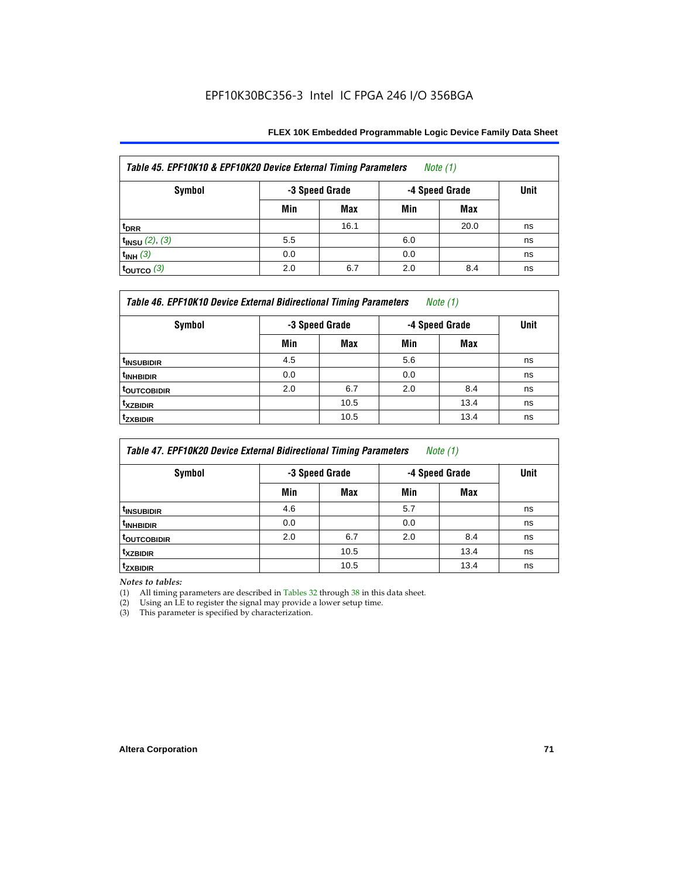**Table 45. EPF10K10 & EPF10K20 Device External Timing Parameters** *Note (1)*

| Symbol | -3 Speed Grade | | -4 Speed Grade | | Unit |
|---|---|---|---|---|---|
| | Min | Max | Min | Max | |
| $t_{DRR}$ | | 16.1 | | 20.0 | ns |
| $t_{INSU}$ *(2), (3)* | 5.5 | | 6.0 | | ns |
| $t_{INH}$ *(3)* | 0.0 | | 0.0 | | ns |
| $t_{OUTCO}$ *(3)* | 2.0 | 6.7 | 2.0 | 8.4 | ns |

**Table 46. EPF10K10 Device External Bidirectional Timing Parameters** *Note (1)*

| Symbol | -3 Speed Grade | | -4 Speed Grade | | Unit |
|---|---|---|---|---|---|
| | Min | Max | Min | Max | |
| $t_{INSUBIDIR}$ | 4.5 | | 5.6 | | ns |
| $t_{INHBIDIR}$ | 0.0 | | 0.0 | | ns |
| $t_{OUTCOBIDIR}$ | 2.0 | 6.7 | 2.0 | 8.4 | ns |
| $t_{XZBIDIR}$ | | 10.5 | | 13.4 | ns |
| $t_{ZXBIDIR}$ | | 10.5 | | 13.4 | ns |

**Table 47. EPF10K20 Device External Bidirectional Timing Parameters** *Note (1)*

| Symbol | -3 Speed Grade | | -4 Speed Grade | | Unit |
|---|---|---|---|---|---|
| | Min | Max | Min | Max | |
| $t_{INSUBIDIR}$ | 4.6 | | 5.7 | | ns |
| $t_{INHBIDIR}$ | 0.0 | | 0.0 | | ns |
| $t_{OUTCOBIDIR}$ | 2.0 | 6.7 | 2.0 | 8.4 | ns |
| $t_{XZBIDIR}$ | | 10.5 | | 13.4 | ns |
| $t_{ZXBIDIR}$ | | 10.5 | | 13.4 | ns |

*Notes to tables:*

(1) All timing parameters are described in Tables 32 through 38 in this data sheet.

(2) Using an LE to register the signal may provide a lower setup time.

(3) This parameter is specified by characterization.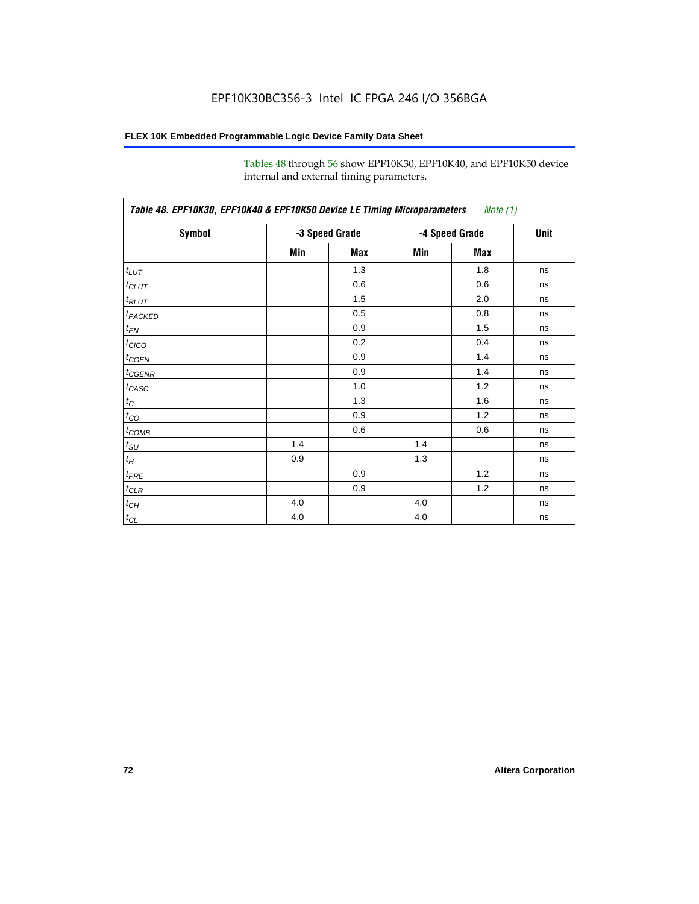Tables 48 through 56 show EPF10K30, EPF10K40, and EPF10K50 device internal and external timing parameters.

| *Table 48. EPF10K30, EPF10K40 & EPF10K50 Device LE Timing Microparameters* *Note (1)* | | | | | |
|---|---|---|---|---|---|
| **Symbol** | **-3 Speed Grade** | | **-4 Speed Grade** | | **Unit** |
| | **Min** | **Max** | **Min** | **Max** | |
| $t_{LUT}$ | | 1.3 | | 1.8 | ns |
| $t_{CLUT}$ | | 0.6 | | 0.6 | ns |
| $t_{RLUT}$ | | 1.5 | | 2.0 | ns |
| $t_{PACKED}$ | | 0.5 | | 0.8 | ns |
| $t_{EN}$ | | 0.9 | | 1.5 | ns |
| $t_{CICO}$ | | 0.2 | | 0.4 | ns |
| $t_{CGEN}$ | | 0.9 | | 1.4 | ns |
| $t_{CGENR}$ | | 0.9 | | 1.4 | ns |
| $t_{CASC}$ | | 1.0 | | 1.2 | ns |
| $t_{C}$ | | 1.3 | | 1.6 | ns |
| $t_{CO}$ | | 0.9 | | 1.2 | ns |
| $t_{COMB}$ | | 0.6 | | 0.6 | ns |
| $t_{SU}$ | 1.4 | | 1.4 | | ns |
| $t_{H}$ | 0.9 | | 1.3 | | ns |
| $t_{PRE}$ | | 0.9 | | 1.2 | ns |
| $t_{CLR}$ | | 0.9 | | 1.2 | ns |
| $t_{CH}$ | 4.0 | | 4.0 | | ns |
| $t_{CL}$ | 4.0 | | 4.0 | | ns |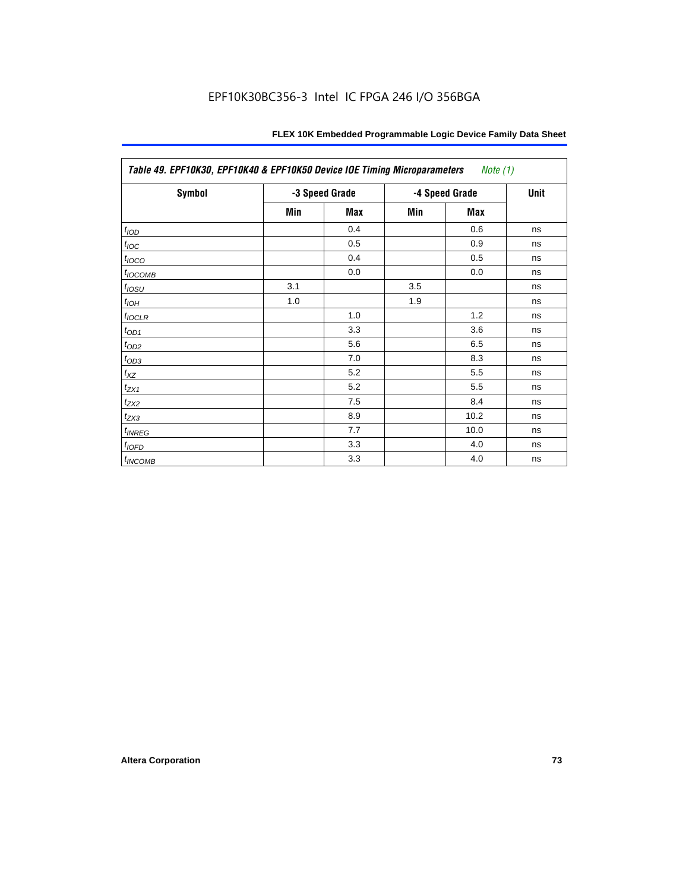| Table 49. EPF10K30, EPF10K40 & EPF10K50 Device IOE Timing Microparameters *Note (1)* | | | | | |
|---|---|---|---|---|---|
| **Symbol** | **-3 Speed Grade** | | **-4 Speed Grade** | | **Unit** |
| | **Min** | **Max** | **Min** | **Max** | |
| $t_{IOD}$ | | 0.4 | | 0.6 | ns |
| $t_{IOC}$ | | 0.5 | | 0.9 | ns |
| $t_{IOCO}$ | | 0.4 | | 0.5 | ns |
| $t_{IOCOMB}$ | | 0.0 | | 0.0 | ns |
| $t_{IOSU}$ | 3.1 | | 3.5 | | ns |
| $t_{IOH}$ | 1.0 | | 1.9 | | ns |
| $t_{IOCLR}$ | | 1.0 | | 1.2 | ns |
| $t_{OD1}$ | | 3.3 | | 3.6 | ns |
| $t_{OD2}$ | | 5.6 | | 6.5 | ns |
| $t_{OD3}$ | | 7.0 | | 8.3 | ns |
| $t_{XZ}$ | | 5.2 | | 5.5 | ns |
| $t_{ZX1}$ | | 5.2 | | 5.5 | ns |
| $t_{ZX2}$ | | 7.5 | | 8.4 | ns |
| $t_{ZX3}$ | | 8.9 | | 10.2 | ns |
| $t_{INREG}$ | | 7.7 | | 10.0 | ns |
| $t_{IOFD}$ | | 3.3 | | 4.0 | ns |
| $t_{INCOMB}$ | | 3.3 | | 4.0 | ns |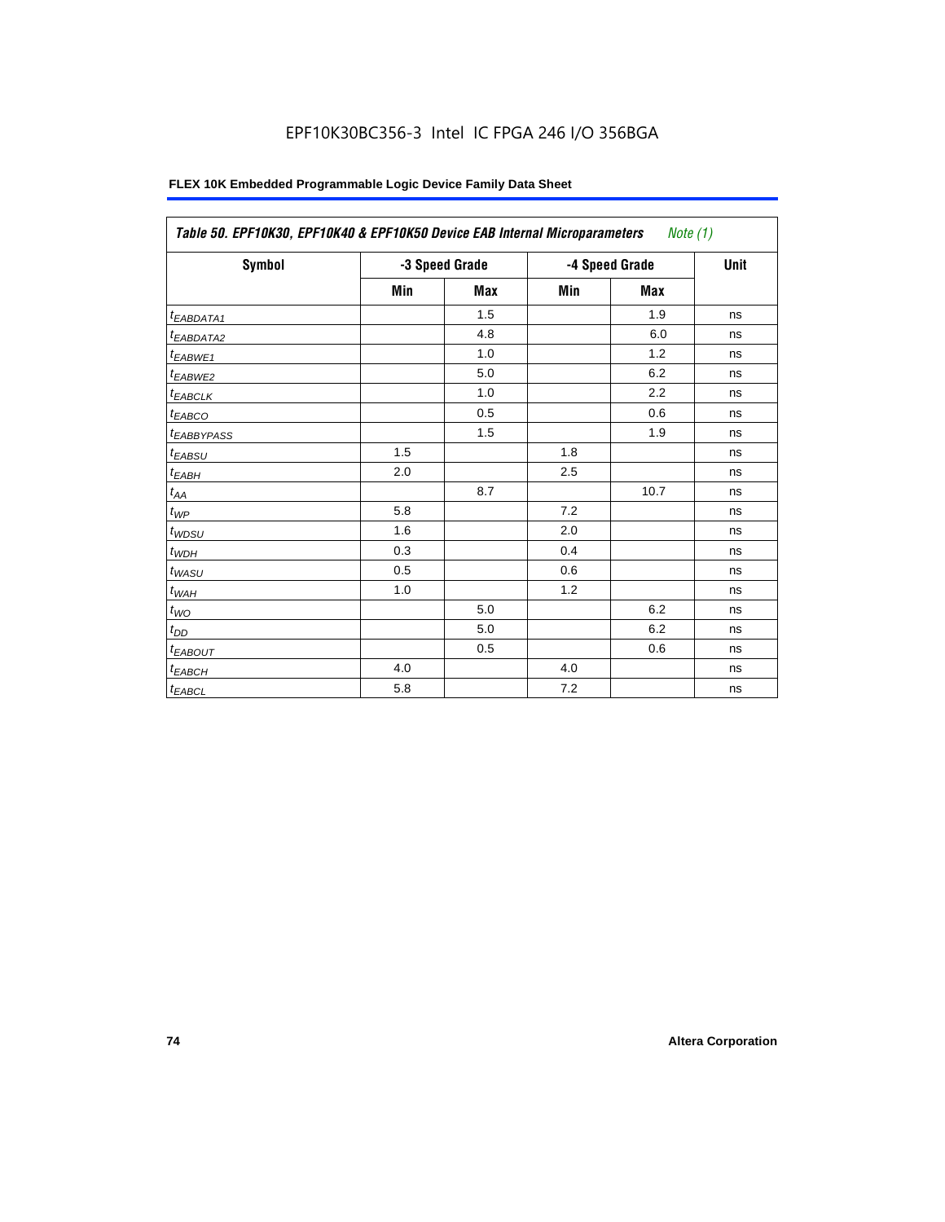EPF10K30BC356-3 Intel IC FPGA 246 I/O 356BGA

**FLEX 10K Embedded Programmable Logic Device Family Data Sheet**

| *Table 50. EPF10K30, EPF10K40 & EPF10K50 Device EAB Internal Microparameters Note (1)* | | | | | |
|---|---|---|---|---|---|
| **Symbol** | **-3 Speed Grade** | | **-4 Speed Grade** | | **Unit** |
| | **Min** | **Max** | **Min** | **Max** | |
| $t_{EABDATA1}$ | | 1.5 | | 1.9 | ns |
| $t_{EABDATA2}$ | | 4.8 | | 6.0 | ns |
| $t_{EABWE1}$ | | 1.0 | | 1.2 | ns |
| $t_{EABWE2}$ | | 5.0 | | 6.2 | ns |
| $t_{EABCLK}$ | | 1.0 | | 2.2 | ns |
| $t_{EABCO}$ | | 0.5 | | 0.6 | ns |
| $t_{EABBYPASS}$ | | 1.5 | | 1.9 | ns |
| $t_{EABSU}$ | 1.5 | | 1.8 | | ns |
| $t_{EABH}$ | 2.0 | | 2.5 | | ns |
| $t_{AA}$ | | 8.7 | | 10.7 | ns |
| $t_{WP}$ | 5.8 | | 7.2 | | ns |
| $t_{WDSU}$ | 1.6 | | 2.0 | | ns |
| $t_{WDH}$ | 0.3 | | 0.4 | | ns |
| $t_{WASU}$ | 0.5 | | 0.6 | | ns |
| $t_{WAH}$ | 1.0 | | 1.2 | | ns |
| $t_{WO}$ | | 5.0 | | 6.2 | ns |
| $t_{DD}$ | | 5.0 | | 6.2 | ns |
| $t_{EABOUT}$ | | 0.5 | | 0.6 | ns |
| $t_{EABCH}$ | 4.0 | | 4.0 | | ns |
| $t_{EABCL}$ | 5.8 | | 7.2 | | ns |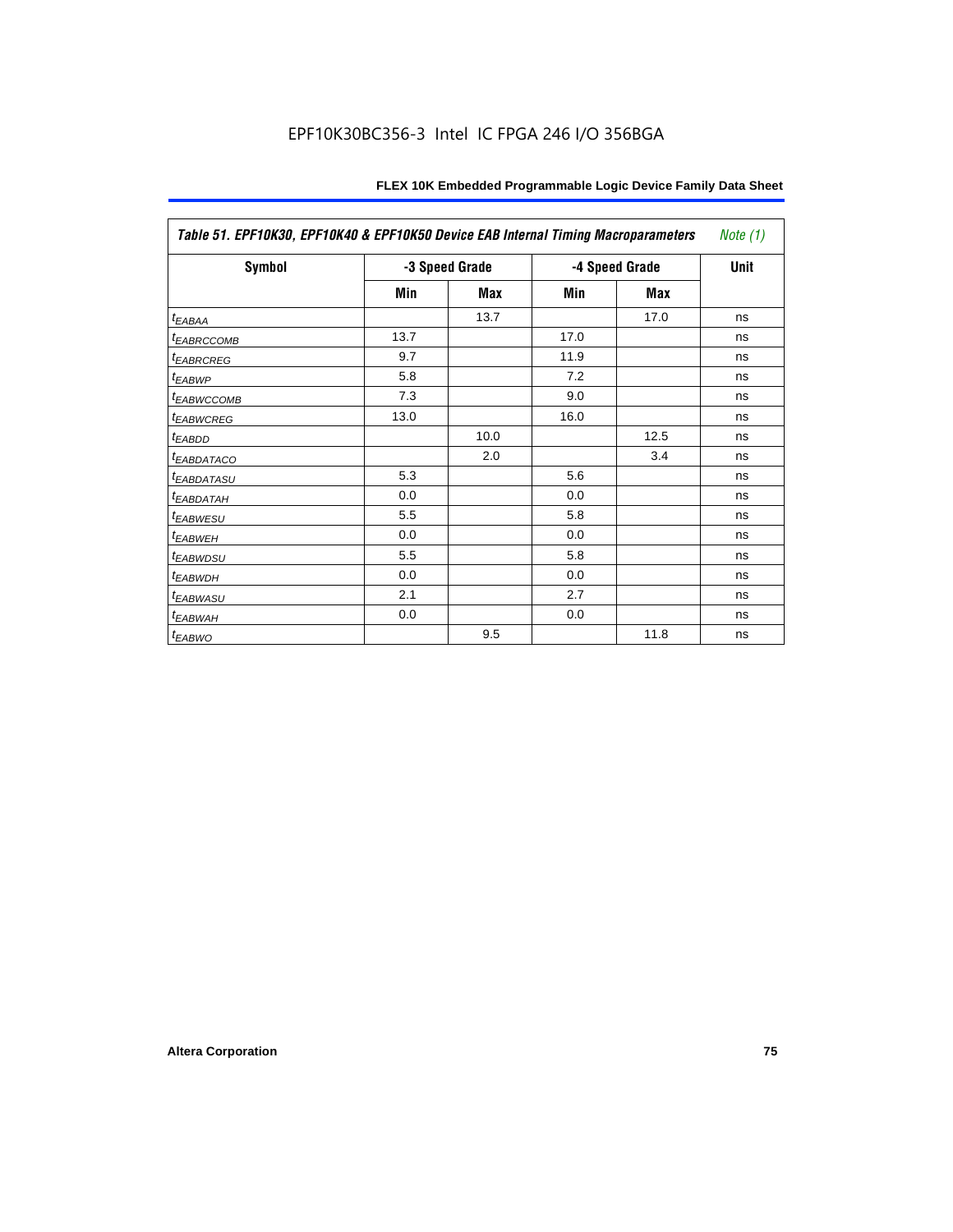| Table 51. EPF10K30, EPF10K40 & EPF10K50 Device EAB Internal Timing Macroparameters *Note (1)* | | | | | |
|---|---|---|---|---|---|
| **Symbol** | **-3 Speed Grade** | | **-4 Speed Grade** | | **Unit** |
| | **Min** | **Max** | **Min** | **Max** | |
| $t_{EABAA}$ | | 13.7 | | 17.0 | ns |
| $t_{EABRCCOMB}$ | 13.7 | | 17.0 | | ns |
| $t_{EABRCREG}$ | 9.7 | | 11.9 | | ns |
| $t_{EABWP}$ | 5.8 | | 7.2 | | ns |
| $t_{EABWCCOMB}$ | 7.3 | | 9.0 | | ns |
| $t_{EABWCREG}$ | 13.0 | | 16.0 | | ns |
| $t_{EABDD}$ | | 10.0 | | 12.5 | ns |
| $t_{EABDATACO}$ | | 2.0 | | 3.4 | ns |
| $t_{EABDATASU}$ | 5.3 | | 5.6 | | ns |
| $t_{EABDATAH}$ | 0.0 | | 0.0 | | ns |
| $t_{EABWESU}$ | 5.5 | | 5.8 | | ns |
| $t_{EABWEH}$ | 0.0 | | 0.0 | | ns |
| $t_{EABWDSU}$ | 5.5 | | 5.8 | | ns |
| $t_{EABWDH}$ | 0.0 | | 0.0 | | ns |
| $t_{EABWASU}$ | 2.1 | | 2.7 | | ns |
| $t_{EABWAH}$ | 0.0 | | 0.0 | | ns |
| $t_{EABWO}$ | | 9.5 | | 11.8 | ns |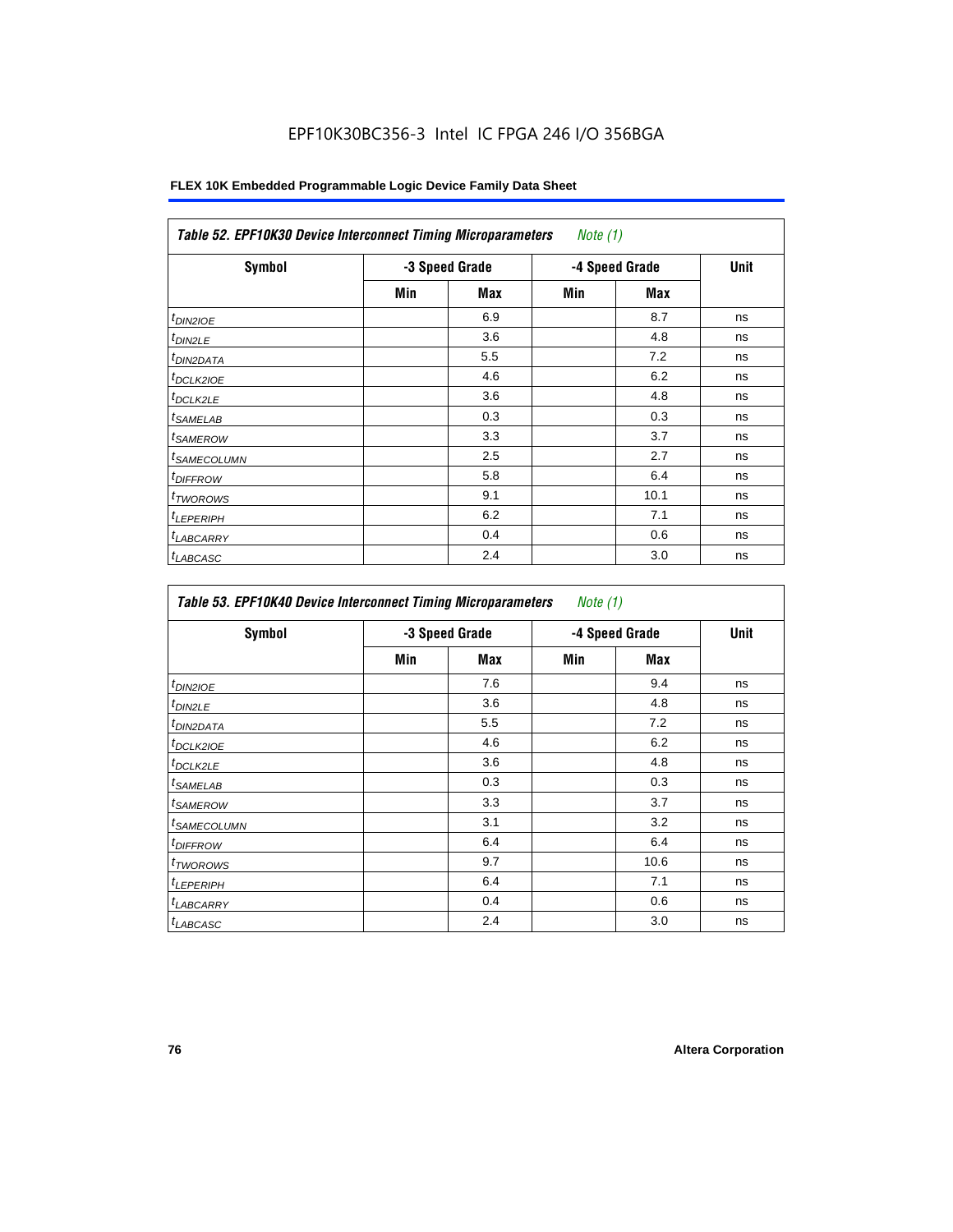EPF10K30BC356-3 Intel IC FPGA 246 I/O 356BGA

| *Table 52. EPF10K30 Device Interconnect Timing Microparameters* *Note (1)* | | | | | |
|---|---|---|---|---|---|
| **Symbol** | **-3 Speed Grade** | | **-4 Speed Grade** | | **Unit** |
| | **Min** | **Max** | **Min** | **Max** | |
| $t_{DIN2IOE}$ | | 6.9 | | 8.7 | ns |
| $t_{DIN2LE}$ | | 3.6 | | 4.8 | ns |
| $t_{DIN2DATA}$ | | 5.5 | | 7.2 | ns |
| $t_{DCLK2IOE}$ | | 4.6 | | 6.2 | ns |
| $t_{DCLK2LE}$ | | 3.6 | | 4.8 | ns |
| $t_{SAMELAB}$ | | 0.3 | | 0.3 | ns |
| $t_{SAMEROW}$ | | 3.3 | | 3.7 | ns |
| $t_{SAMECOLUMN}$ | | 2.5 | | 2.7 | ns |
| $t_{DIFFROW}$ | | 5.8 | | 6.4 | ns |
| $t_{TWOROWS}$ | | 9.1 | | 10.1 | ns |
| $t_{LEPERIPH}$ | | 6.2 | | 7.1 | ns |
| $t_{LABCARRY}$ | | 0.4 | | 0.6 | ns |
| $t_{LABCASC}$ | | 2.4 | | 3.0 | ns |

| *Table 53. EPF10K40 Device Interconnect Timing Microparameters* *Note (1)* | | | | | |
|---|---|---|---|---|---|
| **Symbol** | **-3 Speed Grade** | | **-4 Speed Grade** | | **Unit** |
| | **Min** | **Max** | **Min** | **Max** | |
| $t_{DIN2IOE}$ | | 7.6 | | 9.4 | ns |
| $t_{DIN2LE}$ | | 3.6 | | 4.8 | ns |
| $t_{DIN2DATA}$ | | 5.5 | | 7.2 | ns |
| $t_{DCLK2IOE}$ | | 4.6 | | 6.2 | ns |
| $t_{DCLK2LE}$ | | 3.6 | | 4.8 | ns |
| $t_{SAMELAB}$ | | 0.3 | | 0.3 | ns |
| $t_{SAMEROW}$ | | 3.3 | | 3.7 | ns |
| $t_{SAMECOLUMN}$ | | 3.1 | | 3.2 | ns |
| $t_{DIFFROW}$ | | 6.4 | | 6.4 | ns |
| $t_{TWOROWS}$ | | 9.7 | | 10.6 | ns |
| $t_{LEPERIPH}$ | | 6.4 | | 7.1 | ns |
| $t_{LABCARRY}$ | | 0.4 | | 0.6 | ns |
| $t_{LABCASC}$ | | 2.4 | | 3.0 | ns |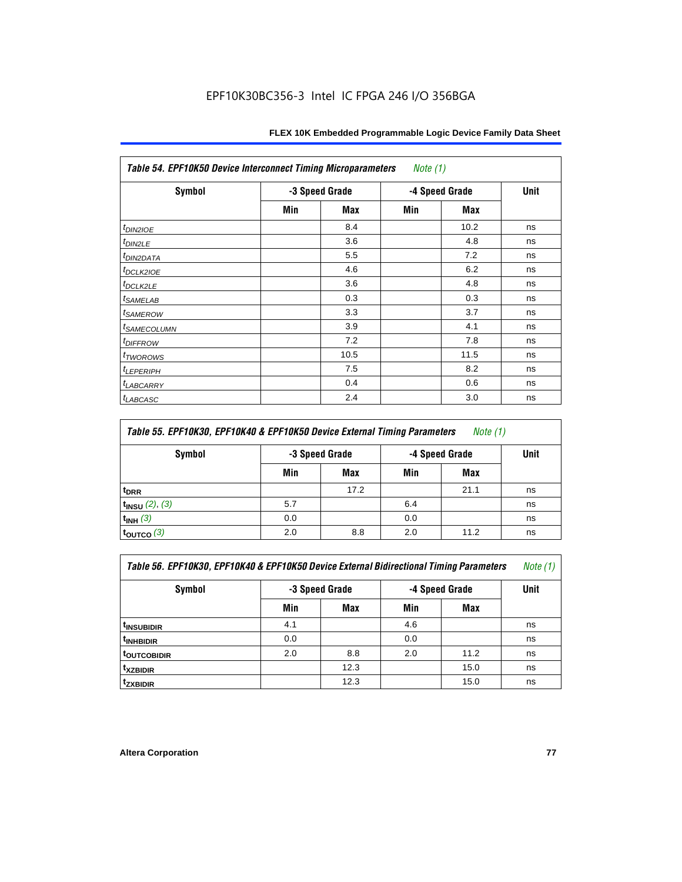EPF10K30BC356-3 Intel IC FPGA 246 I/O 356BGA

| Table 54. EPF10K50 Device Interconnect Timing Microparameters *Note (1)* | | | | | |
|---|---|---|---|---|---|
| Symbol | -3 Speed Grade | | -4 Speed Grade | | Unit |
| | Min | Max | Min | Max | |
| $t_{DIN2IOE}$ | | 8.4 | | 10.2 | ns |
| $t_{DIN2LE}$ | | 3.6 | | 4.8 | ns |
| $t_{DIN2DATA}$ | | 5.5 | | 7.2 | ns |
| $t_{DCLK2IOE}$ | | 4.6 | | 6.2 | ns |
| $t_{DCLK2LE}$ | | 3.6 | | 4.8 | ns |
| $t_{SAMELAB}$ | | 0.3 | | 0.3 | ns |
| $t_{SAMEROW}$ | | 3.3 | | 3.7 | ns |
| $t_{SAMECOLUMN}$ | | 3.9 | | 4.1 | ns |
| $t_{DIFFROW}$ | | 7.2 | | 7.8 | ns |
| $t_{TWOROWS}$ | | 10.5 | | 11.5 | ns |
| $t_{LEPERIPH}$ | | 7.5 | | 8.2 | ns |
| $t_{LABCARRY}$ | | 0.4 | | 0.6 | ns |
| $t_{LABCASC}$ | | 2.4 | | 3.0 | ns |

| Table 55. EPF10K30, EPF10K40 & EPF10K50 Device External Timing Parameters *Note (1)* | | | | | |
|---|---|---|---|---|---|
| Symbol | -3 Speed Grade | | -4 Speed Grade | | Unit |
| | Min | Max | Min | Max | |
| $t_{DRR}$ | | 17.2 | | 21.1 | ns |
| $t_{INSU}$ *(2), (3)* | 5.7 | | 6.4 | | ns |
| $t_{INH}$ *(3)* | 0.0 | | 0.0 | | ns |
| $t_{OUTCO}$ *(3)* | 2.0 | 8.8 | 2.0 | 11.2 | ns |

| Table 56. EPF10K30, EPF10K40 & EPF10K50 Device External Bidirectional Timing Parameters *Note (1)* | | | | | |
|---|---|---|---|---|---|
| Symbol | -3 Speed Grade | | -4 Speed Grade | | Unit |
| | Min | Max | Min | Max | |
| $t_{INSUBIDIR}$ | 4.1 | | 4.6 | | ns |
| $t_{INHBIDIR}$ | 0.0 | | 0.0 | | ns |
| $t_{OUTCOBIDIR}$ | 2.0 | 8.8 | 2.0 | 11.2 | ns |
| $t_{XZBIDIR}$ | | 12.3 | | 15.0 | ns |
| $t_{ZXBIDIR}$ | | 12.3 | | 15.0 | ns |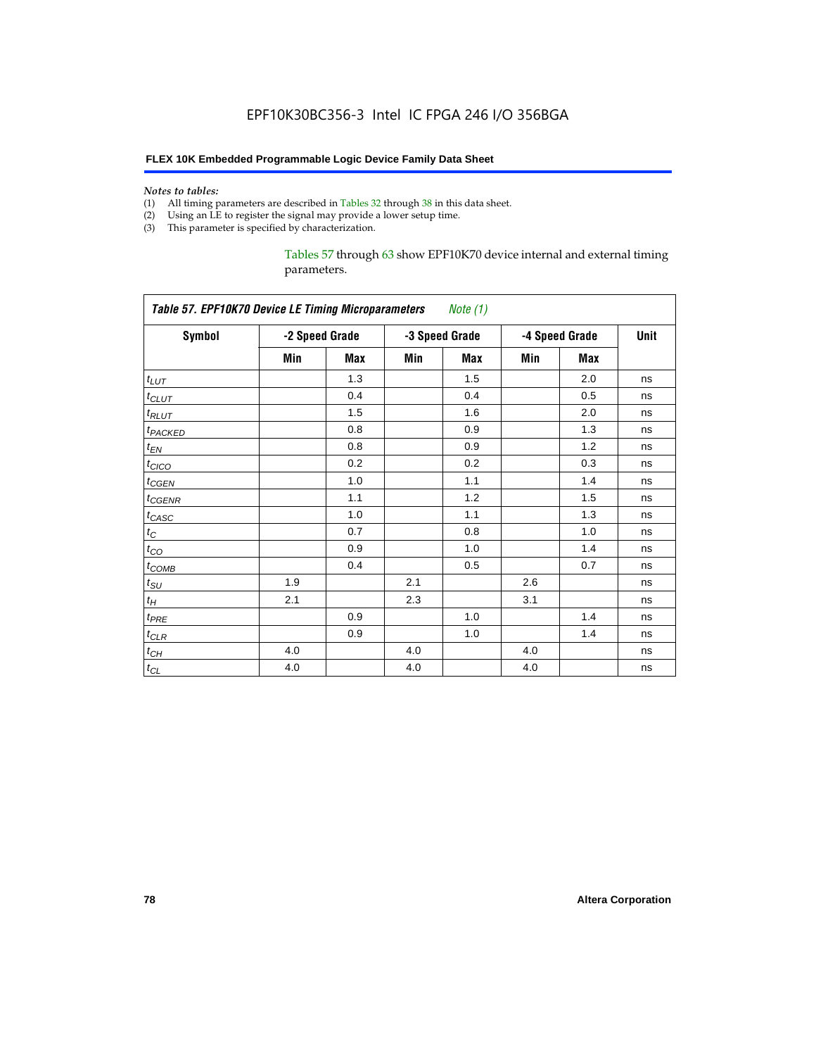*Notes to tables:*

(1) All timing parameters are described in Tables 32 through 38 in this data sheet.
(2) Using an LE to register the signal may provide a lower setup time.
(3) This parameter is specified by characterization.

Tables 57 through 63 show EPF10K70 device internal and external timing parameters.

*Table 57. EPF10K70 Device LE Timing Microparameters Note (1)*

| Symbol | -2 Speed Grade | | -3 Speed Grade | | -4 Speed Grade | | Unit |
|---|---|---|---|---|---|---|---|
| | Min | Max | Min | Max | Min | Max | |
| $t_{LUT}$ | | 1.3 | | 1.5 | | 2.0 | ns |
| $t_{CLUT}$ | | 0.4 | | 0.4 | | 0.5 | ns |
| $t_{RLUT}$ | | 1.5 | | 1.6 | | 2.0 | ns |
| $t_{PACKED}$ | | 0.8 | | 0.9 | | 1.3 | ns |
| $t_{EN}$ | | 0.8 | | 0.9 | | 1.2 | ns |
| $t_{CICO}$ | | 0.2 | | 0.2 | | 0.3 | ns |
| $t_{CGEN}$ | | 1.0 | | 1.1 | | 1.4 | ns |
| $t_{CGENR}$ | | 1.1 | | 1.2 | | 1.5 | ns |
| $t_{CASC}$ | | 1.0 | | 1.1 | | 1.3 | ns |
| $t_{C}$ | | 0.7 | | 0.8 | | 1.0 | ns |
| $t_{CO}$ | | 0.9 | | 1.0 | | 1.4 | ns |
| $t_{COMB}$ | | 0.4 | | 0.5 | | 0.7 | ns |
| $t_{SU}$ | 1.9 | | 2.1 | | 2.6 | | ns |
| $t_{H}$ | 2.1 | | 2.3 | | 3.1 | | ns |
| $t_{PRE}$ | | 0.9 | | 1.0 | | 1.4 | ns |
| $t_{CLR}$ | | 0.9 | | 1.0 | | 1.4 | ns |
| $t_{CH}$ | 4.0 | | 4.0 | | 4.0 | | ns |
| $t_{CL}$ | 4.0 | | 4.0 | | 4.0 | | ns |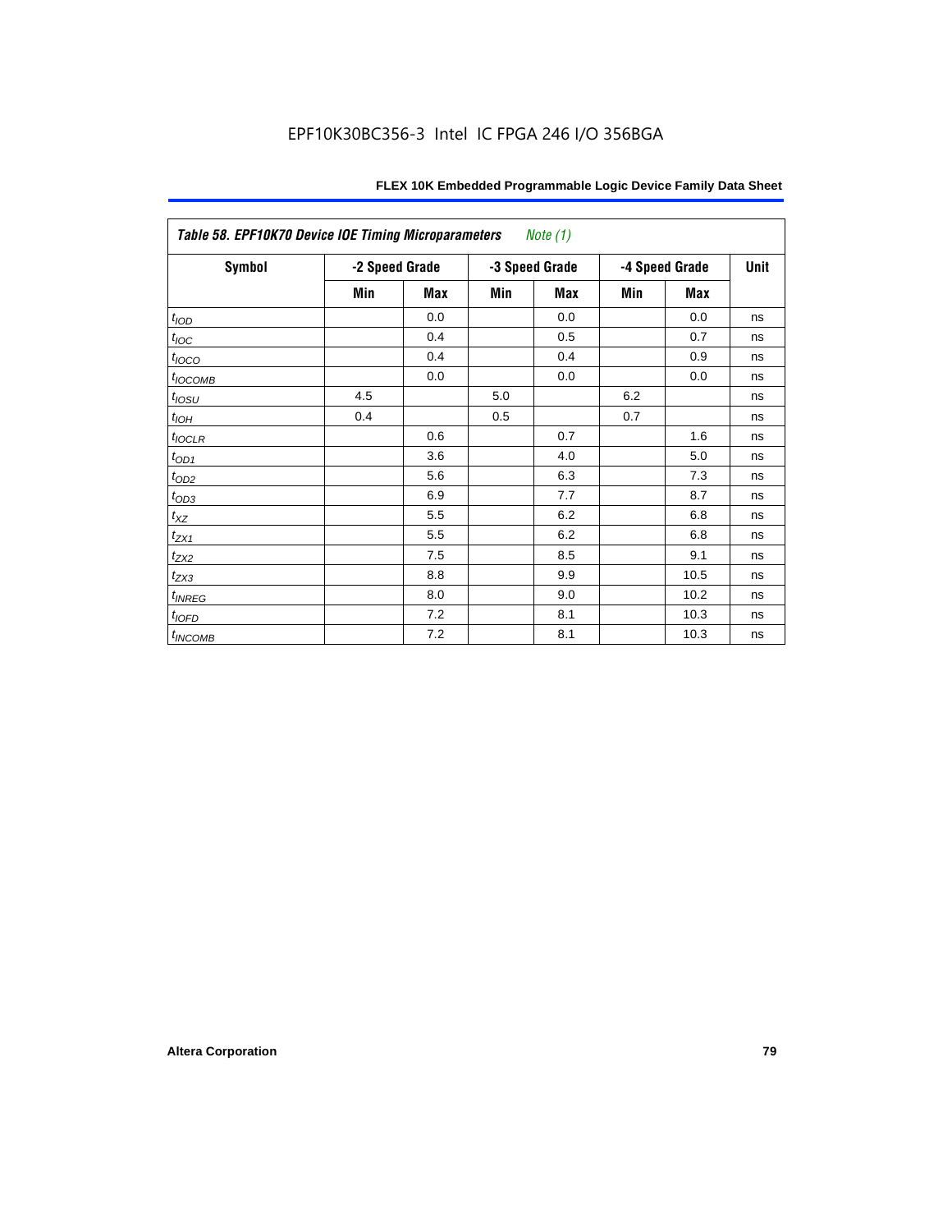**Table 58. EPF10K70 Device IOE Timing Microparameters** *Note (1)*

| Symbol | -2 Speed Grade | | -3 Speed Grade | | -4 Speed Grade | | Unit |
|---|---|---|---|---|---|---|---|
| | Min | Max | Min | Max | Min | Max | |
| $t_{IOD}$ | | 0.0 | | 0.0 | | 0.0 | ns |
| $t_{IOC}$ | | 0.4 | | 0.5 | | 0.7 | ns |
| $t_{IOCO}$ | | 0.4 | | 0.4 | | 0.9 | ns |
| $t_{IOCOMB}$ | | 0.0 | | 0.0 | | 0.0 | ns |
| $t_{IOSU}$ | 4.5 | | 5.0 | | 6.2 | | ns |
| $t_{IOH}$ | 0.4 | | 0.5 | | 0.7 | | ns |
| $t_{IOCLR}$ | | 0.6 | | 0.7 | | 1.6 | ns |
| $t_{OD1}$ | | 3.6 | | 4.0 | | 5.0 | ns |
| $t_{OD2}$ | | 5.6 | | 6.3 | | 7.3 | ns |
| $t_{OD3}$ | | 6.9 | | 7.7 | | 8.7 | ns |
| $t_{XZ}$ | | 5.5 | | 6.2 | | 6.8 | ns |
| $t_{ZX1}$ | | 5.5 | | 6.2 | | 6.8 | ns |
| $t_{ZX2}$ | | 7.5 | | 8.5 | | 9.1 | ns |
| $t_{ZX3}$ | | 8.8 | | 9.9 | | 10.5 | ns |
| $t_{INREG}$ | | 8.0 | | 9.0 | | 10.2 | ns |
| $t_{IOFD}$ | | 7.2 | | 8.1 | | 10.3 | ns |
| $t_{INCOMB}$ | | 7.2 | | 8.1 | | 10.3 | ns |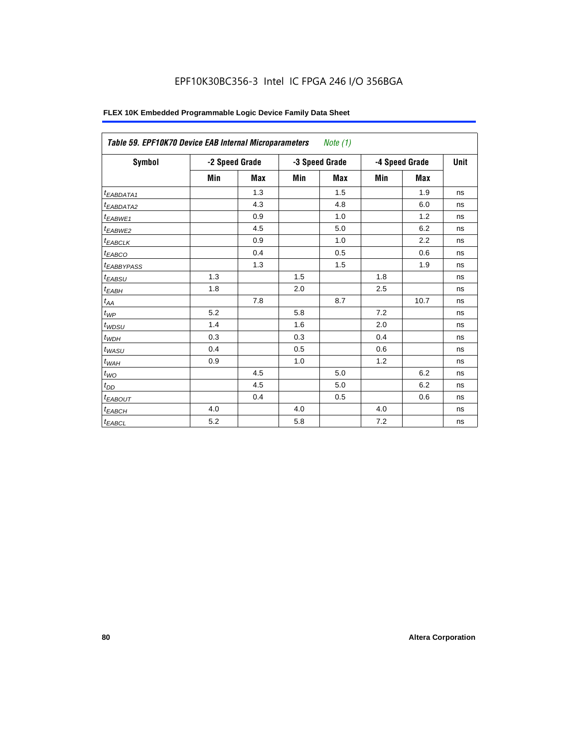EPF10K30BC356-3 Intel IC FPGA 246 I/O 356BGA

**Table 59. EPF10K70 Device EAB Internal Microparameters** *Note (1)*

| Symbol | -2 Speed Grade | | -3 Speed Grade | | -4 Speed Grade | | Unit |
|---|---|---|---|---|---|---|---|
| | Min | Max | Min | Max | Min | Max | |
| $t_{EABDATA1}$ | | 1.3 | | 1.5 | | 1.9 | ns |
| $t_{EABDATA2}$ | | 4.3 | | 4.8 | | 6.0 | ns |
| $t_{EABWE1}$ | | 0.9 | | 1.0 | | 1.2 | ns |
| $t_{EABWE2}$ | | 4.5 | | 5.0 | | 6.2 | ns |
| $t_{EABCLK}$ | | 0.9 | | 1.0 | | 2.2 | ns |
| $t_{EABCO}$ | | 0.4 | | 0.5 | | 0.6 | ns |
| $t_{EABBYPASS}$ | | 1.3 | | 1.5 | | 1.9 | ns |
| $t_{EABSU}$ | 1.3 | | 1.5 | | 1.8 | | ns |
| $t_{EABH}$ | 1.8 | | 2.0 | | 2.5 | | ns |
| $t_{AA}$ | | 7.8 | | 8.7 | | 10.7 | ns |
| $t_{WP}$ | 5.2 | | 5.8 | | 7.2 | | ns |
| $t_{WDSU}$ | 1.4 | | 1.6 | | 2.0 | | ns |
| $t_{WDH}$ | 0.3 | | 0.3 | | 0.4 | | ns |
| $t_{WASU}$ | 0.4 | | 0.5 | | 0.6 | | ns |
| $t_{WAH}$ | 0.9 | | 1.0 | | 1.2 | | ns |
| $t_{WO}$ | | 4.5 | | 5.0 | | 6.2 | ns |
| $t_{DD}$ | | 4.5 | | 5.0 | | 6.2 | ns |
| $t_{EABOUT}$ | | 0.4 | | 0.5 | | 0.6 | ns |
| $t_{EABCH}$ | 4.0 | | 4.0 | | 4.0 | | ns |
| $t_{EABCL}$ | 5.2 | | 5.8 | | 7.2 | | ns |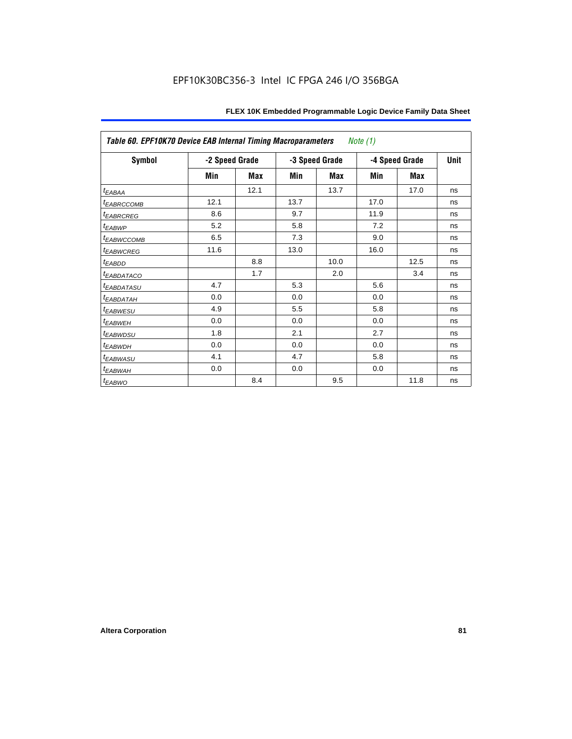| Table 60. EPF10K70 Device EAB Internal Timing Macroparameters *Note (1)* | | | | | | | |
|---|---|---|---|---|---|---|---|
| **Symbol** | **-2 Speed Grade** | | **-3 Speed Grade** | | **-4 Speed Grade** | | **Unit** |
| | **Min** | **Max** | **Min** | **Max** | **Min** | **Max** | |
| $t_{EABAA}$ | | 12.1 | | 13.7 | | 17.0 | ns |
| $t_{EABRCCOMB}$ | 12.1 | | 13.7 | | 17.0 | | ns |
| $t_{EABRCREG}$ | 8.6 | | 9.7 | | 11.9 | | ns |
| $t_{EABWP}$ | 5.2 | | 5.8 | | 7.2 | | ns |
| $t_{EABWCCOMB}$ | 6.5 | | 7.3 | | 9.0 | | ns |
| $t_{EABWCREG}$ | 11.6 | | 13.0 | | 16.0 | | ns |
| $t_{EABDD}$ | | 8.8 | | 10.0 | | 12.5 | ns |
| $t_{EABDATACO}$ | | 1.7 | | 2.0 | | 3.4 | ns |
| $t_{EABDATASU}$ | 4.7 | | 5.3 | | 5.6 | | ns |
| $t_{EABDATAH}$ | 0.0 | | 0.0 | | 0.0 | | ns |
| $t_{EABWESU}$ | 4.9 | | 5.5 | | 5.8 | | ns |
| $t_{EABWEH}$ | 0.0 | | 0.0 | | 0.0 | | ns |
| $t_{EABWDSU}$ | 1.8 | | 2.1 | | 2.7 | | ns |
| $t_{EABWDH}$ | 0.0 | | 0.0 | | 0.0 | | ns |
| $t_{EABWASU}$ | 4.1 | | 4.7 | | 5.8 | | ns |
| $t_{EABWAH}$ | 0.0 | | 0.0 | | 0.0 | | ns |
| $t_{EABWO}$ | | 8.4 | | 9.5 | | 11.8 | ns |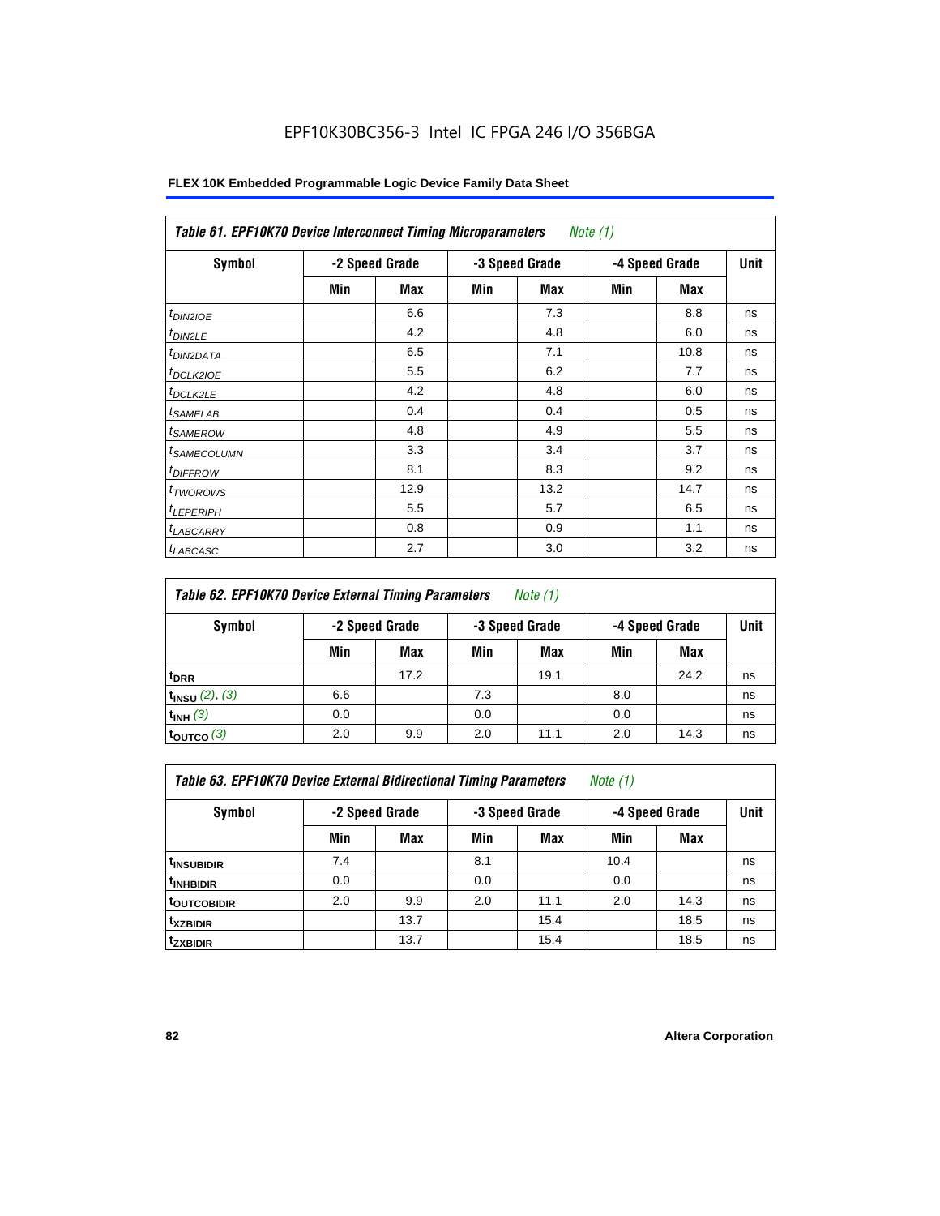# EPF10K30BC356-3 Intel IC FPGA 246 I/O 356BGA

**FLEX 10K Embedded Programmable Logic Device Family Data Sheet**

*Table 61. EPF10K70 Device Interconnect Timing Microparameters Note (1)*

| Symbol | -2 Speed Grade | | -3 Speed Grade | | -4 Speed Grade | | Unit |
|---|---|---|---|---|---|---|---|
| | Min | Max | Min | Max | Min | Max | |
| $t_{DIN2IOE}$ | | 6.6 | | 7.3 | | 8.8 | ns |
| $t_{DIN2LE}$ | | 4.2 | | 4.8 | | 6.0 | ns |
| $t_{DIN2DATA}$ | | 6.5 | | 7.1 | | 10.8 | ns |
| $t_{DCLK2IOE}$ | | 5.5 | | 6.2 | | 7.7 | ns |
| $t_{DCLK2LE}$ | | 4.2 | | 4.8 | | 6.0 | ns |
| $t_{SAMELAB}$ | | 0.4 | | 0.4 | | 0.5 | ns |
| $t_{SAMEROW}$ | | 4.8 | | 4.9 | | 5.5 | ns |
| $t_{SAMECOLUMN}$ | | 3.3 | | 3.4 | | 3.7 | ns |
| $t_{DIFFROW}$ | | 8.1 | | 8.3 | | 9.2 | ns |
| $t_{TWOROWS}$ | | 12.9 | | 13.2 | | 14.7 | ns |
| $t_{LEPERIPH}$ | | 5.5 | | 5.7 | | 6.5 | ns |
| $t_{LABCARRY}$ | | 0.8 | | 0.9 | | 1.1 | ns |
| $t_{LABCASC}$ | | 2.7 | | 3.0 | | 3.2 | ns |

*Table 62. EPF10K70 Device External Timing Parameters Note (1)*

| Symbol | -2 Speed Grade | | -3 Speed Grade | | -4 Speed Grade | | Unit |
|---|---|---|---|---|---|---|---|
| | Min | Max | Min | Max | Min | Max | |
| $t_{DRR}$ | | 17.2 | | 19.1 | | 24.2 | ns |
| $t_{INSU}$ (2), (3) | 6.6 | | 7.3 | | 8.0 | | ns |
| $t_{INH}$ (3) | 0.0 | | 0.0 | | 0.0 | | ns |
| $t_{OUTCO}$ (3) | 2.0 | 9.9 | 2.0 | 11.1 | 2.0 | 14.3 | ns |

*Table 63. EPF10K70 Device External Bidirectional Timing Parameters Note (1)*

| Symbol | -2 Speed Grade | | -3 Speed Grade | | -4 Speed Grade | | Unit |
|---|---|---|---|---|---|---|---|
| | Min | Max | Min | Max | Min | Max | |
| $t_{INSUBIDIR}$ | 7.4 | | 8.1 | | 10.4 | | ns |
| $t_{INHBIDIR}$ | 0.0 | | 0.0 | | 0.0 | | ns |
| $t_{OUTCOBIDIR}$ | 2.0 | 9.9 | 2.0 | 11.1 | 2.0 | 14.3 | ns |
| $t_{XZBIDIR}$ | | 13.7 | | 15.4 | | 18.5 | ns |
| $t_{ZXBIDIR}$ | | 13.7 | | 15.4 | | 18.5 | ns |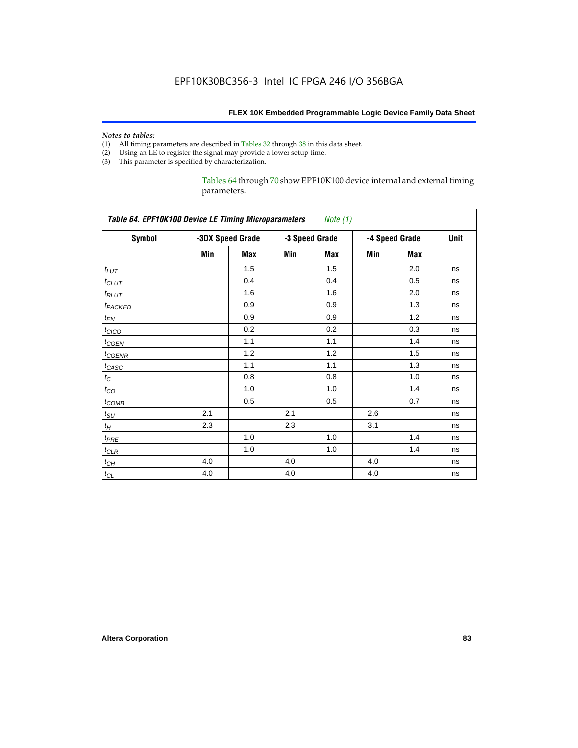*Notes to tables:*

(1) All timing parameters are described in Tables 32 through 38 in this data sheet.
(2) Using an LE to register the signal may provide a lower setup time.
(3) This parameter is specified by characterization.

Tables 64 through 70 show EPF10K100 device internal and external timing parameters.

| *Table 64. EPF10K100 Device LE Timing Microparameters* *Note (1)* | | | | | | | |
|---|---|---|---|---|---|---|---|
| **Symbol** | **-3DX Speed Grade** | | **-3 Speed Grade** | | **-4 Speed Grade** | | **Unit** |
| | **Min** | **Max** | **Min** | **Max** | **Min** | **Max** | |
| $t_{LUT}$ | | 1.5 | | 1.5 | | 2.0 | ns |
| $t_{CLUT}$ | | 0.4 | | 0.4 | | 0.5 | ns |
| $t_{RLUT}$ | | 1.6 | | 1.6 | | 2.0 | ns |
| $t_{PACKED}$ | | 0.9 | | 0.9 | | 1.3 | ns |
| $t_{EN}$ | | 0.9 | | 0.9 | | 1.2 | ns |
| $t_{CICO}$ | | 0.2 | | 0.2 | | 0.3 | ns |
| $t_{CGEN}$ | | 1.1 | | 1.1 | | 1.4 | ns |
| $t_{CGENR}$ | | 1.2 | | 1.2 | | 1.5 | ns |
| $t_{CASC}$ | | 1.1 | | 1.1 | | 1.3 | ns |
| $t_{C}$ | | 0.8 | | 0.8 | | 1.0 | ns |
| $t_{CO}$ | | 1.0 | | 1.0 | | 1.4 | ns |
| $t_{COMB}$ | | 0.5 | | 0.5 | | 0.7 | ns |
| $t_{SU}$ | 2.1 | | 2.1 | | 2.6 | | ns |
| $t_{H}$ | 2.3 | | 2.3 | | 3.1 | | ns |
| $t_{PRE}$ | | 1.0 | | 1.0 | | 1.4 | ns |
| $t_{CLR}$ | | 1.0 | | 1.0 | | 1.4 | ns |
| $t_{CH}$ | 4.0 | | 4.0 | | 4.0 | | ns |
| $t_{CL}$ | 4.0 | | 4.0 | | 4.0 | | ns |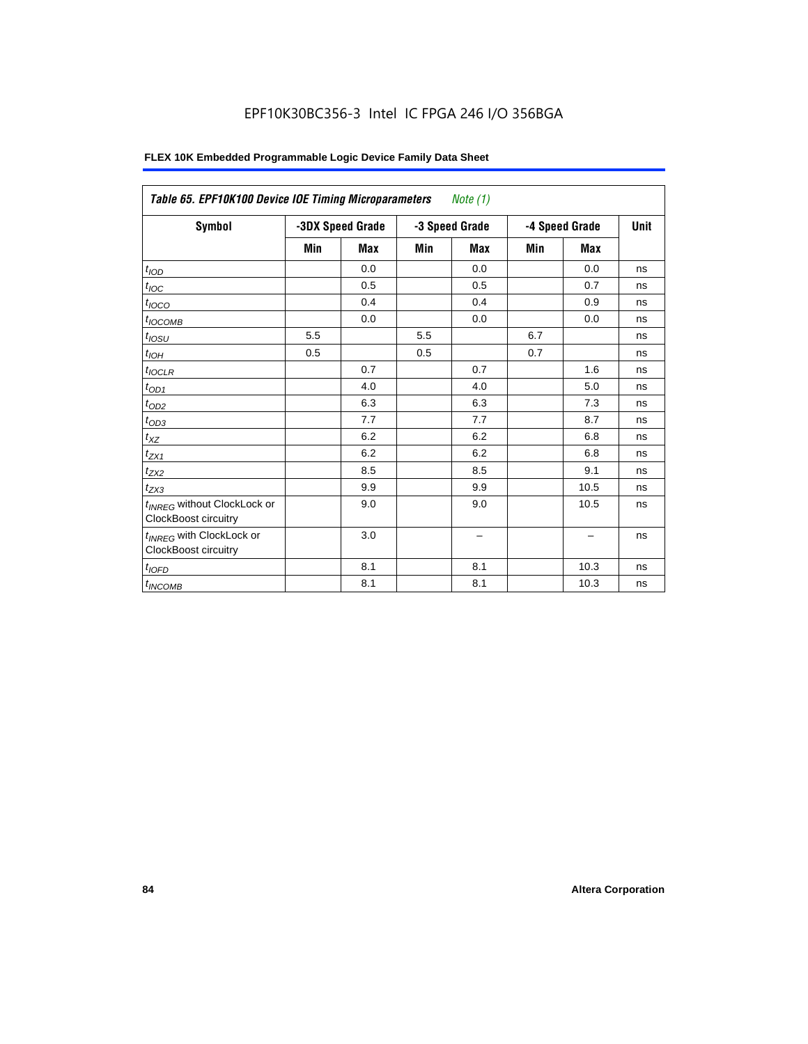EPF10K30BC356-3 Intel IC FPGA 246 I/O 356BGA

| *Table 65. EPF10K100 Device IOE Timing Microparameters* *Note (1)* | | | | | | | |
|---|---|---|---|---|---|---|---|
| **Symbol** | **-3DX Speed Grade** | | **-3 Speed Grade** | | **-4 Speed Grade** | | **Unit** |
| | **Min** | **Max** | **Min** | **Max** | **Min** | **Max** | |
| $t_{IOD}$ | | 0.0 | | 0.0 | | 0.0 | ns |
| $t_{IOC}$ | | 0.5 | | 0.5 | | 0.7 | ns |
| $t_{IOCO}$ | | 0.4 | | 0.4 | | 0.9 | ns |
| $t_{IOCOMB}$ | | 0.0 | | 0.0 | | 0.0 | ns |
| $t_{IOSU}$ | 5.5 | | 5.5 | | 6.7 | | ns |
| $t_{IOH}$ | 0.5 | | 0.5 | | 0.7 | | ns |
| $t_{IOCLR}$ | | 0.7 | | 0.7 | | 1.6 | ns |
| $t_{OD1}$ | | 4.0 | | 4.0 | | 5.0 | ns |
| $t_{OD2}$ | | 6.3 | | 6.3 | | 7.3 | ns |
| $t_{OD3}$ | | 7.7 | | 7.7 | | 8.7 | ns |
| $t_{XZ}$ | | 6.2 | | 6.2 | | 6.8 | ns |
| $t_{ZX1}$ | | 6.2 | | 6.2 | | 6.8 | ns |
| $t_{ZX2}$ | | 8.5 | | 8.5 | | 9.1 | ns |
| $t_{ZX3}$ | | 9.9 | | 9.9 | | 10.5 | ns |
| $t_{INREG}$ without ClockLock or ClockBoost circuitry | | 9.0 | | 9.0 | | 10.5 | ns |
| $t_{INREG}$ with ClockLock or ClockBoost circuitry | | 3.0 | | – | | – | ns |
| $t_{IOFD}$ | | 8.1 | | 8.1 | | 10.3 | ns |
| $t_{INCOMB}$ | | 8.1 | | 8.1 | | 10.3 | ns |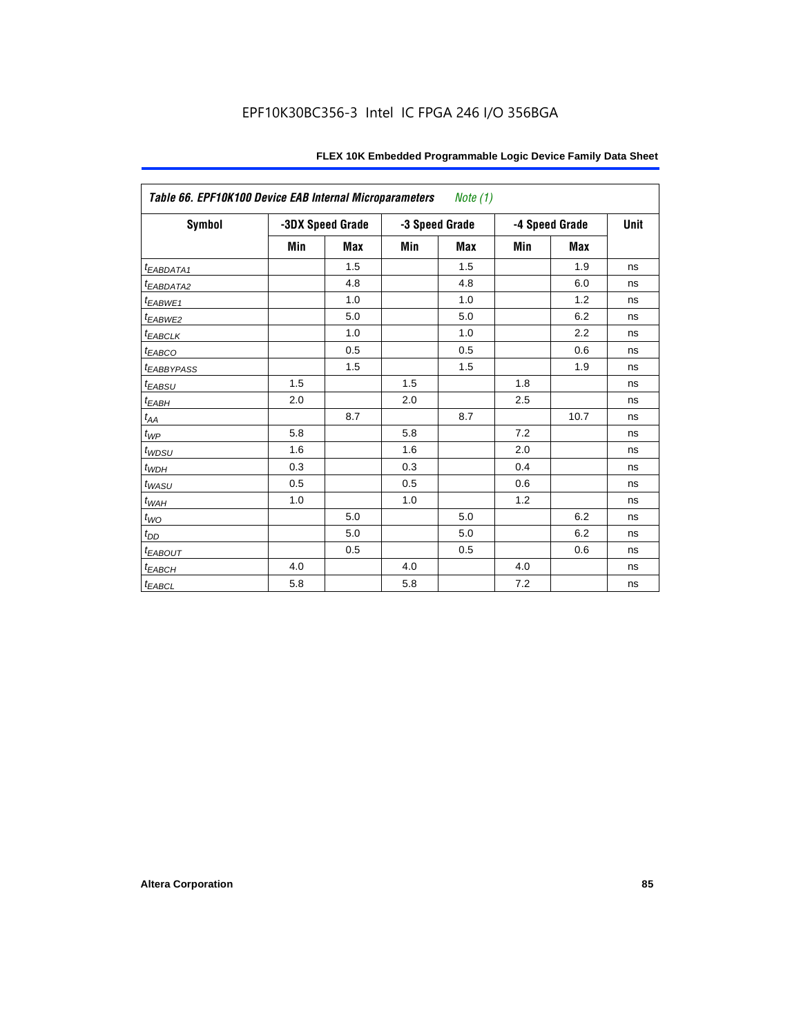| Table 66. EPF10K100 Device EAB Internal Microparameters *Note (1)* | | | | | | | |
|---|---|---|---|---|---|---|---|
| Symbol | -3DX Speed Grade | | -3 Speed Grade | | -4 Speed Grade | | Unit |
| | Min | Max | Min | Max | Min | Max | |
| $t_{EABDATA1}$ | | 1.5 | | 1.5 | | 1.9 | ns |
| $t_{EABDATA2}$ | | 4.8 | | 4.8 | | 6.0 | ns |
| $t_{EABWE1}$ | | 1.0 | | 1.0 | | 1.2 | ns |
| $t_{EABWE2}$ | | 5.0 | | 5.0 | | 6.2 | ns |
| $t_{EABCLK}$ | | 1.0 | | 1.0 | | 2.2 | ns |
| $t_{EABCO}$ | | 0.5 | | 0.5 | | 0.6 | ns |
| $t_{EABBYPASS}$ | | 1.5 | | 1.5 | | 1.9 | ns |
| $t_{EABSU}$ | 1.5 | | 1.5 | | 1.8 | | ns |
| $t_{EABH}$ | 2.0 | | 2.0 | | 2.5 | | ns |
| $t_{AA}$ | | 8.7 | | 8.7 | | 10.7 | ns |
| $t_{WP}$ | 5.8 | | 5.8 | | 7.2 | | ns |
| $t_{WDSU}$ | 1.6 | | 1.6 | | 2.0 | | ns |
| $t_{WDH}$ | 0.3 | | 0.3 | | 0.4 | | ns |
| $t_{WASU}$ | 0.5 | | 0.5 | | 0.6 | | ns |
| $t_{WAH}$ | 1.0 | | 1.0 | | 1.2 | | ns |
| $t_{WO}$ | | 5.0 | | 5.0 | | 6.2 | ns |
| $t_{DD}$ | | 5.0 | | 5.0 | | 6.2 | ns |
| $t_{EABOUT}$ | | 0.5 | | 0.5 | | 0.6 | ns |
| $t_{EABCH}$ | 4.0 | | 4.0 | | 4.0 | | ns |
| $t_{EABCL}$ | 5.8 | | 5.8 | | 7.2 | | ns |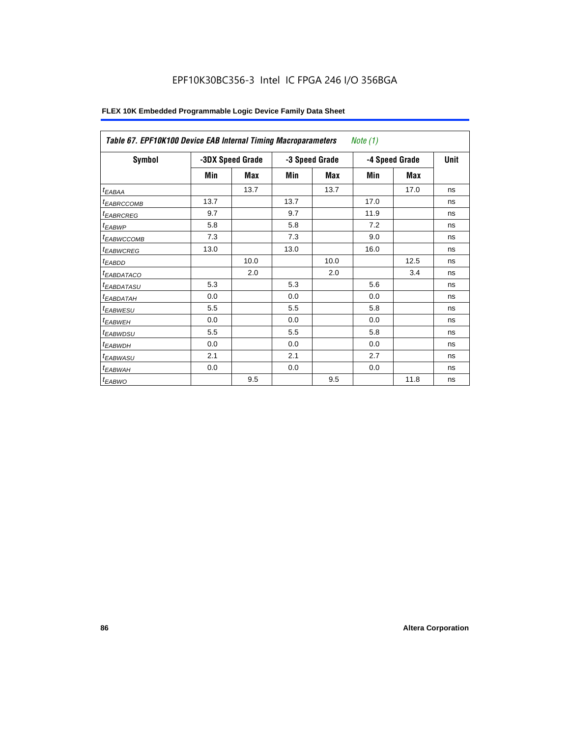EPF10K30BC356-3 Intel IC FPGA 246 I/O 356BGA

**FLEX 10K Embedded Programmable Logic Device Family Data Sheet**

*Table 67. EPF10K100 Device EAB Internal Timing Macroparameters Note (1)*

| Symbol | -3DX Speed Grade | | -3 Speed Grade | | -4 Speed Grade | | Unit |
|---|---|---|---|---|---|---|---|
| | Min | Max | Min | Max | Min | Max | |
| $t_{EABAA}$ | | 13.7 | | 13.7 | | 17.0 | ns |
| $t_{EABRCCOMB}$ | 13.7 | | 13.7 | | 17.0 | | ns |
| $t_{EABRCREG}$ | 9.7 | | 9.7 | | 11.9 | | ns |
| $t_{EABWP}$ | 5.8 | | 5.8 | | 7.2 | | ns |
| $t_{EABWCCOMB}$ | 7.3 | | 7.3 | | 9.0 | | ns |
| $t_{EABWCREG}$ | 13.0 | | 13.0 | | 16.0 | | ns |
| $t_{EABDD}$ | | 10.0 | | 10.0 | | 12.5 | ns |
| $t_{EABDATACO}$ | | 2.0 | | 2.0 | | 3.4 | ns |
| $t_{EABDATASU}$ | 5.3 | | 5.3 | | 5.6 | | ns |
| $t_{EABDATAH}$ | 0.0 | | 0.0 | | 0.0 | | ns |
| $t_{EABWESU}$ | 5.5 | | 5.5 | | 5.8 | | ns |
| $t_{EABWEH}$ | 0.0 | | 0.0 | | 0.0 | | ns |
| $t_{EABWDSU}$ | 5.5 | | 5.5 | | 5.8 | | ns |
| $t_{EABWDH}$ | 0.0 | | 0.0 | | 0.0 | | ns |
| $t_{EABWASU}$ | 2.1 | | 2.1 | | 2.7 | | ns |
| $t_{EABWAH}$ | 0.0 | | 0.0 | | 0.0 | | ns |
| $t_{EABWO}$ | | 9.5 | | 9.5 | | 11.8 | ns |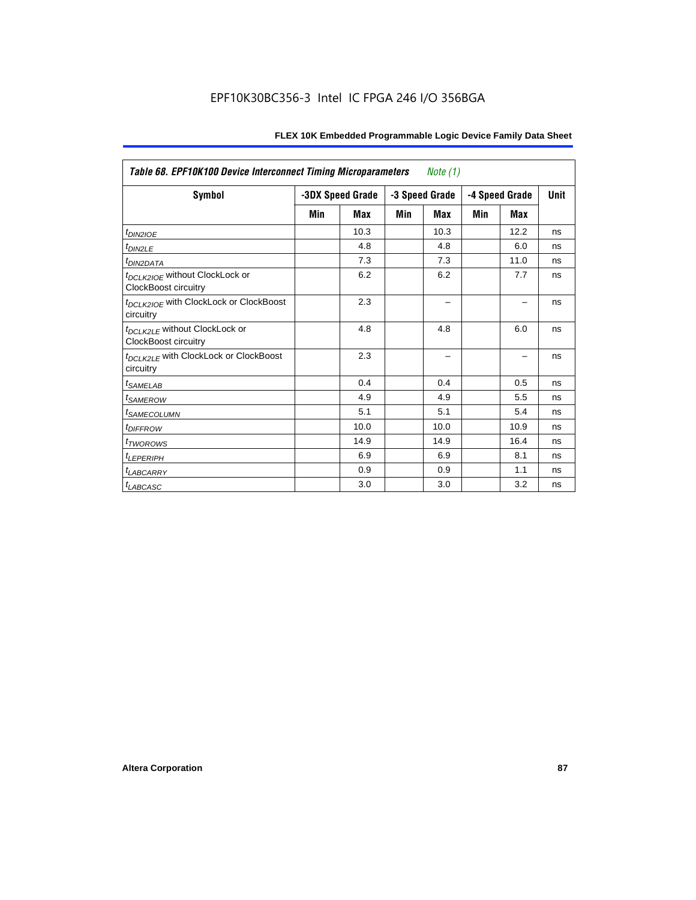| Table 68. EPF10K100 Device Interconnect Timing Microparameters *Note (1)* | | | | | | | |
|---|---|---|---|---|---|---|---|
| **Symbol** | **-3DX Speed Grade** | | **-3 Speed Grade** | | **-4 Speed Grade** | | **Unit** |
| | **Min** | **Max** | **Min** | **Max** | **Min** | **Max** | |
| $t_{DIN2IOE}$ | | 10.3 | | 10.3 | | 12.2 | ns |
| $t_{DIN2LE}$ | | 4.8 | | 4.8 | | 6.0 | ns |
| $t_{DIN2DATA}$ | | 7.3 | | 7.3 | | 11.0 | ns |
| $t_{DCLK2IOE}$ without ClockLock or ClockBoost circuitry | | 6.2 | | 6.2 | | 7.7 | ns |
| $t_{DCLK2IOE}$ with ClockLock or ClockBoost circuitry | | 2.3 | | – | | – | ns |
| $t_{DCLK2LE}$ without ClockLock or ClockBoost circuitry | | 4.8 | | 4.8 | | 6.0 | ns |
| $t_{DCLK2LE}$ with ClockLock or ClockBoost circuitry | | 2.3 | | – | | – | ns |
| $t_{SAMELAB}$ | | 0.4 | | 0.4 | | 0.5 | ns |
| $t_{SAMEROW}$ | | 4.9 | | 4.9 | | 5.5 | ns |
| $t_{SAMECOLUMN}$ | | 5.1 | | 5.1 | | 5.4 | ns |
| $t_{DIFFROW}$ | | 10.0 | | 10.0 | | 10.9 | ns |
| $t_{TWOROWS}$ | | 14.9 | | 14.9 | | 16.4 | ns |
| $t_{LEPERIPH}$ | | 6.9 | | 6.9 | | 8.1 | ns |
| $t_{LABCARRY}$ | | 0.9 | | 0.9 | | 1.1 | ns |
| $t_{LABCASC}$ | | 3.0 | | 3.0 | | 3.2 | ns |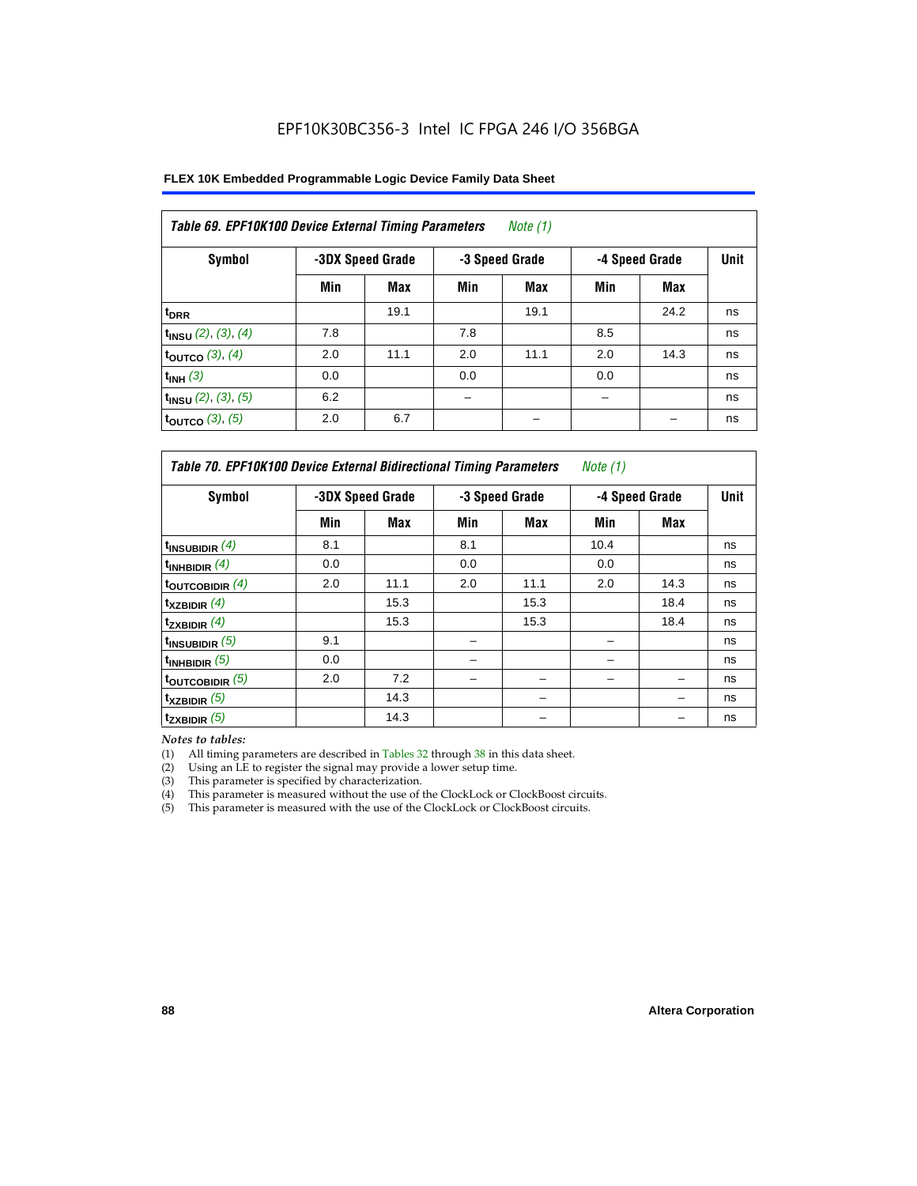EPF10K30BC356-3 Intel IC FPGA 246 I/O 356BGA

**FLEX 10K Embedded Programmable Logic Device Family Data Sheet**

| *Table 69. EPF10K100 Device External Timing Parameters* *Note (1)* | | | | | | | |
|---|---|---|---|---|---|---|---|
| **Symbol** | **-3DX Speed Grade** | | **-3 Speed Grade** | | **-4 Speed Grade** | | **Unit** |
| | **Min** | **Max** | **Min** | **Max** | **Min** | **Max** | |
| $t_{DRR}$ | | 19.1 | | 19.1 | | 24.2 | ns |
| $t_{INSU}$ *(2), (3), (4)* | 7.8 | | 7.8 | | 8.5 | | ns |
| $t_{OUTCO}$ *(3), (4)* | 2.0 | 11.1 | 2.0 | 11.1 | 2.0 | 14.3 | ns |
| $t_{INH}$ *(3)* | 0.0 | | 0.0 | | 0.0 | | ns |
| $t_{INSU}$ *(2), (3), (5)* | 6.2 | | – | | – | | ns |
| $t_{OUTCO}$ *(3), (5)* | 2.0 | 6.7 | | – | | – | ns |

| *Table 70. EPF10K100 Device External Bidirectional Timing Parameters* *Note (1)* | | | | | | | |
|---|---|---|---|---|---|---|---|
| **Symbol** | **-3DX Speed Grade** | | **-3 Speed Grade** | | **-4 Speed Grade** | | **Unit** |
| | **Min** | **Max** | **Min** | **Max** | **Min** | **Max** | |
| $t_{INSUBIDIR}$ *(4)* | 8.1 | | 8.1 | | 10.4 | | ns |
| $t_{INHBIDIR}$ *(4)* | 0.0 | | 0.0 | | 0.0 | | ns |
| $t_{OUTCOBIDIR}$ *(4)* | 2.0 | 11.1 | 2.0 | 11.1 | 2.0 | 14.3 | ns |
| $t_{XZBIDIR}$ *(4)* | | 15.3 | | 15.3 | | 18.4 | ns |
| $t_{ZXBIDIR}$ *(4)* | | 15.3 | | 15.3 | | 18.4 | ns |
| $t_{INSUBIDIR}$ *(5)* | 9.1 | | – | | – | | ns |
| $t_{INHBIDIR}$ *(5)* | 0.0 | | – | | – | | ns |
| $t_{OUTCOBIDIR}$ *(5)* | 2.0 | 7.2 | – | – | – | – | ns |
| $t_{XZBIDIR}$ *(5)* | | 14.3 | | – | | – | ns |
| $t_{ZXBIDIR}$ *(5)* | | 14.3 | | – | | – | ns |

*Notes to tables:*

(1) All timing parameters are described in Tables 32 through 38 in this data sheet.
(2) Using an LE to register the signal may provide a lower setup time.
(3) This parameter is specified by characterization.
(4) This parameter is measured without the use of the ClockLock or ClockBoost circuits.
(5) This parameter is measured with the use of the ClockLock or ClockBoost circuits.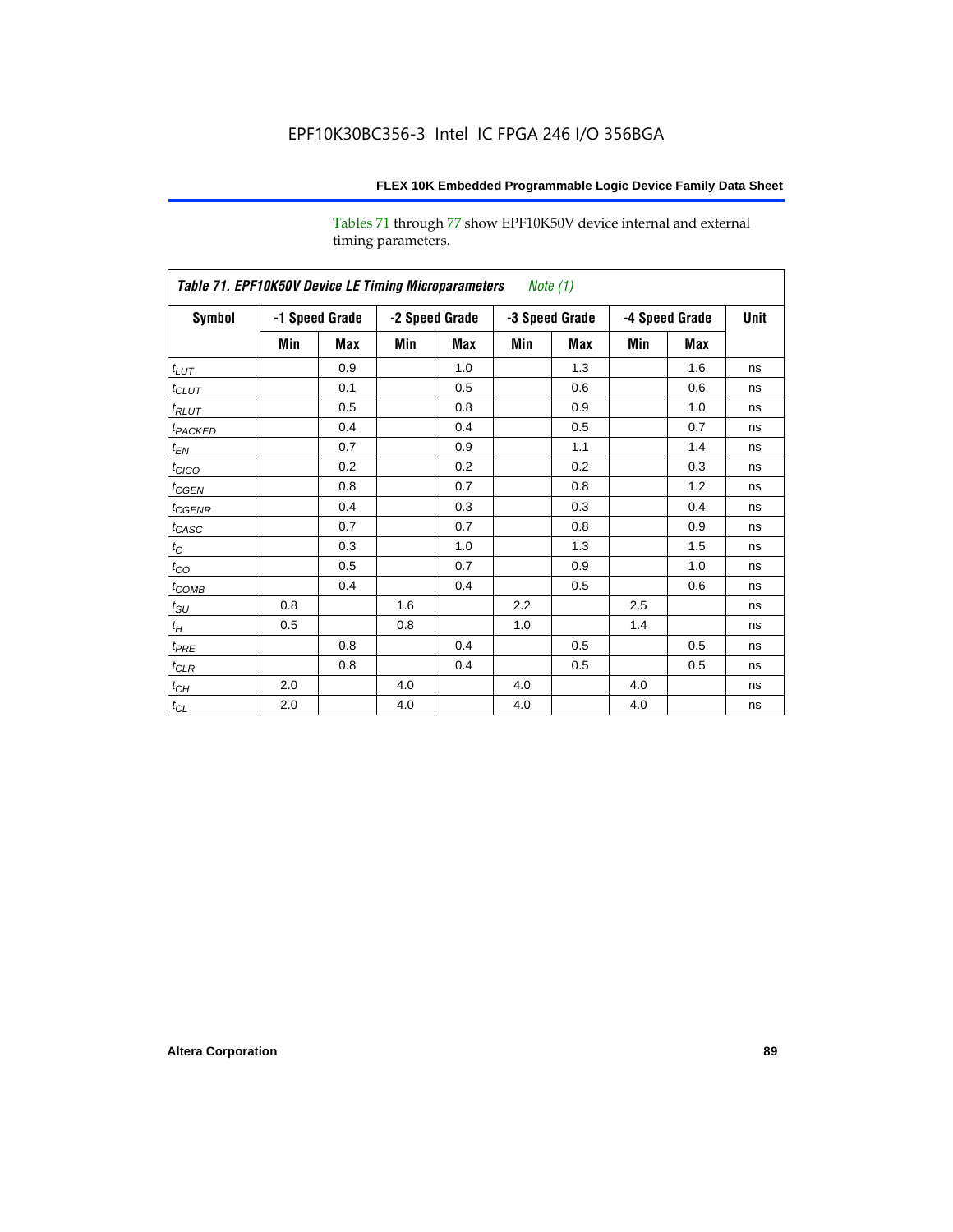Tables 71 through 77 show EPF10K50V device internal and external timing parameters.

| *Table 71. EPF10K50V Device LE Timing Microparameters* *Note (1)* | | | | | | | | | |
|---|---|---|---|---|---|---|---|---|---|
| **Symbol** | **-1 Speed Grade** | | **-2 Speed Grade** | | **-3 Speed Grade** | | **-4 Speed Grade** | | **Unit** |
| | **Min** | **Max** | **Min** | **Max** | **Min** | **Max** | **Min** | **Max** | |
| $t_{LUT}$ | | 0.9 | | 1.0 | | 1.3 | | 1.6 | ns |
| $t_{CLUT}$ | | 0.1 | | 0.5 | | 0.6 | | 0.6 | ns |
| $t_{RLUT}$ | | 0.5 | | 0.8 | | 0.9 | | 1.0 | ns |
| $t_{PACKED}$ | | 0.4 | | 0.4 | | 0.5 | | 0.7 | ns |
| $t_{EN}$ | | 0.7 | | 0.9 | | 1.1 | | 1.4 | ns |
| $t_{CICO}$ | | 0.2 | | 0.2 | | 0.2 | | 0.3 | ns |
| $t_{CGEN}$ | | 0.8 | | 0.7 | | 0.8 | | 1.2 | ns |
| $t_{CGENR}$ | | 0.4 | | 0.3 | | 0.3 | | 0.4 | ns |
| $t_{CASC}$ | | 0.7 | | 0.7 | | 0.8 | | 0.9 | ns |
| $t_C$ | | 0.3 | | 1.0 | | 1.3 | | 1.5 | ns |
| $t_{CO}$ | | 0.5 | | 0.7 | | 0.9 | | 1.0 | ns |
| $t_{COMB}$ | | 0.4 | | 0.4 | | 0.5 | | 0.6 | ns |
| $t_{SU}$ | 0.8 | | 1.6 | | 2.2 | | 2.5 | | ns |
| $t_H$ | 0.5 | | 0.8 | | 1.0 | | 1.4 | | ns |
| $t_{PRE}$ | | 0.8 | | 0.4 | | 0.5 | | 0.5 | ns |
| $t_{CLR}$ | | 0.8 | | 0.4 | | 0.5 | | 0.5 | ns |
| $t_{CH}$ | 2.0 | | 4.0 | | 4.0 | | 4.0 | | ns |
| $t_{CL}$ | 2.0 | | 4.0 | | 4.0 | | 4.0 | | ns |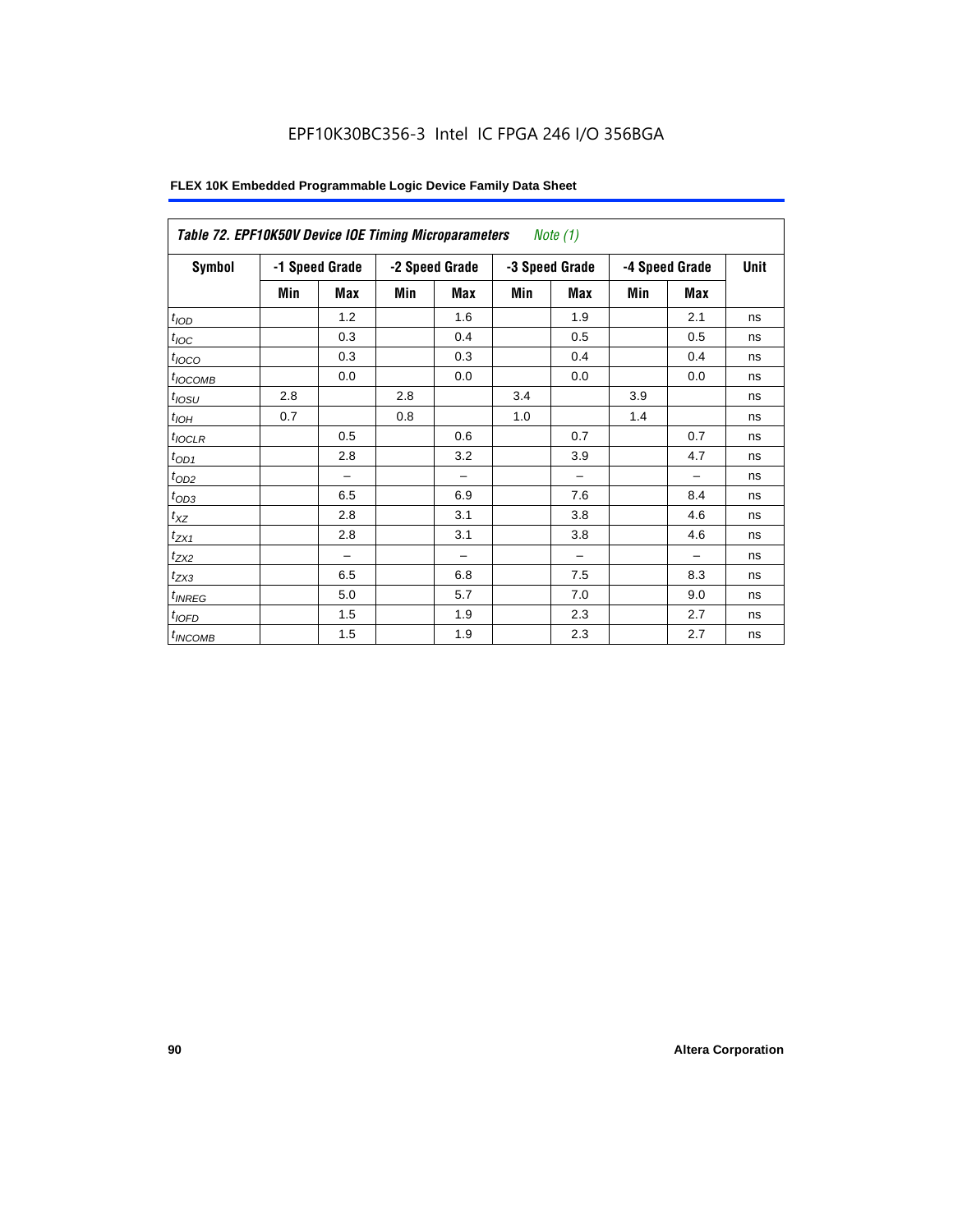| *Table 72. EPF10K50V Device IOE Timing Microparameters* *Note (1)* | | | | | | | | | |
|---|---|---|---|---|---|---|---|---|---|
| **Symbol** | **-1 Speed Grade** | | **-2 Speed Grade** | | **-3 Speed Grade** | | **-4 Speed Grade** | | **Unit** |
| | **Min** | **Max** | **Min** | **Max** | **Min** | **Max** | **Min** | **Max** | |
| $t_{IOD}$ | | 1.2 | | 1.6 | | 1.9 | | 2.1 | ns |
| $t_{IOC}$ | | 0.3 | | 0.4 | | 0.5 | | 0.5 | ns |
| $t_{IOCO}$ | | 0.3 | | 0.3 | | 0.4 | | 0.4 | ns |
| $t_{IOCOMB}$ | | 0.0 | | 0.0 | | 0.0 | | 0.0 | ns |
| $t_{IOSU}$ | 2.8 | | 2.8 | | 3.4 | | 3.9 | | ns |
| $t_{IOH}$ | 0.7 | | 0.8 | | 1.0 | | 1.4 | | ns |
| $t_{IOCLR}$ | | 0.5 | | 0.6 | | 0.7 | | 0.7 | ns |
| $t_{OD1}$ | | 2.8 | | 3.2 | | 3.9 | | 4.7 | ns |
| $t_{OD2}$ | | – | | – | | – | | – | ns |
| $t_{OD3}$ | | 6.5 | | 6.9 | | 7.6 | | 8.4 | ns |
| $t_{XZ}$ | | 2.8 | | 3.1 | | 3.8 | | 4.6 | ns |
| $t_{ZX1}$ | | 2.8 | | 3.1 | | 3.8 | | 4.6 | ns |
| $t_{ZX2}$ | | – | | – | | – | | – | ns |
| $t_{ZX3}$ | | 6.5 | | 6.8 | | 7.5 | | 8.3 | ns |
| $t_{INREG}$ | | 5.0 | | 5.7 | | 7.0 | | 9.0 | ns |
| $t_{IOFD}$ | | 1.5 | | 1.9 | | 2.3 | | 2.7 | ns |
| $t_{INCOMB}$ | | 1.5 | | 1.9 | | 2.3 | | 2.7 | ns |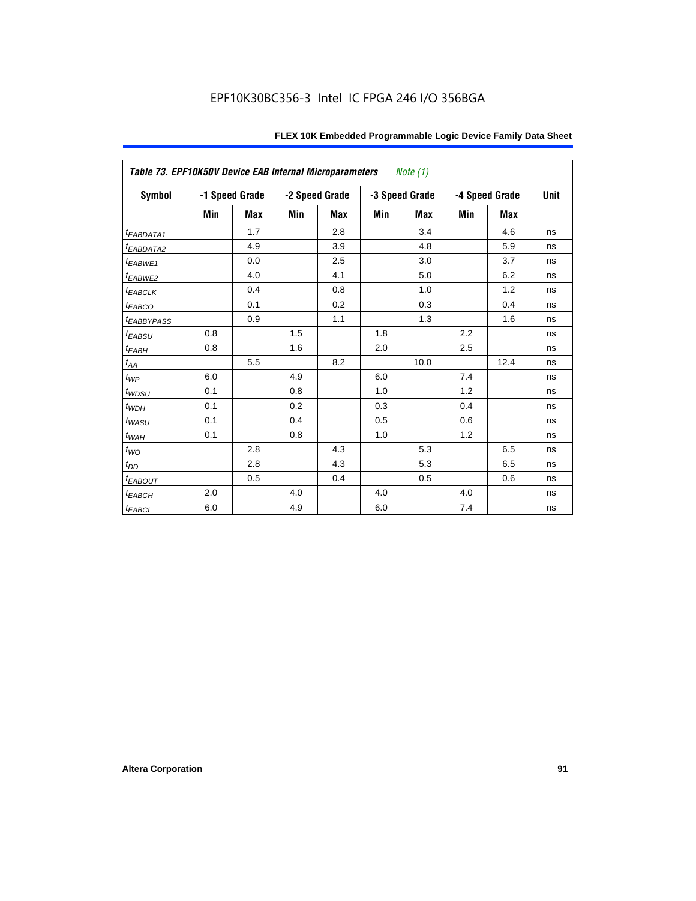**Table 73. EPF10K50V Device EAB Internal Microparameters** *Note (1)*

| Symbol | -1 Speed Grade | | -2 Speed Grade | | -3 Speed Grade | | -4 Speed Grade | | Unit |
|---|---|---|---|---|---|---|---|---|---|
| | Min | Max | Min | Max | Min | Max | Min | Max | |
| $t_{EABDATA1}$ | | 1.7 | | 2.8 | | 3.4 | | 4.6 | ns |
| $t_{EABDATA2}$ | | 4.9 | | 3.9 | | 4.8 | | 5.9 | ns |
| $t_{EABWE1}$ | | 0.0 | | 2.5 | | 3.0 | | 3.7 | ns |
| $t_{EABWE2}$ | | 4.0 | | 4.1 | | 5.0 | | 6.2 | ns |
| $t_{EABCLK}$ | | 0.4 | | 0.8 | | 1.0 | | 1.2 | ns |
| $t_{EABCO}$ | | 0.1 | | 0.2 | | 0.3 | | 0.4 | ns |
| $t_{EABBYPASS}$ | | 0.9 | | 1.1 | | 1.3 | | 1.6 | ns |
| $t_{EABSU}$ | 0.8 | | 1.5 | | 1.8 | | 2.2 | | ns |
| $t_{EABH}$ | 0.8 | | 1.6 | | 2.0 | | 2.5 | | ns |
| $t_{AA}$ | | 5.5 | | 8.2 | | 10.0 | | 12.4 | ns |
| $t_{WP}$ | 6.0 | | 4.9 | | 6.0 | | 7.4 | | ns |
| $t_{WDSU}$ | 0.1 | | 0.8 | | 1.0 | | 1.2 | | ns |
| $t_{WDH}$ | 0.1 | | 0.2 | | 0.3 | | 0.4 | | ns |
| $t_{WASU}$ | 0.1 | | 0.4 | | 0.5 | | 0.6 | | ns |
| $t_{WAH}$ | 0.1 | | 0.8 | | 1.0 | | 1.2 | | ns |
| $t_{WO}$ | | 2.8 | | 4.3 | | 5.3 | | 6.5 | ns |
| $t_{DD}$ | | 2.8 | | 4.3 | | 5.3 | | 6.5 | ns |
| $t_{EABOUT}$ | | 0.5 | | 0.4 | | 0.5 | | 0.6 | ns |
| $t_{EABCH}$ | 2.0 | | 4.0 | | 4.0 | | 4.0 | | ns |
| $t_{EABCL}$ | 6.0 | | 4.9 | | 6.0 | | 7.4 | | ns |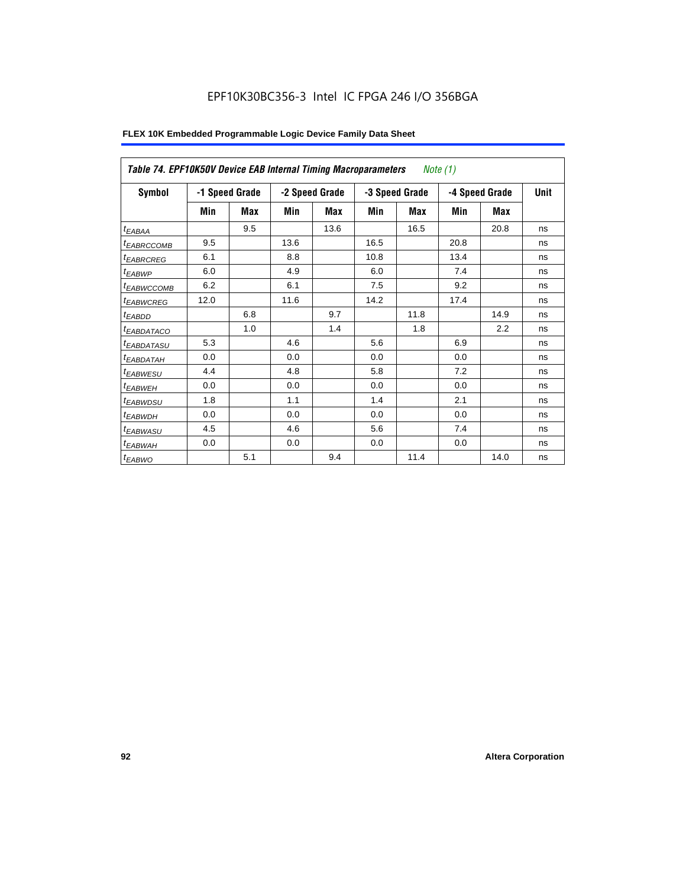EPF10K30BC356-3 Intel IC FPGA 246 I/O 356BGA

**FLEX 10K Embedded Programmable Logic Device Family Data Sheet**

| *Table 74. EPF10K50V Device EAB Internal Timing Macroparameters* *Note (1)* | | | | | | | | | |
|---|---|---|---|---|---|---|---|---|---|
| **Symbol** | **-1 Speed Grade** | | **-2 Speed Grade** | | **-3 Speed Grade** | | **-4 Speed Grade** | | **Unit** |
| | **Min** | **Max** | **Min** | **Max** | **Min** | **Max** | **Min** | **Max** | |
| $t_{EABAA}$ | | 9.5 | | 13.6 | | 16.5 | | 20.8 | ns |
| $t_{EABRCCOMB}$ | 9.5 | | 13.6 | | 16.5 | | 20.8 | | ns |
| $t_{EABRCREG}$ | 6.1 | | 8.8 | | 10.8 | | 13.4 | | ns |
| $t_{EABWP}$ | 6.0 | | 4.9 | | 6.0 | | 7.4 | | ns |
| $t_{EABWCCOMB}$ | 6.2 | | 6.1 | | 7.5 | | 9.2 | | ns |
| $t_{EABWCREG}$ | 12.0 | | 11.6 | | 14.2 | | 17.4 | | ns |
| $t_{EABDD}$ | | 6.8 | | 9.7 | | 11.8 | | 14.9 | ns |
| $t_{EABDATACO}$ | | 1.0 | | 1.4 | | 1.8 | | 2.2 | ns |
| $t_{EABDATASU}$ | 5.3 | | 4.6 | | 5.6 | | 6.9 | | ns |
| $t_{EABDATAH}$ | 0.0 | | 0.0 | | 0.0 | | 0.0 | | ns |
| $t_{EABWESU}$ | 4.4 | | 4.8 | | 5.8 | | 7.2 | | ns |
| $t_{EABWEH}$ | 0.0 | | 0.0 | | 0.0 | | 0.0 | | ns |
| $t_{EABWDSU}$ | 1.8 | | 1.1 | | 1.4 | | 2.1 | | ns |
| $t_{EABWDH}$ | 0.0 | | 0.0 | | 0.0 | | 0.0 | | ns |
| $t_{EABWASU}$ | 4.5 | | 4.6 | | 5.6 | | 7.4 | | ns |
| $t_{EABWAH}$ | 0.0 | | 0.0 | | 0.0 | | 0.0 | | ns |
| $t_{EABWO}$ | | 5.1 | | 9.4 | | 11.4 | | 14.0 | ns |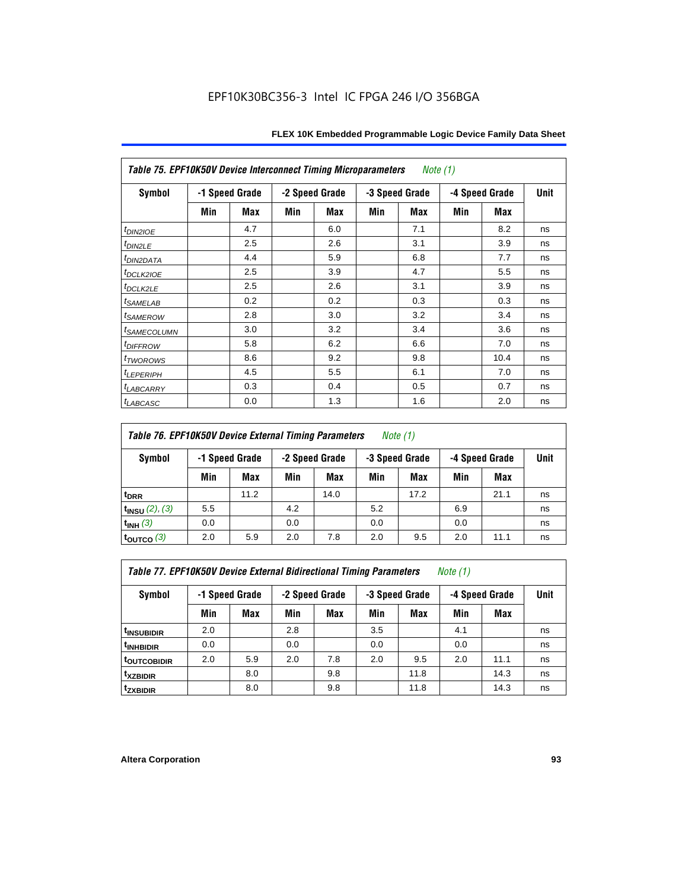EPF10K30BC356-3 Intel IC FPGA 246 I/O 356BGA

| Table 75. EPF10K50V Device Interconnect Timing Microparameters *Note (1)* | | | | | | | | | |
|---|---|---|---|---|---|---|---|---|---|
| Symbol | -1 Speed Grade | | -2 Speed Grade | | -3 Speed Grade | | -4 Speed Grade | | Unit |
| | Min | Max | Min | Max | Min | Max | Min | Max | |
| $t_{DIN2IOE}$ | | 4.7 | | 6.0 | | 7.1 | | 8.2 | ns |
| $t_{DIN2LE}$ | | 2.5 | | 2.6 | | 3.1 | | 3.9 | ns |
| $t_{DIN2DATA}$ | | 4.4 | | 5.9 | | 6.8 | | 7.7 | ns |
| $t_{DCLK2IOE}$ | | 2.5 | | 3.9 | | 4.7 | | 5.5 | ns |
| $t_{DCLK2LE}$ | | 2.5 | | 2.6 | | 3.1 | | 3.9 | ns |
| $t_{SAMELAB}$ | | 0.2 | | 0.2 | | 0.3 | | 0.3 | ns |
| $t_{SAMEROW}$ | | 2.8 | | 3.0 | | 3.2 | | 3.4 | ns |
| $t_{SAMECOLUMN}$ | | 3.0 | | 3.2 | | 3.4 | | 3.6 | ns |
| $t_{DIFFROW}$ | | 5.8 | | 6.2 | | 6.6 | | 7.0 | ns |
| $t_{TWOROWS}$ | | 8.6 | | 9.2 | | 9.8 | | 10.4 | ns |
| $t_{LEPERIPH}$ | | 4.5 | | 5.5 | | 6.1 | | 7.0 | ns |
| $t_{LABCARRY}$ | | 0.3 | | 0.4 | | 0.5 | | 0.7 | ns |
| $t_{LABCASC}$ | | 0.0 | | 1.3 | | 1.6 | | 2.0 | ns |

| Table 76. EPF10K50V Device External Timing Parameters *Note (1)* | | | | | | | | | |
|---|---|---|---|---|---|---|---|---|---|
| Symbol | -1 Speed Grade | | -2 Speed Grade | | -3 Speed Grade | | -4 Speed Grade | | Unit |
| | Min | Max | Min | Max | Min | Max | Min | Max | |
| $t_{DRR}$ | | 11.2 | | 14.0 | | 17.2 | | 21.1 | ns |
| $t_{INSU}$ *(2), (3)* | 5.5 | | 4.2 | | 5.2 | | 6.9 | | ns |
| $t_{INH}$ *(3)* | 0.0 | | 0.0 | | 0.0 | | 0.0 | | ns |
| $t_{OUTCO}$ *(3)* | 2.0 | 5.9 | 2.0 | 7.8 | 2.0 | 9.5 | 2.0 | 11.1 | ns |

| Table 77. EPF10K50V Device External Bidirectional Timing Parameters *Note (1)* | | | | | | | | | |
|---|---|---|---|---|---|---|---|---|---|
| Symbol | -1 Speed Grade | | -2 Speed Grade | | -3 Speed Grade | | -4 Speed Grade | | Unit |
| | Min | Max | Min | Max | Min | Max | Min | Max | |
| $t_{INSUBIDIR}$ | 2.0 | | 2.8 | | 3.5 | | 4.1 | | ns |
| $t_{INHBIDIR}$ | 0.0 | | 0.0 | | 0.0 | | 0.0 | | ns |
| $t_{OUTCOBIDIR}$ | 2.0 | 5.9 | 2.0 | 7.8 | 2.0 | 9.5 | 2.0 | 11.1 | ns |
| $t_{XZBIDIR}$ | | 8.0 | | 9.8 | | 11.8 | | 14.3 | ns |
| $t_{ZXBIDIR}$ | | 8.0 | | 9.8 | | 11.8 | | 14.3 | ns |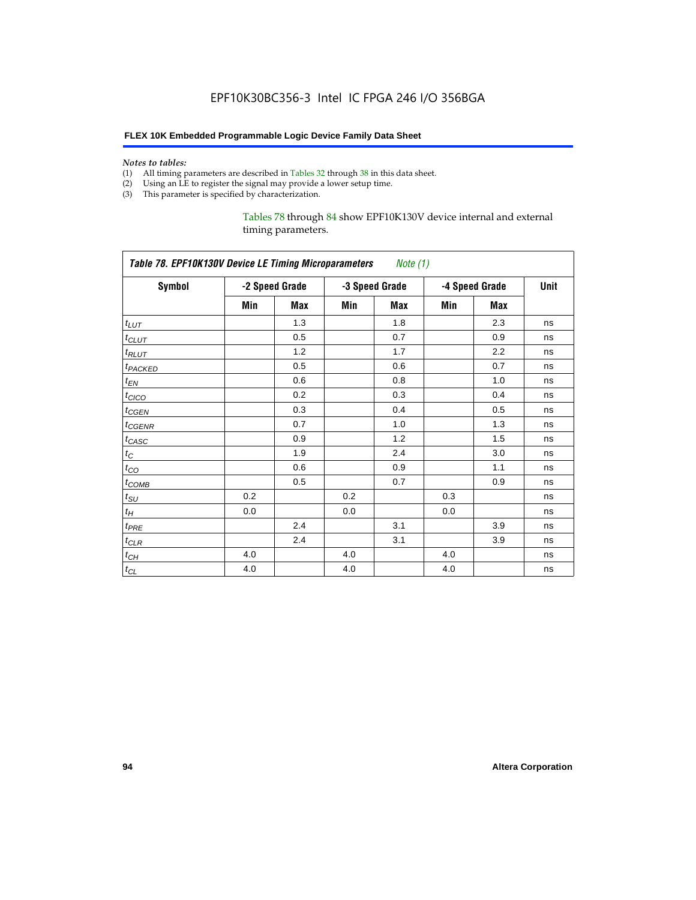*Notes to tables:*

(1) All timing parameters are described in Tables 32 through 38 in this data sheet.
(2) Using an LE to register the signal may provide a lower setup time.
(3) This parameter is specified by characterization.

Tables 78 through 84 show EPF10K130V device internal and external timing parameters.

| *Table 78. EPF10K130V Device LE Timing Microparameters Note (1)* | | | | | | | |
|---|---|---|---|---|---|---|---|
| **Symbol** | **-2 Speed Grade** | | **-3 Speed Grade** | | **-4 Speed Grade** | | **Unit** |
| | **Min** | **Max** | **Min** | **Max** | **Min** | **Max** | |
| $t_{LUT}$ | | 1.3 | | 1.8 | | 2.3 | ns |
| $t_{CLUT}$ | | 0.5 | | 0.7 | | 0.9 | ns |
| $t_{RLUT}$ | | 1.2 | | 1.7 | | 2.2 | ns |
| $t_{PACKED}$ | | 0.5 | | 0.6 | | 0.7 | ns |
| $t_{EN}$ | | 0.6 | | 0.8 | | 1.0 | ns |
| $t_{CICO}$ | | 0.2 | | 0.3 | | 0.4 | ns |
| $t_{CGEN}$ | | 0.3 | | 0.4 | | 0.5 | ns |
| $t_{CGENR}$ | | 0.7 | | 1.0 | | 1.3 | ns |
| $t_{CASC}$ | | 0.9 | | 1.2 | | 1.5 | ns |
| $t_{C}$ | | 1.9 | | 2.4 | | 3.0 | ns |
| $t_{CO}$ | | 0.6 | | 0.9 | | 1.1 | ns |
| $t_{COMB}$ | | 0.5 | | 0.7 | | 0.9 | ns |
| $t_{SU}$ | 0.2 | | 0.2 | | 0.3 | | ns |
| $t_{H}$ | 0.0 | | 0.0 | | 0.0 | | ns |
| $t_{PRE}$ | | 2.4 | | 3.1 | | 3.9 | ns |
| $t_{CLR}$ | | 2.4 | | 3.1 | | 3.9 | ns |
| $t_{CH}$ | 4.0 | | 4.0 | | 4.0 | | ns |
| $t_{CL}$ | 4.0 | | 4.0 | | 4.0 | | ns |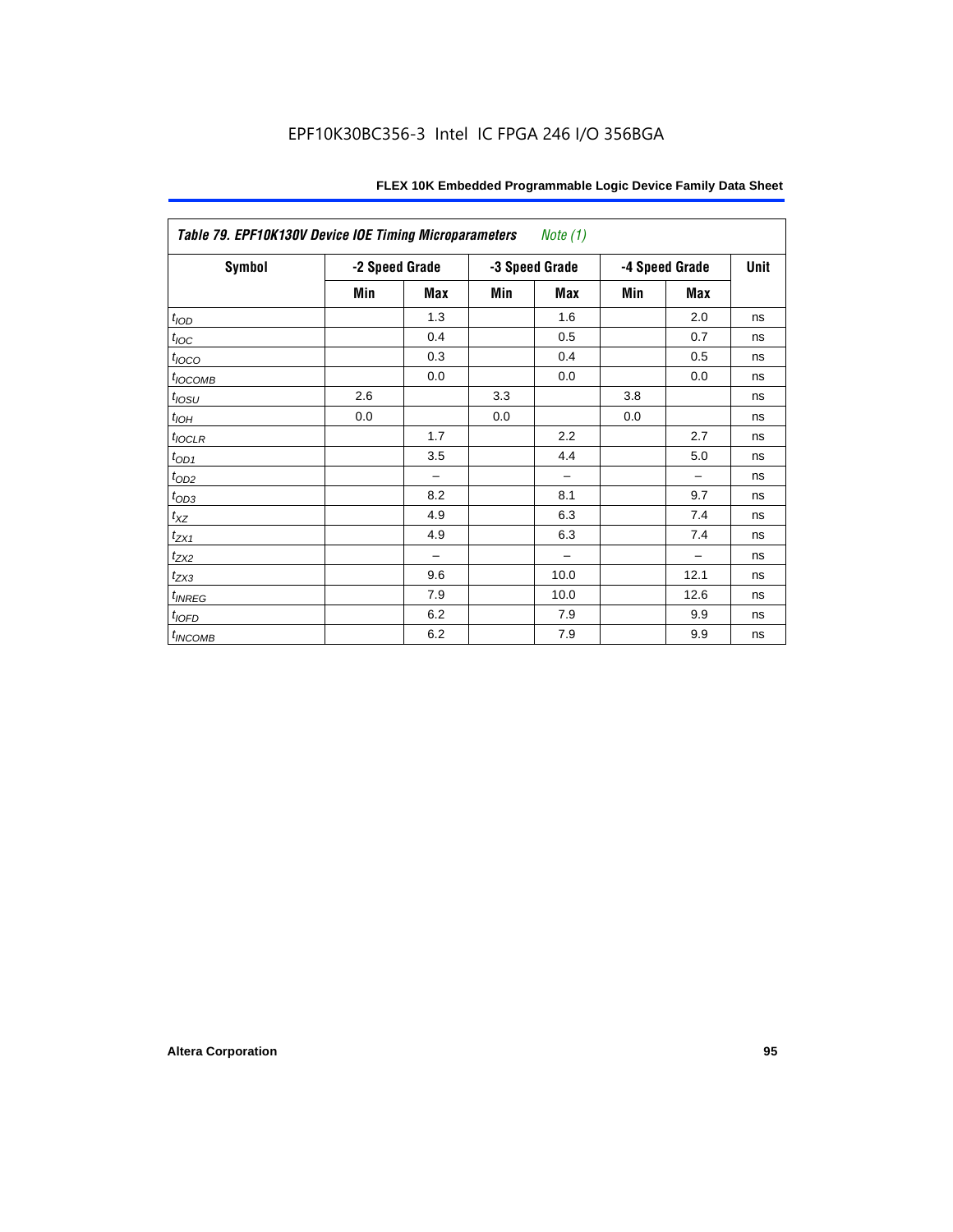| Table 79. EPF10K130V Device IOE Timing Microparameters *Note (1)* | | | | | | | |
|---|---|---|---|---|---|---|---|
| Symbol | -2 Speed Grade | | -3 Speed Grade | | -4 Speed Grade | | Unit |
| | Min | Max | Min | Max | Min | Max | |
| $t_{IOD}$ | | 1.3 | | 1.6 | | 2.0 | ns |
| $t_{IOC}$ | | 0.4 | | 0.5 | | 0.7 | ns |
| $t_{IOCO}$ | | 0.3 | | 0.4 | | 0.5 | ns |
| $t_{IOCOMB}$ | | 0.0 | | 0.0 | | 0.0 | ns |
| $t_{IOSU}$ | 2.6 | | 3.3 | | 3.8 | | ns |
| $t_{IOH}$ | 0.0 | | 0.0 | | 0.0 | | ns |
| $t_{IOCLR}$ | | 1.7 | | 2.2 | | 2.7 | ns |
| $t_{OD1}$ | | 3.5 | | 4.4 | | 5.0 | ns |
| $t_{OD2}$ | | – | | – | | – | ns |
| $t_{OD3}$ | | 8.2 | | 8.1 | | 9.7 | ns |
| $t_{XZ}$ | | 4.9 | | 6.3 | | 7.4 | ns |
| $t_{ZX1}$ | | 4.9 | | 6.3 | | 7.4 | ns |
| $t_{ZX2}$ | | – | | – | | – | ns |
| $t_{ZX3}$ | | 9.6 | | 10.0 | | 12.1 | ns |
| $t_{INREG}$ | | 7.9 | | 10.0 | | 12.6 | ns |
| $t_{IOFD}$ | | 6.2 | | 7.9 | | 9.9 | ns |
| $t_{INCOMB}$ | | 6.2 | | 7.9 | | 9.9 | ns |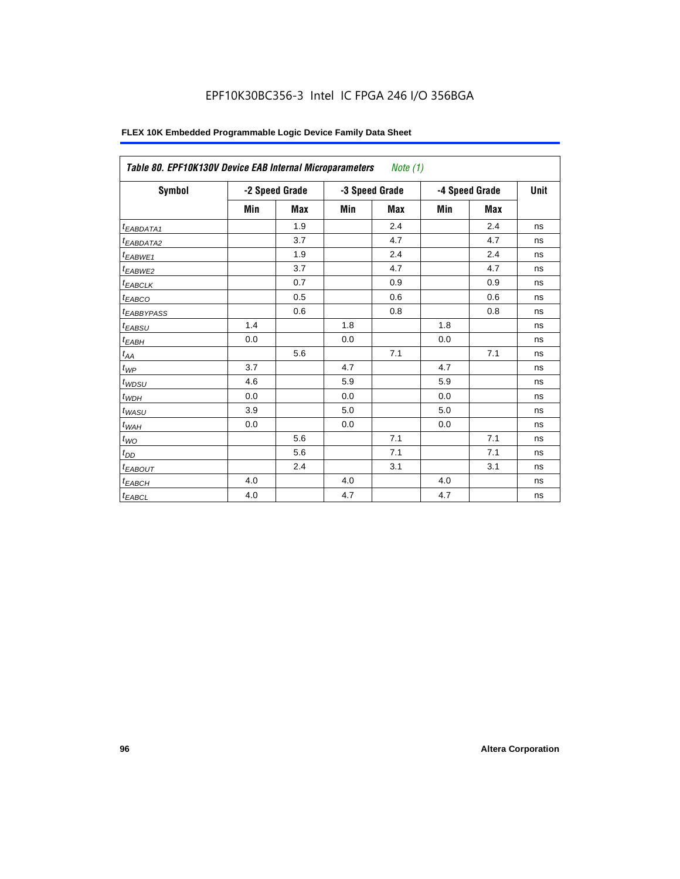EPF10K30BC356-3 Intel IC FPGA 246 I/O 356BGA

**FLEX 10K Embedded Programmable Logic Device Family Data Sheet**

| *Table 80. EPF10K130V Device EAB Internal Microparameters Note (1)* | | | | | | | |
|---|---|---|---|---|---|---|---|
| **Symbol** | **-2 Speed Grade** | | **-3 Speed Grade** | | **-4 Speed Grade** | | **Unit** |
| | **Min** | **Max** | **Min** | **Max** | **Min** | **Max** | |
| $t_{EABDATA1}$ | | 1.9 | | 2.4 | | 2.4 | ns |
| $t_{EABDATA2}$ | | 3.7 | | 4.7 | | 4.7 | ns |
| $t_{EABWE1}$ | | 1.9 | | 2.4 | | 2.4 | ns |
| $t_{EABWE2}$ | | 3.7 | | 4.7 | | 4.7 | ns |
| $t_{EABCLK}$ | | 0.7 | | 0.9 | | 0.9 | ns |
| $t_{EABCO}$ | | 0.5 | | 0.6 | | 0.6 | ns |
| $t_{EABBYPASS}$ | | 0.6 | | 0.8 | | 0.8 | ns |
| $t_{EABSU}$ | 1.4 | | 1.8 | | 1.8 | | ns |
| $t_{EABH}$ | 0.0 | | 0.0 | | 0.0 | | ns |
| $t_{AA}$ | | 5.6 | | 7.1 | | 7.1 | ns |
| $t_{WP}$ | 3.7 | | 4.7 | | 4.7 | | ns |
| $t_{WDSU}$ | 4.6 | | 5.9 | | 5.9 | | ns |
| $t_{WDH}$ | 0.0 | | 0.0 | | 0.0 | | ns |
| $t_{WASU}$ | 3.9 | | 5.0 | | 5.0 | | ns |
| $t_{WAH}$ | 0.0 | | 0.0 | | 0.0 | | ns |
| $t_{WO}$ | | 5.6 | | 7.1 | | 7.1 | ns |
| $t_{DD}$ | | 5.6 | | 7.1 | | 7.1 | ns |
| $t_{EABOUT}$ | | 2.4 | | 3.1 | | 3.1 | ns |
| $t_{EABCH}$ | 4.0 | | 4.0 | | 4.0 | | ns |
| $t_{EABCL}$ | 4.0 | | 4.7 | | 4.7 | | ns |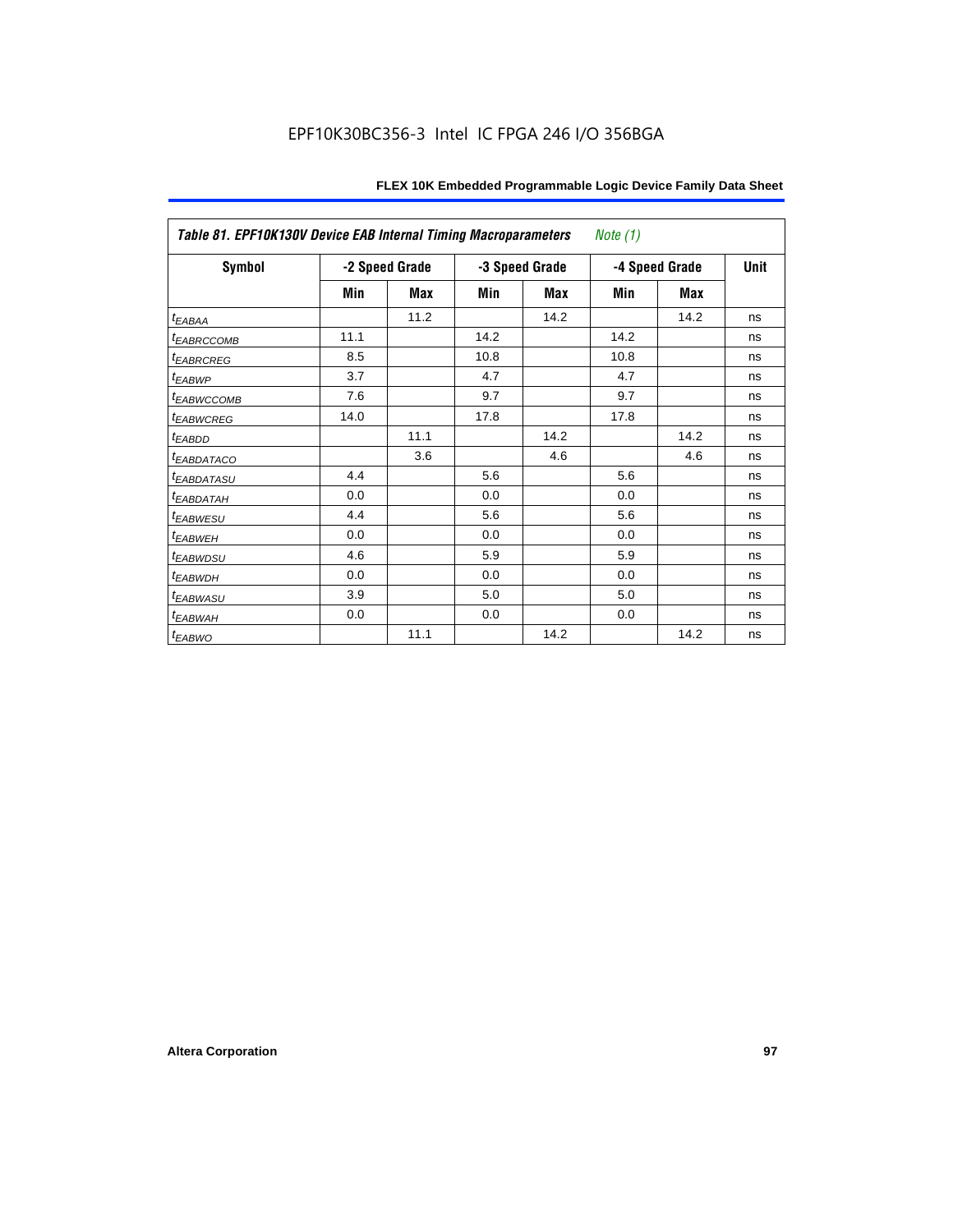| *Table 81. EPF10K130V Device EAB Internal Timing Macroparameters* *Note (1)* | | | | | | | |
|---|---|---|---|---|---|---|---|
| **Symbol** | **-2 Speed Grade** | | **-3 Speed Grade** | | **-4 Speed Grade** | | **Unit** |
| | **Min** | **Max** | **Min** | **Max** | **Min** | **Max** | |
| $t_{EABAA}$ | | 11.2 | | 14.2 | | 14.2 | ns |
| $t_{EABRCCOMB}$ | 11.1 | | 14.2 | | 14.2 | | ns |
| $t_{EABRCREG}$ | 8.5 | | 10.8 | | 10.8 | | ns |
| $t_{EABWP}$ | 3.7 | | 4.7 | | 4.7 | | ns |
| $t_{EABWCCOMB}$ | 7.6 | | 9.7 | | 9.7 | | ns |
| $t_{EABWCREG}$ | 14.0 | | 17.8 | | 17.8 | | ns |
| $t_{EABDD}$ | | 11.1 | | 14.2 | | 14.2 | ns |
| $t_{EABDATACO}$ | | 3.6 | | 4.6 | | 4.6 | ns |
| $t_{EABDATASU}$ | 4.4 | | 5.6 | | 5.6 | | ns |
| $t_{EABDATAH}$ | 0.0 | | 0.0 | | 0.0 | | ns |
| $t_{EABWESU}$ | 4.4 | | 5.6 | | 5.6 | | ns |
| $t_{EABWEH}$ | 0.0 | | 0.0 | | 0.0 | | ns |
| $t_{EABWDSU}$ | 4.6 | | 5.9 | | 5.9 | | ns |
| $t_{EABWDH}$ | 0.0 | | 0.0 | | 0.0 | | ns |
| $t_{EABWASU}$ | 3.9 | | 5.0 | | 5.0 | | ns |
| $t_{EABWAH}$ | 0.0 | | 0.0 | | 0.0 | | ns |
| $t_{EABWO}$ | | 11.1 | | 14.2 | | 14.2 | ns |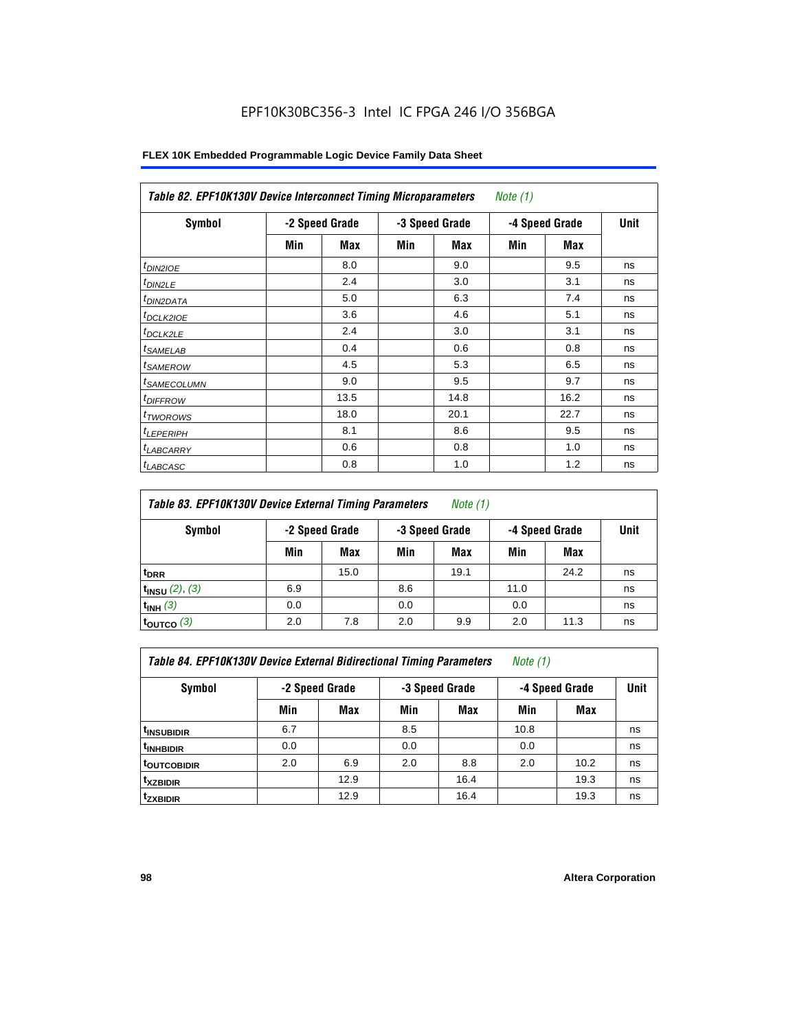EPF10K30BC356-3 Intel IC FPGA 246 I/O 356BGA

**FLEX 10K Embedded Programmable Logic Device Family Data Sheet**

*Table 82. EPF10K130V Device Interconnect Timing Microparameters Note (1)*

| Symbol | -2 Speed Grade | | -3 Speed Grade | | -4 Speed Grade | | Unit |
|---|---|---|---|---|---|---|---|
| | Min | Max | Min | Max | Min | Max | |
| $t_{DIN2IOE}$ | | 8.0 | | 9.0 | | 9.5 | ns |
| $t_{DIN2LE}$ | | 2.4 | | 3.0 | | 3.1 | ns |
| $t_{DIN2DATA}$ | | 5.0 | | 6.3 | | 7.4 | ns |
| $t_{DCLK2IOE}$ | | 3.6 | | 4.6 | | 5.1 | ns |
| $t_{DCLK2LE}$ | | 2.4 | | 3.0 | | 3.1 | ns |
| $t_{SAMELAB}$ | | 0.4 | | 0.6 | | 0.8 | ns |
| $t_{SAMEROW}$ | | 4.5 | | 5.3 | | 6.5 | ns |
| $t_{SAMECOLUMN}$ | | 9.0 | | 9.5 | | 9.7 | ns |
| $t_{DIFFROW}$ | | 13.5 | | 14.8 | | 16.2 | ns |
| $t_{TWOROWS}$ | | 18.0 | | 20.1 | | 22.7 | ns |
| $t_{LEPERIPH}$ | | 8.1 | | 8.6 | | 9.5 | ns |
| $t_{LABCARRY}$ | | 0.6 | | 0.8 | | 1.0 | ns |
| $t_{LABCASC}$ | | 0.8 | | 1.0 | | 1.2 | ns |

*Table 83. EPF10K130V Device External Timing Parameters Note (1)*

| Symbol | -2 Speed Grade | | -3 Speed Grade | | -4 Speed Grade | | Unit |
|---|---|---|---|---|---|---|---|
| | Min | Max | Min | Max | Min | Max | |
| $t_{DRR}$ | | 15.0 | | 19.1 | | 24.2 | ns |
| $t_{INSU}$ (2), (3) | 6.9 | | 8.6 | | 11.0 | | ns |
| $t_{INH}$ (3) | 0.0 | | 0.0 | | 0.0 | | ns |
| $t_{OUTCO}$ (3) | 2.0 | 7.8 | 2.0 | 9.9 | 2.0 | 11.3 | ns |

*Table 84. EPF10K130V Device External Bidirectional Timing Parameters Note (1)*

| Symbol | -2 Speed Grade | | -3 Speed Grade | | -4 Speed Grade | | Unit |
|---|---|---|---|---|---|---|---|
| | Min | Max | Min | Max | Min | Max | |
| $t_{INSUBIDIR}$ | 6.7 | | 8.5 | | 10.8 | | ns |
| $t_{INHBIDIR}$ | 0.0 | | 0.0 | | 0.0 | | ns |
| $t_{OUTCOBIDIR}$ | 2.0 | 6.9 | 2.0 | 8.8 | 2.0 | 10.2 | ns |
| $t_{XZBIDIR}$ | | 12.9 | | 16.4 | | 19.3 | ns |
| $t_{ZXBIDIR}$ | | 12.9 | | 16.4 | | 19.3 | ns |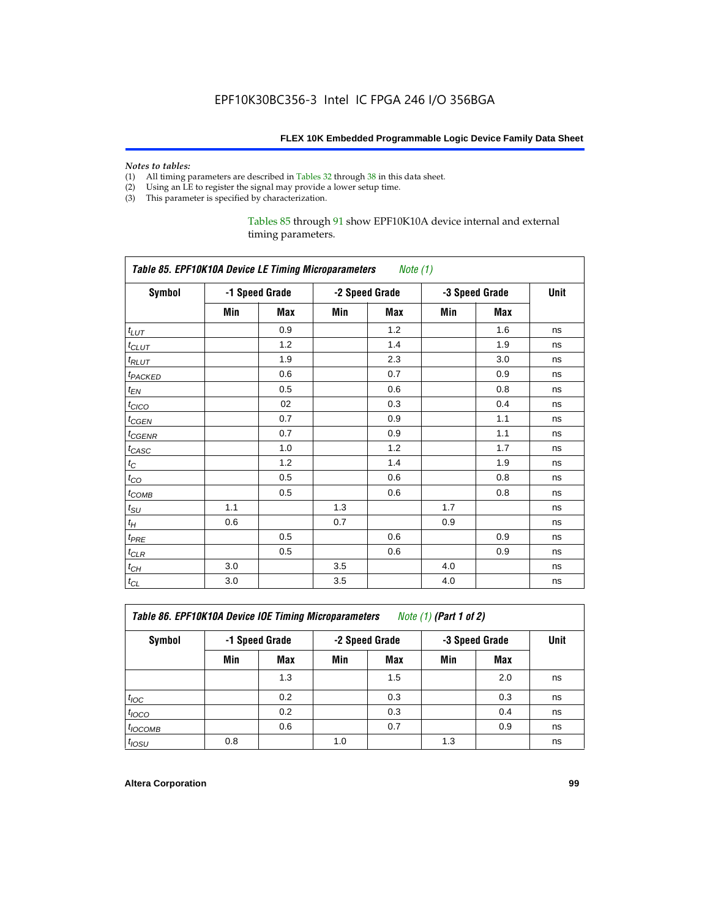*Notes to tables:*

(1) All timing parameters are described in Tables 32 through 38 in this data sheet.
(2) Using an LE to register the signal may provide a lower setup time.
(3) This parameter is specified by characterization.

Tables 85 through 91 show EPF10K10A device internal and external timing parameters.

| *Table 85. EPF10K10A Device LE Timing Microparameters* *Note (1)* | | | | | | | |
|---|---|---|---|---|---|---|---|
| **Symbol** | **-1 Speed Grade** | | **-2 Speed Grade** | | **-3 Speed Grade** | | **Unit** |
| | **Min** | **Max** | **Min** | **Max** | **Min** | **Max** | |
| $t_{LUT}$ | | 0.9 | | 1.2 | | 1.6 | ns |
| $t_{CLUT}$ | | 1.2 | | 1.4 | | 1.9 | ns |
| $t_{RLUT}$ | | 1.9 | | 2.3 | | 3.0 | ns |
| $t_{PACKED}$ | | 0.6 | | 0.7 | | 0.9 | ns |
| $t_{EN}$ | | 0.5 | | 0.6 | | 0.8 | ns |
| $t_{CICO}$ | | 02 | | 0.3 | | 0.4 | ns |
| $t_{CGEN}$ | | 0.7 | | 0.9 | | 1.1 | ns |
| $t_{CGENR}$ | | 0.7 | | 0.9 | | 1.1 | ns |
| $t_{CASC}$ | | 1.0 | | 1.2 | | 1.7 | ns |
| $t_{C}$ | | 1.2 | | 1.4 | | 1.9 | ns |
| $t_{CO}$ | | 0.5 | | 0.6 | | 0.8 | ns |
| $t_{COMB}$ | | 0.5 | | 0.6 | | 0.8 | ns |
| $t_{SU}$ | 1.1 | | 1.3 | | 1.7 | | ns |
| $t_{H}$ | 0.6 | | 0.7 | | 0.9 | | ns |
| $t_{PRE}$ | | 0.5 | | 0.6 | | 0.9 | ns |
| $t_{CLR}$ | | 0.5 | | 0.6 | | 0.9 | ns |
| $t_{CH}$ | 3.0 | | 3.5 | | 4.0 | | ns |
| $t_{CL}$ | 3.0 | | 3.5 | | 4.0 | | ns |

| *Table 86. EPF10K10A Device IOE Timing Microparameters* *Note (1)* ***(Part 1 of 2)*** | | | | | | | |
|---|---|---|---|---|---|---|---|
| **Symbol** | **-1 Speed Grade** | | **-2 Speed Grade** | | **-3 Speed Grade** | | **Unit** |
| | **Min** | **Max** | **Min** | **Max** | **Min** | **Max** | |
| | | 1.3 | | 1.5 | | 2.0 | ns |
| $t_{IOC}$ | | 0.2 | | 0.3 | | 0.3 | ns |
| $t_{IOCO}$ | | 0.2 | | 0.3 | | 0.4 | ns |
| $t_{IOCOMB}$ | | 0.6 | | 0.7 | | 0.9 | ns |
| $t_{IOSU}$ | 0.8 | | 1.0 | | 1.3 | | ns |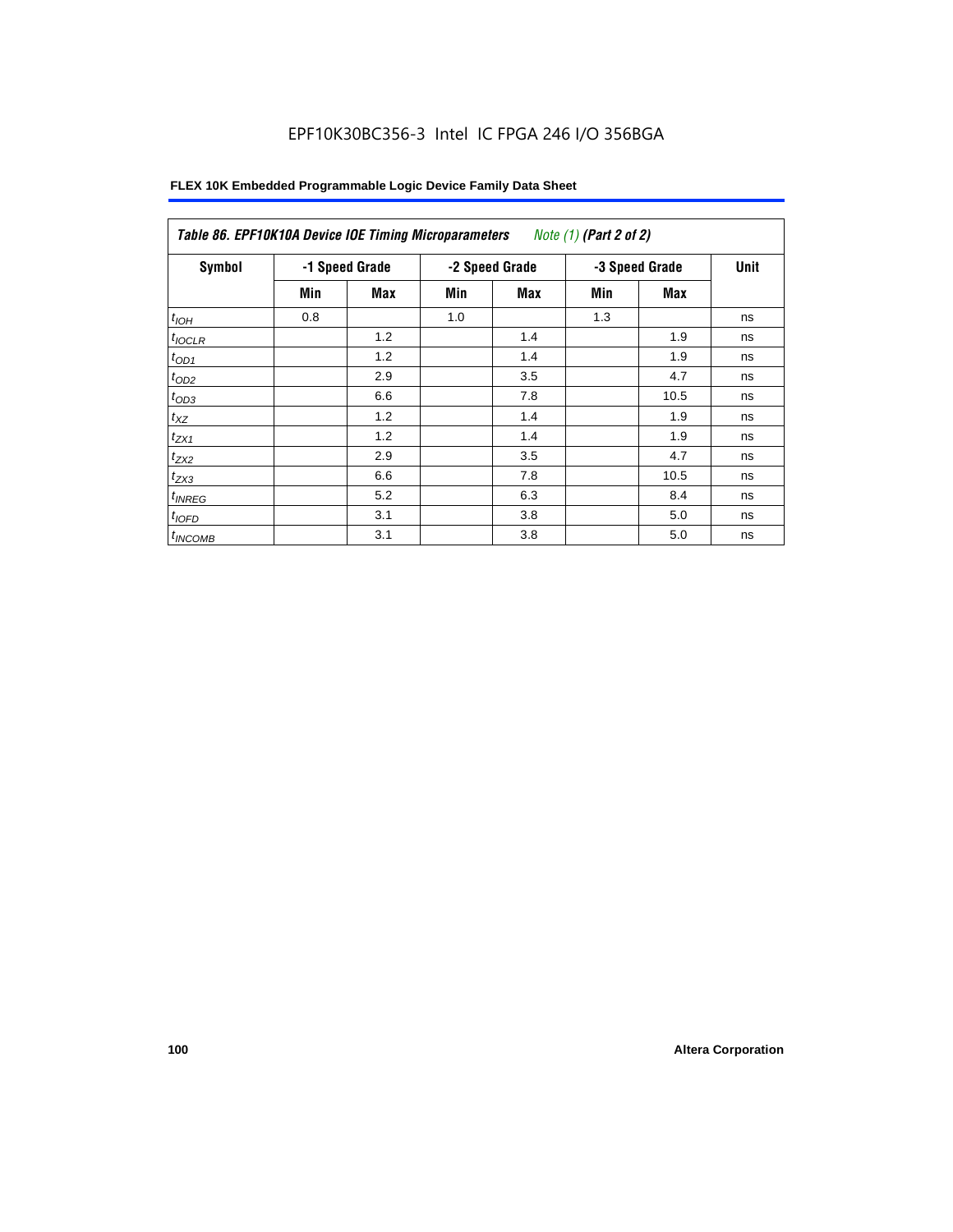EPF10K30BC356-3 Intel IC FPGA 246 I/O 356BGA

| *Table 86. EPF10K10A Device IOE Timing Microparameters Note (1) (Part 2 of 2)* | | | | | | | |
|---|---|---|---|---|---|---|---|
| **Symbol** | **-1 Speed Grade** | | **-2 Speed Grade** | | **-3 Speed Grade** | | **Unit** |
| | **Min** | **Max** | **Min** | **Max** | **Min** | **Max** | |
| $t_{IOH}$ | 0.8 | | 1.0 | | 1.3 | | ns |
| $t_{IOCLR}$ | | 1.2 | | 1.4 | | 1.9 | ns |
| $t_{OD1}$ | | 1.2 | | 1.4 | | 1.9 | ns |
| $t_{OD2}$ | | 2.9 | | 3.5 | | 4.7 | ns |
| $t_{OD3}$ | | 6.6 | | 7.8 | | 10.5 | ns |
| $t_{XZ}$ | | 1.2 | | 1.4 | | 1.9 | ns |
| $t_{ZX1}$ | | 1.2 | | 1.4 | | 1.9 | ns |
| $t_{ZX2}$ | | 2.9 | | 3.5 | | 4.7 | ns |
| $t_{ZX3}$ | | 6.6 | | 7.8 | | 10.5 | ns |
| $t_{INREG}$ | | 5.2 | | 6.3 | | 8.4 | ns |
| $t_{IOFD}$ | | 3.1 | | 3.8 | | 5.0 | ns |
| $t_{INCOMB}$ | | 3.1 | | 3.8 | | 5.0 | ns |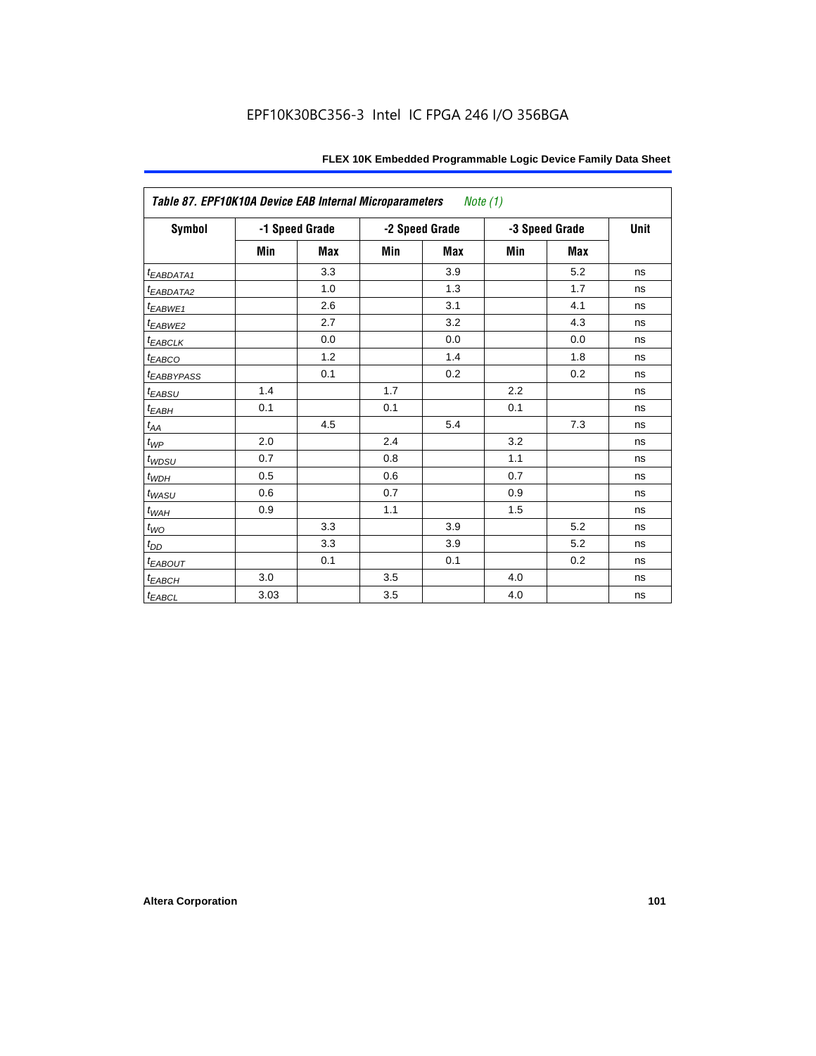### *Table 87. EPF10K10A Device EAB Internal Microparameters* *Note (1)*

| Symbol | -1 Speed Grade | | -2 Speed Grade | | -3 Speed Grade | | Unit |
|---|---|---|---|---|---|---|---|
| | Min | Max | Min | Max | Min | Max | |
| $t_{EABDATA1}$ | | 3.3 | | 3.9 | | 5.2 | ns |
| $t_{EABDATA2}$ | | 1.0 | | 1.3 | | 1.7 | ns |
| $t_{EABWE1}$ | | 2.6 | | 3.1 | | 4.1 | ns |
| $t_{EABWE2}$ | | 2.7 | | 3.2 | | 4.3 | ns |
| $t_{EABCLK}$ | | 0.0 | | 0.0 | | 0.0 | ns |
| $t_{EABCO}$ | | 1.2 | | 1.4 | | 1.8 | ns |
| $t_{EABBYPASS}$ | | 0.1 | | 0.2 | | 0.2 | ns |
| $t_{EABSU}$ | 1.4 | | 1.7 | | 2.2 | | ns |
| $t_{EABH}$ | 0.1 | | 0.1 | | 0.1 | | ns |
| $t_{AA}$ | | 4.5 | | 5.4 | | 7.3 | ns |
| $t_{WP}$ | 2.0 | | 2.4 | | 3.2 | | ns |
| $t_{WDSU}$ | 0.7 | | 0.8 | | 1.1 | | ns |
| $t_{WDH}$ | 0.5 | | 0.6 | | 0.7 | | ns |
| $t_{WASU}$ | 0.6 | | 0.7 | | 0.9 | | ns |
| $t_{WAH}$ | 0.9 | | 1.1 | | 1.5 | | ns |
| $t_{WO}$ | | 3.3 | | 3.9 | | 5.2 | ns |
| $t_{DD}$ | | 3.3 | | 3.9 | | 5.2 | ns |
| $t_{EABOUT}$ | | 0.1 | | 0.1 | | 0.2 | ns |
| $t_{EABCH}$ | 3.0 | | 3.5 | | 4.0 | | ns |
| $t_{EABCL}$ | 3.03 | | 3.5 | | 4.0 | | ns |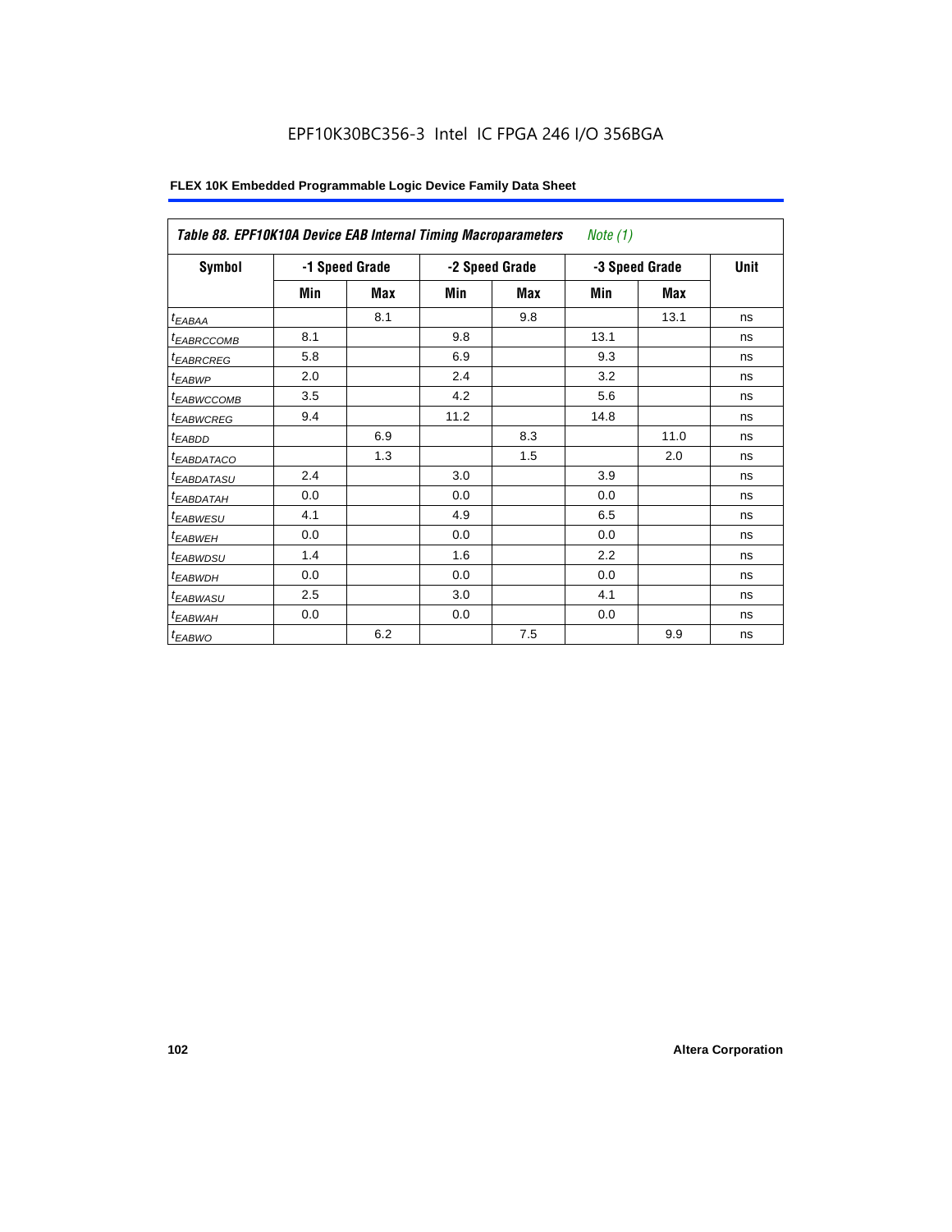| Table 88. EPF10K10A Device EAB Internal Timing Macroparameters Note (1) | | | | | | | |
|---|---|---|---|---|---|---|---|
| Symbol | -1 Speed Grade | | -2 Speed Grade | | -3 Speed Grade | | Unit |
| | Min | Max | Min | Max | Min | Max | |
| $t_{EABAA}$ | | 8.1 | | 9.8 | | 13.1 | ns |
| $t_{EABRCCOMB}$ | 8.1 | | 9.8 | | 13.1 | | ns |
| $t_{EABRCREG}$ | 5.8 | | 6.9 | | 9.3 | | ns |
| $t_{EABWP}$ | 2.0 | | 2.4 | | 3.2 | | ns |
| $t_{EABWCCOMB}$ | 3.5 | | 4.2 | | 5.6 | | ns |
| $t_{EABWCREG}$ | 9.4 | | 11.2 | | 14.8 | | ns |
| $t_{EABDD}$ | | 6.9 | | 8.3 | | 11.0 | ns |
| $t_{EABDATACO}$ | | 1.3 | | 1.5 | | 2.0 | ns |
| $t_{EABDATASU}$ | 2.4 | | 3.0 | | 3.9 | | ns |
| $t_{EABDATAH}$ | 0.0 | | 0.0 | | 0.0 | | ns |
| $t_{EABWESU}$ | 4.1 | | 4.9 | | 6.5 | | ns |
| $t_{EABWEH}$ | 0.0 | | 0.0 | | 0.0 | | ns |
| $t_{EABWDSU}$ | 1.4 | | 1.6 | | 2.2 | | ns |
| $t_{EABWDH}$ | 0.0 | | 0.0 | | 0.0 | | ns |
| $t_{EABWASU}$ | 2.5 | | 3.0 | | 4.1 | | ns |
| $t_{EABWAH}$ | 0.0 | | 0.0 | | 0.0 | | ns |
| $t_{EABWO}$ | | 6.2 | | 7.5 | | 9.9 | ns |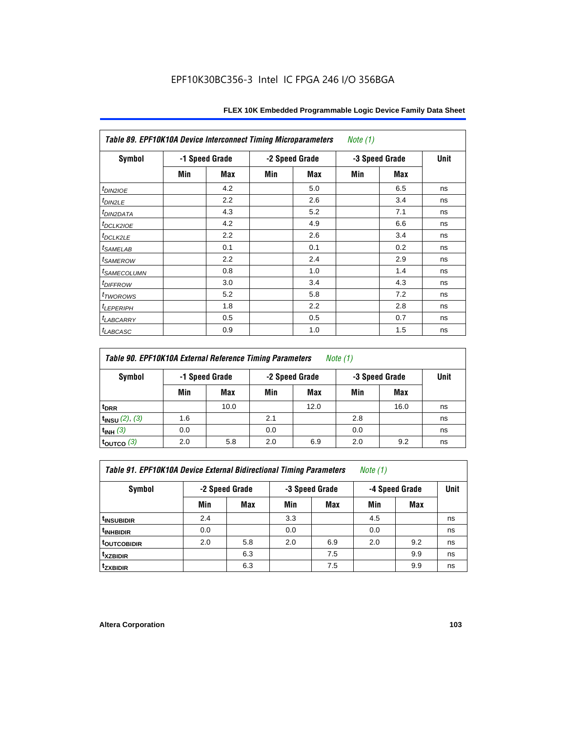**Table 89. EPF10K10A Device Interconnect Timing Microparameters** *Note (1)*

| Symbol | -1 Speed Grade | | -2 Speed Grade | | -3 Speed Grade | | Unit |
|---|---|---|---|---|---|---|---|
| | Min | Max | Min | Max | Min | Max | |
| $t_{DIN2IOE}$ | | 4.2 | | 5.0 | | 6.5 | ns |
| $t_{DIN2LE}$ | | 2.2 | | 2.6 | | 3.4 | ns |
| $t_{DIN2DATA}$ | | 4.3 | | 5.2 | | 7.1 | ns |
| $t_{DCLK2IOE}$ | | 4.2 | | 4.9 | | 6.6 | ns |
| $t_{DCLK2LE}$ | | 2.2 | | 2.6 | | 3.4 | ns |
| $t_{SAMELAB}$ | | 0.1 | | 0.1 | | 0.2 | ns |
| $t_{SAMEROW}$ | | 2.2 | | 2.4 | | 2.9 | ns |
| $t_{SAMECOLUMN}$ | | 0.8 | | 1.0 | | 1.4 | ns |
| $t_{DIFFROW}$ | | 3.0 | | 3.4 | | 4.3 | ns |
| $t_{TWOROWS}$ | | 5.2 | | 5.8 | | 7.2 | ns |
| $t_{LEPERIPH}$ | | 1.8 | | 2.2 | | 2.8 | ns |
| $t_{LABCARRY}$ | | 0.5 | | 0.5 | | 0.7 | ns |
| $t_{LABCASC}$ | | 0.9 | | 1.0 | | 1.5 | ns |

**Table 90. EPF10K10A External Reference Timing Parameters** *Note (1)*

| Symbol | -1 Speed Grade | | -2 Speed Grade | | -3 Speed Grade | | Unit |
|---|---|---|---|---|---|---|---|
| | Min | Max | Min | Max | Min | Max | |
| $t_{DRR}$ | | 10.0 | | 12.0 | | 16.0 | ns |
| $t_{INSU}$ *(2), (3)* | 1.6 | | 2.1 | | 2.8 | | ns |
| $t_{INH}$ *(3)* | 0.0 | | 0.0 | | 0.0 | | ns |
| $t_{OUTCO}$ *(3)* | 2.0 | 5.8 | 2.0 | 6.9 | 2.0 | 9.2 | ns |

**Table 91. EPF10K10A Device External Bidirectional Timing Parameters** *Note (1)*

| Symbol | -2 Speed Grade | | -3 Speed Grade | | -4 Speed Grade | | Unit |
|---|---|---|---|---|---|---|---|
| | Min | Max | Min | Max | Min | Max | |
| $t_{INSUBIDIR}$ | 2.4 | | 3.3 | | 4.5 | | ns |
| $t_{INHBIDIR}$ | 0.0 | | 0.0 | | 0.0 | | ns |
| $t_{OUTCOBIDIR}$ | 2.0 | 5.8 | 2.0 | 6.9 | 2.0 | 9.2 | ns |
| $t_{XZBIDIR}$ | | 6.3 | | 7.5 | | 9.9 | ns |
| $t_{ZXBIDIR}$ | | 6.3 | | 7.5 | | 9.9 | ns |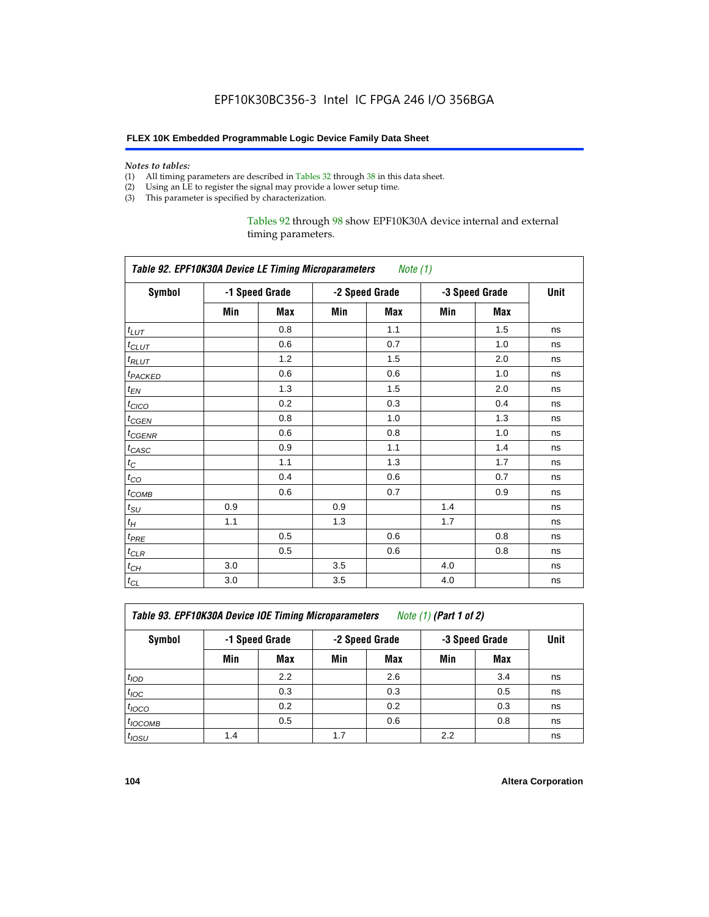EPF10K30BC356-3 Intel IC FPGA 246 I/O 356BGA

**FLEX 10K Embedded Programmable Logic Device Family Data Sheet**

*Notes to tables:*
(1) All timing parameters are described in Tables 32 through 38 in this data sheet.
(2) Using an LE to register the signal may provide a lower setup time.
(3) This parameter is specified by characterization.

Tables 92 through 98 show EPF10K30A device internal and external timing parameters.

***Table 92. EPF10K30A Device LE Timing Microparameters*** *Note (1)*

| Symbol | -1 Speed Grade | | -2 Speed Grade | | -3 Speed Grade | | Unit |
|---|---|---|---|---|---|---|---|
| | Min | Max | Min | Max | Min | Max | |
| $t_{LUT}$ | | 0.8 | | 1.1 | | 1.5 | ns |
| $t_{CLUT}$ | | 0.6 | | 0.7 | | 1.0 | ns |
| $t_{RLUT}$ | | 1.2 | | 1.5 | | 2.0 | ns |
| $t_{PACKED}$ | | 0.6 | | 0.6 | | 1.0 | ns |
| $t_{EN}$ | | 1.3 | | 1.5 | | 2.0 | ns |
| $t_{CICO}$ | | 0.2 | | 0.3 | | 0.4 | ns |
| $t_{CGEN}$ | | 0.8 | | 1.0 | | 1.3 | ns |
| $t_{CGENR}$ | | 0.6 | | 0.8 | | 1.0 | ns |
| $t_{CASC}$ | | 0.9 | | 1.1 | | 1.4 | ns |
| $t_C$ | | 1.1 | | 1.3 | | 1.7 | ns |
| $t_{CO}$ | | 0.4 | | 0.6 | | 0.7 | ns |
| $t_{COMB}$ | | 0.6 | | 0.7 | | 0.9 | ns |
| $t_{SU}$ | 0.9 | | 0.9 | | 1.4 | | ns |
| $t_H$ | 1.1 | | 1.3 | | 1.7 | | ns |
| $t_{PRE}$ | | 0.5 | | 0.6 | | 0.8 | ns |
| $t_{CLR}$ | | 0.5 | | 0.6 | | 0.8 | ns |
| $t_{CH}$ | 3.0 | | 3.5 | | 4.0 | | ns |
| $t_{CL}$ | 3.0 | | 3.5 | | 4.0 | | ns |

***Table 93. EPF10K30A Device IOE Timing Microparameters*** *Note (1)* ***(Part 1 of 2)***

| Symbol | -1 Speed Grade | | -2 Speed Grade | | -3 Speed Grade | | Unit |
|---|---|---|---|---|---|---|---|
| | Min | Max | Min | Max | Min | Max | |
| $t_{IOD}$ | | 2.2 | | 2.6 | | 3.4 | ns |
| $t_{IOC}$ | | 0.3 | | 0.3 | | 0.5 | ns |
| $t_{IOCO}$ | | 0.2 | | 0.2 | | 0.3 | ns |
| $t_{IOCOMB}$ | | 0.5 | | 0.6 | | 0.8 | ns |
| $t_{IOSU}$ | 1.4 | | 1.7 | | 2.2 | | ns |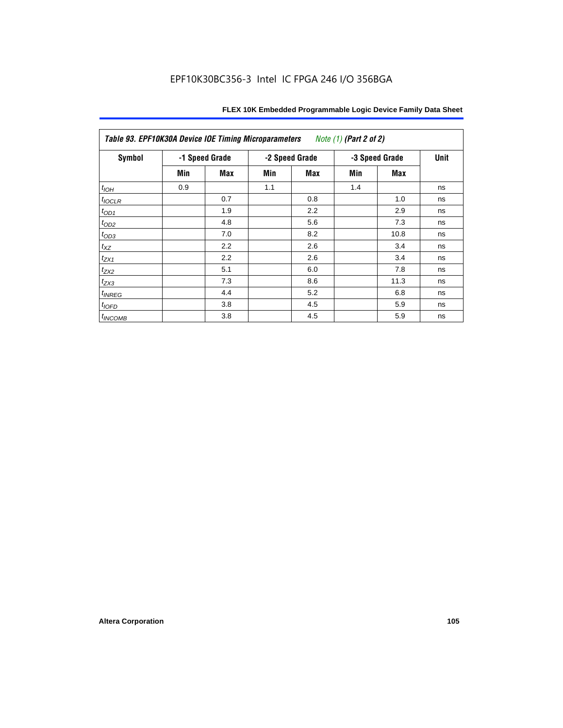**Table 93. EPF10K30A Device IOE Timing Microparameters** *Note (1)* **(Part 2 of 2)**

| Symbol | -1 Speed Grade | | -2 Speed Grade | | -3 Speed Grade | | Unit |
|---|---|---|---|---|---|---|---|
| | Min | Max | Min | Max | Min | Max | |
| $t_{IOH}$ | 0.9 | | 1.1 | | 1.4 | | ns |
| $t_{IOCLR}$ | | 0.7 | | 0.8 | | 1.0 | ns |
| $t_{OD1}$ | | 1.9 | | 2.2 | | 2.9 | ns |
| $t_{OD2}$ | | 4.8 | | 5.6 | | 7.3 | ns |
| $t_{OD3}$ | | 7.0 | | 8.2 | | 10.8 | ns |
| $t_{XZ}$ | | 2.2 | | 2.6 | | 3.4 | ns |
| $t_{ZX1}$ | | 2.2 | | 2.6 | | 3.4 | ns |
| $t_{ZX2}$ | | 5.1 | | 6.0 | | 7.8 | ns |
| $t_{ZX3}$ | | 7.3 | | 8.6 | | 11.3 | ns |
| $t_{INREG}$ | | 4.4 | | 5.2 | | 6.8 | ns |
| $t_{IOFD}$ | | 3.8 | | 4.5 | | 5.9 | ns |
| $t_{INCOMB}$ | | 3.8 | | 4.5 | | 5.9 | ns |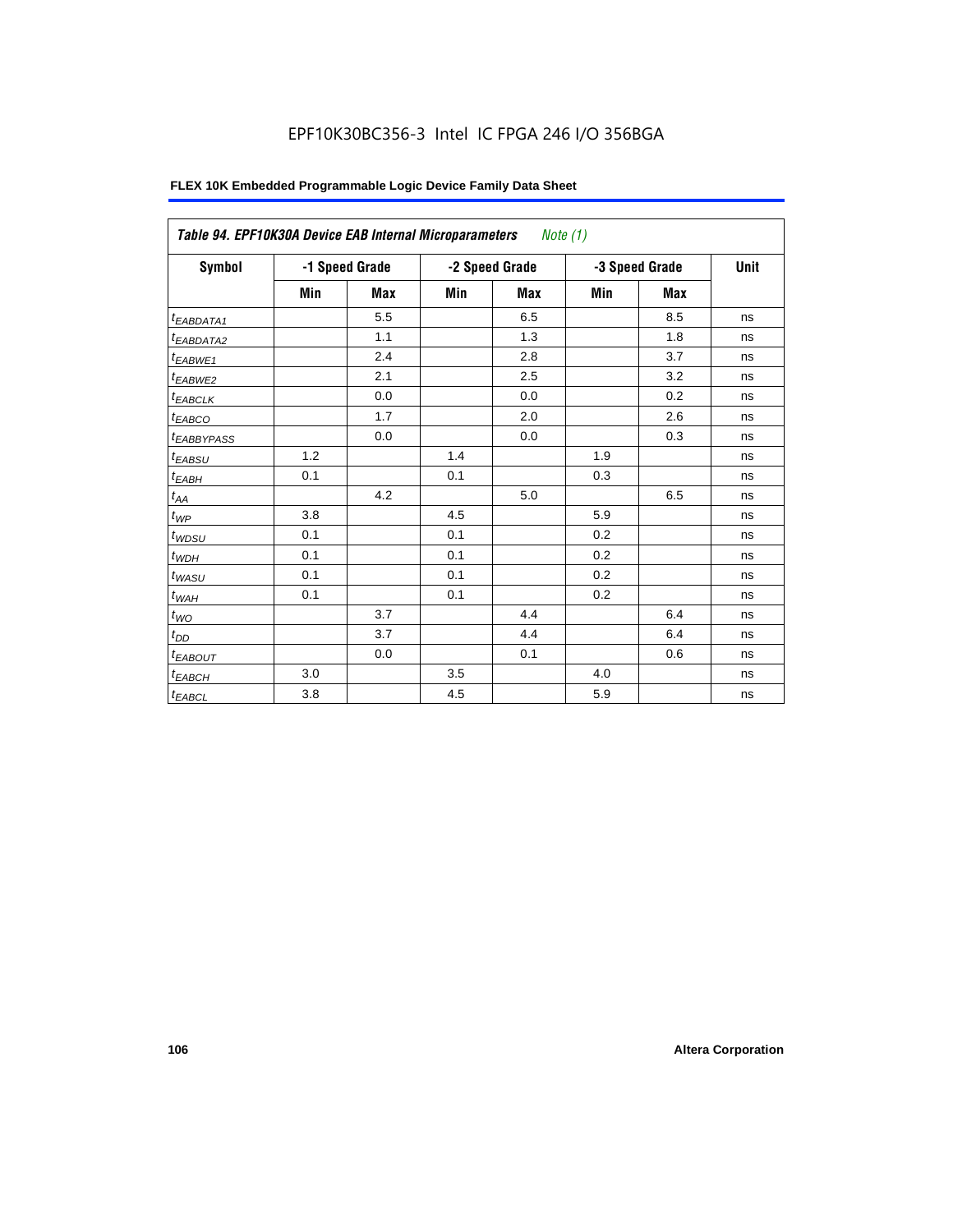**Table 94. EPF10K30A Device EAB Internal Microparameters** *Note (1)*

| Symbol | -1 Speed Grade | | -2 Speed Grade | | -3 Speed Grade | | Unit |
|---|---|---|---|---|---|---|---|
| | Min | Max | Min | Max | Min | Max | |
| $t_{EABDATA1}$ | | 5.5 | | 6.5 | | 8.5 | ns |
| $t_{EABDATA2}$ | | 1.1 | | 1.3 | | 1.8 | ns |
| $t_{EABWE1}$ | | 2.4 | | 2.8 | | 3.7 | ns |
| $t_{EABWE2}$ | | 2.1 | | 2.5 | | 3.2 | ns |
| $t_{EABCLK}$ | | 0.0 | | 0.0 | | 0.2 | ns |
| $t_{EABCO}$ | | 1.7 | | 2.0 | | 2.6 | ns |
| $t_{EABBYPASS}$ | | 0.0 | | 0.0 | | 0.3 | ns |
| $t_{EABSU}$ | 1.2 | | 1.4 | | 1.9 | | ns |
| $t_{EABH}$ | 0.1 | | 0.1 | | 0.3 | | ns |
| $t_{AA}$ | | 4.2 | | 5.0 | | 6.5 | ns |
| $t_{WP}$ | 3.8 | | 4.5 | | 5.9 | | ns |
| $t_{WDSU}$ | 0.1 | | 0.1 | | 0.2 | | ns |
| $t_{WDH}$ | 0.1 | | 0.1 | | 0.2 | | ns |
| $t_{WASU}$ | 0.1 | | 0.1 | | 0.2 | | ns |
| $t_{WAH}$ | 0.1 | | 0.1 | | 0.2 | | ns |
| $t_{WO}$ | | 3.7 | | 4.4 | | 6.4 | ns |
| $t_{DD}$ | | 3.7 | | 4.4 | | 6.4 | ns |
| $t_{EABOUT}$ | | 0.0 | | 0.1 | | 0.6 | ns |
| $t_{EABCH}$ | 3.0 | | 3.5 | | 4.0 | | ns |
| $t_{EABCL}$ | 3.8 | | 4.5 | | 5.9 | | ns |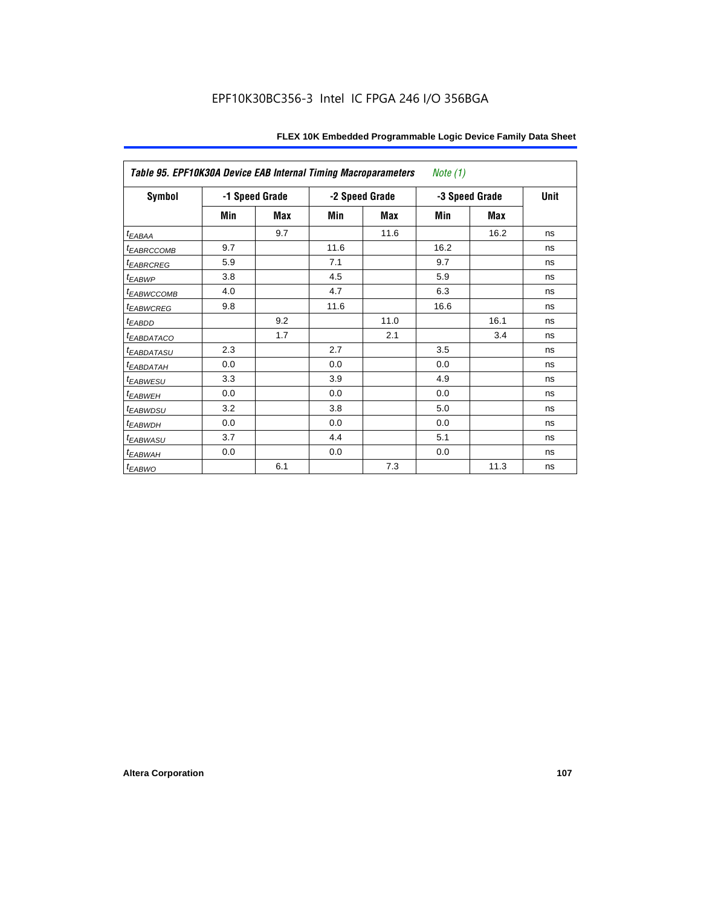| *Table 95. EPF10K30A Device EAB Internal Timing Macroparameters* *Note (1)* | | | | | | | |
|---|---|---|---|---|---|---|---|
| **Symbol** | **-1 Speed Grade** | | **-2 Speed Grade** | | **-3 Speed Grade** | | **Unit** |
| | **Min** | **Max** | **Min** | **Max** | **Min** | **Max** | |
| $t_{EABAA}$ | | 9.7 | | 11.6 | | 16.2 | ns |
| $t_{EABRCCOMB}$ | 9.7 | | 11.6 | | 16.2 | | ns |
| $t_{EABRCREG}$ | 5.9 | | 7.1 | | 9.7 | | ns |
| $t_{EABWP}$ | 3.8 | | 4.5 | | 5.9 | | ns |
| $t_{EABWCCOMB}$ | 4.0 | | 4.7 | | 6.3 | | ns |
| $t_{EABWCREG}$ | 9.8 | | 11.6 | | 16.6 | | ns |
| $t_{EABDD}$ | | 9.2 | | 11.0 | | 16.1 | ns |
| $t_{EABDATACO}$ | | 1.7 | | 2.1 | | 3.4 | ns |
| $t_{EABDATASU}$ | 2.3 | | 2.7 | | 3.5 | | ns |
| $t_{EABDATAH}$ | 0.0 | | 0.0 | | 0.0 | | ns |
| $t_{EABWESU}$ | 3.3 | | 3.9 | | 4.9 | | ns |
| $t_{EABWEH}$ | 0.0 | | 0.0 | | 0.0 | | ns |
| $t_{EABWDSU}$ | 3.2 | | 3.8 | | 5.0 | | ns |
| $t_{EABWDH}$ | 0.0 | | 0.0 | | 0.0 | | ns |
| $t_{EABWASU}$ | 3.7 | | 4.4 | | 5.1 | | ns |
| $t_{EABWAH}$ | 0.0 | | 0.0 | | 0.0 | | ns |
| $t_{EABWO}$ | | 6.1 | | 7.3 | | 11.3 | ns |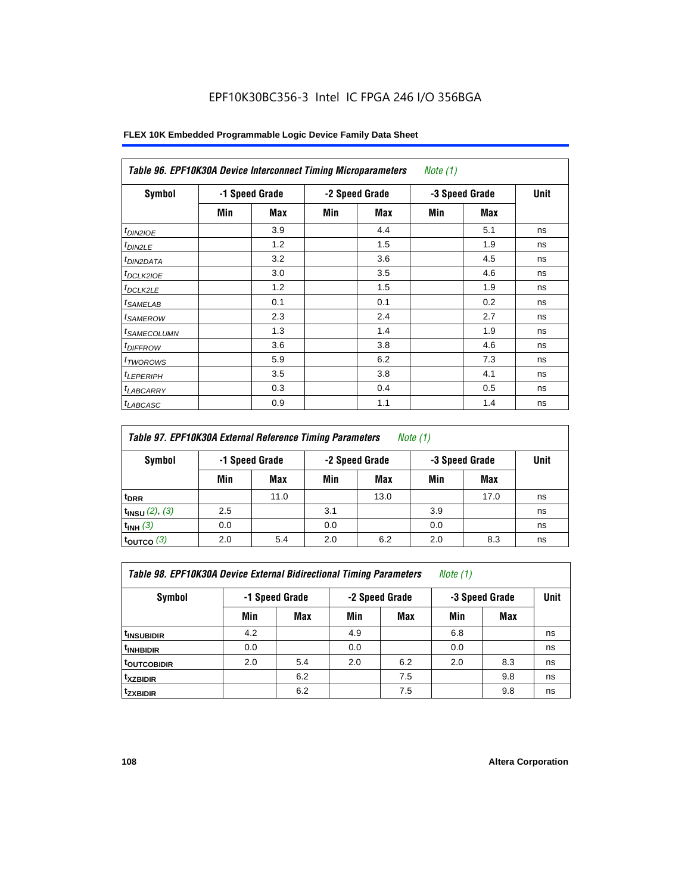EPF10K30BC356-3 Intel IC FPGA 246 I/O 356BGA

| *Table 96. EPF10K30A Device Interconnect Timing Microparameters* *Note (1)* | | | | | | | |
|---|---|---|---|---|---|---|---|
| **Symbol** | **-1 Speed Grade** | | **-2 Speed Grade** | | **-3 Speed Grade** | | **Unit** |
| | **Min** | **Max** | **Min** | **Max** | **Min** | **Max** | |
| $t_{DIN2IOE}$ | | 3.9 | | 4.4 | | 5.1 | ns |
| $t_{DIN2LE}$ | | 1.2 | | 1.5 | | 1.9 | ns |
| $t_{DIN2DATA}$ | | 3.2 | | 3.6 | | 4.5 | ns |
| $t_{DCLK2IOE}$ | | 3.0 | | 3.5 | | 4.6 | ns |
| $t_{DCLK2LE}$ | | 1.2 | | 1.5 | | 1.9 | ns |
| $t_{SAMELAB}$ | | 0.1 | | 0.1 | | 0.2 | ns |
| $t_{SAMEROW}$ | | 2.3 | | 2.4 | | 2.7 | ns |
| $t_{SAMECOLUMN}$ | | 1.3 | | 1.4 | | 1.9 | ns |
| $t_{DIFFROW}$ | | 3.6 | | 3.8 | | 4.6 | ns |
| $t_{TWOROWS}$ | | 5.9 | | 6.2 | | 7.3 | ns |
| $t_{LEPERIPH}$ | | 3.5 | | 3.8 | | 4.1 | ns |
| $t_{LABCARRY}$ | | 0.3 | | 0.4 | | 0.5 | ns |
| $t_{LABCASC}$ | | 0.9 | | 1.1 | | 1.4 | ns |

| *Table 97. EPF10K30A External Reference Timing Parameters* *Note (1)* | | | | | | | |
|---|---|---|---|---|---|---|---|
| **Symbol** | **-1 Speed Grade** | | **-2 Speed Grade** | | **-3 Speed Grade** | | **Unit** |
| | **Min** | **Max** | **Min** | **Max** | **Min** | **Max** | |
| $t_{DRR}$ | | 11.0 | | 13.0 | | 17.0 | ns |
| $t_{INSU}$ *(2), (3)* | 2.5 | | 3.1 | | 3.9 | | ns |
| $t_{INH}$ *(3)* | 0.0 | | 0.0 | | 0.0 | | ns |
| $t_{OUTCO}$ *(3)* | 2.0 | 5.4 | 2.0 | 6.2 | 2.0 | 8.3 | ns |

| *Table 98. EPF10K30A Device External Bidirectional Timing Parameters* *Note (1)* | | | | | | | |
|---|---|---|---|---|---|---|---|
| **Symbol** | **-1 Speed Grade** | | **-2 Speed Grade** | | **-3 Speed Grade** | | **Unit** |
| | **Min** | **Max** | **Min** | **Max** | **Min** | **Max** | |
| $t_{INSUBIDIR}$ | 4.2 | | 4.9 | | 6.8 | | ns |
| $t_{INHBIDIR}$ | 0.0 | | 0.0 | | 0.0 | | ns |
| $t_{OUTCOBIDIR}$ | 2.0 | 5.4 | 2.0 | 6.2 | 2.0 | 8.3 | ns |
| $t_{XZBIDIR}$ | | 6.2 | | 7.5 | | 9.8 | ns |
| $t_{ZXBIDIR}$ | | 6.2 | | 7.5 | | 9.8 | ns |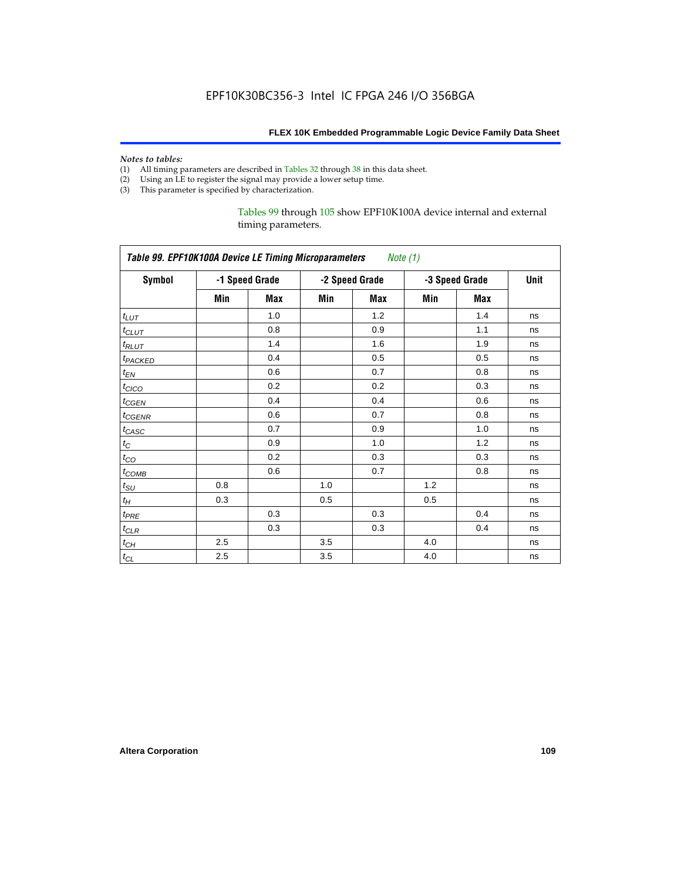*Notes to tables:*

(1) All timing parameters are described in Tables 32 through 38 in this data sheet.
(2) Using an LE to register the signal may provide a lower setup time.
(3) This parameter is specified by characterization.

Tables 99 through 105 show EPF10K100A device internal and external timing parameters.

**Table 99. EPF10K100A Device LE Timing Microparameters** *Note (1)*

| Symbol | -1 Speed Grade | | -2 Speed Grade | | -3 Speed Grade | | Unit |
|---|---|---|---|---|---|---|---|
| | Min | Max | Min | Max | Min | Max | |
| $t_{LUT}$ | | 1.0 | | 1.2 | | 1.4 | ns |
| $t_{CLUT}$ | | 0.8 | | 0.9 | | 1.1 | ns |
| $t_{RLUT}$ | | 1.4 | | 1.6 | | 1.9 | ns |
| $t_{PACKED}$ | | 0.4 | | 0.5 | | 0.5 | ns |
| $t_{EN}$ | | 0.6 | | 0.7 | | 0.8 | ns |
| $t_{CICO}$ | | 0.2 | | 0.2 | | 0.3 | ns |
| $t_{CGEN}$ | | 0.4 | | 0.4 | | 0.6 | ns |
| $t_{CGENR}$ | | 0.6 | | 0.7 | | 0.8 | ns |
| $t_{CASC}$ | | 0.7 | | 0.9 | | 1.0 | ns |
| $t_C$ | | 0.9 | | 1.0 | | 1.2 | ns |
| $t_{CO}$ | | 0.2 | | 0.3 | | 0.3 | ns |
| $t_{COMB}$ | | 0.6 | | 0.7 | | 0.8 | ns |
| $t_{SU}$ | 0.8 | | 1.0 | | 1.2 | | ns |
| $t_H$ | 0.3 | | 0.5 | | 0.5 | | ns |
| $t_{PRE}$ | | 0.3 | | 0.3 | | 0.4 | ns |
| $t_{CLR}$ | | 0.3 | | 0.3 | | 0.4 | ns |
| $t_{CH}$ | 2.5 | | 3.5 | | 4.0 | | ns |
| $t_{CL}$ | 2.5 | | 3.5 | | 4.0 | | ns |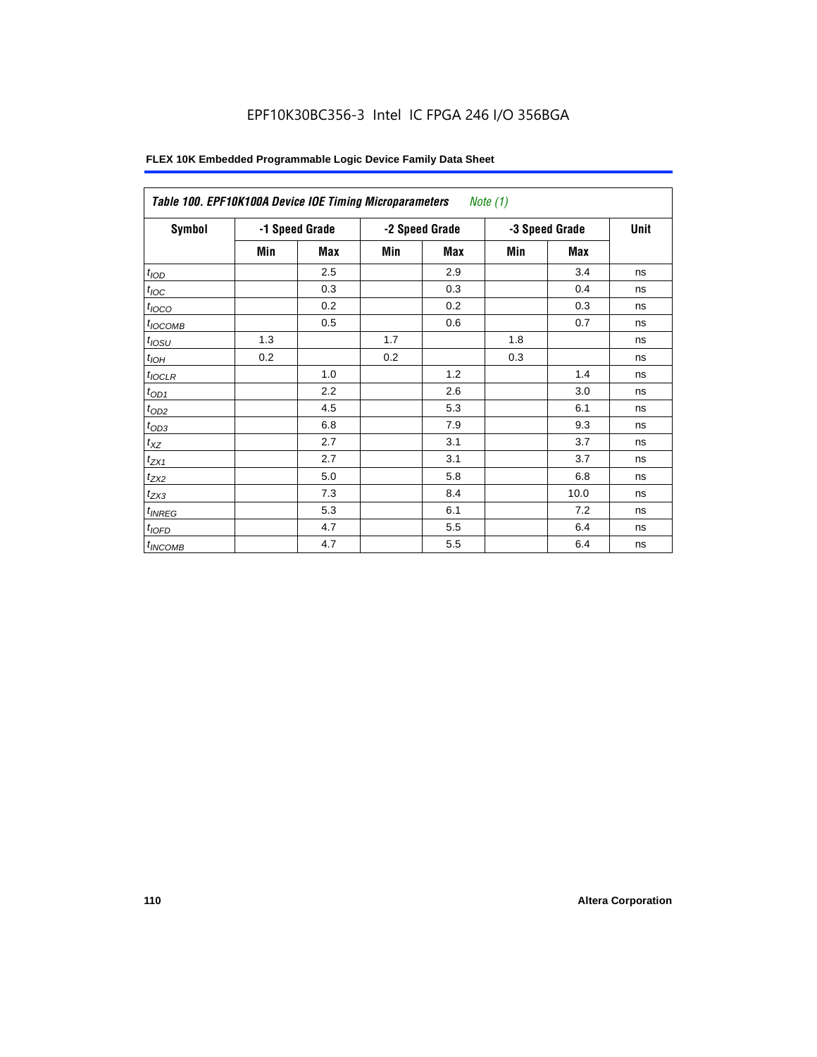EPF10K30BC356-3 Intel IC FPGA 246 I/O 356BGA

| Table 100. EPF10K100A Device IOE Timing Microparameters *Note (1)* | | | | | | | |
|---|---|---|---|---|---|---|---|
| Symbol | -1 Speed Grade | | -2 Speed Grade | | -3 Speed Grade | | Unit |
| | Min | Max | Min | Max | Min | Max | |
| $t_{IOD}$ | | 2.5 | | 2.9 | | 3.4 | ns |
| $t_{IOC}$ | | 0.3 | | 0.3 | | 0.4 | ns |
| $t_{IOCO}$ | | 0.2 | | 0.2 | | 0.3 | ns |
| $t_{IOCOMB}$ | | 0.5 | | 0.6 | | 0.7 | ns |
| $t_{IOSU}$ | 1.3 | | 1.7 | | 1.8 | | ns |
| $t_{IOH}$ | 0.2 | | 0.2 | | 0.3 | | ns |
| $t_{IOCLR}$ | | 1.0 | | 1.2 | | 1.4 | ns |
| $t_{OD1}$ | | 2.2 | | 2.6 | | 3.0 | ns |
| $t_{OD2}$ | | 4.5 | | 5.3 | | 6.1 | ns |
| $t_{OD3}$ | | 6.8 | | 7.9 | | 9.3 | ns |
| $t_{XZ}$ | | 2.7 | | 3.1 | | 3.7 | ns |
| $t_{ZX1}$ | | 2.7 | | 3.1 | | 3.7 | ns |
| $t_{ZX2}$ | | 5.0 | | 5.8 | | 6.8 | ns |
| $t_{ZX3}$ | | 7.3 | | 8.4 | | 10.0 | ns |
| $t_{INREG}$ | | 5.3 | | 6.1 | | 7.2 | ns |
| $t_{IOFD}$ | | 4.7 | | 5.5 | | 6.4 | ns |
| $t_{INCOMB}$ | | 4.7 | | 5.5 | | 6.4 | ns |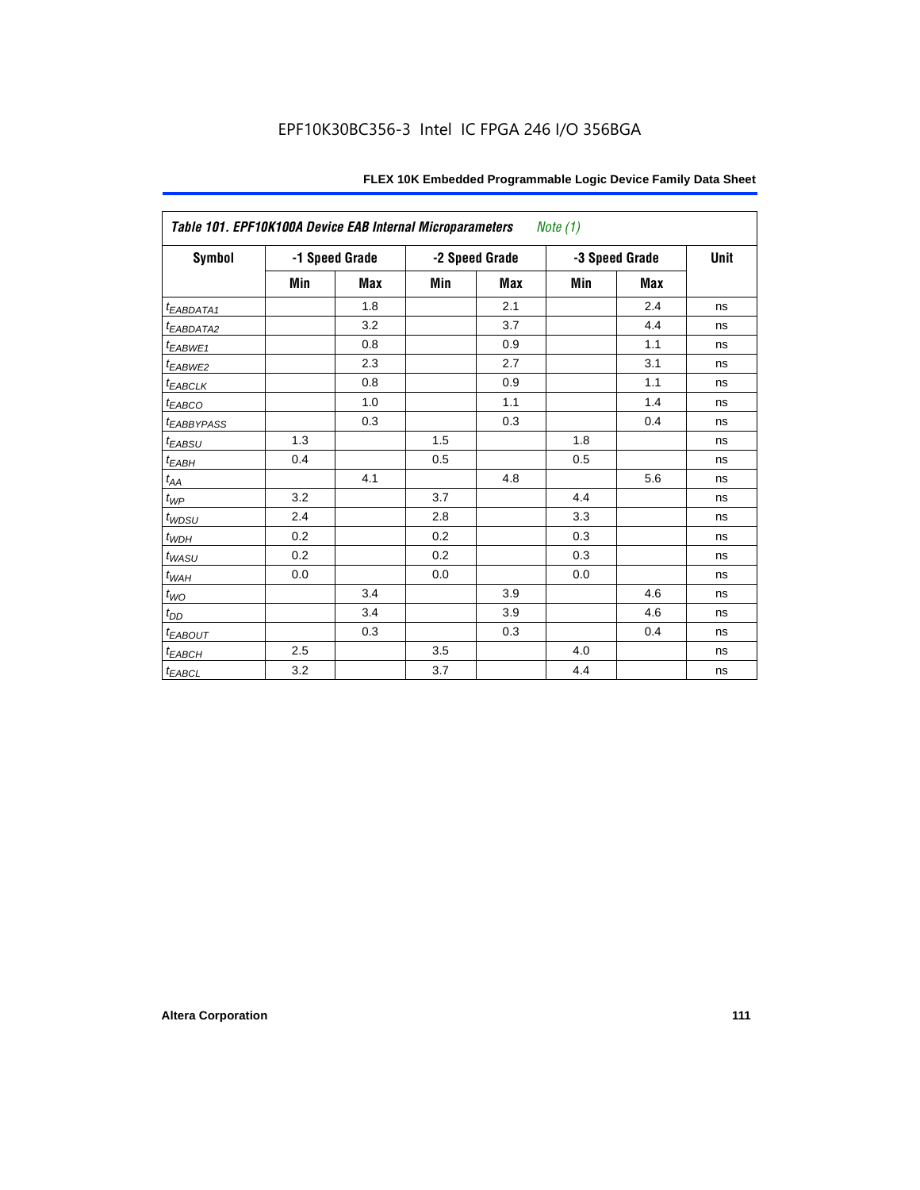| Table 101. EPF10K100A Device EAB Internal Microparameters *Note (1)* | | | | | | | |
|---|---|---|---|---|---|---|---|
| **Symbol** | **-1 Speed Grade** | | **-2 Speed Grade** | | **-3 Speed Grade** | | **Unit** |
| | **Min** | **Max** | **Min** | **Max** | **Min** | **Max** | |
| $t_{EABDATA1}$ | | 1.8 | | 2.1 | | 2.4 | ns |
| $t_{EABDATA2}$ | | 3.2 | | 3.7 | | 4.4 | ns |
| $t_{EABWE1}$ | | 0.8 | | 0.9 | | 1.1 | ns |
| $t_{EABWE2}$ | | 2.3 | | 2.7 | | 3.1 | ns |
| $t_{EABCLK}$ | | 0.8 | | 0.9 | | 1.1 | ns |
| $t_{EABCO}$ | | 1.0 | | 1.1 | | 1.4 | ns |
| $t_{EABBYPASS}$ | | 0.3 | | 0.3 | | 0.4 | ns |
| $t_{EABSU}$ | 1.3 | | 1.5 | | 1.8 | | ns |
| $t_{EABH}$ | 0.4 | | 0.5 | | 0.5 | | ns |
| $t_{AA}$ | | 4.1 | | 4.8 | | 5.6 | ns |
| $t_{WP}$ | 3.2 | | 3.7 | | 4.4 | | ns |
| $t_{WDSU}$ | 2.4 | | 2.8 | | 3.3 | | ns |
| $t_{WDH}$ | 0.2 | | 0.2 | | 0.3 | | ns |
| $t_{WASU}$ | 0.2 | | 0.2 | | 0.3 | | ns |
| $t_{WAH}$ | 0.0 | | 0.0 | | 0.0 | | ns |
| $t_{WO}$ | | 3.4 | | 3.9 | | 4.6 | ns |
| $t_{DD}$ | | 3.4 | | 3.9 | | 4.6 | ns |
| $t_{EABOUT}$ | | 0.3 | | 0.3 | | 0.4 | ns |
| $t_{EABCH}$ | 2.5 | | 3.5 | | 4.0 | | ns |
| $t_{EABCL}$ | 3.2 | | 3.7 | | 4.4 | | ns |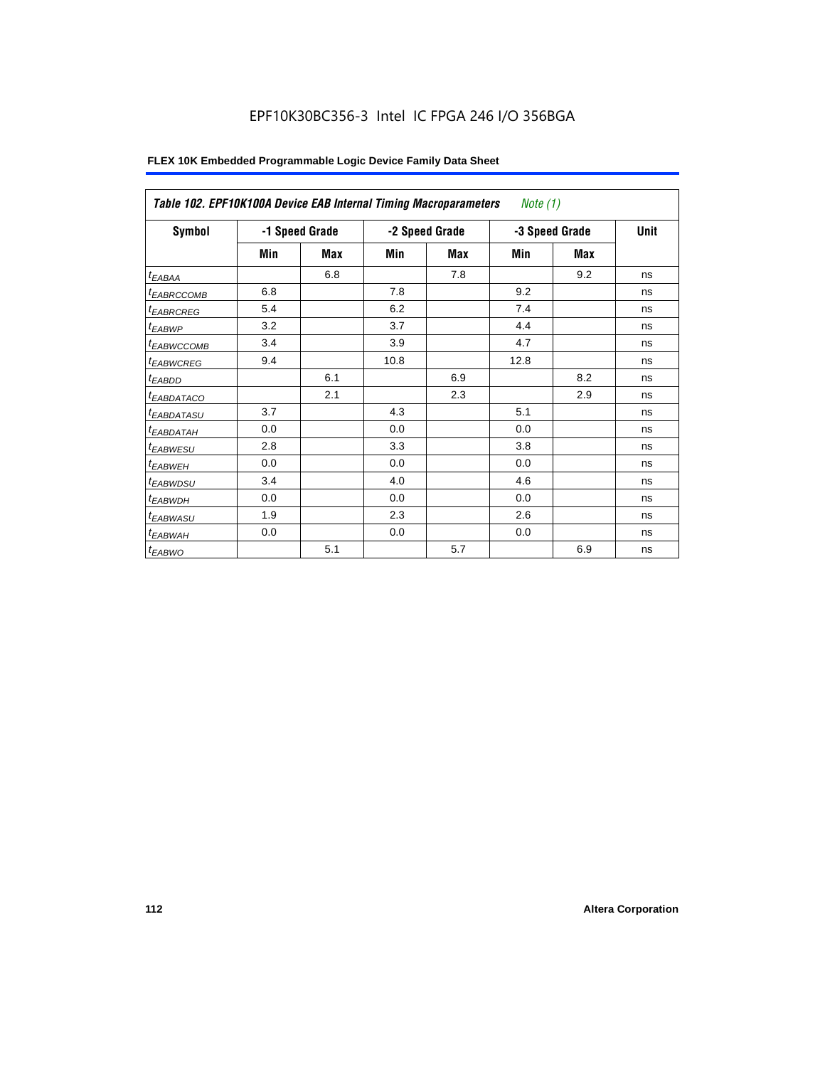| Table 102. EPF10K100A Device EAB Internal Timing Macroparameters *Note (1)* | | | | | | | |
|---|---|---|---|---|---|---|---|
| Symbol | -1 Speed Grade | | -2 Speed Grade | | -3 Speed Grade | | Unit |
| | Min | Max | Min | Max | Min | Max | |
| $t_{EABAA}$ | | 6.8 | | 7.8 | | 9.2 | ns |
| $t_{EABRCCOMB}$ | 6.8 | | 7.8 | | 9.2 | | ns |
| $t_{EABRCREG}$ | 5.4 | | 6.2 | | 7.4 | | ns |
| $t_{EABWP}$ | 3.2 | | 3.7 | | 4.4 | | ns |
| $t_{EABWCCOMB}$ | 3.4 | | 3.9 | | 4.7 | | ns |
| $t_{EABWCREG}$ | 9.4 | | 10.8 | | 12.8 | | ns |
| $t_{EABDD}$ | | 6.1 | | 6.9 | | 8.2 | ns |
| $t_{EABDATACO}$ | | 2.1 | | 2.3 | | 2.9 | ns |
| $t_{EABDATASU}$ | 3.7 | | 4.3 | | 5.1 | | ns |
| $t_{EABDATAH}$ | 0.0 | | 0.0 | | 0.0 | | ns |
| $t_{EABWESU}$ | 2.8 | | 3.3 | | 3.8 | | ns |
| $t_{EABWEH}$ | 0.0 | | 0.0 | | 0.0 | | ns |
| $t_{EABWDSU}$ | 3.4 | | 4.0 | | 4.6 | | ns |
| $t_{EABWDH}$ | 0.0 | | 0.0 | | 0.0 | | ns |
| $t_{EABWASU}$ | 1.9 | | 2.3 | | 2.6 | | ns |
| $t_{EABWAH}$ | 0.0 | | 0.0 | | 0.0 | | ns |
| $t_{EABWO}$ | | 5.1 | | 5.7 | | 6.9 | ns |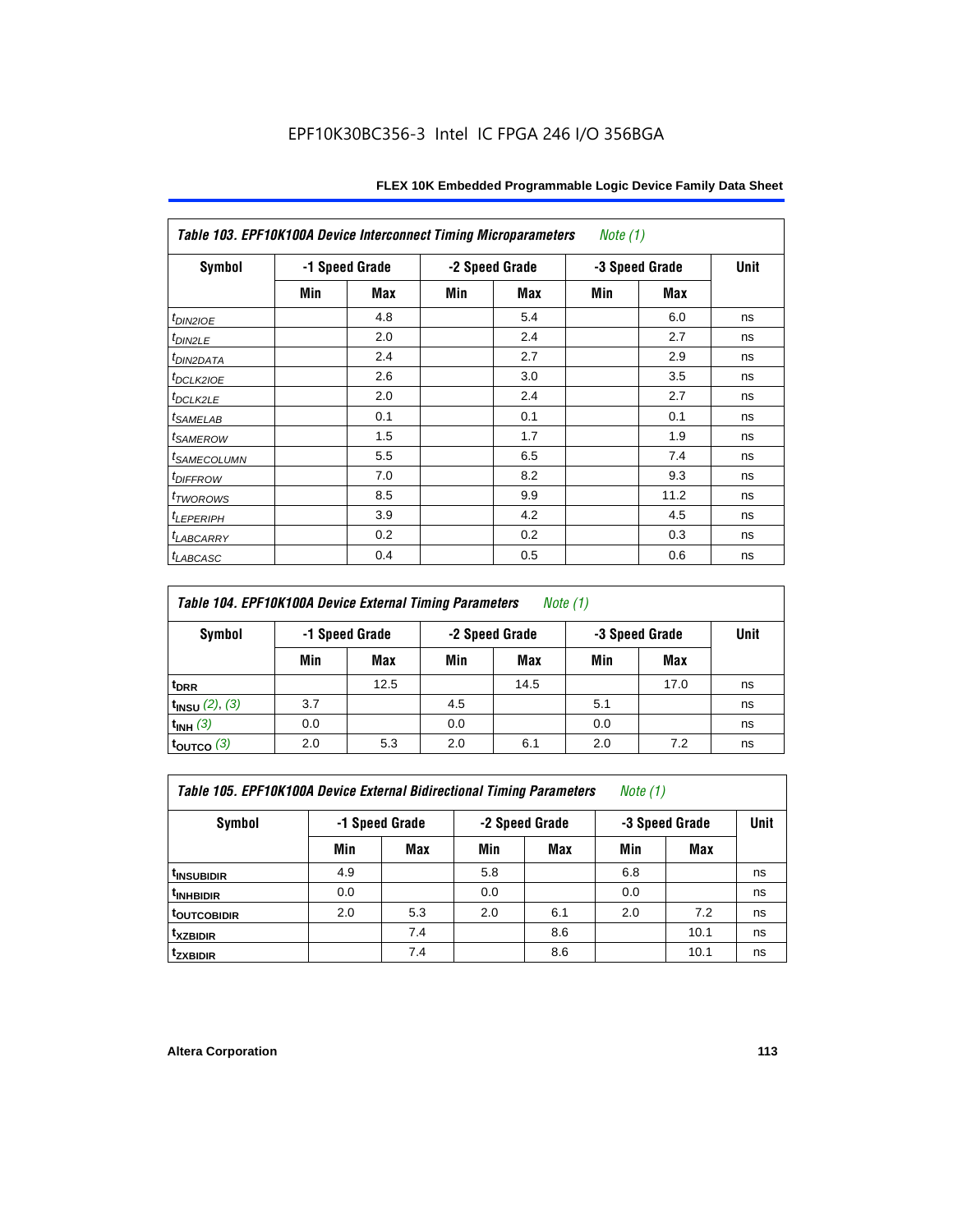EPF10K30BC356-3 Intel IC FPGA 246 I/O 356BGA

| Table 103. EPF10K100A Device Interconnect Timing Microparameters *Note (1)* | | | | | | | |
|---|---|---|---|---|---|---|---|
| Symbol | -1 Speed Grade | | -2 Speed Grade | | -3 Speed Grade | | Unit |
| | Min | Max | Min | Max | Min | Max | |
| $t_{DIN2IOE}$ | | 4.8 | | 5.4 | | 6.0 | ns |
| $t_{DIN2LE}$ | | 2.0 | | 2.4 | | 2.7 | ns |
| $t_{DIN2DATA}$ | | 2.4 | | 2.7 | | 2.9 | ns |
| $t_{DCLK2IOE}$ | | 2.6 | | 3.0 | | 3.5 | ns |
| $t_{DCLK2LE}$ | | 2.0 | | 2.4 | | 2.7 | ns |
| $t_{SAMELAB}$ | | 0.1 | | 0.1 | | 0.1 | ns |
| $t_{SAMEROW}$ | | 1.5 | | 1.7 | | 1.9 | ns |
| $t_{SAMECOLUMN}$ | | 5.5 | | 6.5 | | 7.4 | ns |
| $t_{DIFFROW}$ | | 7.0 | | 8.2 | | 9.3 | ns |
| $t_{TWOROWS}$ | | 8.5 | | 9.9 | | 11.2 | ns |
| $t_{LEPERIPH}$ | | 3.9 | | 4.2 | | 4.5 | ns |
| $t_{LABCARRY}$ | | 0.2 | | 0.2 | | 0.3 | ns |
| $t_{LABCASC}$ | | 0.4 | | 0.5 | | 0.6 | ns |

| Table 104. EPF10K100A Device External Timing Parameters *Note (1)* | | | | | | | |
|---|---|---|---|---|---|---|---|
| Symbol | -1 Speed Grade | | -2 Speed Grade | | -3 Speed Grade | | Unit |
| | Min | Max | Min | Max | Min | Max | |
| $t_{DRR}$ | | 12.5 | | 14.5 | | 17.0 | ns |
| $t_{INSU}$ *(2), (3)* | 3.7 | | 4.5 | | 5.1 | | ns |
| $t_{INH}$ *(3)* | 0.0 | | 0.0 | | 0.0 | | ns |
| $t_{OUTCO}$ *(3)* | 2.0 | 5.3 | 2.0 | 6.1 | 2.0 | 7.2 | ns |

| Table 105. EPF10K100A Device External Bidirectional Timing Parameters *Note (1)* | | | | | | | |
|---|---|---|---|---|---|---|---|
| Symbol | -1 Speed Grade | | -2 Speed Grade | | -3 Speed Grade | | Unit |
| | Min | Max | Min | Max | Min | Max | |
| $t_{INSUBIDIR}$ | 4.9 | | 5.8 | | 6.8 | | ns |
| $t_{INHBIDIR}$ | 0.0 | | 0.0 | | 0.0 | | ns |
| $t_{OUTCOBIDIR}$ | 2.0 | 5.3 | 2.0 | 6.1 | 2.0 | 7.2 | ns |
| $t_{XZBIDIR}$ | | 7.4 | | 8.6 | | 10.1 | ns |
| $t_{ZXBIDIR}$ | | 7.4 | | 8.6 | | 10.1 | ns |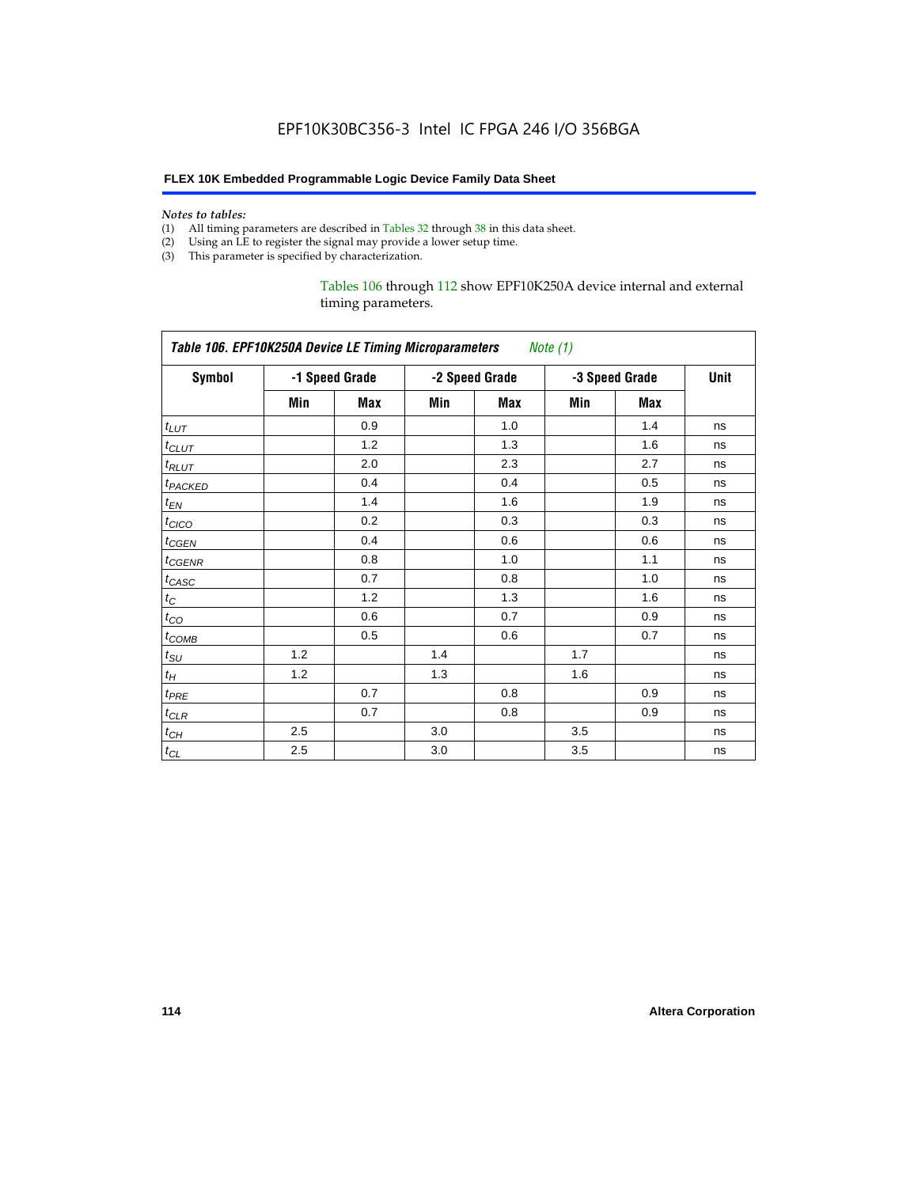*Notes to tables:*
(1) All timing parameters are described in Tables 32 through 38 in this data sheet.
(2) Using an LE to register the signal may provide a lower setup time.
(3) This parameter is specified by characterization.

Tables 106 through 112 show EPF10K250A device internal and external timing parameters.

| *Table 106. EPF10K250A Device LE Timing Microparameters* *Note (1)* | | | | | | | |
|---|---|---|---|---|---|---|---|
| **Symbol** | **-1 Speed Grade** | | **-2 Speed Grade** | | **-3 Speed Grade** | | **Unit** |
| | **Min** | **Max** | **Min** | **Max** | **Min** | **Max** | |
| $t_{LUT}$ | | 0.9 | | 1.0 | | 1.4 | ns |
| $t_{CLUT}$ | | 1.2 | | 1.3 | | 1.6 | ns |
| $t_{RLUT}$ | | 2.0 | | 2.3 | | 2.7 | ns |
| $t_{PACKED}$ | | 0.4 | | 0.4 | | 0.5 | ns |
| $t_{EN}$ | | 1.4 | | 1.6 | | 1.9 | ns |
| $t_{CICO}$ | | 0.2 | | 0.3 | | 0.3 | ns |
| $t_{CGEN}$ | | 0.4 | | 0.6 | | 0.6 | ns |
| $t_{CGENR}$ | | 0.8 | | 1.0 | | 1.1 | ns |
| $t_{CASC}$ | | 0.7 | | 0.8 | | 1.0 | ns |
| $t_{C}$ | | 1.2 | | 1.3 | | 1.6 | ns |
| $t_{CO}$ | | 0.6 | | 0.7 | | 0.9 | ns |
| $t_{COMB}$ | | 0.5 | | 0.6 | | 0.7 | ns |
| $t_{SU}$ | 1.2 | | 1.4 | | 1.7 | | ns |
| $t_{H}$ | 1.2 | | 1.3 | | 1.6 | | ns |
| $t_{PRE}$ | | 0.7 | | 0.8 | | 0.9 | ns |
| $t_{CLR}$ | | 0.7 | | 0.8 | | 0.9 | ns |
| $t_{CH}$ | 2.5 | | 3.0 | | 3.5 | | ns |
| $t_{CL}$ | 2.5 | | 3.0 | | 3.5 | | ns |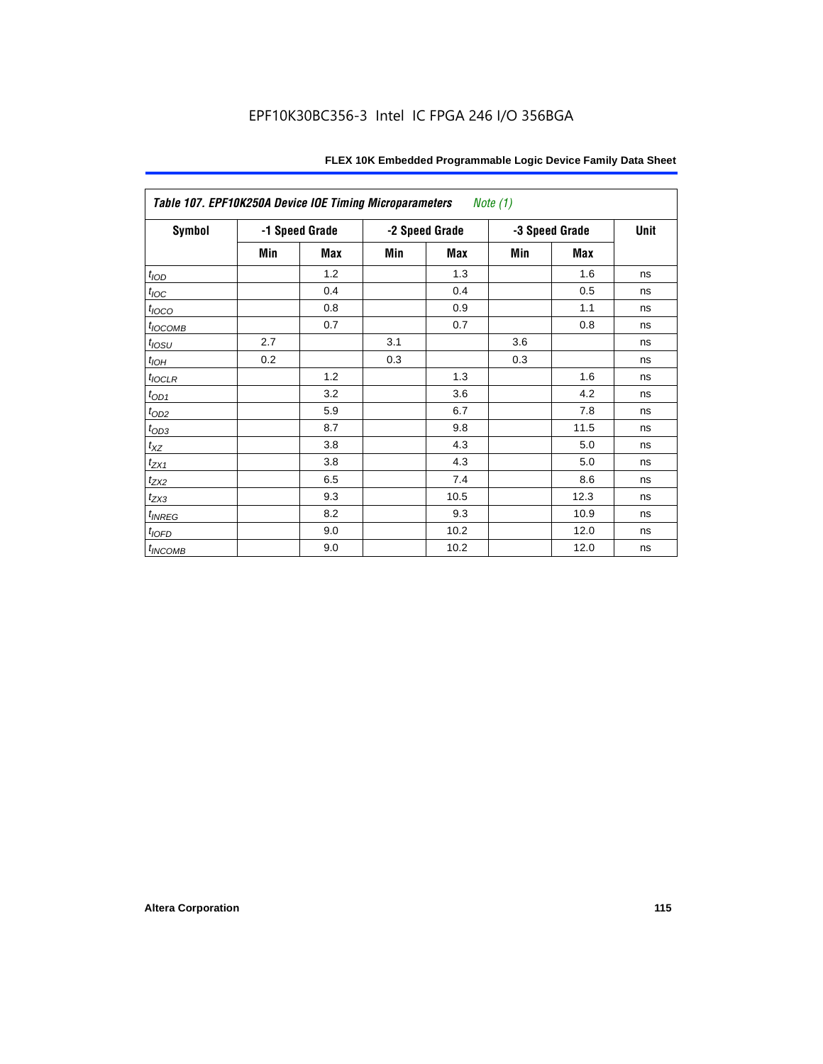**Table 107. EPF10K250A Device IOE Timing Microparameters** *Note (1)*

| Symbol | -1 Speed Grade | | -2 Speed Grade | | -3 Speed Grade | | Unit |
|---|---|---|---|---|---|---|---|
| | Min | Max | Min | Max | Min | Max | |
| $t_{IOD}$ | | 1.2 | | 1.3 | | 1.6 | ns |
| $t_{IOC}$ | | 0.4 | | 0.4 | | 0.5 | ns |
| $t_{IOCO}$ | | 0.8 | | 0.9 | | 1.1 | ns |
| $t_{IOCOMB}$ | | 0.7 | | 0.7 | | 0.8 | ns |
| $t_{IOSU}$ | 2.7 | | 3.1 | | 3.6 | | ns |
| $t_{IOH}$ | 0.2 | | 0.3 | | 0.3 | | ns |
| $t_{IOCLR}$ | | 1.2 | | 1.3 | | 1.6 | ns |
| $t_{OD1}$ | | 3.2 | | 3.6 | | 4.2 | ns |
| $t_{OD2}$ | | 5.9 | | 6.7 | | 7.8 | ns |
| $t_{OD3}$ | | 8.7 | | 9.8 | | 11.5 | ns |
| $t_{XZ}$ | | 3.8 | | 4.3 | | 5.0 | ns |
| $t_{ZX1}$ | | 3.8 | | 4.3 | | 5.0 | ns |
| $t_{ZX2}$ | | 6.5 | | 7.4 | | 8.6 | ns |
| $t_{ZX3}$ | | 9.3 | | 10.5 | | 12.3 | ns |
| $t_{INREG}$ | | 8.2 | | 9.3 | | 10.9 | ns |
| $t_{IOFD}$ | | 9.0 | | 10.2 | | 12.0 | ns |
| $t_{INCOMB}$ | | 9.0 | | 10.2 | | 12.0 | ns |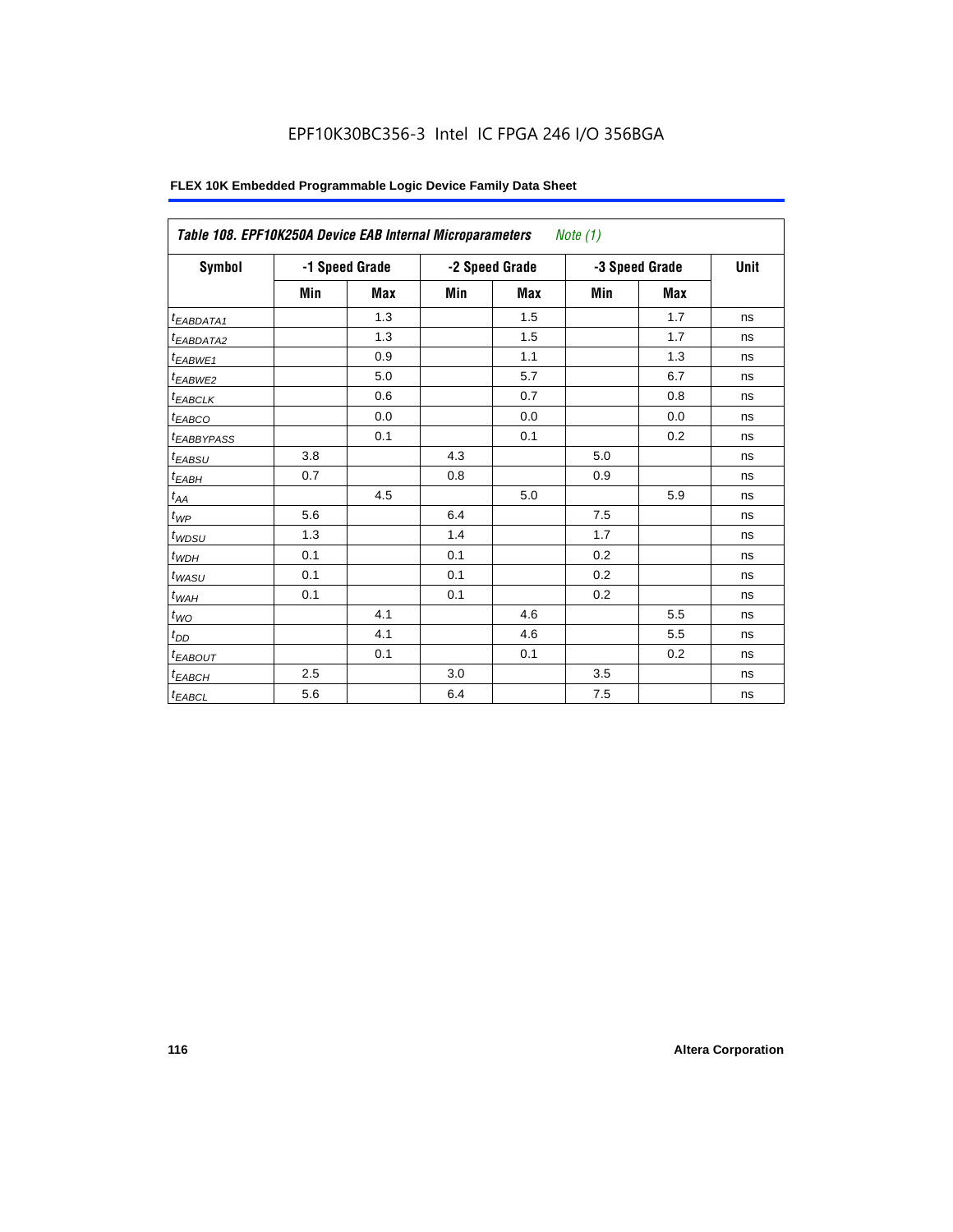EPF10K30BC356-3 Intel IC FPGA 246 I/O 356BGA

**FLEX 10K Embedded Programmable Logic Device Family Data Sheet**

| *Table 108. EPF10K250A Device EAB Internal Microparameters Note (1)* | | | | | | | |
|---|---|---|---|---|---|---|---|
| **Symbol** | **-1 Speed Grade** | | **-2 Speed Grade** | | **-3 Speed Grade** | | **Unit** |
| | **Min** | **Max** | **Min** | **Max** | **Min** | **Max** | |
| $t_{EABDATA1}$ | | 1.3 | | 1.5 | | 1.7 | ns |
| $t_{EABDATA2}$ | | 1.3 | | 1.5 | | 1.7 | ns |
| $t_{EABWE1}$ | | 0.9 | | 1.1 | | 1.3 | ns |
| $t_{EABWE2}$ | | 5.0 | | 5.7 | | 6.7 | ns |
| $t_{EABCLK}$ | | 0.6 | | 0.7 | | 0.8 | ns |
| $t_{EABCO}$ | | 0.0 | | 0.0 | | 0.0 | ns |
| $t_{EABBYPASS}$ | | 0.1 | | 0.1 | | 0.2 | ns |
| $t_{EABSU}$ | 3.8 | | 4.3 | | 5.0 | | ns |
| $t_{EABH}$ | 0.7 | | 0.8 | | 0.9 | | ns |
| $t_{AA}$ | | 4.5 | | 5.0 | | 5.9 | ns |
| $t_{WP}$ | 5.6 | | 6.4 | | 7.5 | | ns |
| $t_{WDSU}$ | 1.3 | | 1.4 | | 1.7 | | ns |
| $t_{WDH}$ | 0.1 | | 0.1 | | 0.2 | | ns |
| $t_{WASU}$ | 0.1 | | 0.1 | | 0.2 | | ns |
| $t_{WAH}$ | 0.1 | | 0.1 | | 0.2 | | ns |
| $t_{WO}$ | | 4.1 | | 4.6 | | 5.5 | ns |
| $t_{DD}$ | | 4.1 | | 4.6 | | 5.5 | ns |
| $t_{EABOUT}$ | | 0.1 | | 0.1 | | 0.2 | ns |
| $t_{EABCH}$ | 2.5 | | 3.0 | | 3.5 | | ns |
| $t_{EABCL}$ | 5.6 | | 6.4 | | 7.5 | | ns |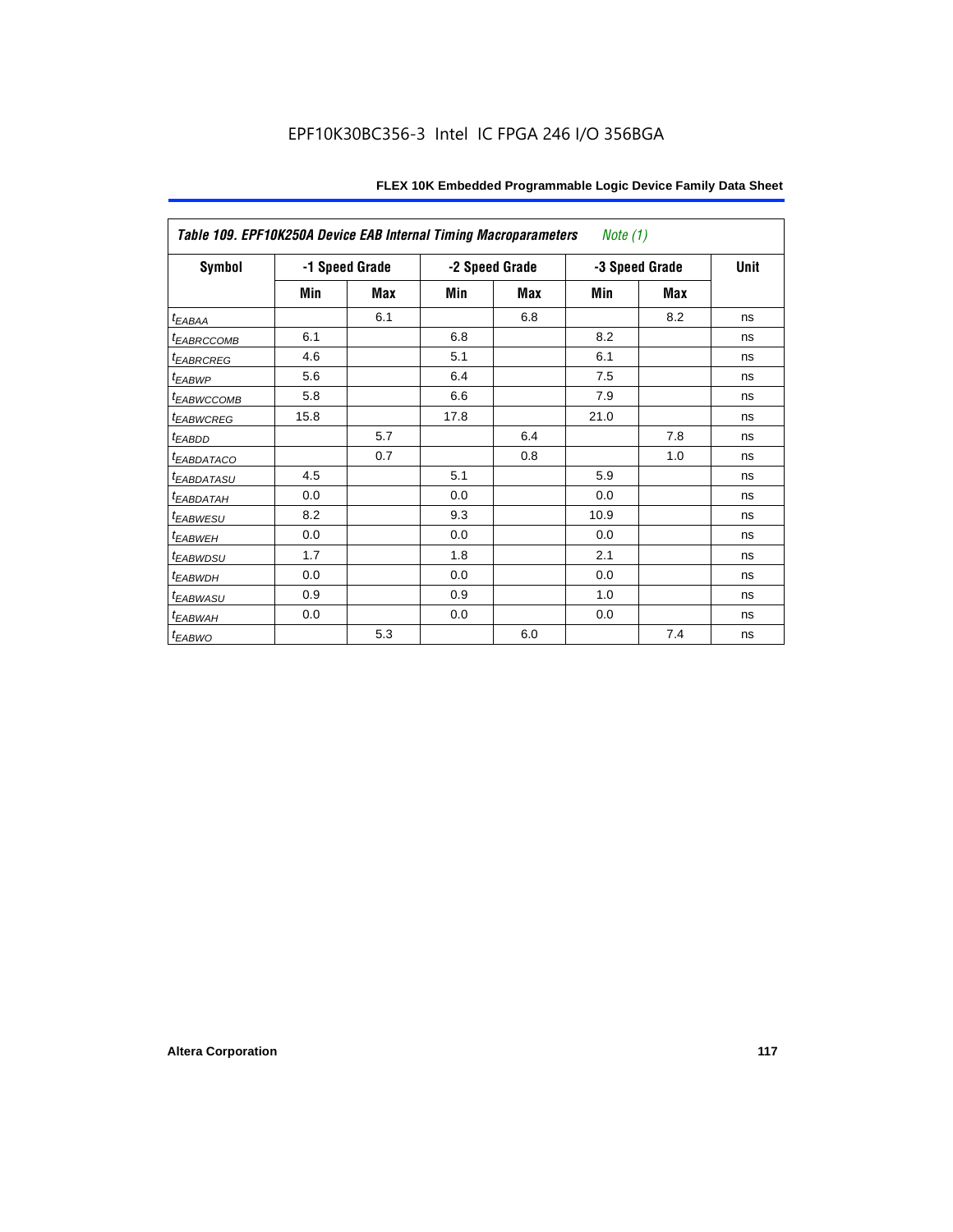| Table 109. EPF10K250A Device EAB Internal Timing Macroparameters *Note (1)* | | | | | | | |
|---|---|---|---|---|---|---|---|
| Symbol | -1 Speed Grade | | -2 Speed Grade | | -3 Speed Grade | | Unit |
| | Min | Max | Min | Max | Min | Max | |
| $t_{EABAA}$ | | 6.1 | | 6.8 | | 8.2 | ns |
| $t_{EABRCCOMB}$ | 6.1 | | 6.8 | | 8.2 | | ns |
| $t_{EABRCREG}$ | 4.6 | | 5.1 | | 6.1 | | ns |
| $t_{EABWP}$ | 5.6 | | 6.4 | | 7.5 | | ns |
| $t_{EABWCCOMB}$ | 5.8 | | 6.6 | | 7.9 | | ns |
| $t_{EABWCREG}$ | 15.8 | | 17.8 | | 21.0 | | ns |
| $t_{EABDD}$ | | 5.7 | | 6.4 | | 7.8 | ns |
| $t_{EABDATACO}$ | | 0.7 | | 0.8 | | 1.0 | ns |
| $t_{EABDATASU}$ | 4.5 | | 5.1 | | 5.9 | | ns |
| $t_{EABDATAH}$ | 0.0 | | 0.0 | | 0.0 | | ns |
| $t_{EABWESU}$ | 8.2 | | 9.3 | | 10.9 | | ns |
| $t_{EABWEH}$ | 0.0 | | 0.0 | | 0.0 | | ns |
| $t_{EABWDSU}$ | 1.7 | | 1.8 | | 2.1 | | ns |
| $t_{EABWDH}$ | 0.0 | | 0.0 | | 0.0 | | ns |
| $t_{EABWASU}$ | 0.9 | | 0.9 | | 1.0 | | ns |
| $t_{EABWAH}$ | 0.0 | | 0.0 | | 0.0 | | ns |
| $t_{EABWO}$ | | 5.3 | | 6.0 | | 7.4 | ns |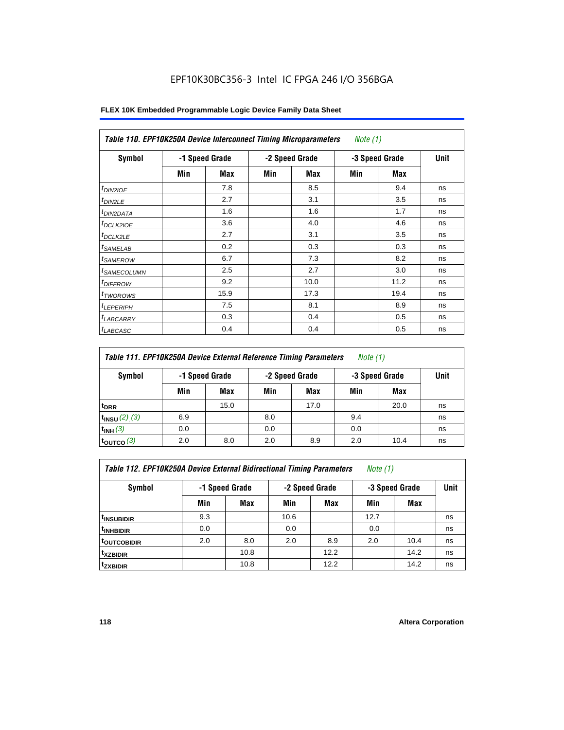EPF10K30BC356-3 Intel IC FPGA 246 I/O 356BGA

**FLEX 10K Embedded Programmable Logic Device Family Data Sheet**

| *Table 110. EPF10K250A Device Interconnect Timing Microparameters* *Note (1)* | | | | | | | |
|---|---|---|---|---|---|---|---|
| **Symbol** | **-1 Speed Grade** | | **-2 Speed Grade** | | **-3 Speed Grade** | | **Unit** |
| | **Min** | **Max** | **Min** | **Max** | **Min** | **Max** | |
| $t_{DIN2IOE}$ | | 7.8 | | 8.5 | | 9.4 | ns |
| $t_{DIN2LE}$ | | 2.7 | | 3.1 | | 3.5 | ns |
| $t_{DIN2DATA}$ | | 1.6 | | 1.6 | | 1.7 | ns |
| $t_{DCLK2IOE}$ | | 3.6 | | 4.0 | | 4.6 | ns |
| $t_{DCLK2LE}$ | | 2.7 | | 3.1 | | 3.5 | ns |
| $t_{SAMELAB}$ | | 0.2 | | 0.3 | | 0.3 | ns |
| $t_{SAMEROW}$ | | 6.7 | | 7.3 | | 8.2 | ns |
| $t_{SAMECOLUMN}$ | | 2.5 | | 2.7 | | 3.0 | ns |
| $t_{DIFFROW}$ | | 9.2 | | 10.0 | | 11.2 | ns |
| $t_{TWOROWS}$ | | 15.9 | | 17.3 | | 19.4 | ns |
| $t_{LEPERIPH}$ | | 7.5 | | 8.1 | | 8.9 | ns |
| $t_{LABCARRY}$ | | 0.3 | | 0.4 | | 0.5 | ns |
| $t_{LABCASC}$ | | 0.4 | | 0.4 | | 0.5 | ns |

| *Table 111. EPF10K250A Device External Reference Timing Parameters* *Note (1)* | | | | | | | |
|---|---|---|---|---|---|---|---|
| **Symbol** | **-1 Speed Grade** | | **-2 Speed Grade** | | **-3 Speed Grade** | | **Unit** |
| | **Min** | **Max** | **Min** | **Max** | **Min** | **Max** | |
| $t_{DRR}$ | | 15.0 | | 17.0 | | 20.0 | ns |
| $t_{INSU}$ *(2), (3)* | 6.9 | | 8.0 | | 9.4 | | ns |
| $t_{INH}$ *(3)* | 0.0 | | 0.0 | | 0.0 | | ns |
| $t_{OUTCO}$ *(3)* | 2.0 | 8.0 | 2.0 | 8.9 | 2.0 | 10.4 | ns |

| *Table 112. EPF10K250A Device External Bidirectional Timing Parameters* *Note (1)* | | | | | | | |
|---|---|---|---|---|---|---|---|
| **Symbol** | **-1 Speed Grade** | | **-2 Speed Grade** | | **-3 Speed Grade** | | **Unit** |
| | **Min** | **Max** | **Min** | **Max** | **Min** | **Max** | |
| $t_{INSUBIDIR}$ | 9.3 | | 10.6 | | 12.7 | | ns |
| $t_{INHBIDIR}$ | 0.0 | | 0.0 | | 0.0 | | ns |
| $t_{OUTCOBIDIR}$ | 2.0 | 8.0 | 2.0 | 8.9 | 2.0 | 10.4 | ns |
| $t_{XZBIDIR}$ | | 10.8 | | 12.2 | | 14.2 | ns |
| $t_{ZXBIDIR}$ | | 10.8 | | 12.2 | | 14.2 | ns |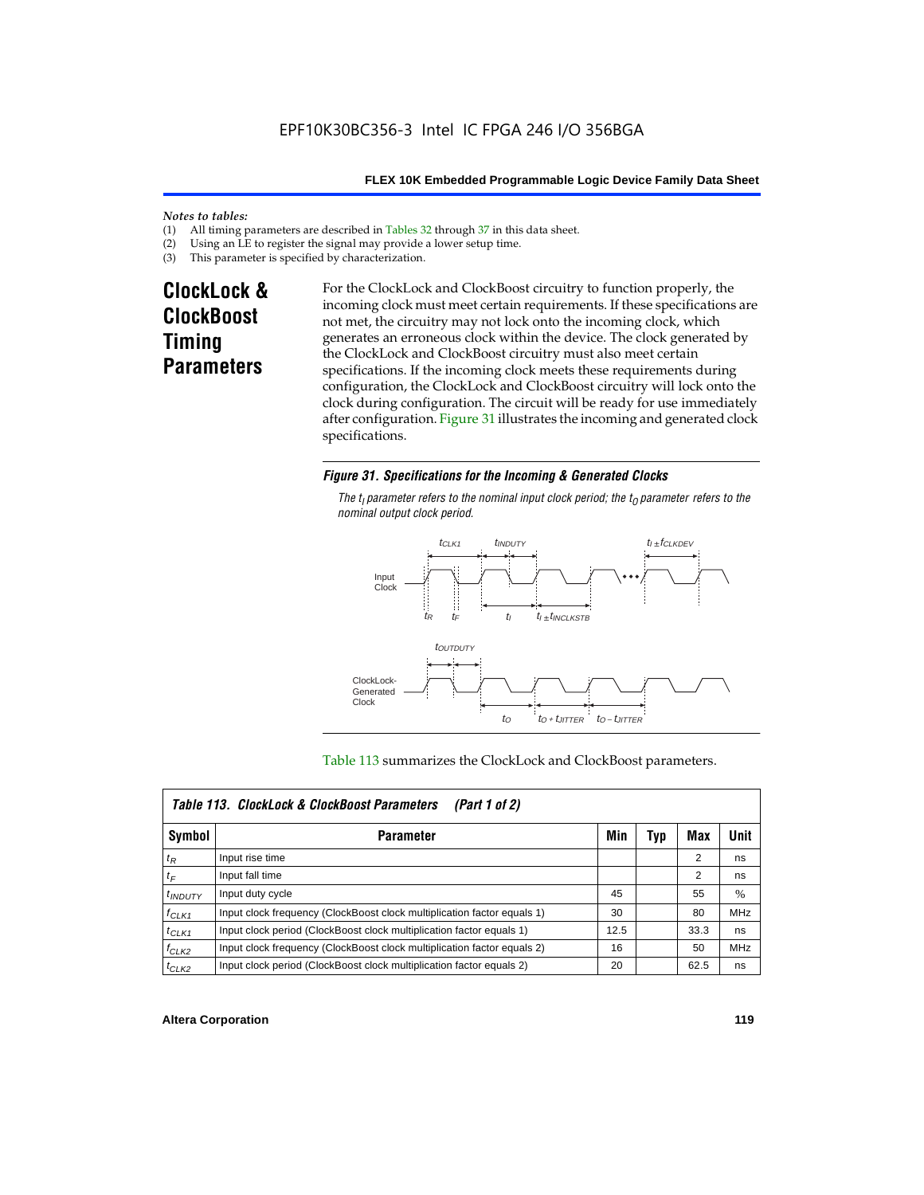*Notes to tables:*
(1) All timing parameters are described in Tables 32 through 37 in this data sheet.
(2) Using an LE to register the signal may provide a lower setup time.
(3) This parameter is specified by characterization.

## ClockLock & ClockBoost Timing Parameters

For the ClockLock and ClockBoost circuitry to function properly, the incoming clock must meet certain requirements. If these specifications are not met, the circuitry may not lock onto the incoming clock, which generates an erroneous clock within the device. The clock generated by the ClockLock and ClockBoost circuitry must also meet certain specifications. If the incoming clock meets these requirements during configuration, the ClockLock and ClockBoost circuitry will lock onto the clock during configuration. The circuit will be ready for use immediately after configuration. Figure 31 illustrates the incoming and generated clock specifications.

***Figure 31. Specifications for the Incoming & Generated Clocks***

*The $t_I$ parameter refers to the nominal input clock period; the $t_O$ parameter refers to the nominal output clock period.*

Table 113 summarizes the ClockLock and ClockBoost parameters.

| Table 113. ClockLock & ClockBoost Parameters (Part 1 of 2) | | | | | |
|---|---|---|---|---|---|
| **Symbol** | **Parameter** | **Min** | **Typ** | **Max** | **Unit** |
| $t_R$ | Input rise time | | | 2 | ns |
| $t_F$ | Input fall time | | | 2 | ns |
| $t_{INDUTY}$ | Input duty cycle | 45 | | 55 | % |
| $f_{CLK1}$ | Input clock frequency (ClockBoost clock multiplication factor equals 1) | 30 | | 80 | MHz |
| $t_{CLK1}$ | Input clock period (ClockBoost clock multiplication factor equals 1) | 12.5 | | 33.3 | ns |
| $f_{CLK2}$ | Input clock frequency (ClockBoost clock multiplication factor equals 2) | 16 | | 50 | MHz |
| $t_{CLK2}$ | Input clock period (ClockBoost clock multiplication factor equals 2) | 20 | | 62.5 | ns |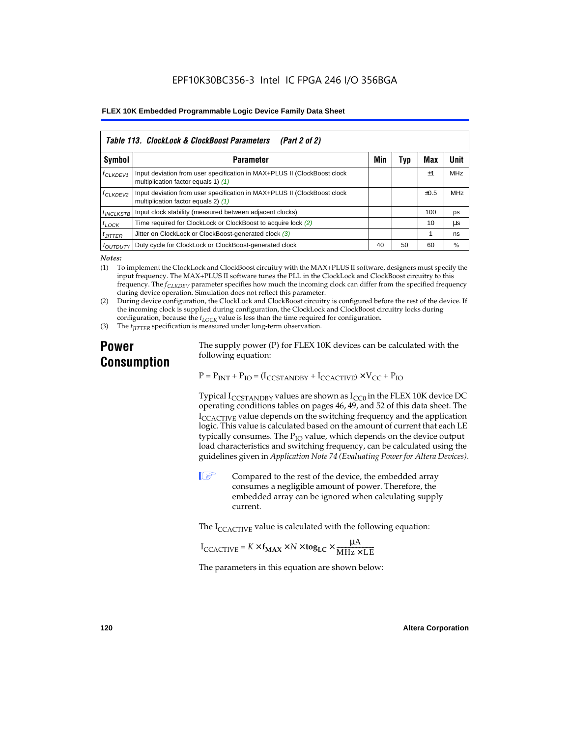| Table 113. ClockLock & ClockBoost Parameters (Part 2 of 2) | | | | | |
|---|---|---|---|---|---|
| Symbol | Parameter | Min | Typ | Max | Unit |
| $f_{CLKDEV1}$ | Input deviation from user specification in MAX+PLUS II (ClockBoost clock multiplication factor equals 1) *(1)* | | | ±1 | MHz |
| $f_{CLKDEV2}$ | Input deviation from user specification in MAX+PLUS II (ClockBoost clock multiplication factor equals 2) *(1)* | | | ±0.5 | MHz |
| $t_{INCLKSTB}$ | Input clock stability (measured between adjacent clocks) | | | 100 | ps |
| $t_{LOCK}$ | Time required for ClockLock or ClockBoost to acquire lock *(2)* | | | 10 | µs |
| $t_{JITTER}$ | Jitter on ClockLock or ClockBoost-generated clock *(3)* | | | 1 | ns |
| $t_{OUTDUTY}$ | Duty cycle for ClockLock or ClockBoost-generated clock | 40 | 50 | 60 | % |

*Notes:*

(1) To implement the ClockLock and ClockBoost circuitry with the MAX+PLUS II software, designers must specify the input frequency. The MAX+PLUS II software tunes the PLL in the ClockLock and ClockBoost circuitry to this frequency. The $f_{CLKDEV}$ parameter specifies how much the incoming clock can differ from the specified frequency during device operation. Simulation does not reflect this parameter.

(2) During device configuration, the ClockLock and ClockBoost circuitry is configured before the rest of the device. If the incoming clock is supplied during configuration, the ClockLock and ClockBoost circuitry locks during configuration, because the $t_{LOCK}$ value is less than the time required for configuration.

(3) The $t_{JITTER}$ specification is measured under long-term observation.

## Power Consumption

The supply power (P) for FLEX 10K devices can be calculated with the following equation:

$$P = P_{INT} + P_{IO} = (I_{CCSTANDBY} + I_{CCACTIVE}) \times V_{CC} + P_{IO}$$

Typical $I_{CCSTANDBY}$ values are shown as $I_{CC0}$ in the FLEX 10K device DC operating conditions tables on pages 46, 49, and 52 of this data sheet. The $I_{CCACTIVE}$ value depends on the switching frequency and the application logic. This value is calculated based on the amount of current that each LE typically consumes. The $P_{IO}$ value, which depends on the device output load characteristics and switching frequency, can be calculated using the guidelines given in *Application Note 74 (Evaluating Power for Altera Devices)*.

Compared to the rest of the device, the embedded array consumes a negligible amount of power. Therefore, the embedded array can be ignored when calculating supply current.

The $I_{CCACTIVE}$ value is calculated with the following equation:

$$I_{CCACTIVE} = K \times \mathbf{f_{MAX}} \times N \times \mathbf{tog_{LC}} \times \frac{\mu A}{MHz \times LE}$$

The parameters in this equation are shown below: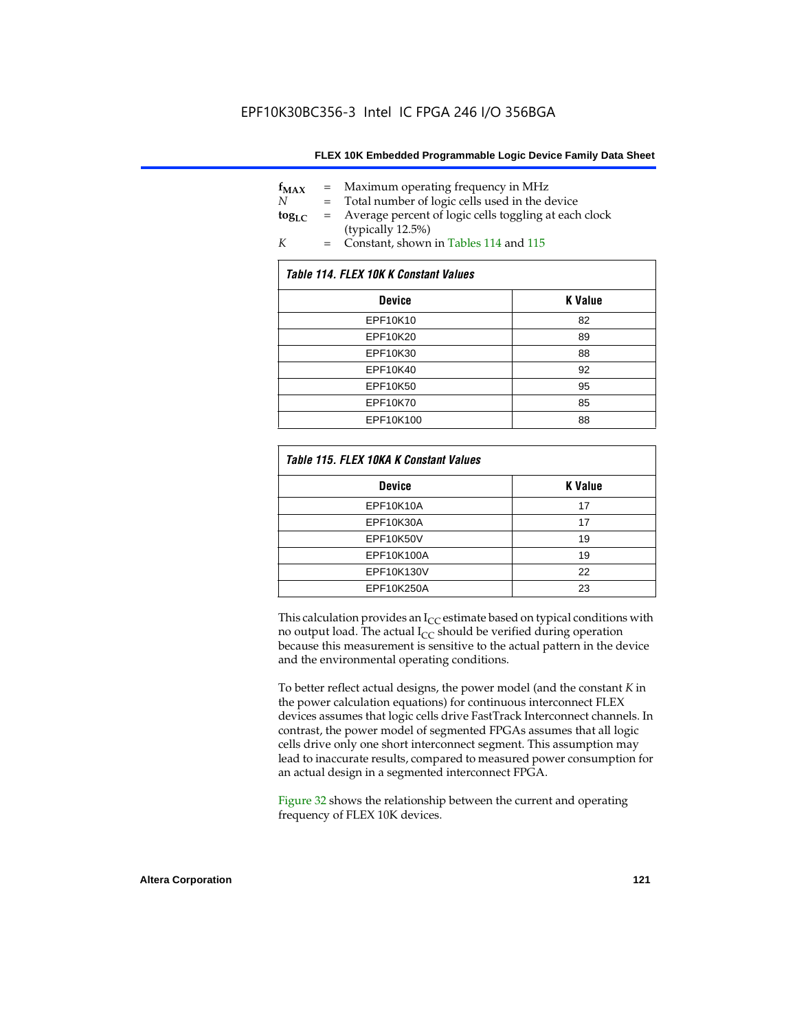$f_{MAX}$ = Maximum operating frequency in MHz
$N$ = Total number of logic cells used in the device
$tog_{LC}$ = Average percent of logic cells toggling at each clock (typically 12.5%)
$K$ = Constant, shown in Tables 114 and 115

*Table 114. FLEX 10K K Constant Values*

| Device | K Value |
|---|---|
| EPF10K10 | 82 |
| EPF10K20 | 89 |
| EPF10K30 | 88 |
| EPF10K40 | 92 |
| EPF10K50 | 95 |
| EPF10K70 | 85 |
| EPF10K100 | 88 |

*Table 115. FLEX 10KA K Constant Values*

| Device | K Value |
|---|---|
| EPF10K10A | 17 |
| EPF10K30A | 17 |
| EPF10K50V | 19 |
| EPF10K100A | 19 |
| EPF10K130V | 22 |
| EPF10K250A | 23 |

This calculation provides an $I_{CC}$ estimate based on typical conditions with no output load. The actual $I_{CC}$ should be verified during operation because this measurement is sensitive to the actual pattern in the device and the environmental operating conditions.

To better reflect actual designs, the power model (and the constant $K$ in the power calculation equations) for continuous interconnect FLEX devices assumes that logic cells drive FastTrack Interconnect channels. In contrast, the power model of segmented FPGAs assumes that all logic cells drive only one short interconnect segment. This assumption may lead to inaccurate results, compared to measured power consumption for an actual design in a segmented interconnect FPGA.

Figure 32 shows the relationship between the current and operating frequency of FLEX 10K devices.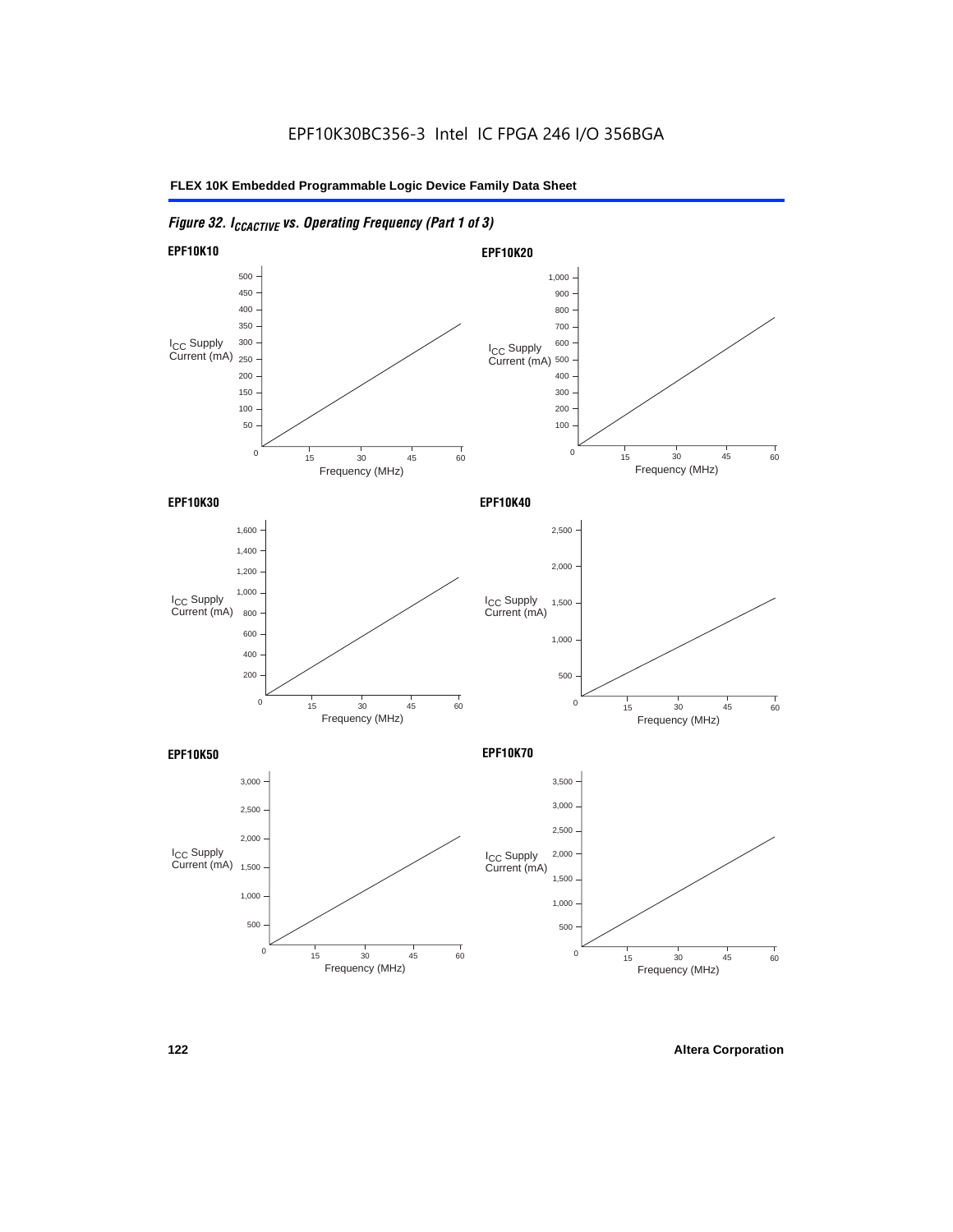EPF10K30BC356-3 Intel IC FPGA 246 I/O 356BGA

*Figure 32. $I_{CCACTIVE}$ vs. Operating Frequency (Part 1 of 3)*

**EPF10K10**

$I_{CC}$ Supply Current (mA)

500, 450, 400, 350, 300, 250, 200, 150, 100, 50, 0

0, 15, 30, 45, 60

Frequency (MHz)

**EPF10K20**

$I_{CC}$ Supply Current (mA)

1,000, 900, 800, 700, 600, 500, 400, 300, 200, 100, 0

0, 15, 30, 45, 60

Frequency (MHz)

**EPF10K30**

$I_{CC}$ Supply Current (mA)

1,600, 1,400, 1,200, 1,000, 800, 600, 400, 200, 0

0, 15, 30, 45, 60

Frequency (MHz)

**EPF10K40**

$I_{CC}$ Supply Current (mA)

2,500, 2,000, 1,500, 1,000, 500, 0

0, 15, 30, 45, 60

Frequency (MHz)

**EPF10K50**

$I_{CC}$ Supply Current (mA)

3,000, 2,500, 2,000, 1,500, 1,000, 500, 0

0, 15, 30, 45, 60

Frequency (MHz)

**EPF10K70**

$I_{CC}$ Supply Current (mA)

3,500, 3,000, 2,500, 2,000, 1,500, 1,000, 500, 0

0, 15, 30, 45, 60

Frequency (MHz)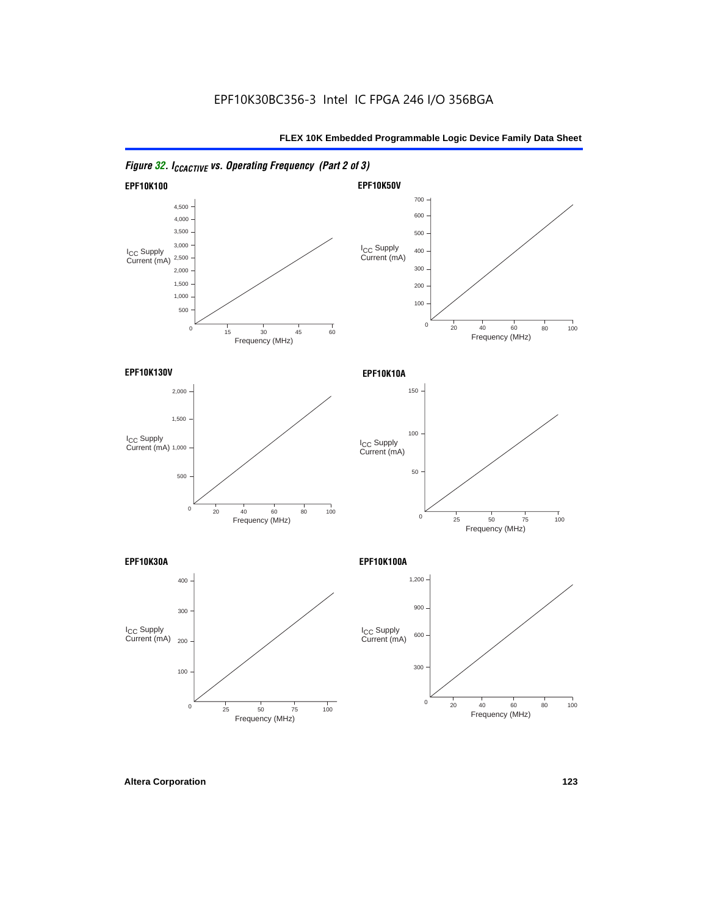EPF10K30BC356-3 Intel IC FPGA 246 I/O 356BGA

*Figure 32. $I_{CCACTIVE}$ vs. Operating Frequency (Part 2 of 3)*

**EPF10K100**

$I_{CC}$ Supply Current (mA): 500, 1,000, 1,500, 2,000, 2,500, 3,000, 3,500, 4,000, 4,500

Frequency (MHz): 0, 15, 30, 45, 60

**EPF10K50V**

$I_{CC}$ Supply Current (mA): 0, 100, 200, 300, 400, 500, 600, 700

Frequency (MHz): 20, 40, 60, 80, 100

**EPF10K130V**

$I_{CC}$ Supply Current (mA): 0, 500, 1,000, 1,500, 2,000

Frequency (MHz): 20, 40, 60, 80, 100

**EPF10K10A**

$I_{CC}$ Supply Current (mA): 0, 50, 100, 150

Frequency (MHz): 25, 50, 75, 100

**EPF10K30A**

$I_{CC}$ Supply Current (mA): 0, 100, 200, 300, 400

Frequency (MHz): 25, 50, 75, 100

**EPF10K100A**

$I_{CC}$ Supply Current (mA): 0, 300, 600, 900, 1,200

Frequency (MHz): 20, 40, 60, 80, 100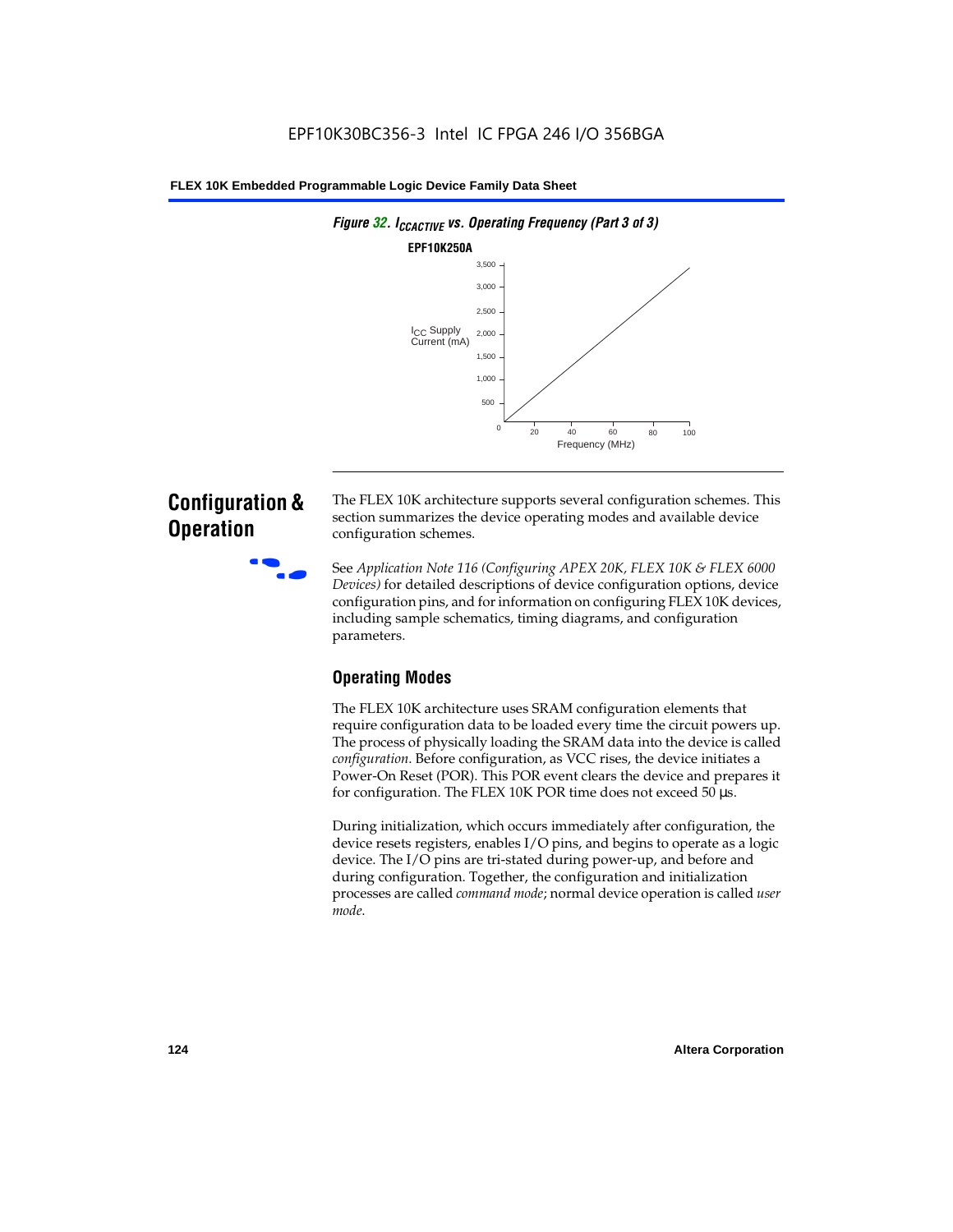*Figure 32. $I_{CCACTIVE}$ vs. Operating Frequency (Part 3 of 3)*

**EPF10K250A**

$I_{CC}$ Supply Current (mA)

3,500
3,000
2,500
2,000
1,500
1,000
500
0

20 40 60 80 100

Frequency (MHz)

## Configuration & Operation

The FLEX 10K architecture supports several configuration schemes. This section summarizes the device operating modes and available device configuration schemes.

See *Application Note 116 (Configuring APEX 20K, FLEX 10K & FLEX 6000 Devices)* for detailed descriptions of device configuration options, device configuration pins, and for information on configuring FLEX 10K devices, including sample schematics, timing diagrams, and configuration parameters.

### Operating Modes

The FLEX 10K architecture uses SRAM configuration elements that require configuration data to be loaded every time the circuit powers up. The process of physically loading the SRAM data into the device is called *configuration*. Before configuration, as VCC rises, the device initiates a Power-On Reset (POR). This POR event clears the device and prepares it for configuration. The FLEX 10K POR time does not exceed 50 µs.

During initialization, which occurs immediately after configuration, the device resets registers, enables I/O pins, and begins to operate as a logic device. The I/O pins are tri-stated during power-up, and before and during configuration. Together, the configuration and initialization processes are called *command mode*; normal device operation is called *user mode*.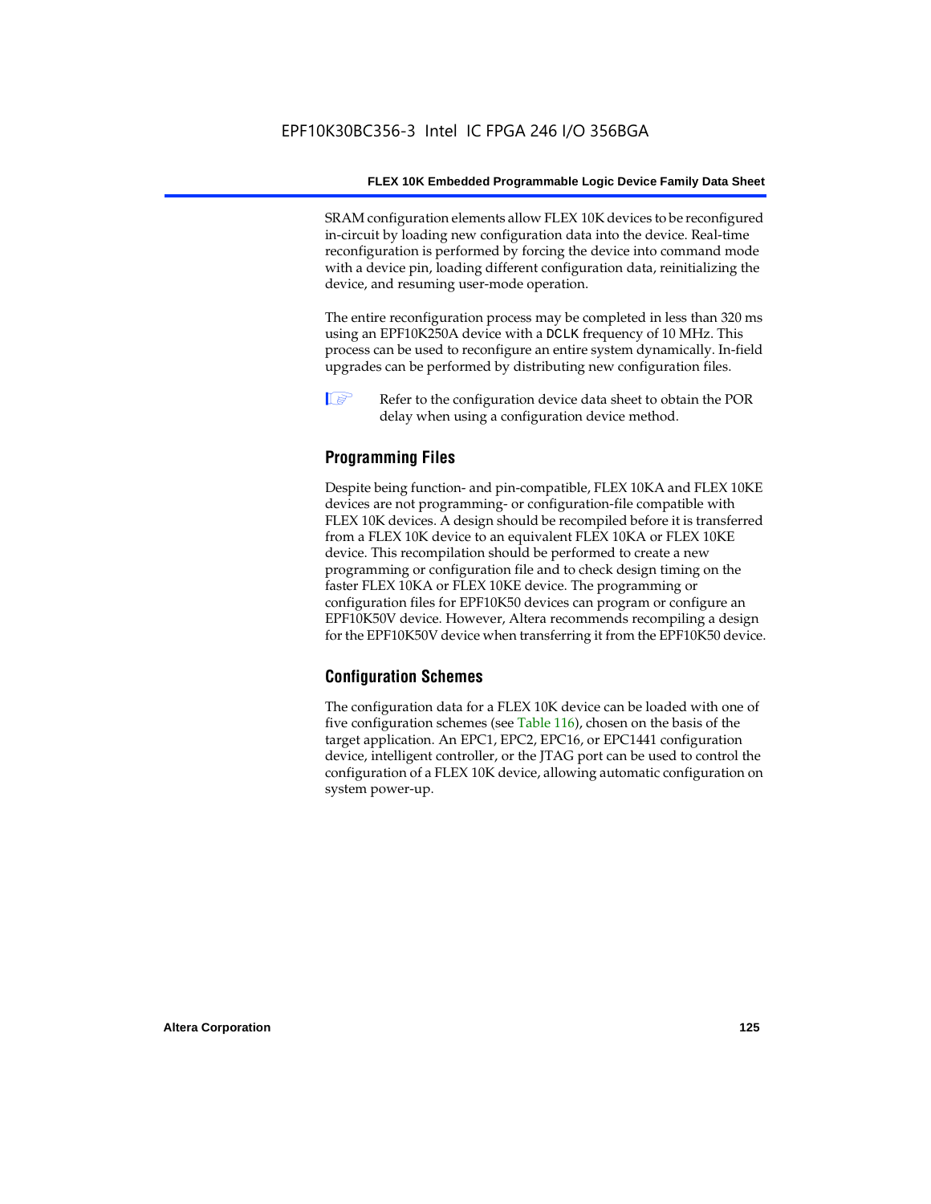SRAM configuration elements allow FLEX 10K devices to be reconfigured in-circuit by loading new configuration data into the device. Real-time reconfiguration is performed by forcing the device into command mode with a device pin, loading different configuration data, reinitializing the device, and resuming user-mode operation.

The entire reconfiguration process may be completed in less than 320 ms using an EPF10K250A device with a DCLK frequency of 10 MHz. This process can be used to reconfigure an entire system dynamically. In-field upgrades can be performed by distributing new configuration files.

Refer to the configuration device data sheet to obtain the POR delay when using a configuration device method.

## Programming Files

Despite being function- and pin-compatible, FLEX 10KA and FLEX 10KE devices are not programming- or configuration-file compatible with FLEX 10K devices. A design should be recompiled before it is transferred from a FLEX 10K device to an equivalent FLEX 10KA or FLEX 10KE device. This recompilation should be performed to create a new programming or configuration file and to check design timing on the faster FLEX 10KA or FLEX 10KE device. The programming or configuration files for EPF10K50 devices can program or configure an EPF10K50V device. However, Altera recommends recompiling a design for the EPF10K50V device when transferring it from the EPF10K50 device.

## Configuration Schemes

The configuration data for a FLEX 10K device can be loaded with one of five configuration schemes (see Table 116), chosen on the basis of the target application. An EPC1, EPC2, EPC16, or EPC1441 configuration device, intelligent controller, or the JTAG port can be used to control the configuration of a FLEX 10K device, allowing automatic configuration on system power-up.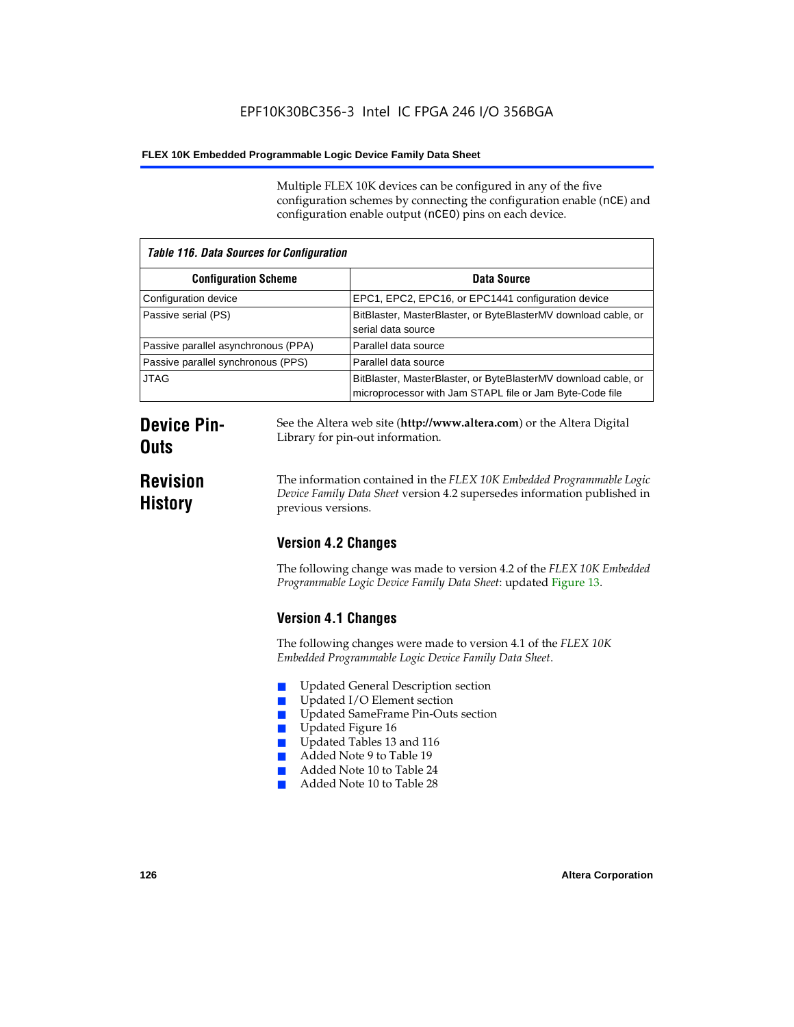Multiple FLEX 10K devices can be configured in any of the five configuration schemes by connecting the configuration enable (nCE) and configuration enable output (nCEO) pins on each device.

| Table 116. Data Sources for Configuration | |
|---|---|
| **Configuration Scheme** | **Data Source** |
| Configuration device | EPC1, EPC2, EPC16, or EPC1441 configuration device |
| Passive serial (PS) | BitBlaster, MasterBlaster, or ByteBlasterMV download cable, or serial data source |
| Passive parallel asynchronous (PPA) | Parallel data source |
| Passive parallel synchronous (PPS) | Parallel data source |
| JTAG | BitBlaster, MasterBlaster, or ByteBlasterMV download cable, or microprocessor with Jam STAPL file or Jam Byte-Code file |

## Device Pin-Outs

See the Altera web site (**http://www.altera.com**) or the Altera Digital Library for pin-out information.

## Revision History

The information contained in the *FLEX 10K Embedded Programmable Logic Device Family Data Sheet* version 4.2 supersedes information published in previous versions.

### Version 4.2 Changes

The following change was made to version 4.2 of the *FLEX 10K Embedded Programmable Logic Device Family Data Sheet*: updated Figure 13.

### Version 4.1 Changes

The following changes were made to version 4.1 of the *FLEX 10K Embedded Programmable Logic Device Family Data Sheet*.

- Updated General Description section
- Updated I/O Element section
- Updated SameFrame Pin-Outs section
- Updated Figure 16
- Updated Tables 13 and 116
- Added Note 9 to Table 19
- Added Note 10 to Table 24
- Added Note 10 to Table 28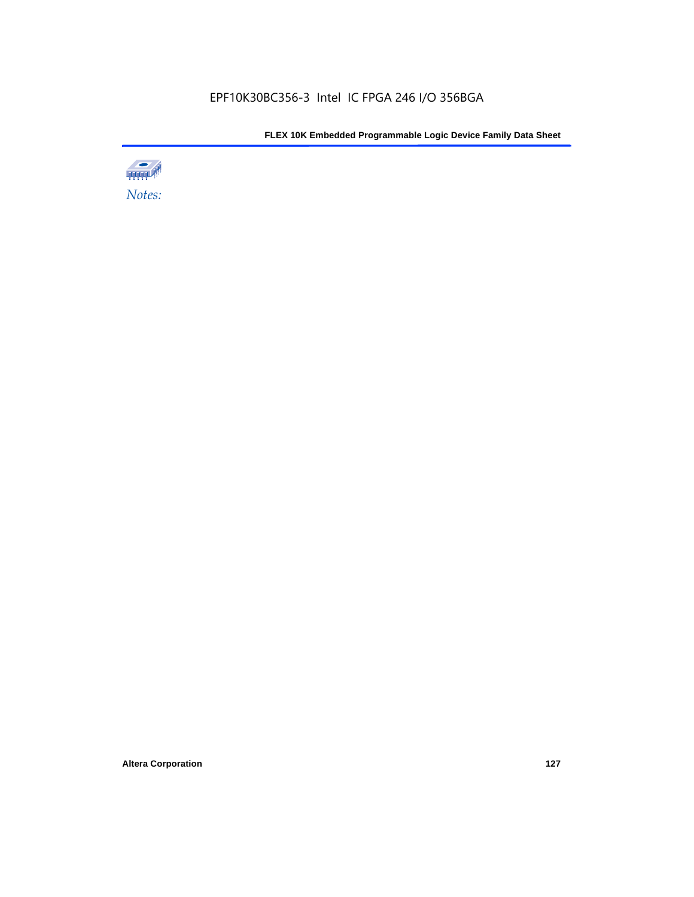*Notes:*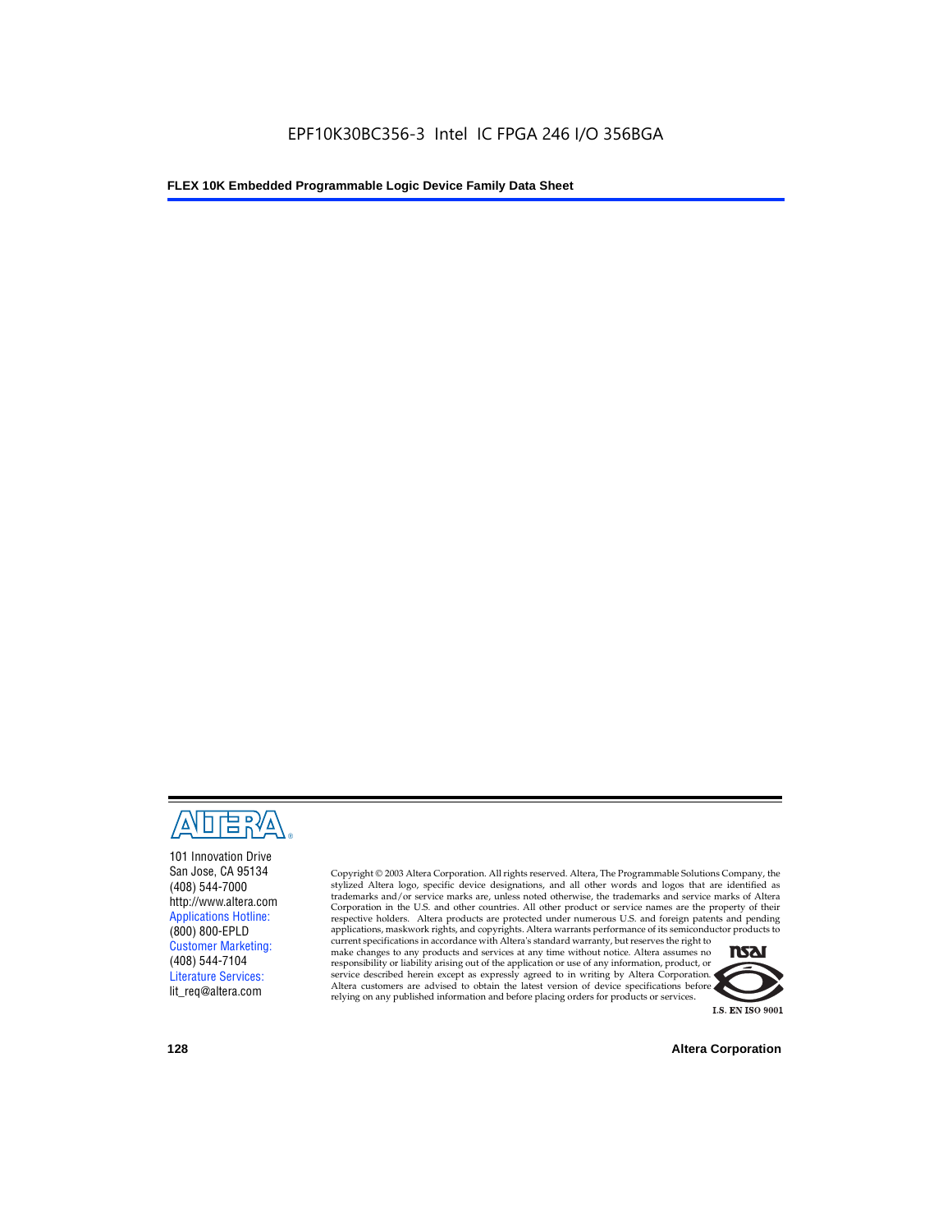101 Innovation Drive
San Jose, CA 95134
(408) 544-7000
http://www.altera.com
Applications Hotline:
(800) 800-EPLD
Customer Marketing:
(408) 544-7104
Literature Services:
lit_req@altera.com

Copyright © 2003 Altera Corporation. All rights reserved. Altera, The Programmable Solutions Company, the stylized Altera logo, specific device designations, and all other words and logos that are identified as trademarks and/or service marks are, unless noted otherwise, the trademarks and service marks of Altera Corporation in the U.S. and other countries. All other product or service names are the property of their respective holders. Altera products are protected under numerous U.S. and foreign patents and pending applications, maskwork rights, and copyrights. Altera warrants performance of its semiconductor products to current specifications in accordance with Altera's standard warranty, but reserves the right to make changes to any products and services at any time without notice. Altera assumes no responsibility or liability arising out of the application or use of any information, product, or service described herein except as expressly agreed to in writing by Altera Corporation. Altera customers are advised to obtain the latest version of device specifications before relying on any published information and before placing orders for products or services.

I.S. EN ISO 9001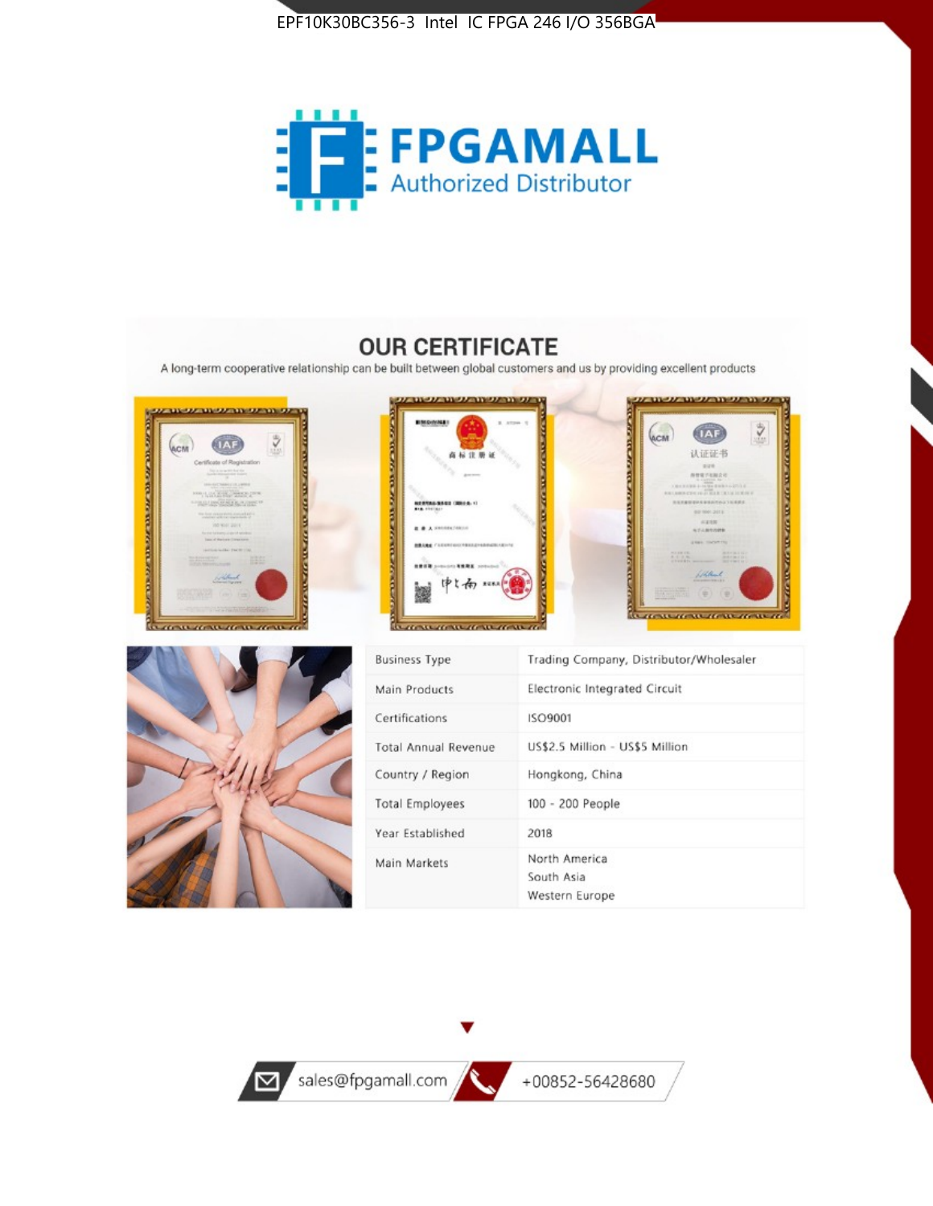# FPGAMALL

Authorized Distributor

## OUR CERTIFICATE

A long-term cooperative relationship can be built between global customers and us by providing excellent products

| | |
|---|---|
| Business Type | Trading Company, Distributor/Wholesaler |
| Main Products | Electronic Integrated Circuit |
| Certifications | ISO9001 |
| Total Annual Revenue | US$2.5 Million - US$5 Million |
| Country / Region | Hongkong, China |
| Total Employees | 100 - 200 People |
| Year Established | 2018 |
| Main Markets | North America<br>South Asia<br>Western Europe |

sales@fpgamall.com

+00852-56428680